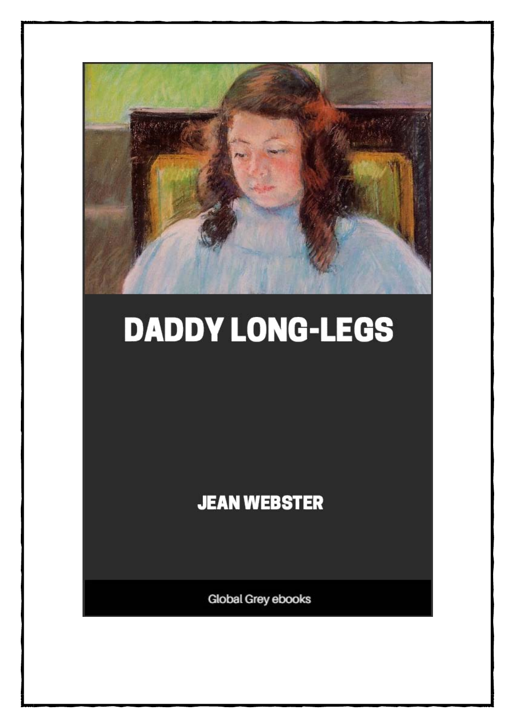# DADDY LONG-LEGS

**JEAN WEBSTER**

Global Grey ebooks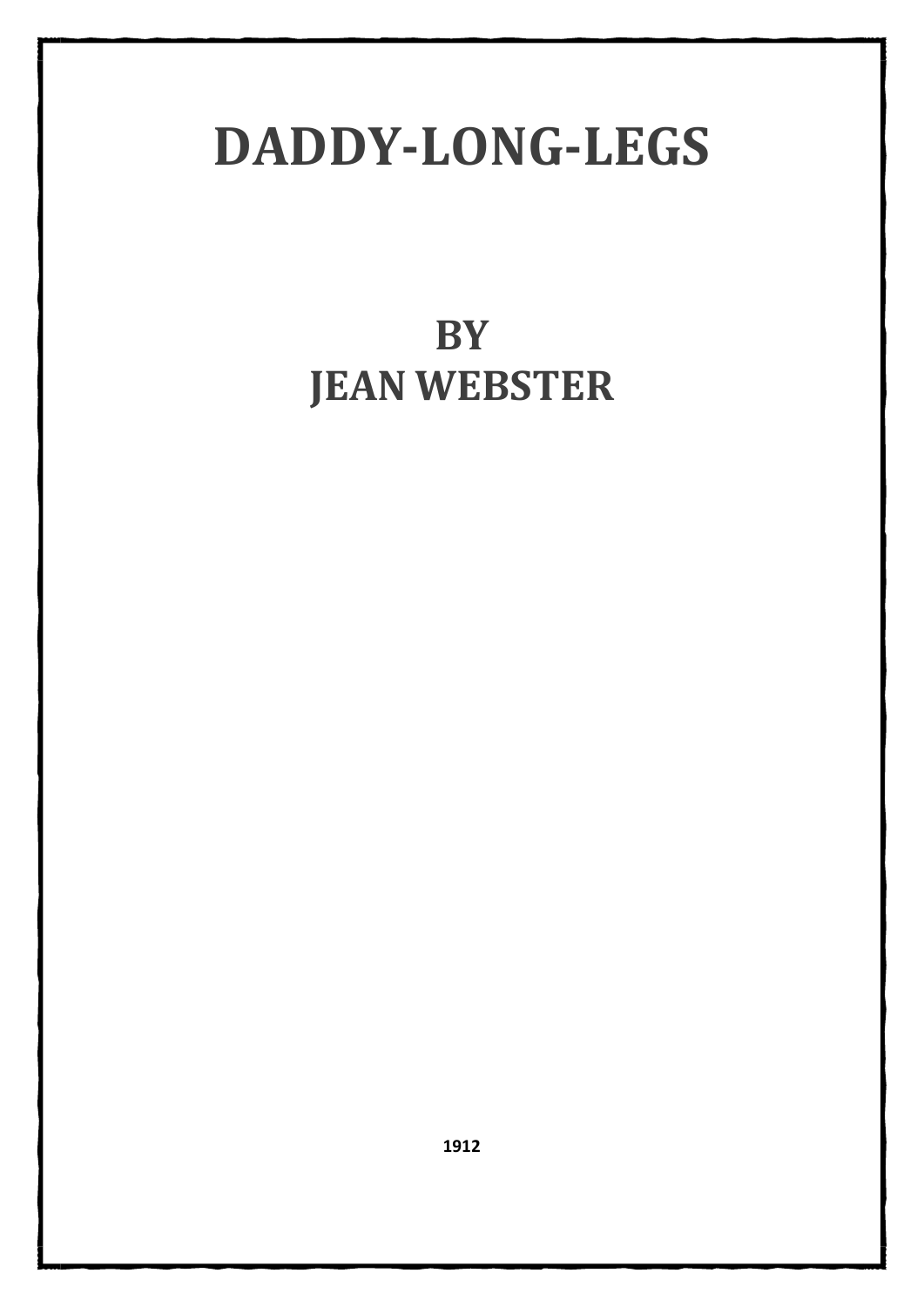# DADDY-LONG-LEGS

## BY
## JEAN WEBSTER

**1912**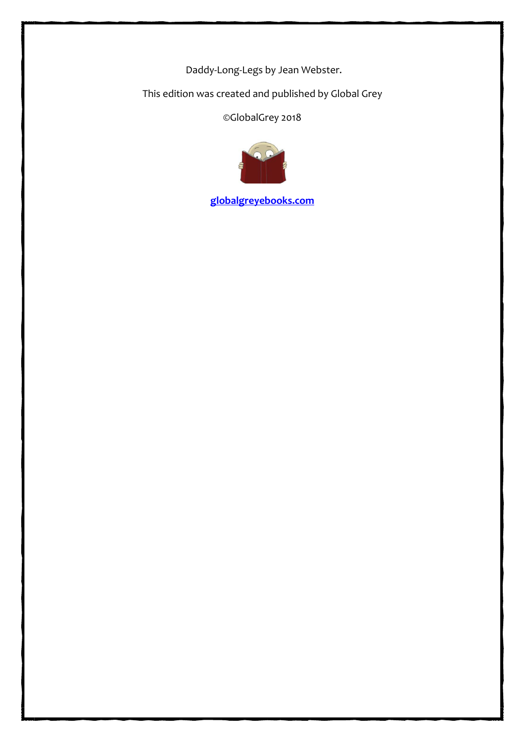Daddy-Long-Legs by Jean Webster.

This edition was created and published by Global Grey

©GlobalGrey 2018

**globalgreyebooks.com**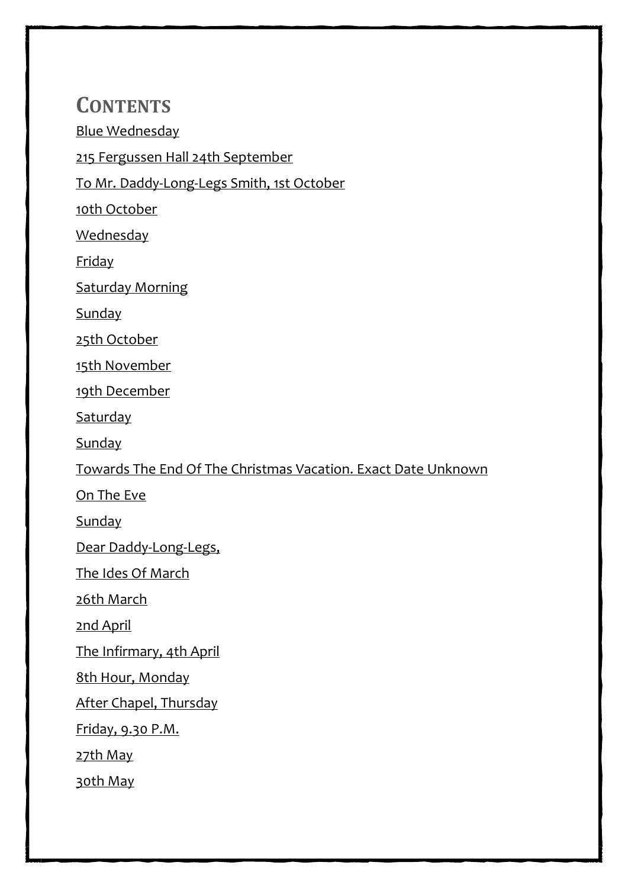# Contents

Blue Wednesday

215 Fergussen Hall 24th September

To Mr. Daddy-Long-Legs Smith, 1st October

10th October

Wednesday

Friday

Saturday Morning

Sunday

25th October

15th November

19th December

Saturday

Sunday

Towards The End Of The Christmas Vacation. Exact Date Unknown

On The Eve

Sunday

Dear Daddy-Long-Legs,

The Ides Of March

26th March

2nd April

The Infirmary, 4th April

8th Hour, Monday

After Chapel, Thursday

Friday, 9.30 P.M.

27th May

30th May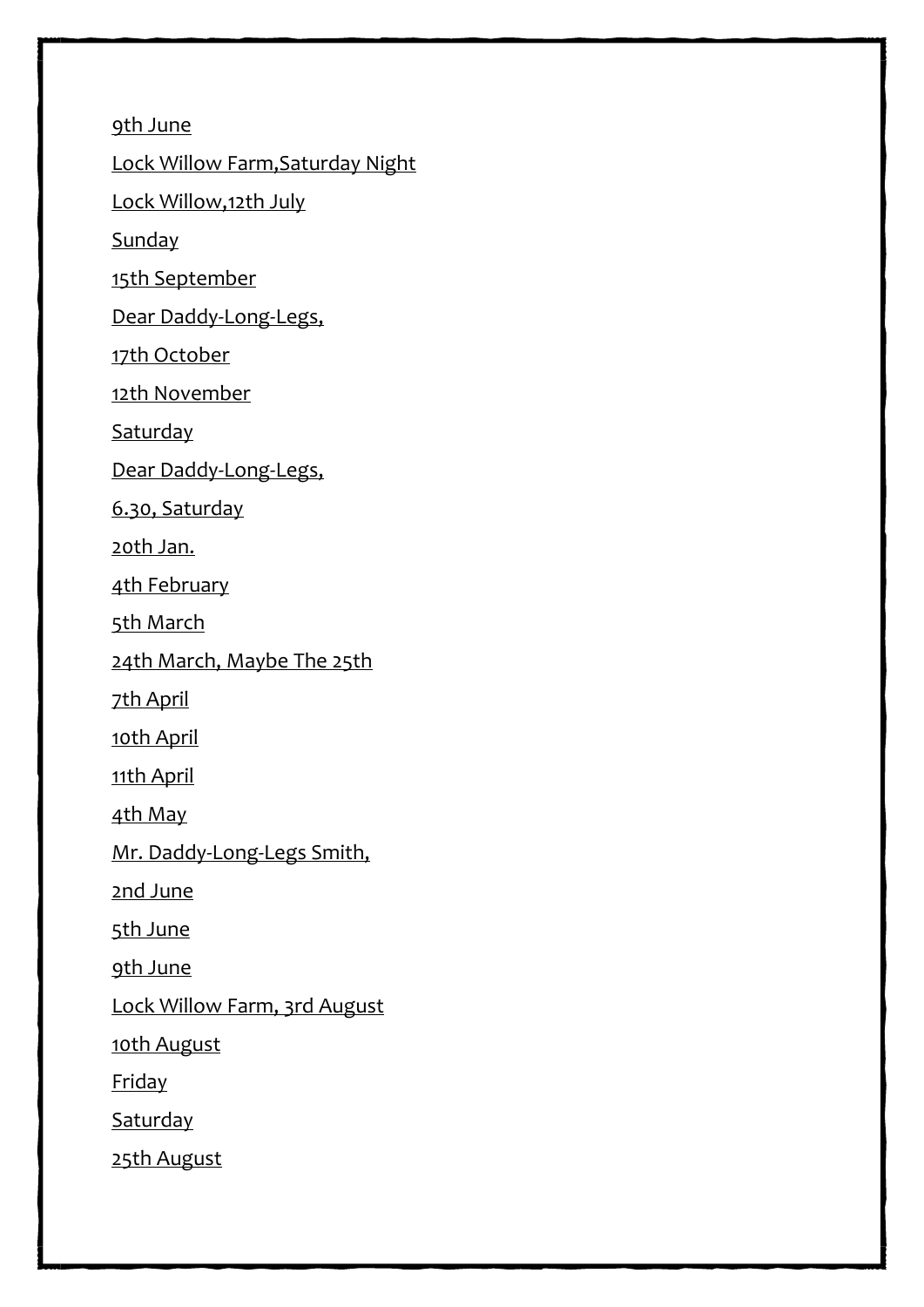9th June

Lock Willow Farm,Saturday Night

Lock Willow,12th July

Sunday

15th September

Dear Daddy-Long-Legs,

17th October

12th November

Saturday

Dear Daddy-Long-Legs,

6.30, Saturday

20th Jan.

4th February

5th March

24th March, Maybe The 25th

7th April

10th April

11th April

4th May

Mr. Daddy-Long-Legs Smith,

2nd June

5th June

9th June

Lock Willow Farm, 3rd August

10th August

Friday

Saturday

25th August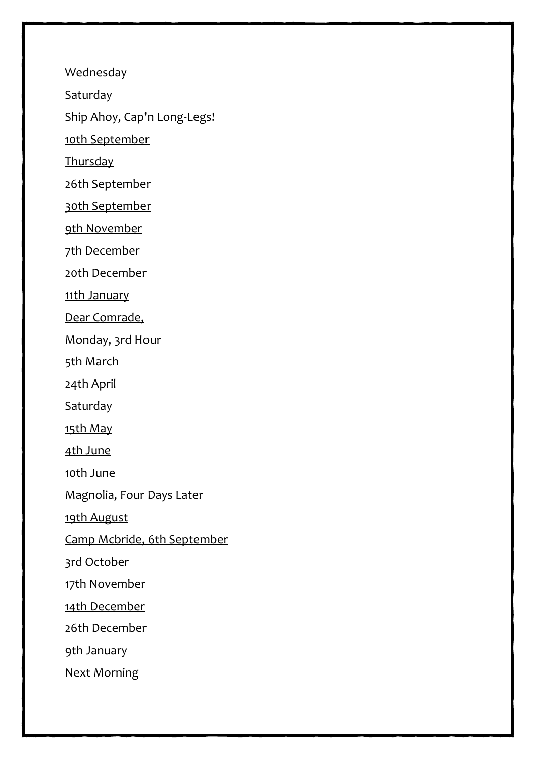Wednesday

Saturday

Ship Ahoy, Cap'n Long-Legs!

10th September

Thursday

26th September

30th September

9th November

7th December

20th December

11th January

Dear Comrade,

Monday, 3rd Hour

5th March

24th April

Saturday

15th May

4th June

10th June

Magnolia, Four Days Later

19th August

Camp Mcbride, 6th September

3rd October

17th November

14th December

26th December

9th January

Next Morning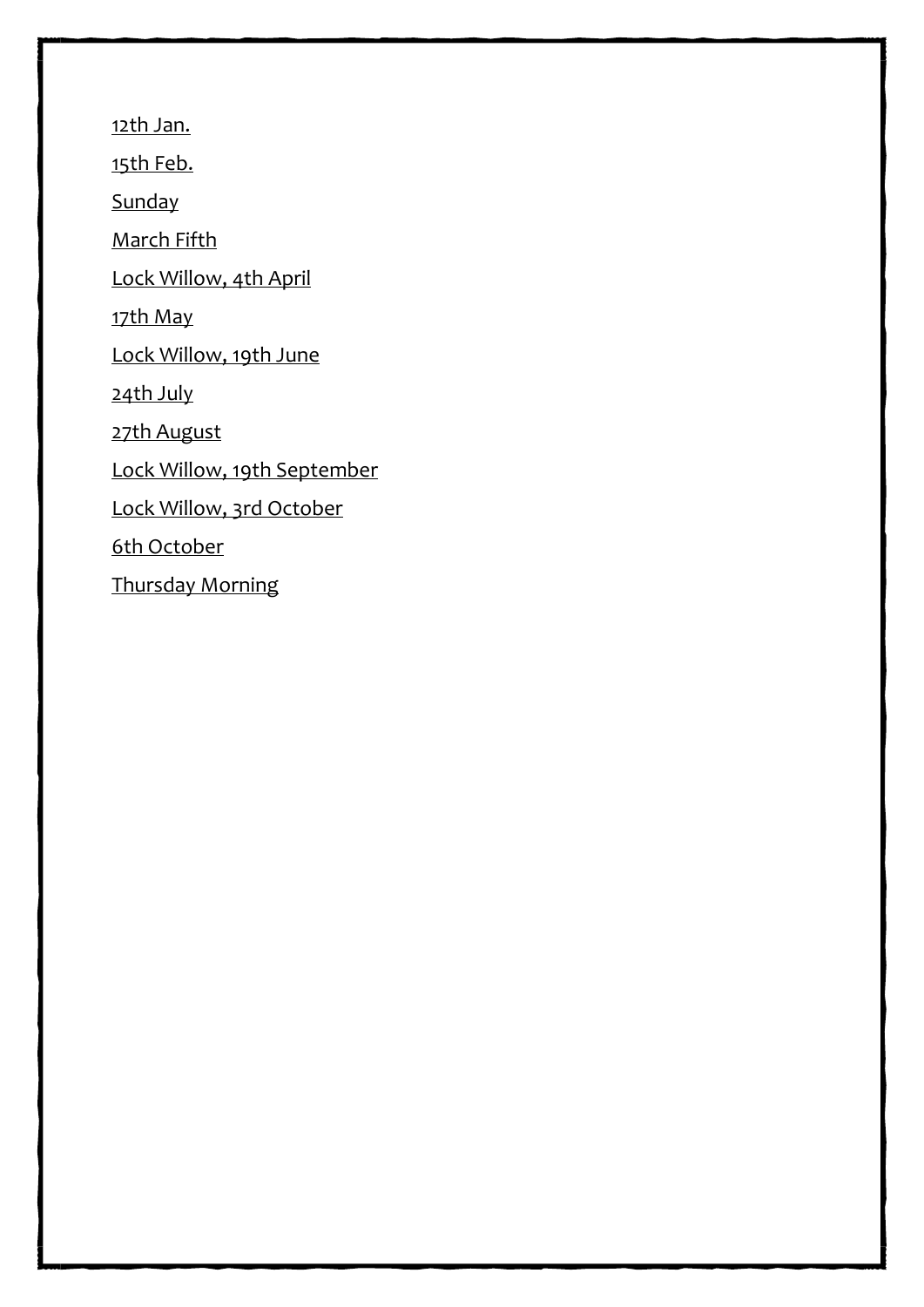12th Jan.

15th Feb.

Sunday

March Fifth

Lock Willow, 4th April

17th May

Lock Willow, 19th June

24th July

27th August

Lock Willow, 19th September

Lock Willow, 3rd October

6th October

Thursday Morning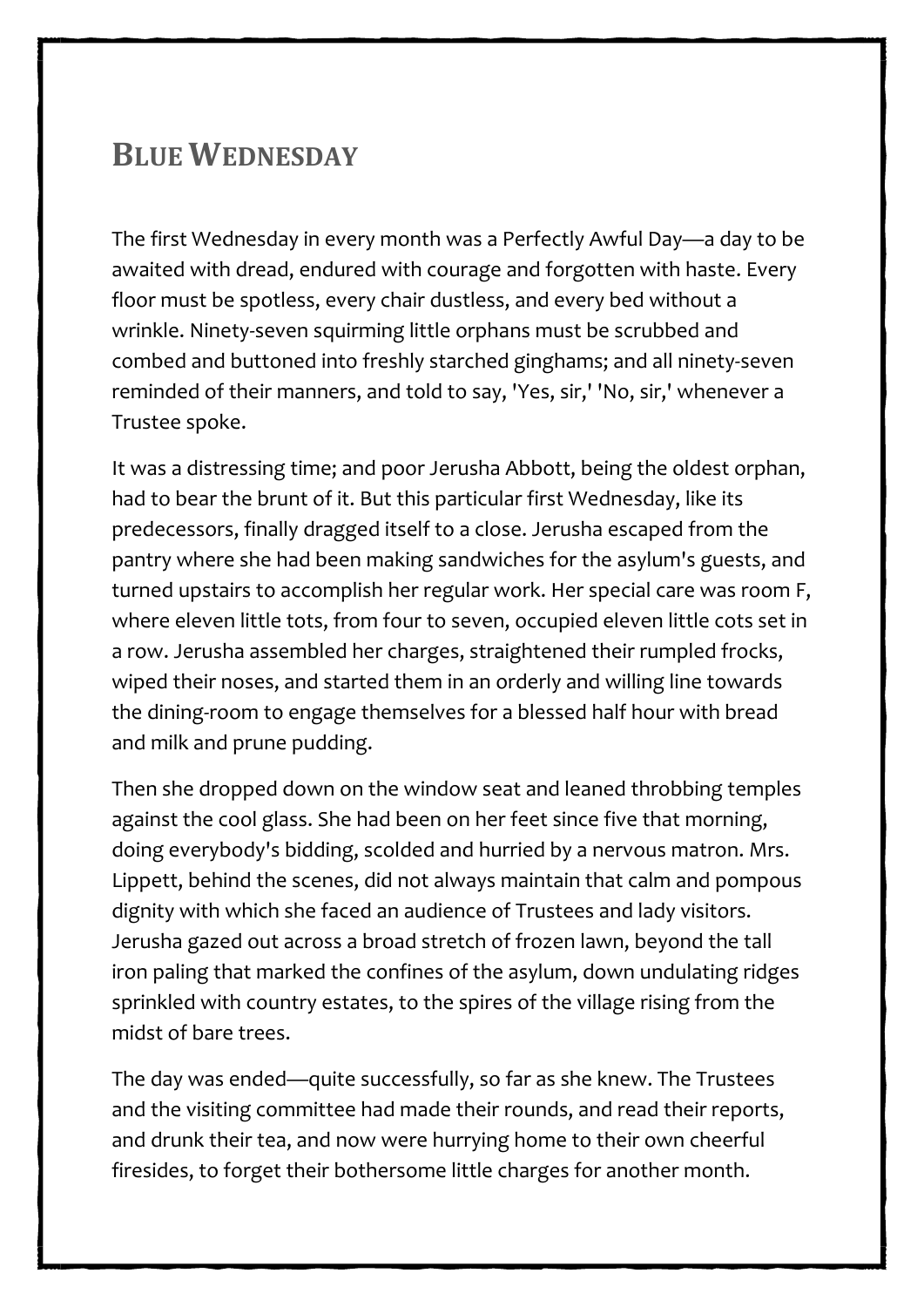# Blue Wednesday

The first Wednesday in every month was a Perfectly Awful Day—a day to be awaited with dread, endured with courage and forgotten with haste. Every floor must be spotless, every chair dustless, and every bed without a wrinkle. Ninety-seven squirming little orphans must be scrubbed and combed and buttoned into freshly starched ginghams; and all ninety-seven reminded of their manners, and told to say, 'Yes, sir,' 'No, sir,' whenever a Trustee spoke.

It was a distressing time; and poor Jerusha Abbott, being the oldest orphan, had to bear the brunt of it. But this particular first Wednesday, like its predecessors, finally dragged itself to a close. Jerusha escaped from the pantry where she had been making sandwiches for the asylum's guests, and turned upstairs to accomplish her regular work. Her special care was room F, where eleven little tots, from four to seven, occupied eleven little cots set in a row. Jerusha assembled her charges, straightened their rumpled frocks, wiped their noses, and started them in an orderly and willing line towards the dining-room to engage themselves for a blessed half hour with bread and milk and prune pudding.

Then she dropped down on the window seat and leaned throbbing temples against the cool glass. She had been on her feet since five that morning, doing everybody's bidding, scolded and hurried by a nervous matron. Mrs. Lippett, behind the scenes, did not always maintain that calm and pompous dignity with which she faced an audience of Trustees and lady visitors. Jerusha gazed out across a broad stretch of frozen lawn, beyond the tall iron paling that marked the confines of the asylum, down undulating ridges sprinkled with country estates, to the spires of the village rising from the midst of bare trees.

The day was ended—quite successfully, so far as she knew. The Trustees and the visiting committee had made their rounds, and read their reports, and drunk their tea, and now were hurrying home to their own cheerful firesides, to forget their bothersome little charges for another month.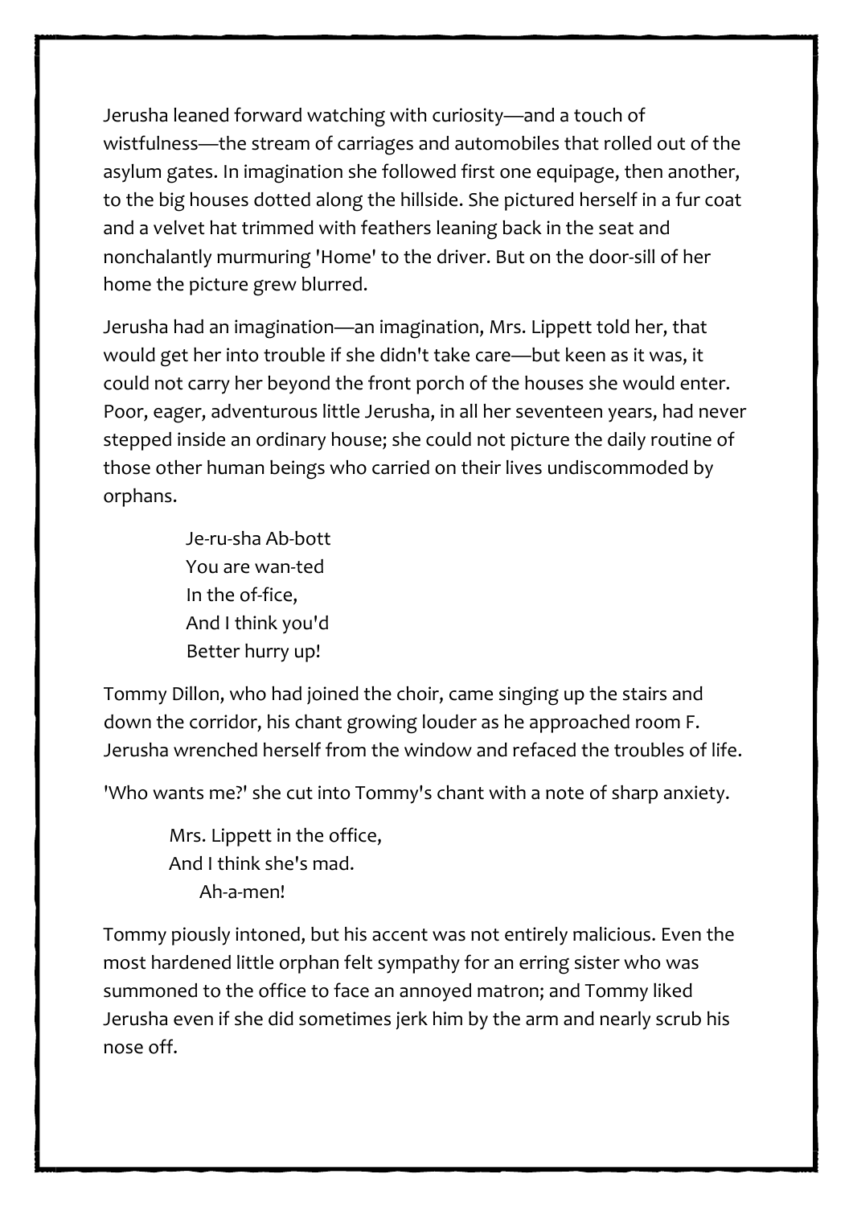Jerusha leaned forward watching with curiosity—and a touch of wistfulness—the stream of carriages and automobiles that rolled out of the asylum gates. In imagination she followed first one equipage, then another, to the big houses dotted along the hillside. She pictured herself in a fur coat and a velvet hat trimmed with feathers leaning back in the seat and nonchalantly murmuring 'Home' to the driver. But on the door-sill of her home the picture grew blurred.

Jerusha had an imagination—an imagination, Mrs. Lippett told her, that would get her into trouble if she didn't take care—but keen as it was, it could not carry her beyond the front porch of the houses she would enter. Poor, eager, adventurous little Jerusha, in all her seventeen years, had never stepped inside an ordinary house; she could not picture the daily routine of those other human beings who carried on their lives undiscommoded by orphans.

> Je-ru-sha Ab-bott
> You are wan-ted
> In the of-fice,
> And I think you'd
> Better hurry up!

Tommy Dillon, who had joined the choir, came singing up the stairs and down the corridor, his chant growing louder as he approached room F. Jerusha wrenched herself from the window and refaced the troubles of life.

'Who wants me?' she cut into Tommy's chant with a note of sharp anxiety.

> Mrs. Lippett in the office,
> And I think she's mad.
> Ah-a-men!

Tommy piously intoned, but his accent was not entirely malicious. Even the most hardened little orphan felt sympathy for an erring sister who was summoned to the office to face an annoyed matron; and Tommy liked Jerusha even if she did sometimes jerk him by the arm and nearly scrub his nose off.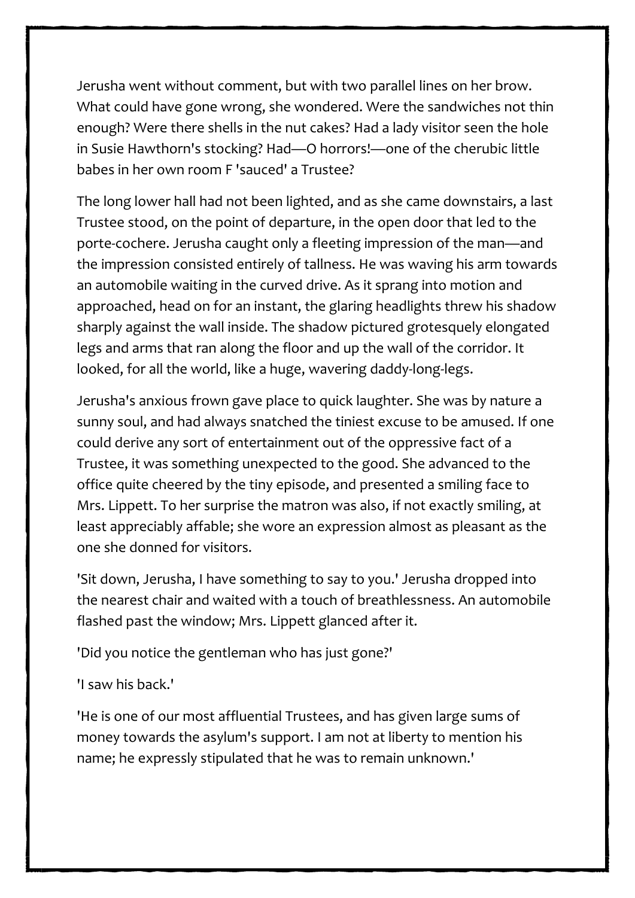Jerusha went without comment, but with two parallel lines on her brow. What could have gone wrong, she wondered. Were the sandwiches not thin enough? Were there shells in the nut cakes? Had a lady visitor seen the hole in Susie Hawthorn's stocking? Had—O horrors!—one of the cherubic little babes in her own room F 'sauced' a Trustee?

The long lower hall had not been lighted, and as she came downstairs, a last Trustee stood, on the point of departure, in the open door that led to the porte-cochere. Jerusha caught only a fleeting impression of the man—and the impression consisted entirely of tallness. He was waving his arm towards an automobile waiting in the curved drive. As it sprang into motion and approached, head on for an instant, the glaring headlights threw his shadow sharply against the wall inside. The shadow pictured grotesquely elongated legs and arms that ran along the floor and up the wall of the corridor. It looked, for all the world, like a huge, wavering daddy-long-legs.

Jerusha's anxious frown gave place to quick laughter. She was by nature a sunny soul, and had always snatched the tiniest excuse to be amused. If one could derive any sort of entertainment out of the oppressive fact of a Trustee, it was something unexpected to the good. She advanced to the office quite cheered by the tiny episode, and presented a smiling face to Mrs. Lippett. To her surprise the matron was also, if not exactly smiling, at least appreciably affable; she wore an expression almost as pleasant as the one she donned for visitors.

'Sit down, Jerusha, I have something to say to you.' Jerusha dropped into the nearest chair and waited with a touch of breathlessness. An automobile flashed past the window; Mrs. Lippett glanced after it.

'Did you notice the gentleman who has just gone?'

'I saw his back.'

'He is one of our most affluential Trustees, and has given large sums of money towards the asylum's support. I am not at liberty to mention his name; he expressly stipulated that he was to remain unknown.'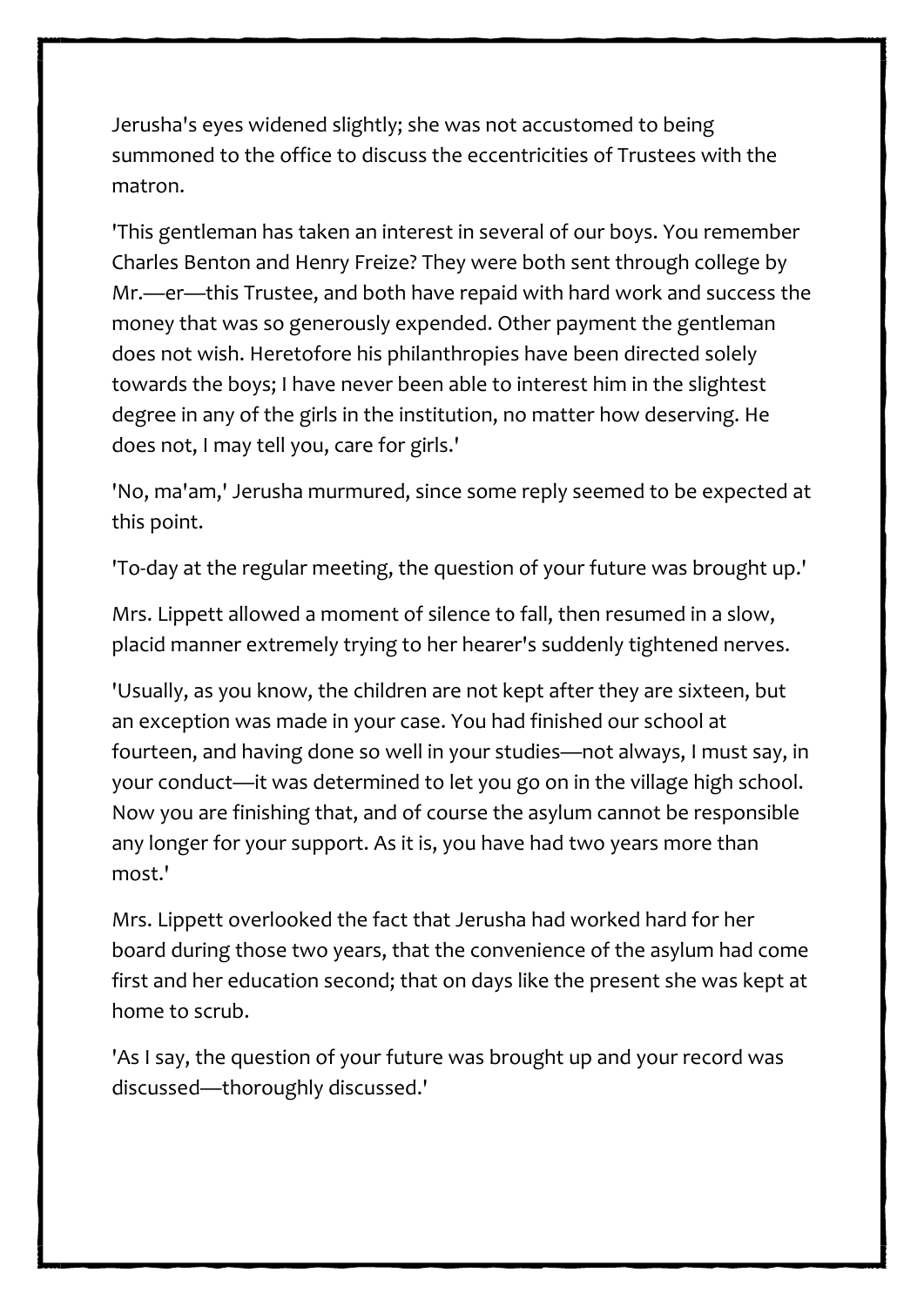Jerusha's eyes widened slightly; she was not accustomed to being summoned to the office to discuss the eccentricities of Trustees with the matron.

'This gentleman has taken an interest in several of our boys. You remember Charles Benton and Henry Freize? They were both sent through college by Mr.—er—this Trustee, and both have repaid with hard work and success the money that was so generously expended. Other payment the gentleman does not wish. Heretofore his philanthropies have been directed solely towards the boys; I have never been able to interest him in the slightest degree in any of the girls in the institution, no matter how deserving. He does not, I may tell you, care for girls.'

'No, ma'am,' Jerusha murmured, since some reply seemed to be expected at this point.

'To-day at the regular meeting, the question of your future was brought up.'

Mrs. Lippett allowed a moment of silence to fall, then resumed in a slow, placid manner extremely trying to her hearer's suddenly tightened nerves.

'Usually, as you know, the children are not kept after they are sixteen, but an exception was made in your case. You had finished our school at fourteen, and having done so well in your studies—not always, I must say, in your conduct—it was determined to let you go on in the village high school. Now you are finishing that, and of course the asylum cannot be responsible any longer for your support. As it is, you have had two years more than most.'

Mrs. Lippett overlooked the fact that Jerusha had worked hard for her board during those two years, that the convenience of the asylum had come first and her education second; that on days like the present she was kept at home to scrub.

'As I say, the question of your future was brought up and your record was discussed—thoroughly discussed.'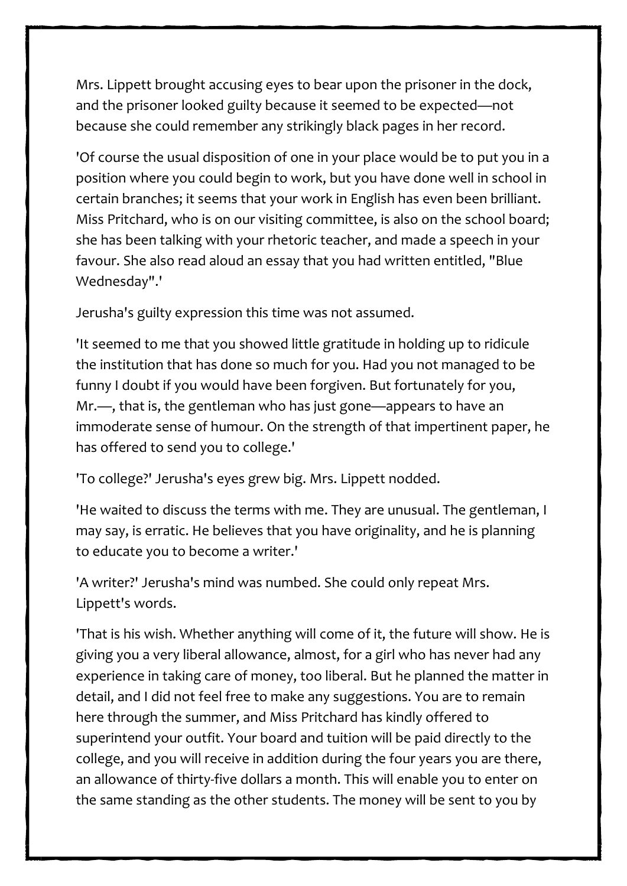Mrs. Lippett brought accusing eyes to bear upon the prisoner in the dock, and the prisoner looked guilty because it seemed to be expected—not because she could remember any strikingly black pages in her record.

'Of course the usual disposition of one in your place would be to put you in a position where you could begin to work, but you have done well in school in certain branches; it seems that your work in English has even been brilliant. Miss Pritchard, who is on our visiting committee, is also on the school board; she has been talking with your rhetoric teacher, and made a speech in your favour. She also read aloud an essay that you had written entitled, "Blue Wednesday".'

Jerusha's guilty expression this time was not assumed.

'It seemed to me that you showed little gratitude in holding up to ridicule the institution that has done so much for you. Had you not managed to be funny I doubt if you would have been forgiven. But fortunately for you, Mr.—, that is, the gentleman who has just gone—appears to have an immoderate sense of humour. On the strength of that impertinent paper, he has offered to send you to college.'

'To college?' Jerusha's eyes grew big. Mrs. Lippett nodded.

'He waited to discuss the terms with me. They are unusual. The gentleman, I may say, is erratic. He believes that you have originality, and he is planning to educate you to become a writer.'

'A writer?' Jerusha's mind was numbed. She could only repeat Mrs. Lippett's words.

'That is his wish. Whether anything will come of it, the future will show. He is giving you a very liberal allowance, almost, for a girl who has never had any experience in taking care of money, too liberal. But he planned the matter in detail, and I did not feel free to make any suggestions. You are to remain here through the summer, and Miss Pritchard has kindly offered to superintend your outfit. Your board and tuition will be paid directly to the college, and you will receive in addition during the four years you are there, an allowance of thirty-five dollars a month. This will enable you to enter on the same standing as the other students. The money will be sent to you by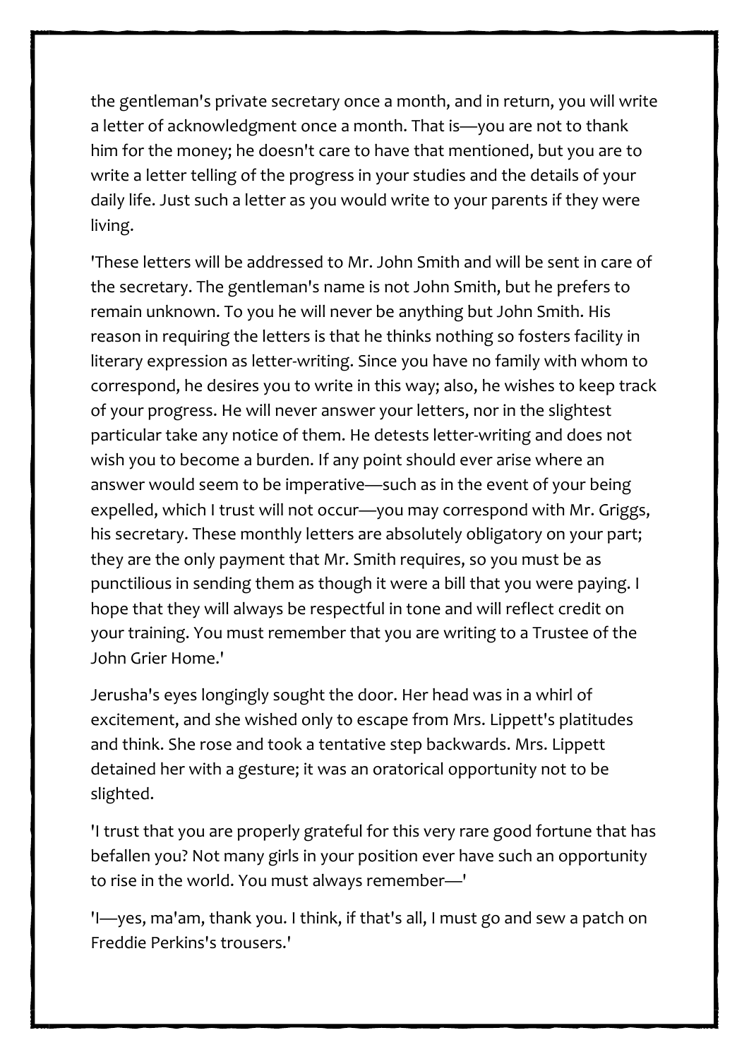the gentleman's private secretary once a month, and in return, you will write a letter of acknowledgment once a month. That is—you are not to thank him for the money; he doesn't care to have that mentioned, but you are to write a letter telling of the progress in your studies and the details of your daily life. Just such a letter as you would write to your parents if they were living.

'These letters will be addressed to Mr. John Smith and will be sent in care of the secretary. The gentleman's name is not John Smith, but he prefers to remain unknown. To you he will never be anything but John Smith. His reason in requiring the letters is that he thinks nothing so fosters facility in literary expression as letter-writing. Since you have no family with whom to correspond, he desires you to write in this way; also, he wishes to keep track of your progress. He will never answer your letters, nor in the slightest particular take any notice of them. He detests letter-writing and does not wish you to become a burden. If any point should ever arise where an answer would seem to be imperative—such as in the event of your being expelled, which I trust will not occur—you may correspond with Mr. Griggs, his secretary. These monthly letters are absolutely obligatory on your part; they are the only payment that Mr. Smith requires, so you must be as punctilious in sending them as though it were a bill that you were paying. I hope that they will always be respectful in tone and will reflect credit on your training. You must remember that you are writing to a Trustee of the John Grier Home.'

Jerusha's eyes longingly sought the door. Her head was in a whirl of excitement, and she wished only to escape from Mrs. Lippett's platitudes and think. She rose and took a tentative step backwards. Mrs. Lippett detained her with a gesture; it was an oratorical opportunity not to be slighted.

'I trust that you are properly grateful for this very rare good fortune that has befallen you? Not many girls in your position ever have such an opportunity to rise in the world. You must always remember—'

'I—yes, ma'am, thank you. I think, if that's all, I must go and sew a patch on Freddie Perkins's trousers.'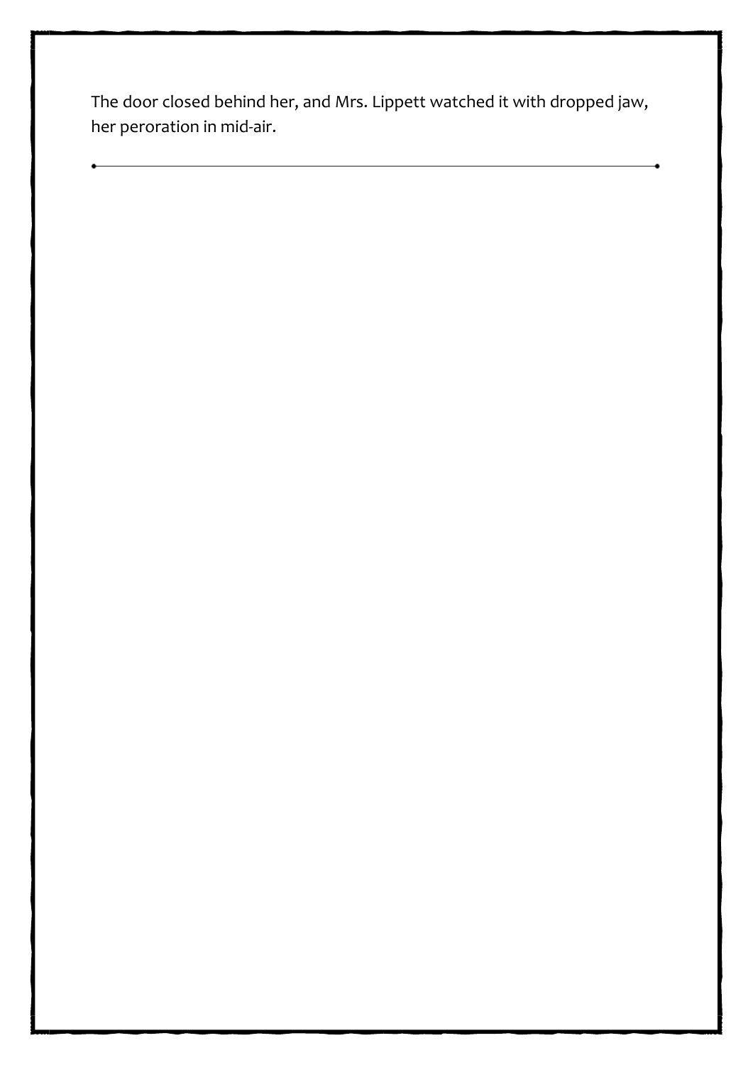The door closed behind her, and Mrs. Lippett watched it with dropped jaw, her peroration in mid-air.

---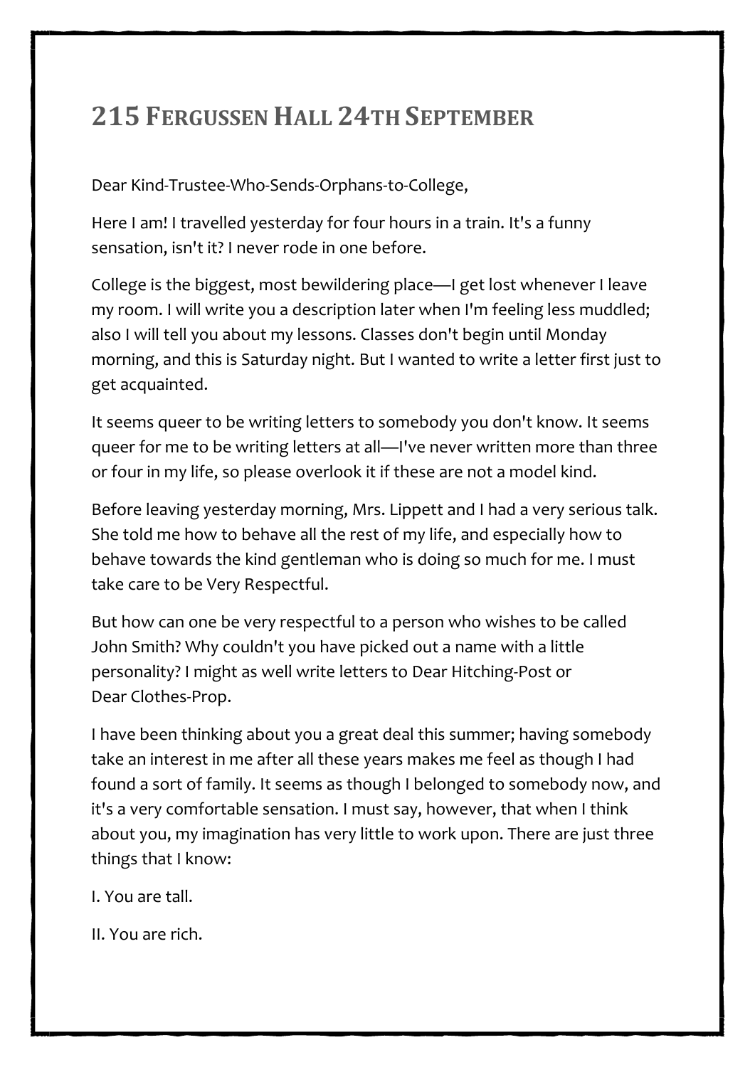# 215 Fergussen Hall 24th September

Dear Kind-Trustee-Who-Sends-Orphans-to-College,

Here I am! I travelled yesterday for four hours in a train. It's a funny sensation, isn't it? I never rode in one before.

College is the biggest, most bewildering place—I get lost whenever I leave my room. I will write you a description later when I'm feeling less muddled; also I will tell you about my lessons. Classes don't begin until Monday morning, and this is Saturday night. But I wanted to write a letter first just to get acquainted.

It seems queer to be writing letters to somebody you don't know. It seems queer for me to be writing letters at all—I've never written more than three or four in my life, so please overlook it if these are not a model kind.

Before leaving yesterday morning, Mrs. Lippett and I had a very serious talk. She told me how to behave all the rest of my life, and especially how to behave towards the kind gentleman who is doing so much for me. I must take care to be Very Respectful.

But how can one be very respectful to a person who wishes to be called John Smith? Why couldn't you have picked out a name with a little personality? I might as well write letters to Dear Hitching-Post or Dear Clothes-Prop.

I have been thinking about you a great deal this summer; having somebody take an interest in me after all these years makes me feel as though I had found a sort of family. It seems as though I belonged to somebody now, and it's a very comfortable sensation. I must say, however, that when I think about you, my imagination has very little to work upon. There are just three things that I know:

I. You are tall.

II. You are rich.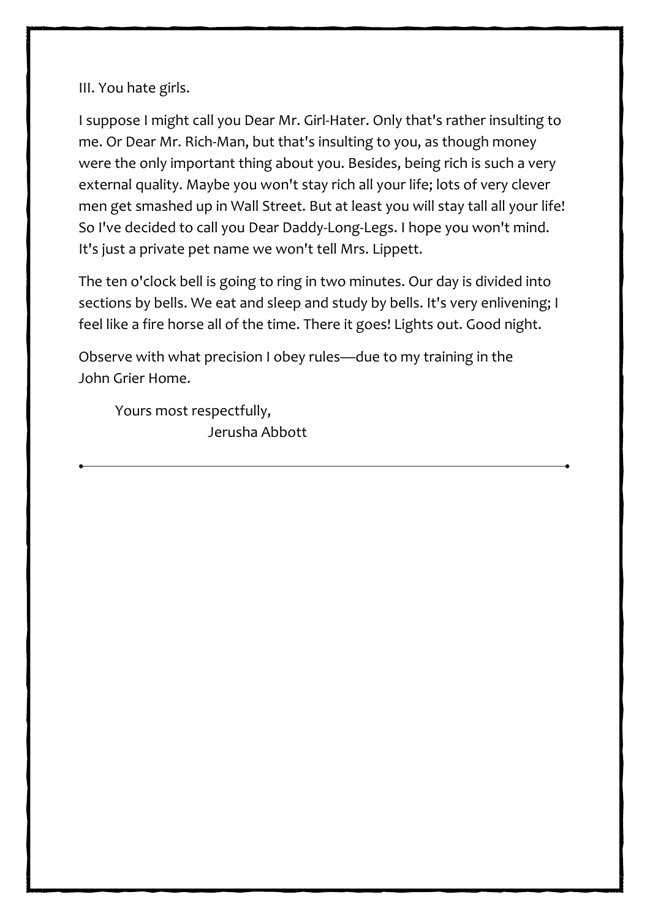III. You hate girls.

I suppose I might call you Dear Mr. Girl-Hater. Only that's rather insulting to me. Or Dear Mr. Rich-Man, but that's insulting to you, as though money were the only important thing about you. Besides, being rich is such a very external quality. Maybe you won't stay rich all your life; lots of very clever men get smashed up in Wall Street. But at least you will stay tall all your life! So I've decided to call you Dear Daddy-Long-Legs. I hope you won't mind. It's just a private pet name we won't tell Mrs. Lippett.

The ten o'clock bell is going to ring in two minutes. Our day is divided into sections by bells. We eat and sleep and study by bells. It's very enlivening; I feel like a fire horse all of the time. There it goes! Lights out. Good night.

Observe with what precision I obey rules—due to my training in the John Grier Home.

Yours most respectfully,
Jerusha Abbott

---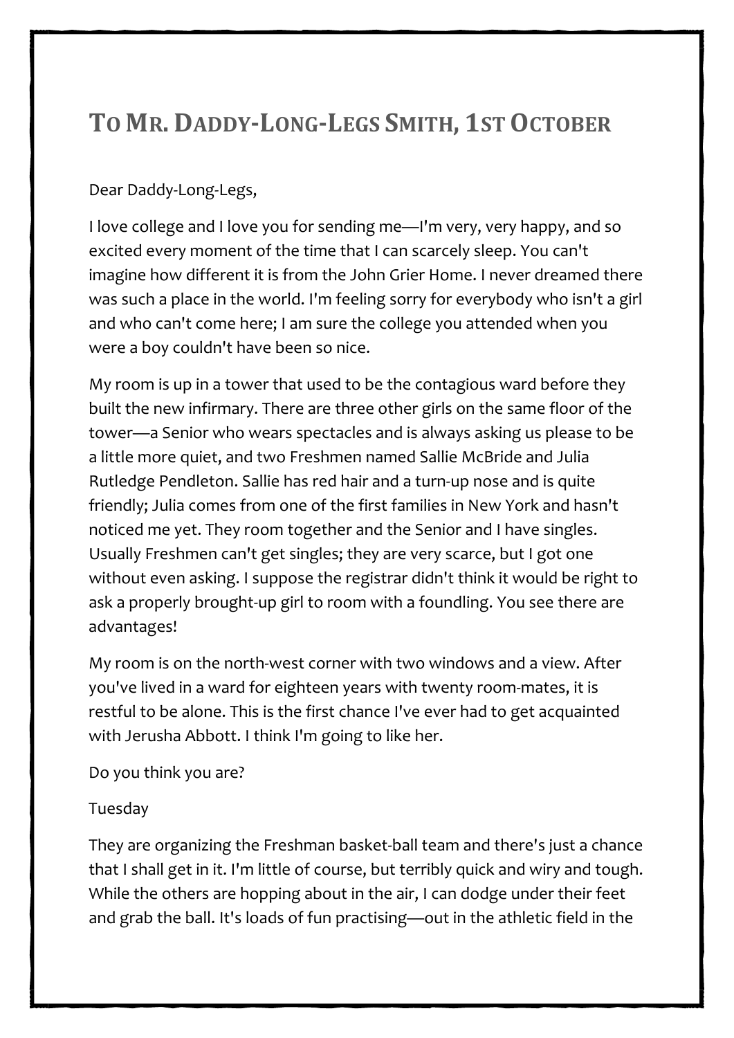# To Mr. Daddy-Long-Legs Smith, 1st October

Dear Daddy-Long-Legs,

I love college and I love you for sending me—I'm very, very happy, and so excited every moment of the time that I can scarcely sleep. You can't imagine how different it is from the John Grier Home. I never dreamed there was such a place in the world. I'm feeling sorry for everybody who isn't a girl and who can't come here; I am sure the college you attended when you were a boy couldn't have been so nice.

My room is up in a tower that used to be the contagious ward before they built the new infirmary. There are three other girls on the same floor of the tower—a Senior who wears spectacles and is always asking us please to be a little more quiet, and two Freshmen named Sallie McBride and Julia Rutledge Pendleton. Sallie has red hair and a turn-up nose and is quite friendly; Julia comes from one of the first families in New York and hasn't noticed me yet. They room together and the Senior and I have singles. Usually Freshmen can't get singles; they are very scarce, but I got one without even asking. I suppose the registrar didn't think it would be right to ask a properly brought-up girl to room with a foundling. You see there are advantages!

My room is on the north-west corner with two windows and a view. After you've lived in a ward for eighteen years with twenty room-mates, it is restful to be alone. This is the first chance I've ever had to get acquainted with Jerusha Abbott. I think I'm going to like her.

Do you think you are?

Tuesday

They are organizing the Freshman basket-ball team and there's just a chance that I shall get in it. I'm little of course, but terribly quick and wiry and tough. While the others are hopping about in the air, I can dodge under their feet and grab the ball. It's loads of fun practising—out in the athletic field in the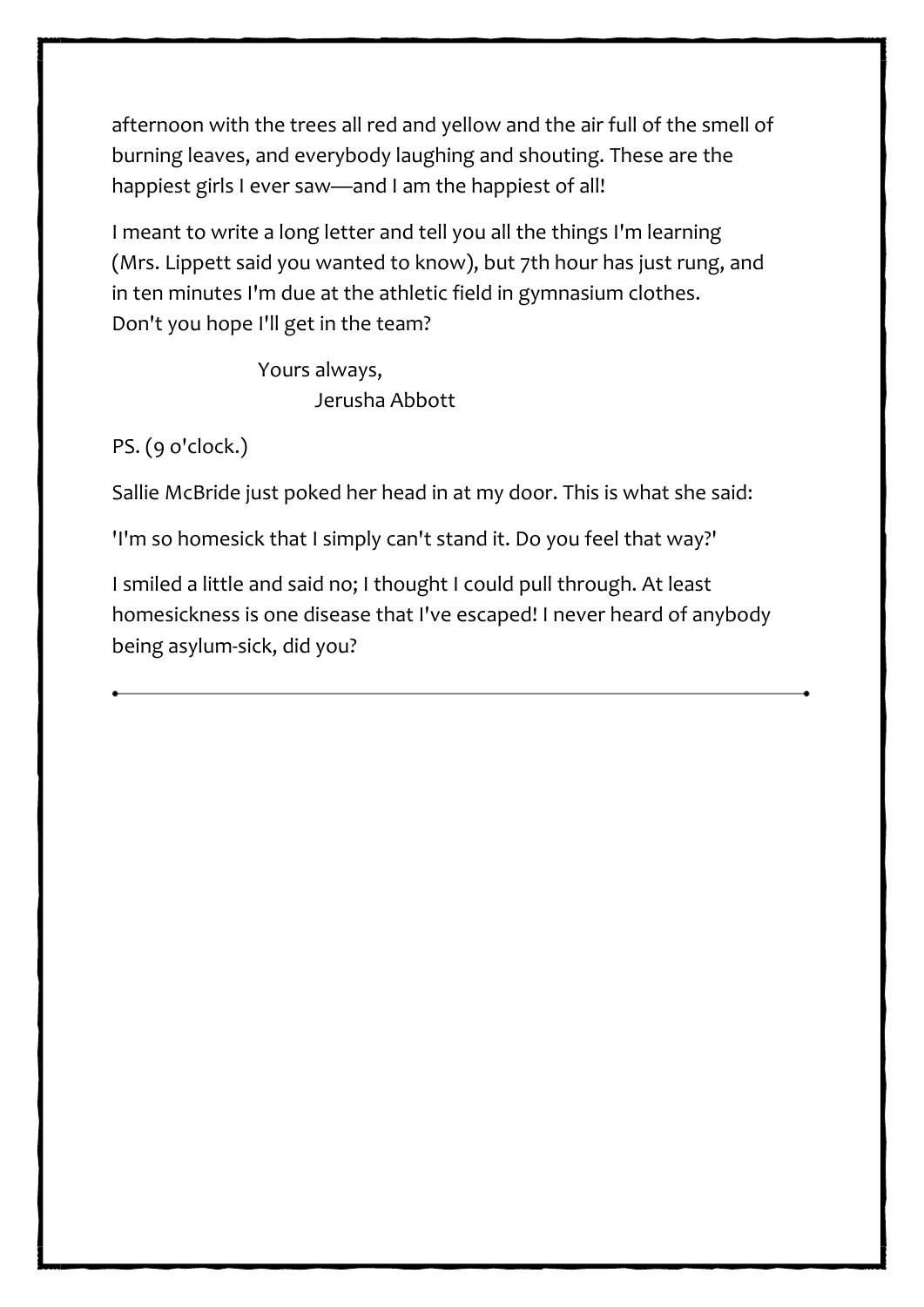afternoon with the trees all red and yellow and the air full of the smell of burning leaves, and everybody laughing and shouting. These are the happiest girls I ever saw—and I am the happiest of all!

I meant to write a long letter and tell you all the things I'm learning (Mrs. Lippett said you wanted to know), but 7th hour has just rung, and in ten minutes I'm due at the athletic field in gymnasium clothes. Don't you hope I'll get in the team?

Yours always,  
Jerusha Abbott

PS. (9 o'clock.)

Sallie McBride just poked her head in at my door. This is what she said:

'I'm so homesick that I simply can't stand it. Do you feel that way?'

I smiled a little and said no; I thought I could pull through. At least homesickness is one disease that I've escaped! I never heard of anybody being asylum-sick, did you?

---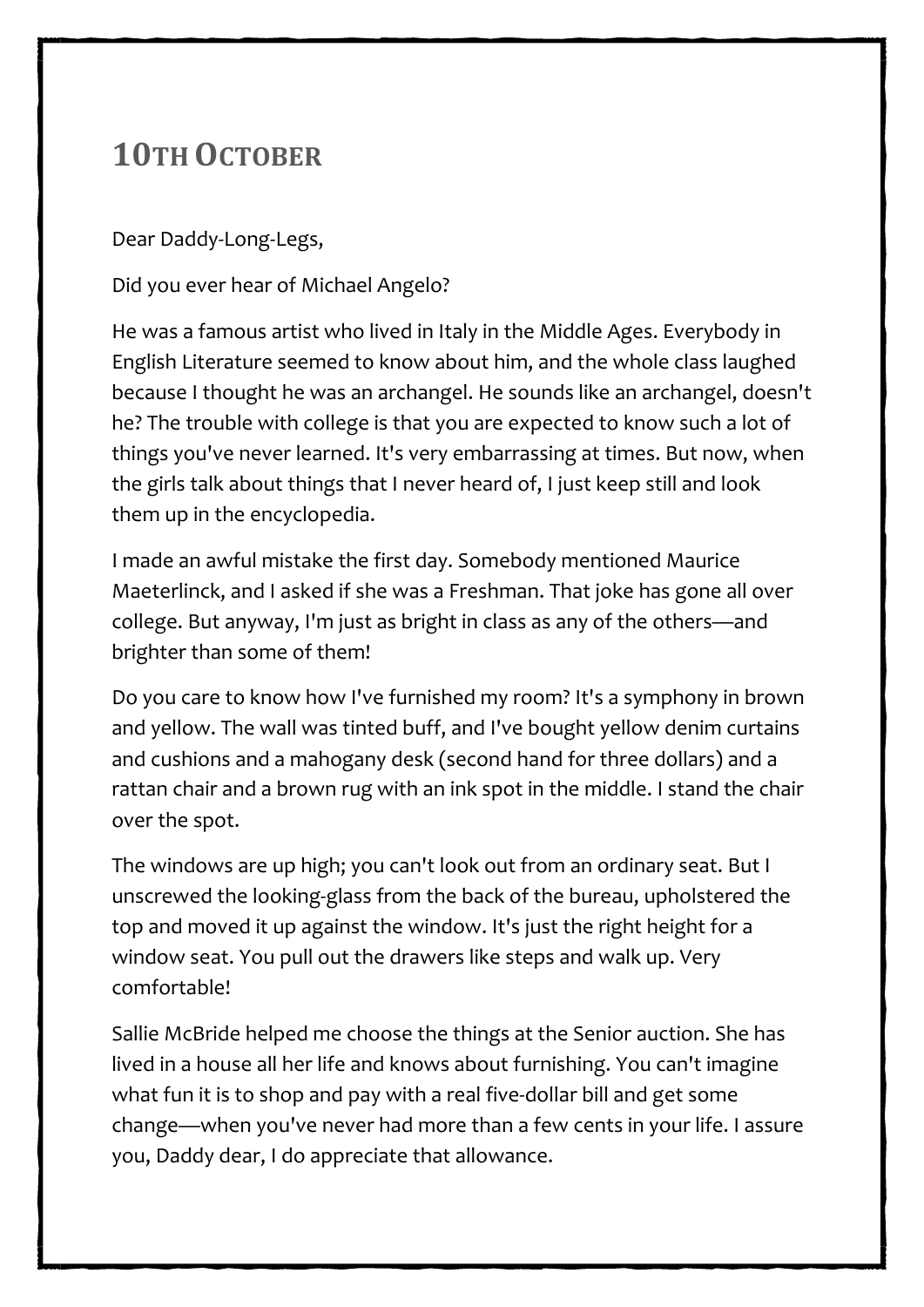## 10th October

Dear Daddy-Long-Legs,

Did you ever hear of Michael Angelo?

He was a famous artist who lived in Italy in the Middle Ages. Everybody in English Literature seemed to know about him, and the whole class laughed because I thought he was an archangel. He sounds like an archangel, doesn't he? The trouble with college is that you are expected to know such a lot of things you've never learned. It's very embarrassing at times. But now, when the girls talk about things that I never heard of, I just keep still and look them up in the encyclopedia.

I made an awful mistake the first day. Somebody mentioned Maurice Maeterlinck, and I asked if she was a Freshman. That joke has gone all over college. But anyway, I'm just as bright in class as any of the others—and brighter than some of them!

Do you care to know how I've furnished my room? It's a symphony in brown and yellow. The wall was tinted buff, and I've bought yellow denim curtains and cushions and a mahogany desk (second hand for three dollars) and a rattan chair and a brown rug with an ink spot in the middle. I stand the chair over the spot.

The windows are up high; you can't look out from an ordinary seat. But I unscrewed the looking-glass from the back of the bureau, upholstered the top and moved it up against the window. It's just the right height for a window seat. You pull out the drawers like steps and walk up. Very comfortable!

Sallie McBride helped me choose the things at the Senior auction. She has lived in a house all her life and knows about furnishing. You can't imagine what fun it is to shop and pay with a real five-dollar bill and get some change—when you've never had more than a few cents in your life. I assure you, Daddy dear, I do appreciate that allowance.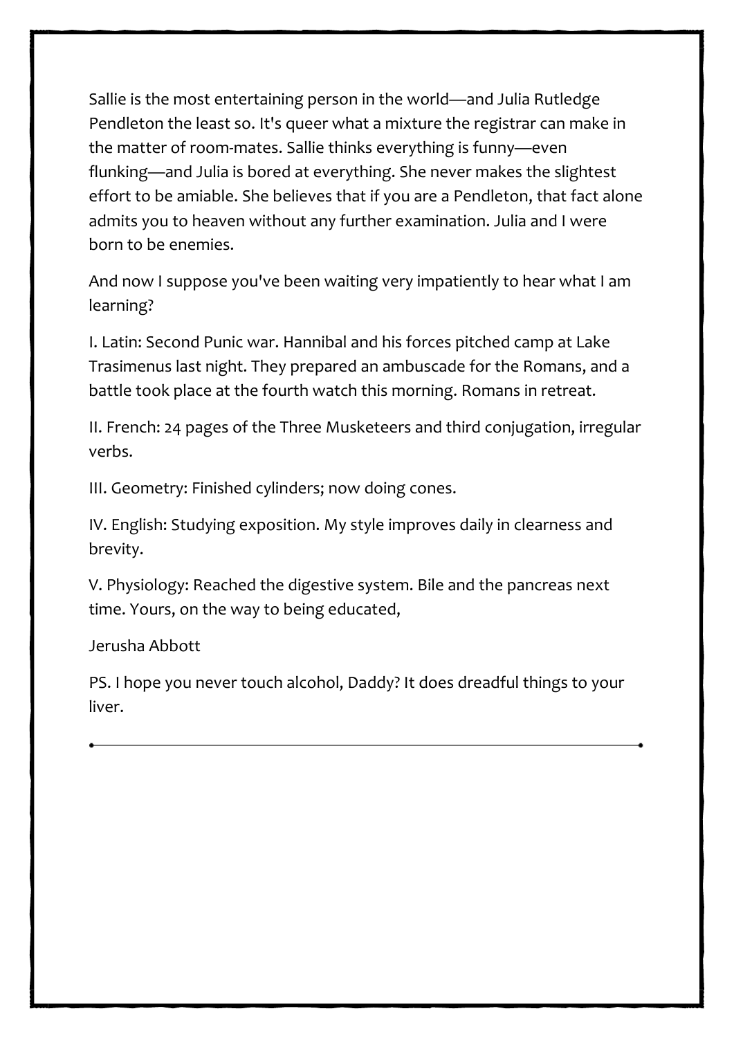Sallie is the most entertaining person in the world—and Julia Rutledge Pendleton the least so. It's queer what a mixture the registrar can make in the matter of room-mates. Sallie thinks everything is funny—even flunking—and Julia is bored at everything. She never makes the slightest effort to be amiable. She believes that if you are a Pendleton, that fact alone admits you to heaven without any further examination. Julia and I were born to be enemies.

And now I suppose you've been waiting very impatiently to hear what I am learning?

I. Latin: Second Punic war. Hannibal and his forces pitched camp at Lake Trasimenus last night. They prepared an ambuscade for the Romans, and a battle took place at the fourth watch this morning. Romans in retreat.

II. French: 24 pages of the Three Musketeers and third conjugation, irregular verbs.

III. Geometry: Finished cylinders; now doing cones.

IV. English: Studying exposition. My style improves daily in clearness and brevity.

V. Physiology: Reached the digestive system. Bile and the pancreas next time. Yours, on the way to being educated,

Jerusha Abbott

PS. I hope you never touch alcohol, Daddy? It does dreadful things to your liver.

---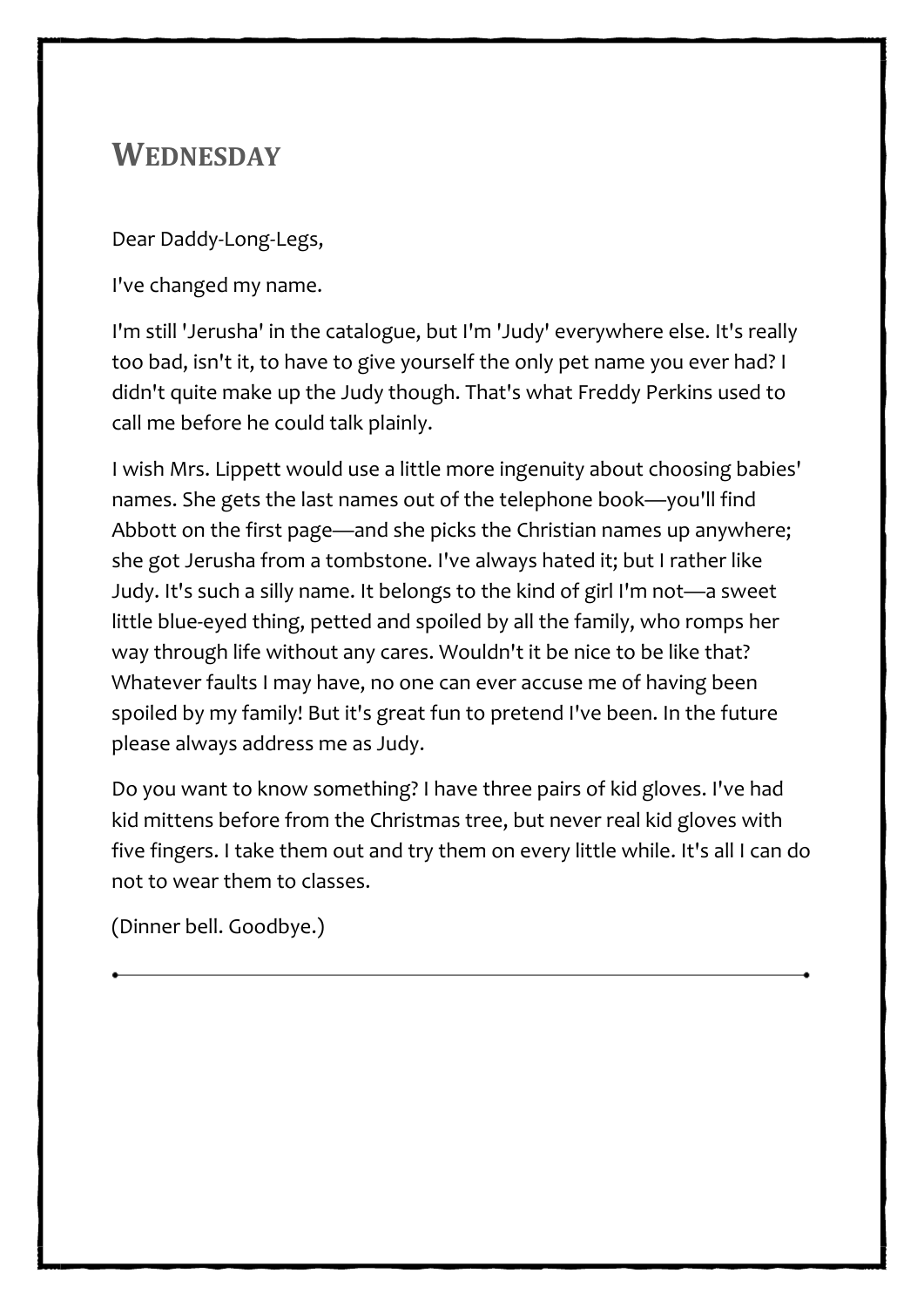## WEDNESDAY

Dear Daddy-Long-Legs,

I've changed my name.

I'm still 'Jerusha' in the catalogue, but I'm 'Judy' everywhere else. It's really too bad, isn't it, to have to give yourself the only pet name you ever had? I didn't quite make up the Judy though. That's what Freddy Perkins used to call me before he could talk plainly.

I wish Mrs. Lippett would use a little more ingenuity about choosing babies' names. She gets the last names out of the telephone book—you'll find Abbott on the first page—and she picks the Christian names up anywhere; she got Jerusha from a tombstone. I've always hated it; but I rather like Judy. It's such a silly name. It belongs to the kind of girl I'm not—a sweet little blue-eyed thing, petted and spoiled by all the family, who romps her way through life without any cares. Wouldn't it be nice to be like that? Whatever faults I may have, no one can ever accuse me of having been spoiled by my family! But it's great fun to pretend I've been. In the future please always address me as Judy.

Do you want to know something? I have three pairs of kid gloves. I've had kid mittens before from the Christmas tree, but never real kid gloves with five fingers. I take them out and try them on every little while. It's all I can do not to wear them to classes.

(Dinner bell. Goodbye.)

---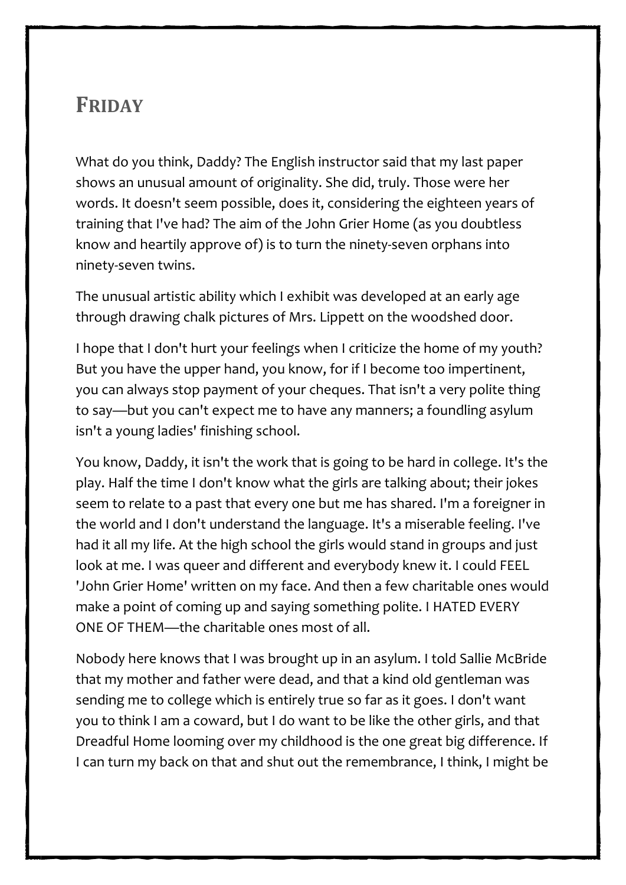## FRIDAY

What do you think, Daddy? The English instructor said that my last paper shows an unusual amount of originality. She did, truly. Those were her words. It doesn't seem possible, does it, considering the eighteen years of training that I've had? The aim of the John Grier Home (as you doubtless know and heartily approve of) is to turn the ninety-seven orphans into ninety-seven twins.

The unusual artistic ability which I exhibit was developed at an early age through drawing chalk pictures of Mrs. Lippett on the woodshed door.

I hope that I don't hurt your feelings when I criticize the home of my youth? But you have the upper hand, you know, for if I become too impertinent, you can always stop payment of your cheques. That isn't a very polite thing to say—but you can't expect me to have any manners; a foundling asylum isn't a young ladies' finishing school.

You know, Daddy, it isn't the work that is going to be hard in college. It's the play. Half the time I don't know what the girls are talking about; their jokes seem to relate to a past that every one but me has shared. I'm a foreigner in the world and I don't understand the language. It's a miserable feeling. I've had it all my life. At the high school the girls would stand in groups and just look at me. I was queer and different and everybody knew it. I could FEEL 'John Grier Home' written on my face. And then a few charitable ones would make a point of coming up and saying something polite. I HATED EVERY ONE OF THEM—the charitable ones most of all.

Nobody here knows that I was brought up in an asylum. I told Sallie McBride that my mother and father were dead, and that a kind old gentleman was sending me to college which is entirely true so far as it goes. I don't want you to think I am a coward, but I do want to be like the other girls, and that Dreadful Home looming over my childhood is the one great big difference. If I can turn my back on that and shut out the remembrance, I think, I might be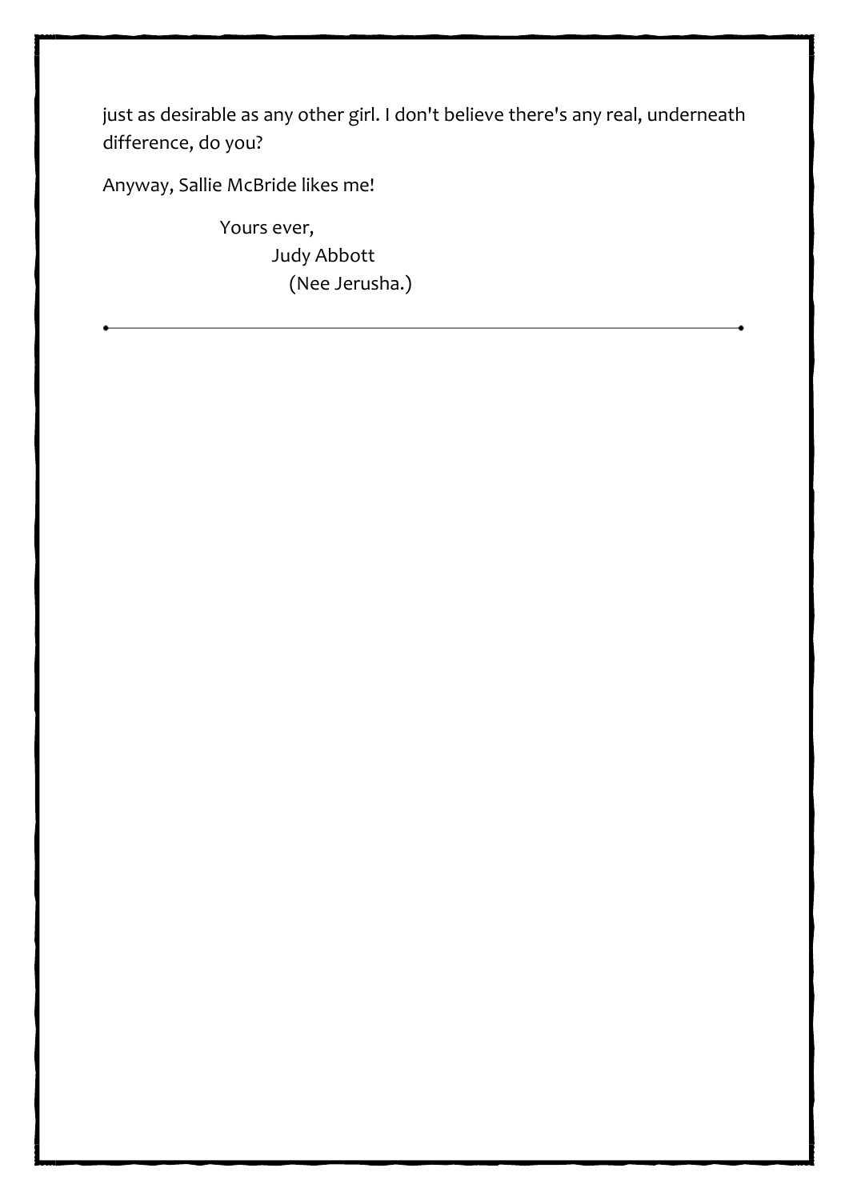just as desirable as any other girl. I don't believe there's any real, underneath difference, do you?

Anyway, Sallie McBride likes me!

Yours ever,  
Judy Abbott  
(Nee Jerusha.)

---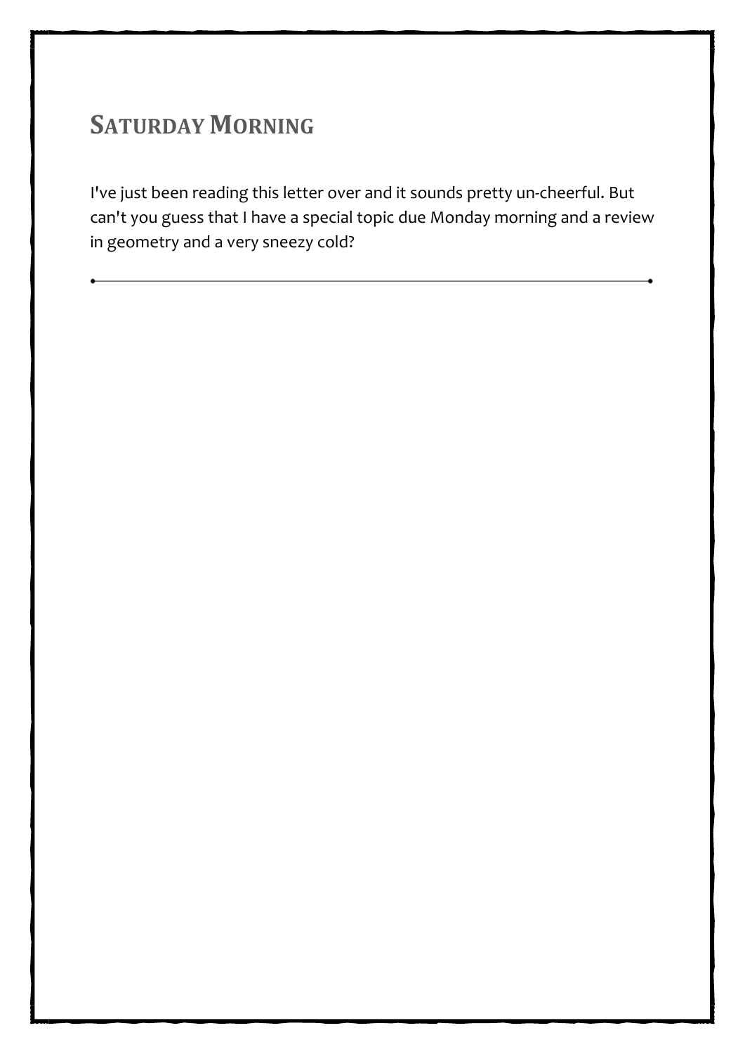## SATURDAY MORNING

I've just been reading this letter over and it sounds pretty un-cheerful. But can't you guess that I have a special topic due Monday morning and a review in geometry and a very sneezy cold?

---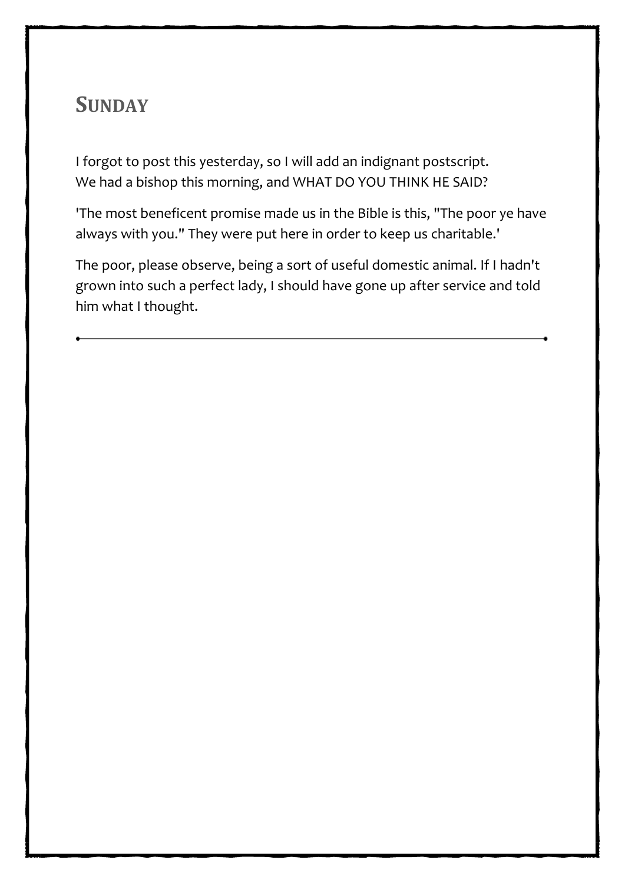## SUNDAY

I forgot to post this yesterday, so I will add an indignant postscript.
We had a bishop this morning, and WHAT DO YOU THINK HE SAID?

'The most beneficent promise made us in the Bible is this, "The poor ye have always with you." They were put here in order to keep us charitable.'

The poor, please observe, being a sort of useful domestic animal. If I hadn't grown into such a perfect lady, I should have gone up after service and told him what I thought.

---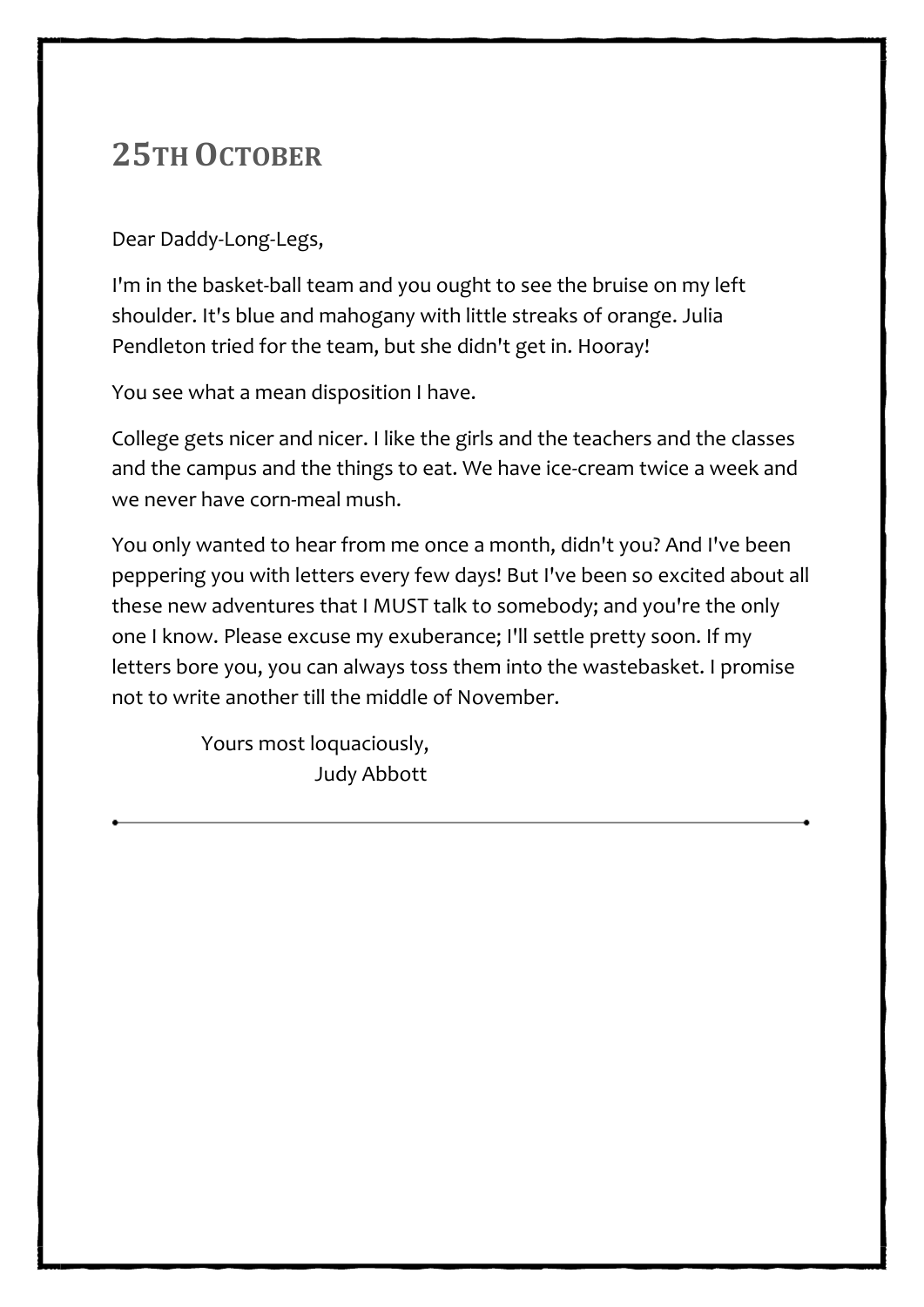## 25th October

Dear Daddy-Long-Legs,

I'm in the basket-ball team and you ought to see the bruise on my left shoulder. It's blue and mahogany with little streaks of orange. Julia Pendleton tried for the team, but she didn't get in. Hooray!

You see what a mean disposition I have.

College gets nicer and nicer. I like the girls and the teachers and the classes and the campus and the things to eat. We have ice-cream twice a week and we never have corn-meal mush.

You only wanted to hear from me once a month, didn't you? And I've been peppering you with letters every few days! But I've been so excited about all these new adventures that I MUST talk to somebody; and you're the only one I know. Please excuse my exuberance; I'll settle pretty soon. If my letters bore you, you can always toss them into the wastebasket. I promise not to write another till the middle of November.

Yours most loquaciously,
Judy Abbott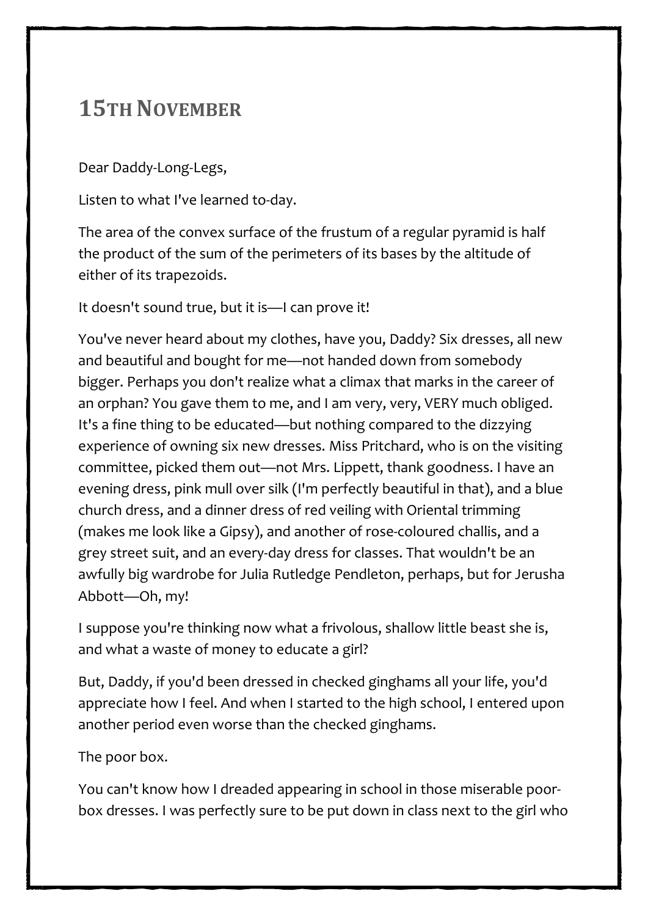## 15th November

Dear Daddy-Long-Legs,

Listen to what I've learned to-day.

The area of the convex surface of the frustum of a regular pyramid is half the product of the sum of the perimeters of its bases by the altitude of either of its trapezoids.

It doesn't sound true, but it is—I can prove it!

You've never heard about my clothes, have you, Daddy? Six dresses, all new and beautiful and bought for me—not handed down from somebody bigger. Perhaps you don't realize what a climax that marks in the career of an orphan? You gave them to me, and I am very, very, VERY much obliged. It's a fine thing to be educated—but nothing compared to the dizzying experience of owning six new dresses. Miss Pritchard, who is on the visiting committee, picked them out—not Mrs. Lippett, thank goodness. I have an evening dress, pink mull over silk (I'm perfectly beautiful in that), and a blue church dress, and a dinner dress of red veiling with Oriental trimming (makes me look like a Gipsy), and another of rose-coloured challis, and a grey street suit, and an every-day dress for classes. That wouldn't be an awfully big wardrobe for Julia Rutledge Pendleton, perhaps, but for Jerusha Abbott—Oh, my!

I suppose you're thinking now what a frivolous, shallow little beast she is, and what a waste of money to educate a girl?

But, Daddy, if you'd been dressed in checked ginghams all your life, you'd appreciate how I feel. And when I started to the high school, I entered upon another period even worse than the checked ginghams.

The poor box.

You can't know how I dreaded appearing in school in those miserable poor-box dresses. I was perfectly sure to be put down in class next to the girl who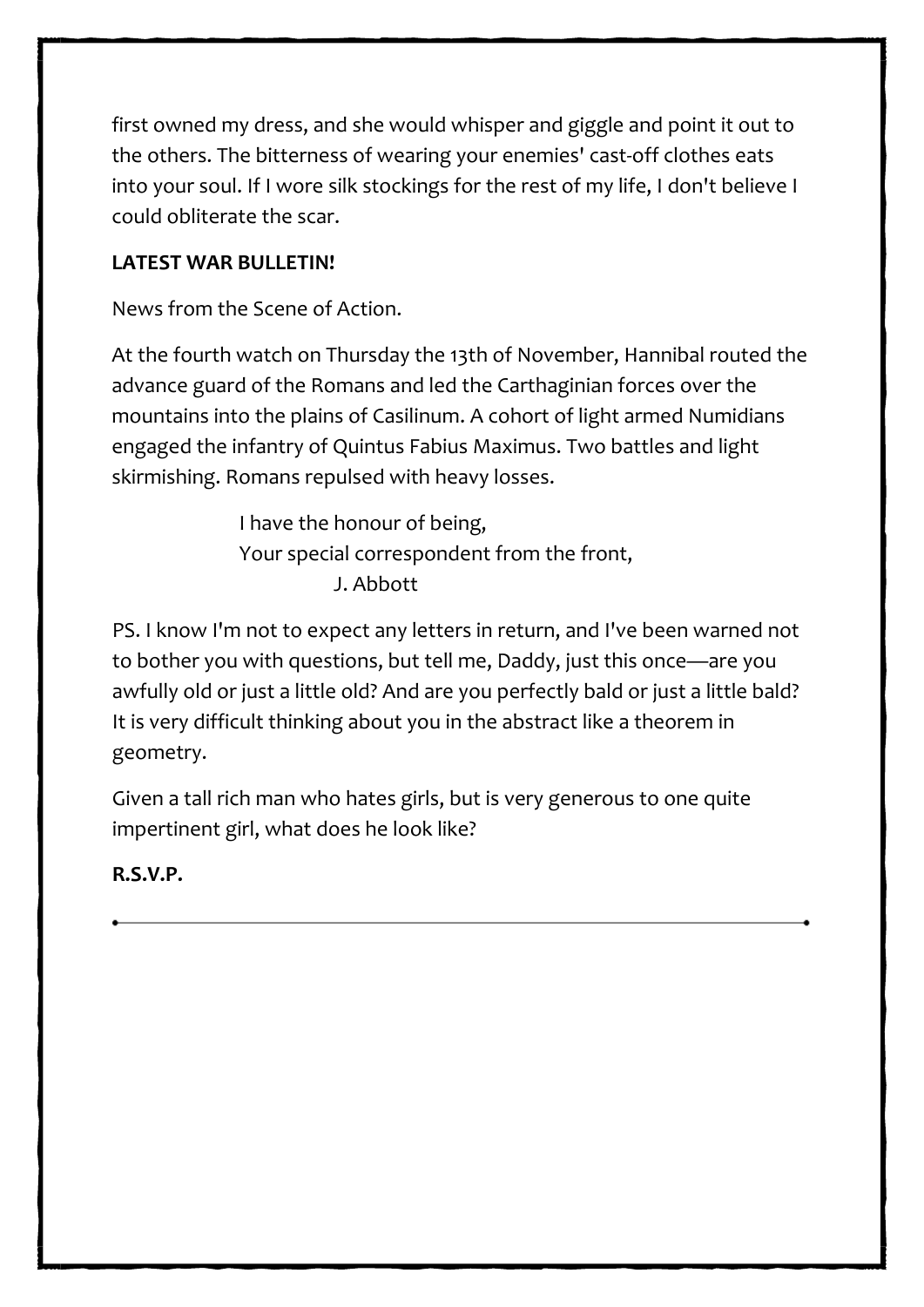first owned my dress, and she would whisper and giggle and point it out to the others. The bitterness of wearing your enemies' cast-off clothes eats into your soul. If I wore silk stockings for the rest of my life, I don't believe I could obliterate the scar.

**LATEST WAR BULLETIN!**

News from the Scene of Action.

At the fourth watch on Thursday the 13th of November, Hannibal routed the advance guard of the Romans and led the Carthaginian forces over the mountains into the plains of Casilinum. A cohort of light armed Numidians engaged the infantry of Quintus Fabius Maximus. Two battles and light skirmishing. Romans repulsed with heavy losses.

I have the honour of being,
Your special correspondent from the front,
J. Abbott

PS. I know I'm not to expect any letters in return, and I've been warned not to bother you with questions, but tell me, Daddy, just this once—are you awfully old or just a little old? And are you perfectly bald or just a little bald? It is very difficult thinking about you in the abstract like a theorem in geometry.

Given a tall rich man who hates girls, but is very generous to one quite impertinent girl, what does he look like?

**R.S.V.P.**

---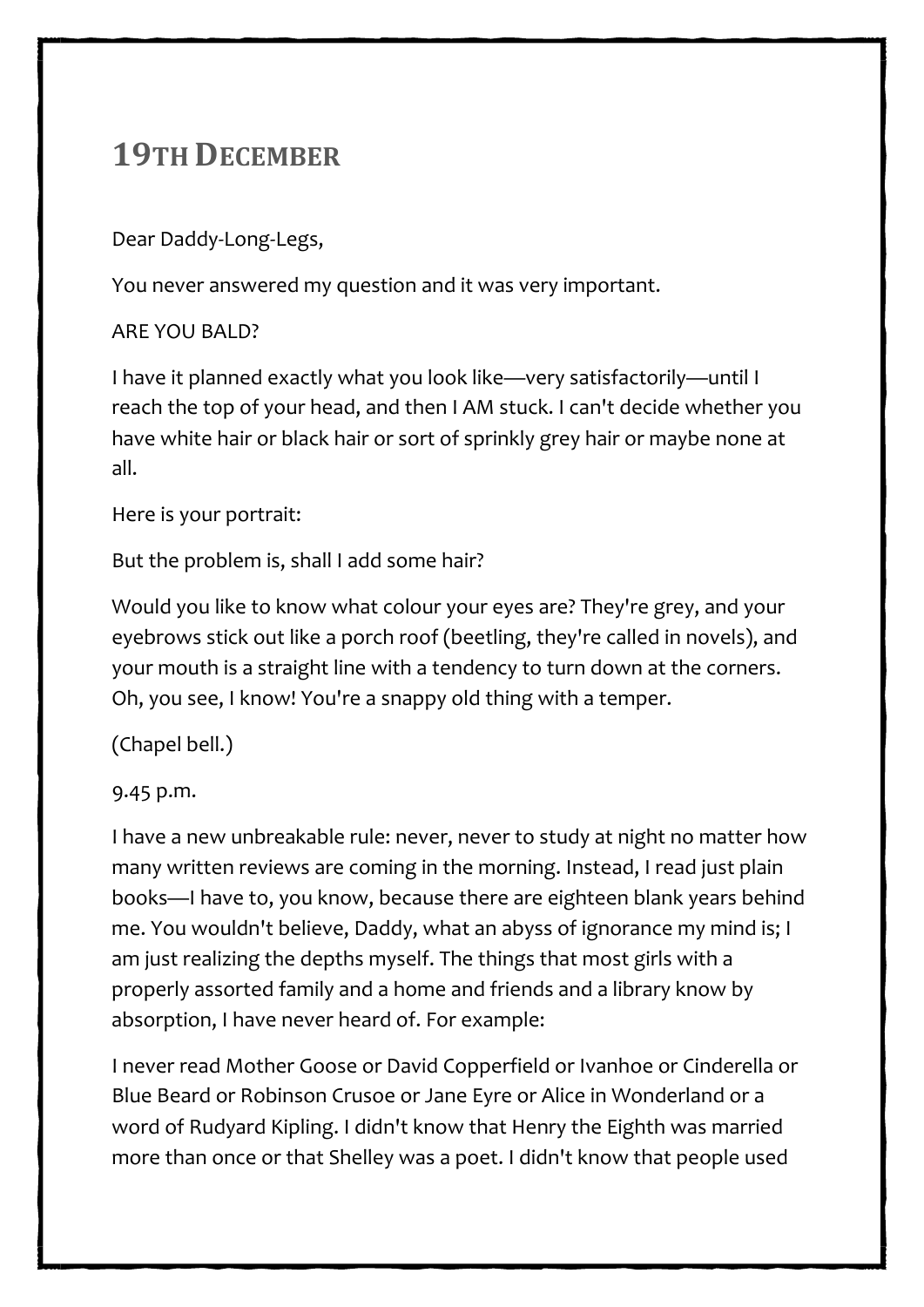## 19th December

Dear Daddy-Long-Legs,

You never answered my question and it was very important.

ARE YOU BALD?

I have it planned exactly what you look like—very satisfactorily—until I reach the top of your head, and then I AM stuck. I can't decide whether you have white hair or black hair or sort of sprinkly grey hair or maybe none at all.

Here is your portrait:

But the problem is, shall I add some hair?

Would you like to know what colour your eyes are? They're grey, and your eyebrows stick out like a porch roof (beetling, they're called in novels), and your mouth is a straight line with a tendency to turn down at the corners. Oh, you see, I know! You're a snappy old thing with a temper.

(Chapel bell.)

9.45 p.m.

I have a new unbreakable rule: never, never to study at night no matter how many written reviews are coming in the morning. Instead, I read just plain books—I have to, you know, because there are eighteen blank years behind me. You wouldn't believe, Daddy, what an abyss of ignorance my mind is; I am just realizing the depths myself. The things that most girls with a properly assorted family and a home and friends and a library know by absorption, I have never heard of. For example:

I never read Mother Goose or David Copperfield or Ivanhoe or Cinderella or Blue Beard or Robinson Crusoe or Jane Eyre or Alice in Wonderland or a word of Rudyard Kipling. I didn't know that Henry the Eighth was married more than once or that Shelley was a poet. I didn't know that people used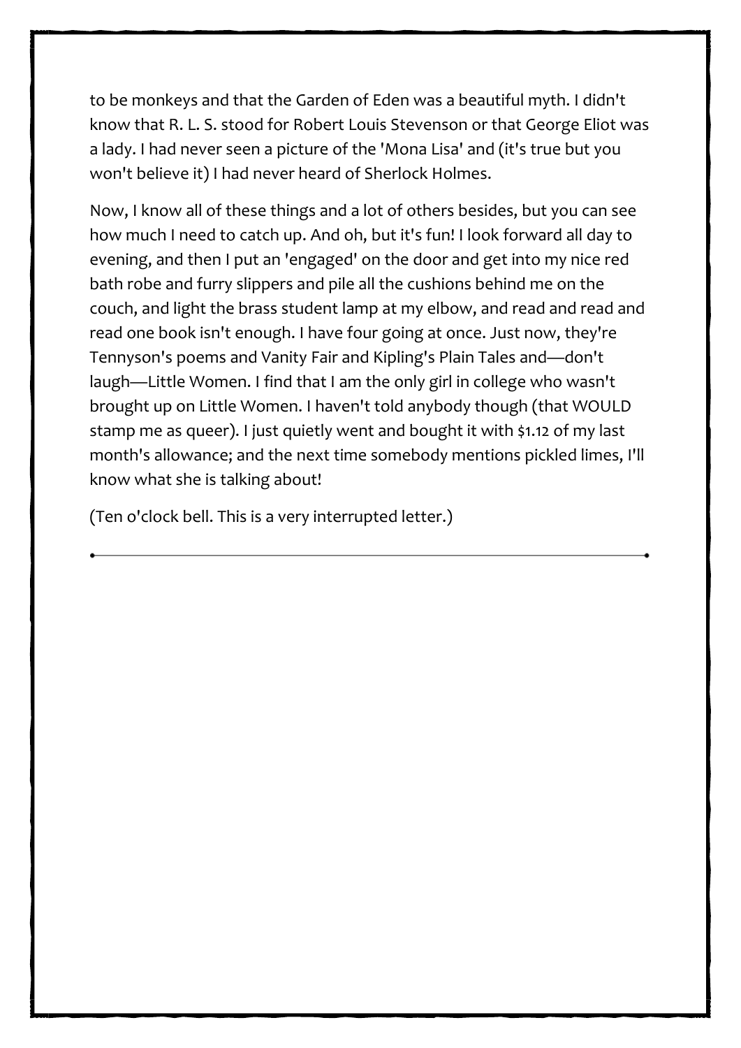to be monkeys and that the Garden of Eden was a beautiful myth. I didn't know that R. L. S. stood for Robert Louis Stevenson or that George Eliot was a lady. I had never seen a picture of the 'Mona Lisa' and (it's true but you won't believe it) I had never heard of Sherlock Holmes.

Now, I know all of these things and a lot of others besides, but you can see how much I need to catch up. And oh, but it's fun! I look forward all day to evening, and then I put an 'engaged' on the door and get into my nice red bath robe and furry slippers and pile all the cushions behind me on the couch, and light the brass student lamp at my elbow, and read and read and read one book isn't enough. I have four going at once. Just now, they're Tennyson's poems and Vanity Fair and Kipling's Plain Tales and—don't laugh—Little Women. I find that I am the only girl in college who wasn't brought up on Little Women. I haven't told anybody though (that WOULD stamp me as queer). I just quietly went and bought it with $1.12 of my last month's allowance; and the next time somebody mentions pickled limes, I'll know what she is talking about!

(Ten o'clock bell. This is a very interrupted letter.)

---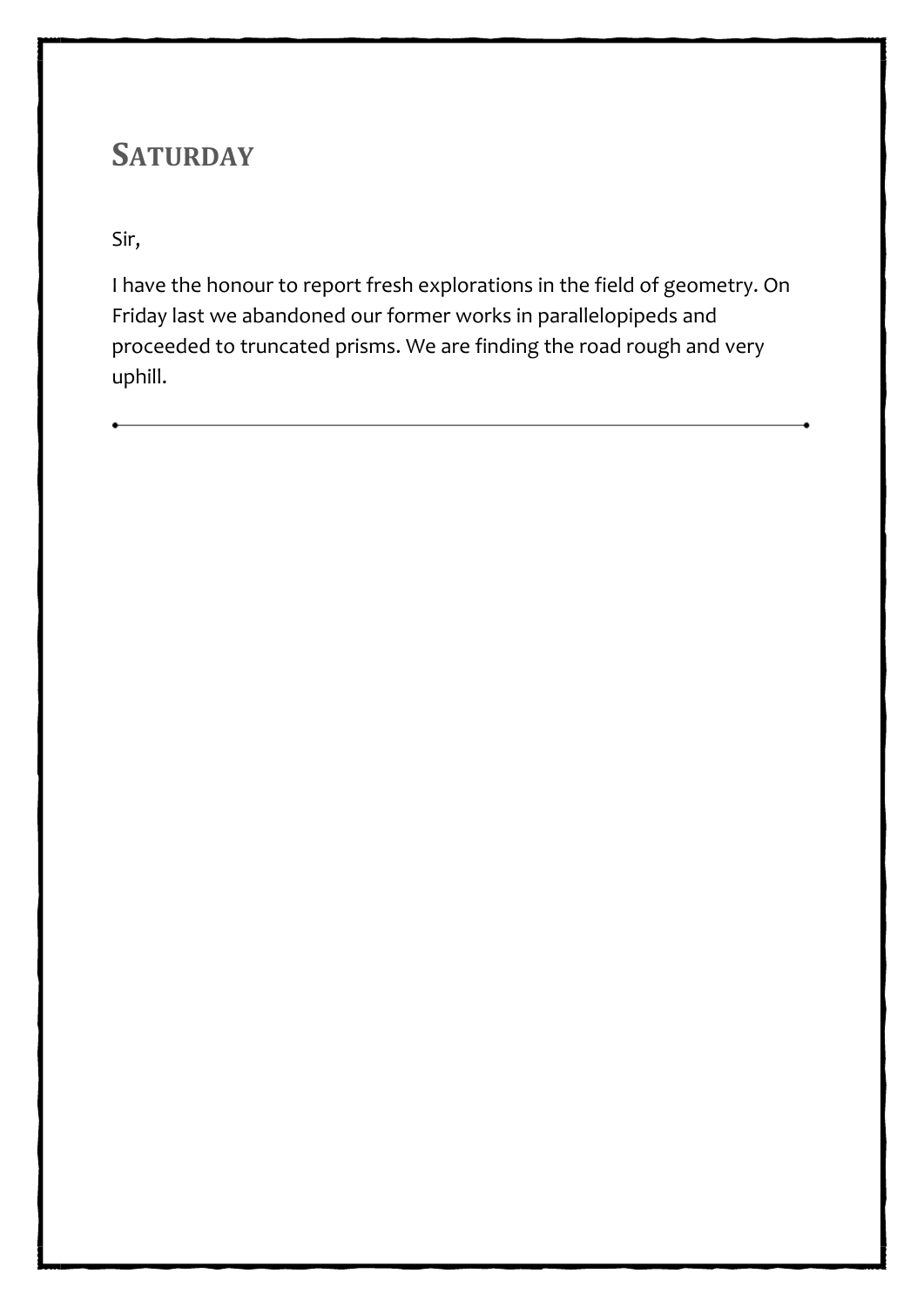## SATURDAY

Sir,

I have the honour to report fresh explorations in the field of geometry. On Friday last we abandoned our former works in parallelopipeds and proceeded to truncated prisms. We are finding the road rough and very uphill.

---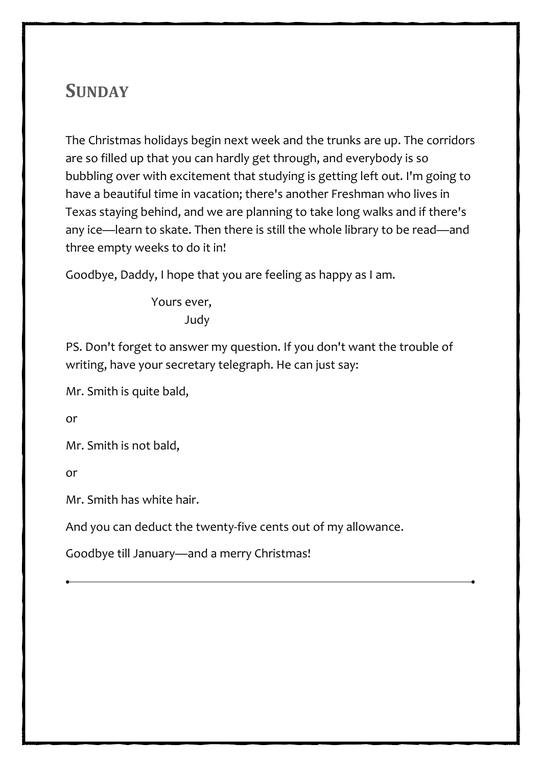## Sunday

The Christmas holidays begin next week and the trunks are up. The corridors are so filled up that you can hardly get through, and everybody is so bubbling over with excitement that studying is getting left out. I'm going to have a beautiful time in vacation; there's another Freshman who lives in Texas staying behind, and we are planning to take long walks and if there's any ice—learn to skate. Then there is still the whole library to be read—and three empty weeks to do it in!

Goodbye, Daddy, I hope that you are feeling as happy as I am.

Yours ever,
Judy

PS. Don't forget to answer my question. If you don't want the trouble of writing, have your secretary telegraph. He can just say:

Mr. Smith is quite bald,

or

Mr. Smith is not bald,

or

Mr. Smith has white hair.

And you can deduct the twenty-five cents out of my allowance.

Goodbye till January—and a merry Christmas!

---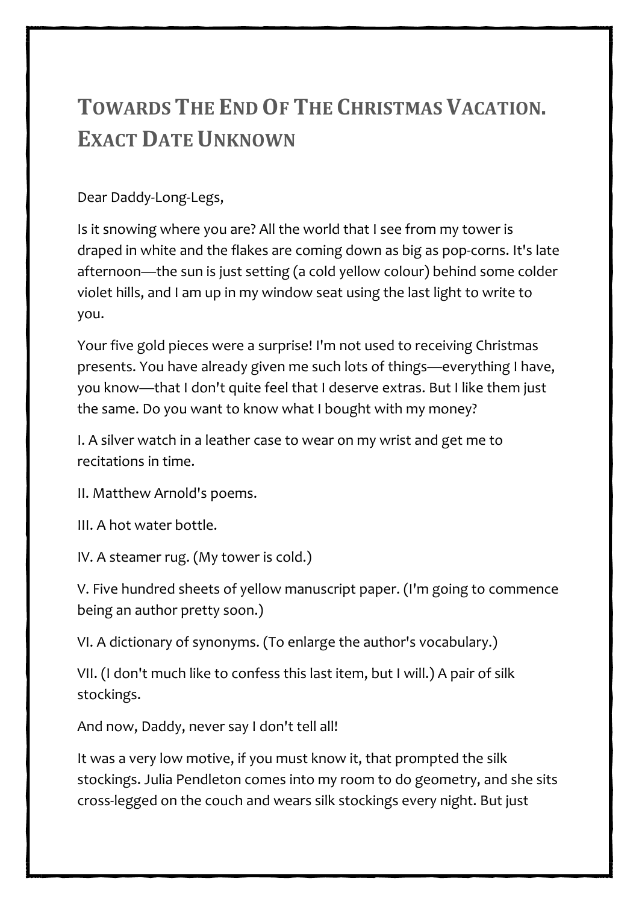## Towards The End Of The Christmas Vacation. Exact Date Unknown

Dear Daddy-Long-Legs,

Is it snowing where you are? All the world that I see from my tower is draped in white and the flakes are coming down as big as pop-corns. It's late afternoon—the sun is just setting (a cold yellow colour) behind some colder violet hills, and I am up in my window seat using the last light to write to you.

Your five gold pieces were a surprise! I'm not used to receiving Christmas presents. You have already given me such lots of things—everything I have, you know—that I don't quite feel that I deserve extras. But I like them just the same. Do you want to know what I bought with my money?

I. A silver watch in a leather case to wear on my wrist and get me to recitations in time.

II. Matthew Arnold's poems.

III. A hot water bottle.

IV. A steamer rug. (My tower is cold.)

V. Five hundred sheets of yellow manuscript paper. (I'm going to commence being an author pretty soon.)

VI. A dictionary of synonyms. (To enlarge the author's vocabulary.)

VII. (I don't much like to confess this last item, but I will.) A pair of silk stockings.

And now, Daddy, never say I don't tell all!

It was a very low motive, if you must know it, that prompted the silk stockings. Julia Pendleton comes into my room to do geometry, and she sits cross-legged on the couch and wears silk stockings every night. But just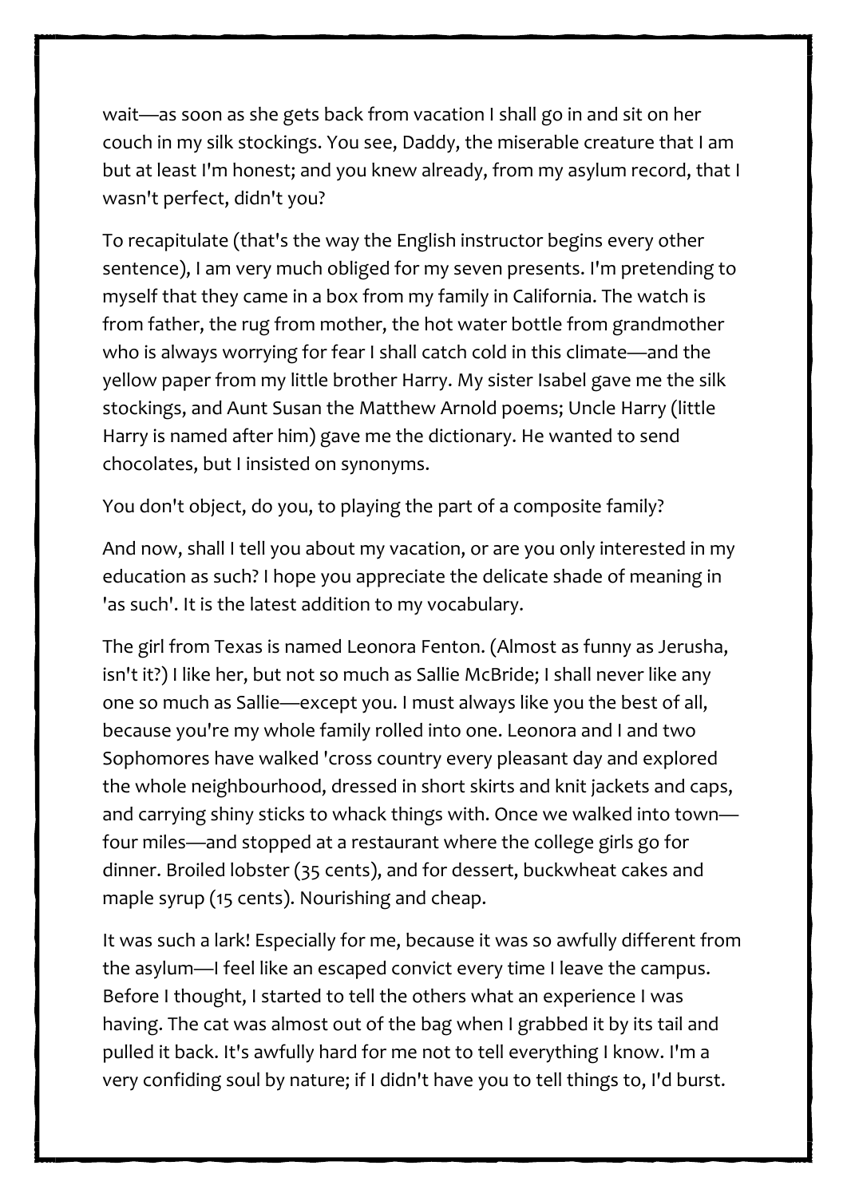wait—as soon as she gets back from vacation I shall go in and sit on her couch in my silk stockings. You see, Daddy, the miserable creature that I am but at least I'm honest; and you knew already, from my asylum record, that I wasn't perfect, didn't you?

To recapitulate (that's the way the English instructor begins every other sentence), I am very much obliged for my seven presents. I'm pretending to myself that they came in a box from my family in California. The watch is from father, the rug from mother, the hot water bottle from grandmother who is always worrying for fear I shall catch cold in this climate—and the yellow paper from my little brother Harry. My sister Isabel gave me the silk stockings, and Aunt Susan the Matthew Arnold poems; Uncle Harry (little Harry is named after him) gave me the dictionary. He wanted to send chocolates, but I insisted on synonyms.

You don't object, do you, to playing the part of a composite family?

And now, shall I tell you about my vacation, or are you only interested in my education as such? I hope you appreciate the delicate shade of meaning in 'as such'. It is the latest addition to my vocabulary.

The girl from Texas is named Leonora Fenton. (Almost as funny as Jerusha, isn't it?) I like her, but not so much as Sallie McBride; I shall never like any one so much as Sallie—except you. I must always like you the best of all, because you're my whole family rolled into one. Leonora and I and two Sophomores have walked 'cross country every pleasant day and explored the whole neighbourhood, dressed in short skirts and knit jackets and caps, and carrying shiny sticks to whack things with. Once we walked into town—four miles—and stopped at a restaurant where the college girls go for dinner. Broiled lobster (35 cents), and for dessert, buckwheat cakes and maple syrup (15 cents). Nourishing and cheap.

It was such a lark! Especially for me, because it was so awfully different from the asylum—I feel like an escaped convict every time I leave the campus. Before I thought, I started to tell the others what an experience I was having. The cat was almost out of the bag when I grabbed it by its tail and pulled it back. It's awfully hard for me not to tell everything I know. I'm a very confiding soul by nature; if I didn't have you to tell things to, I'd burst.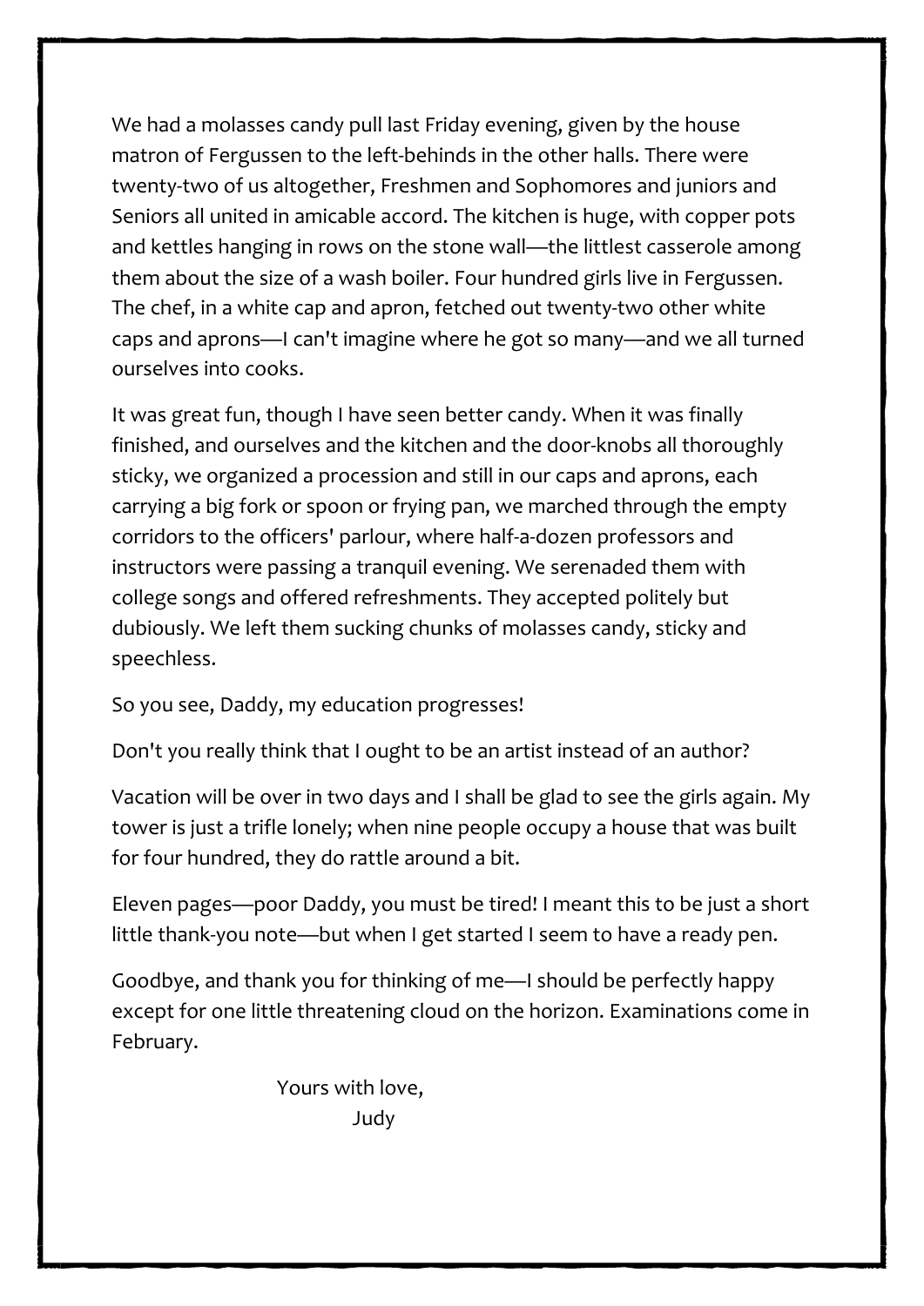We had a molasses candy pull last Friday evening, given by the house matron of Fergussen to the left-behinds in the other halls. There were twenty-two of us altogether, Freshmen and Sophomores and juniors and Seniors all united in amicable accord. The kitchen is huge, with copper pots and kettles hanging in rows on the stone wall—the littlest casserole among them about the size of a wash boiler. Four hundred girls live in Fergussen. The chef, in a white cap and apron, fetched out twenty-two other white caps and aprons—I can't imagine where he got so many—and we all turned ourselves into cooks.

It was great fun, though I have seen better candy. When it was finally finished, and ourselves and the kitchen and the door-knobs all thoroughly sticky, we organized a procession and still in our caps and aprons, each carrying a big fork or spoon or frying pan, we marched through the empty corridors to the officers' parlour, where half-a-dozen professors and instructors were passing a tranquil evening. We serenaded them with college songs and offered refreshments. They accepted politely but dubiously. We left them sucking chunks of molasses candy, sticky and speechless.

So you see, Daddy, my education progresses!

Don't you really think that I ought to be an artist instead of an author?

Vacation will be over in two days and I shall be glad to see the girls again. My tower is just a trifle lonely; when nine people occupy a house that was built for four hundred, they do rattle around a bit.

Eleven pages—poor Daddy, you must be tired! I meant this to be just a short little thank-you note—but when I get started I seem to have a ready pen.

Goodbye, and thank you for thinking of me—I should be perfectly happy except for one little threatening cloud on the horizon. Examinations come in February.

Yours with love,
Judy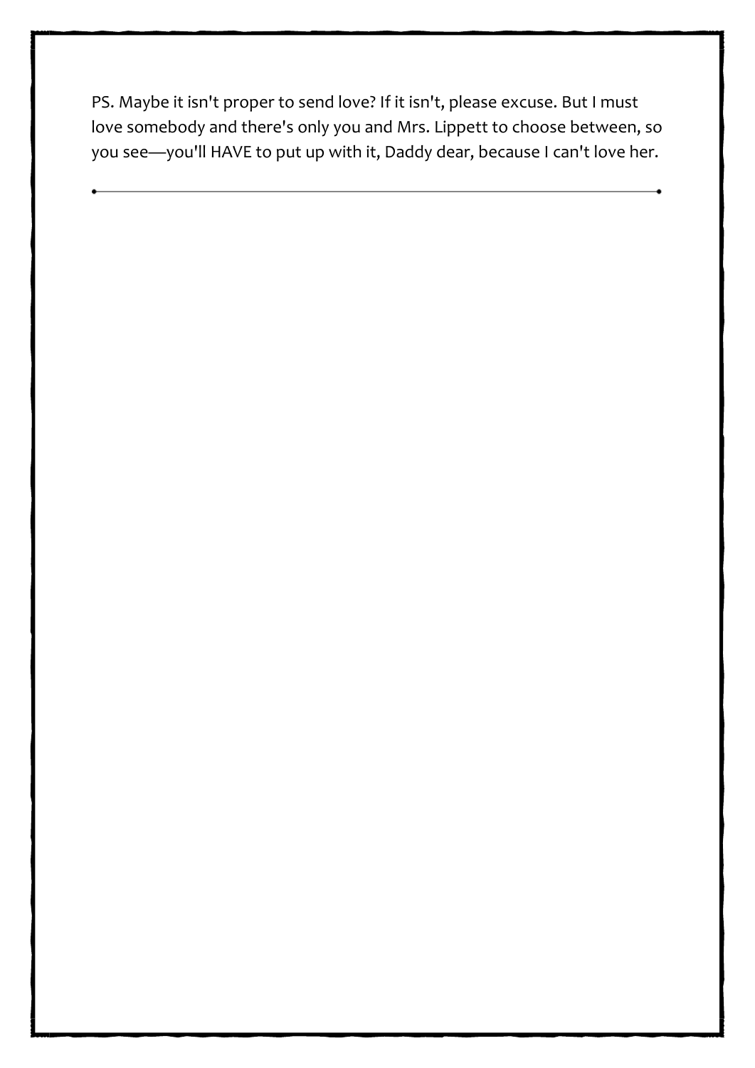PS. Maybe it isn't proper to send love? If it isn't, please excuse. But I must love somebody and there's only you and Mrs. Lippett to choose between, so you see—you'll HAVE to put up with it, Daddy dear, because I can't love her.

---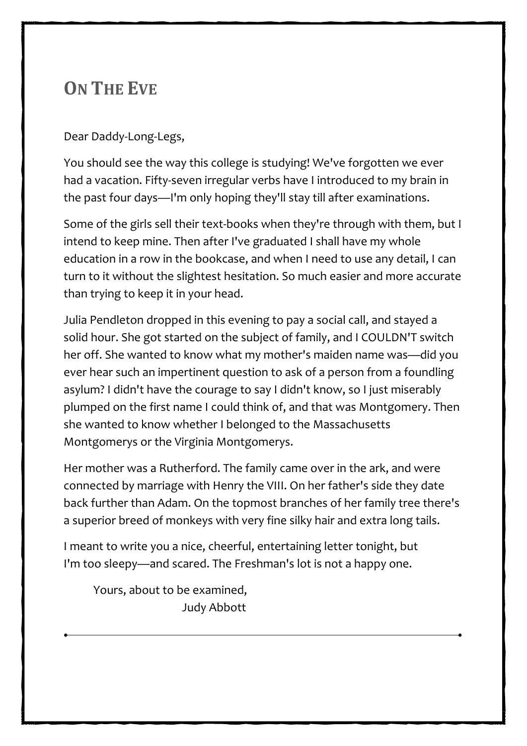# On The Eve

Dear Daddy-Long-Legs,

You should see the way this college is studying! We've forgotten we ever had a vacation. Fifty-seven irregular verbs have I introduced to my brain in the past four days—I'm only hoping they'll stay till after examinations.

Some of the girls sell their text-books when they're through with them, but I intend to keep mine. Then after I've graduated I shall have my whole education in a row in the bookcase, and when I need to use any detail, I can turn to it without the slightest hesitation. So much easier and more accurate than trying to keep it in your head.

Julia Pendleton dropped in this evening to pay a social call, and stayed a solid hour. She got started on the subject of family, and I COULDN'T switch her off. She wanted to know what my mother's maiden name was—did you ever hear such an impertinent question to ask of a person from a foundling asylum? I didn't have the courage to say I didn't know, so I just miserably plumped on the first name I could think of, and that was Montgomery. Then she wanted to know whether I belonged to the Massachusetts Montgomerys or the Virginia Montgomerys.

Her mother was a Rutherford. The family came over in the ark, and were connected by marriage with Henry the VIII. On her father's side they date back further than Adam. On the topmost branches of her family tree there's a superior breed of monkeys with very fine silky hair and extra long tails.

I meant to write you a nice, cheerful, entertaining letter tonight, but I'm too sleepy—and scared. The Freshman's lot is not a happy one.

Yours, about to be examined,
Judy Abbott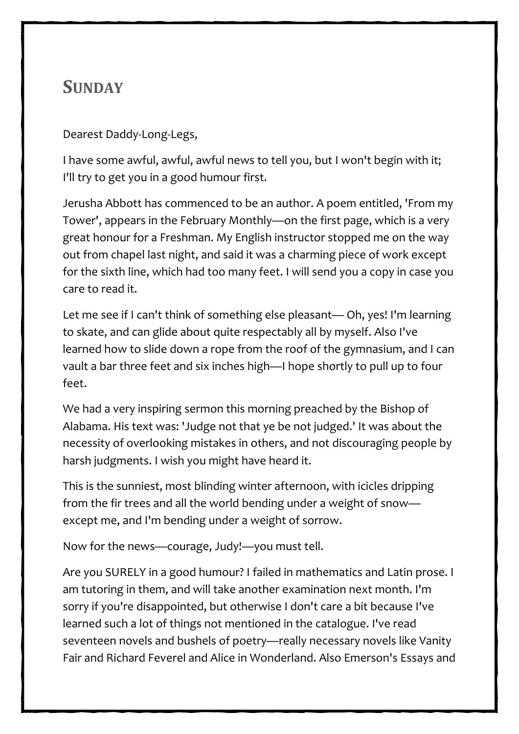## Sunday

Dearest Daddy-Long-Legs,

I have some awful, awful, awful news to tell you, but I won't begin with it; I'll try to get you in a good humour first.

Jerusha Abbott has commenced to be an author. A poem entitled, 'From my Tower', appears in the February Monthly—on the first page, which is a very great honour for a Freshman. My English instructor stopped me on the way out from chapel last night, and said it was a charming piece of work except for the sixth line, which had too many feet. I will send you a copy in case you care to read it.

Let me see if I can't think of something else pleasant— Oh, yes! I'm learning to skate, and can glide about quite respectably all by myself. Also I've learned how to slide down a rope from the roof of the gymnasium, and I can vault a bar three feet and six inches high—I hope shortly to pull up to four feet.

We had a very inspiring sermon this morning preached by the Bishop of Alabama. His text was: 'Judge not that ye be not judged.' It was about the necessity of overlooking mistakes in others, and not discouraging people by harsh judgments. I wish you might have heard it.

This is the sunniest, most blinding winter afternoon, with icicles dripping from the fir trees and all the world bending under a weight of snow—except me, and I'm bending under a weight of sorrow.

Now for the news—courage, Judy!—you must tell.

Are you SURELY in a good humour? I failed in mathematics and Latin prose. I am tutoring in them, and will take another examination next month. I'm sorry if you're disappointed, but otherwise I don't care a bit because I've learned such a lot of things not mentioned in the catalogue. I've read seventeen novels and bushels of poetry—really necessary novels like Vanity Fair and Richard Feverel and Alice in Wonderland. Also Emerson's Essays and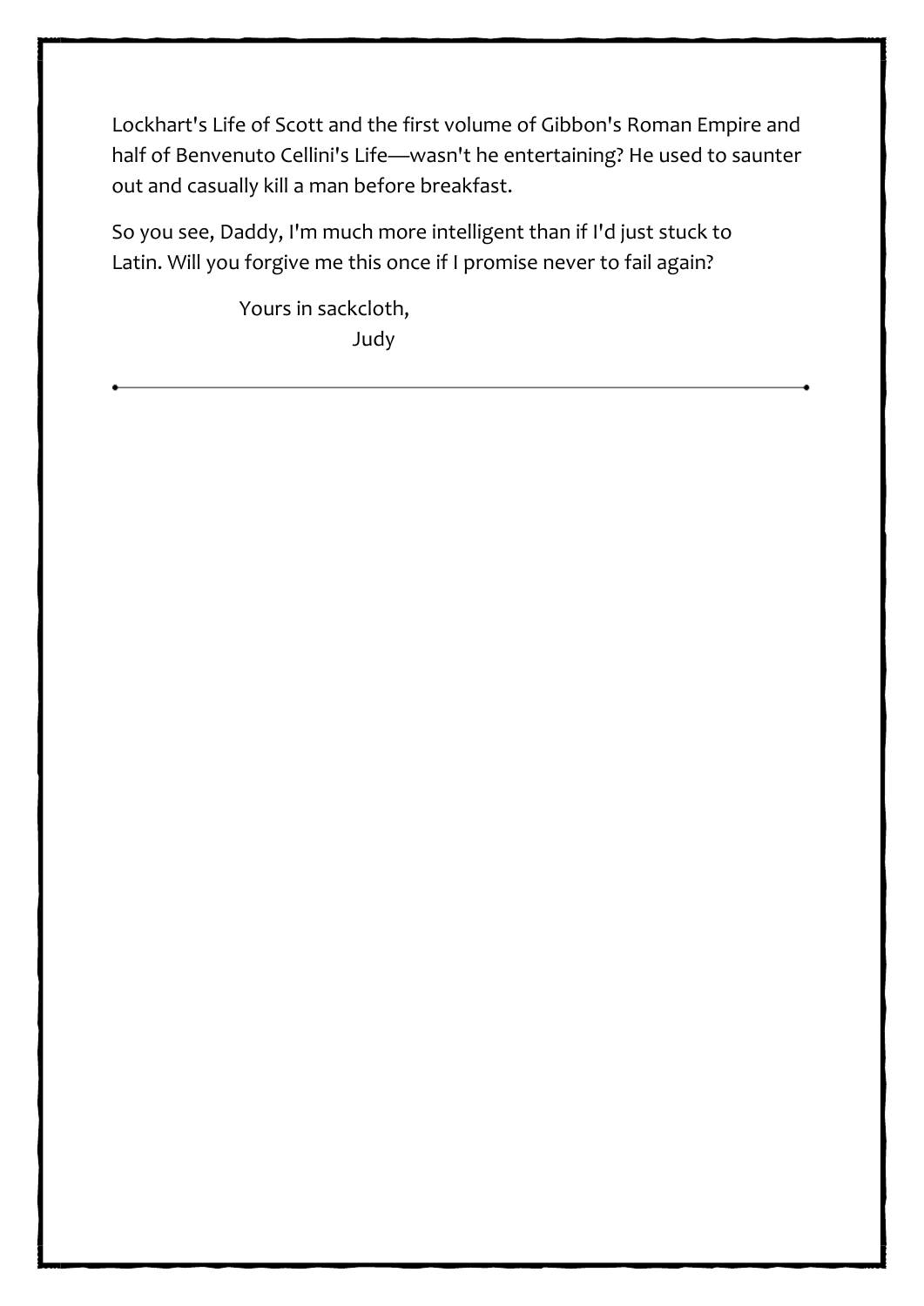Lockhart's Life of Scott and the first volume of Gibbon's Roman Empire and half of Benvenuto Cellini's Life—wasn't he entertaining? He used to saunter out and casually kill a man before breakfast.

So you see, Daddy, I'm much more intelligent than if I'd just stuck to Latin. Will you forgive me this once if I promise never to fail again?

Yours in sackcloth,
Judy

---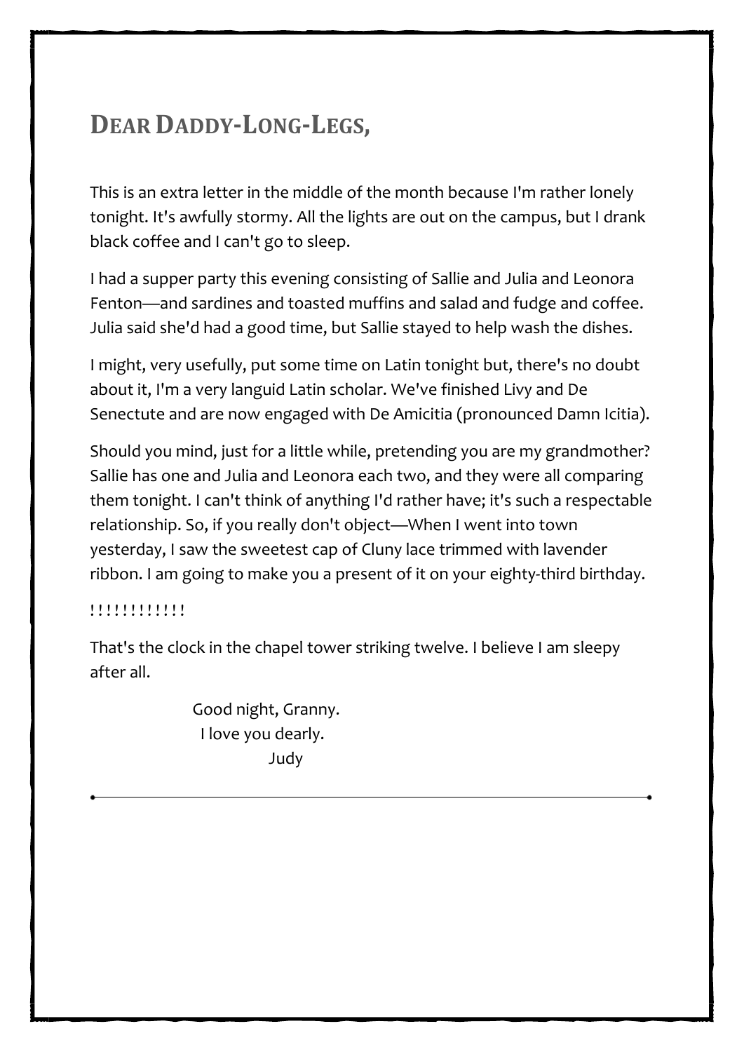## DEAR DADDY-LONG-LEGS,

This is an extra letter in the middle of the month because I'm rather lonely tonight. It's awfully stormy. All the lights are out on the campus, but I drank black coffee and I can't go to sleep.

I had a supper party this evening consisting of Sallie and Julia and Leonora Fenton—and sardines and toasted muffins and salad and fudge and coffee. Julia said she'd had a good time, but Sallie stayed to help wash the dishes.

I might, very usefully, put some time on Latin tonight but, there's no doubt about it, I'm a very languid Latin scholar. We've finished Livy and De Senectute and are now engaged with De Amicitia (pronounced Damn Icitia).

Should you mind, just for a little while, pretending you are my grandmother? Sallie has one and Julia and Leonora each two, and they were all comparing them tonight. I can't think of anything I'd rather have; it's such a respectable relationship. So, if you really don't object—When I went into town yesterday, I saw the sweetest cap of Cluny lace trimmed with lavender ribbon. I am going to make you a present of it on your eighty-third birthday.

! ! ! ! ! ! ! ! ! ! ! !

That's the clock in the chapel tower striking twelve. I believe I am sleepy after all.

Good night, Granny.
I love you dearly.
Judy

---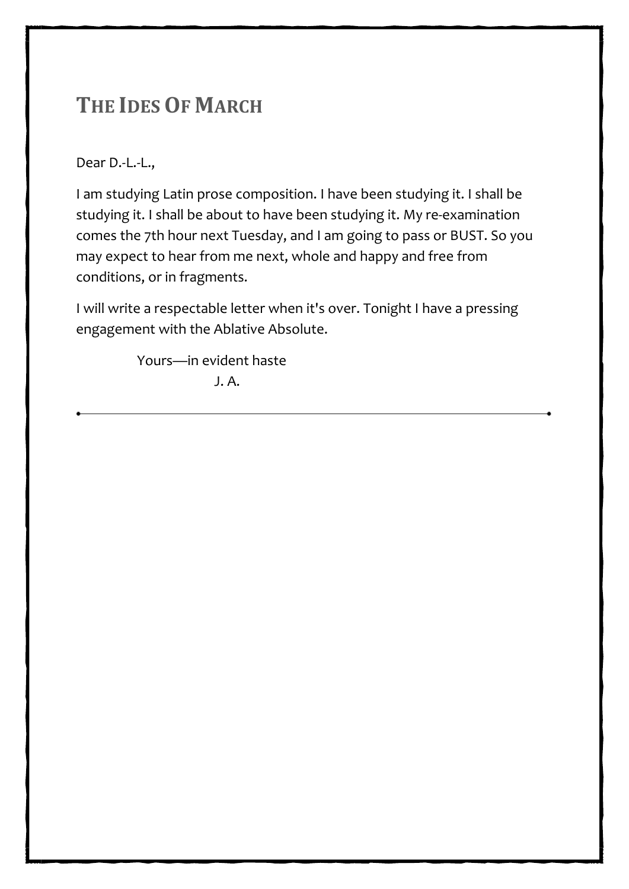## The Ides Of March

Dear D.-L.-L.,

I am studying Latin prose composition. I have been studying it. I shall be studying it. I shall be about to have been studying it. My re-examination comes the 7th hour next Tuesday, and I am going to pass or BUST. So you may expect to hear from me next, whole and happy and free from conditions, or in fragments.

I will write a respectable letter when it's over. Tonight I have a pressing engagement with the Ablative Absolute.

Yours—in evident haste
J. A.

---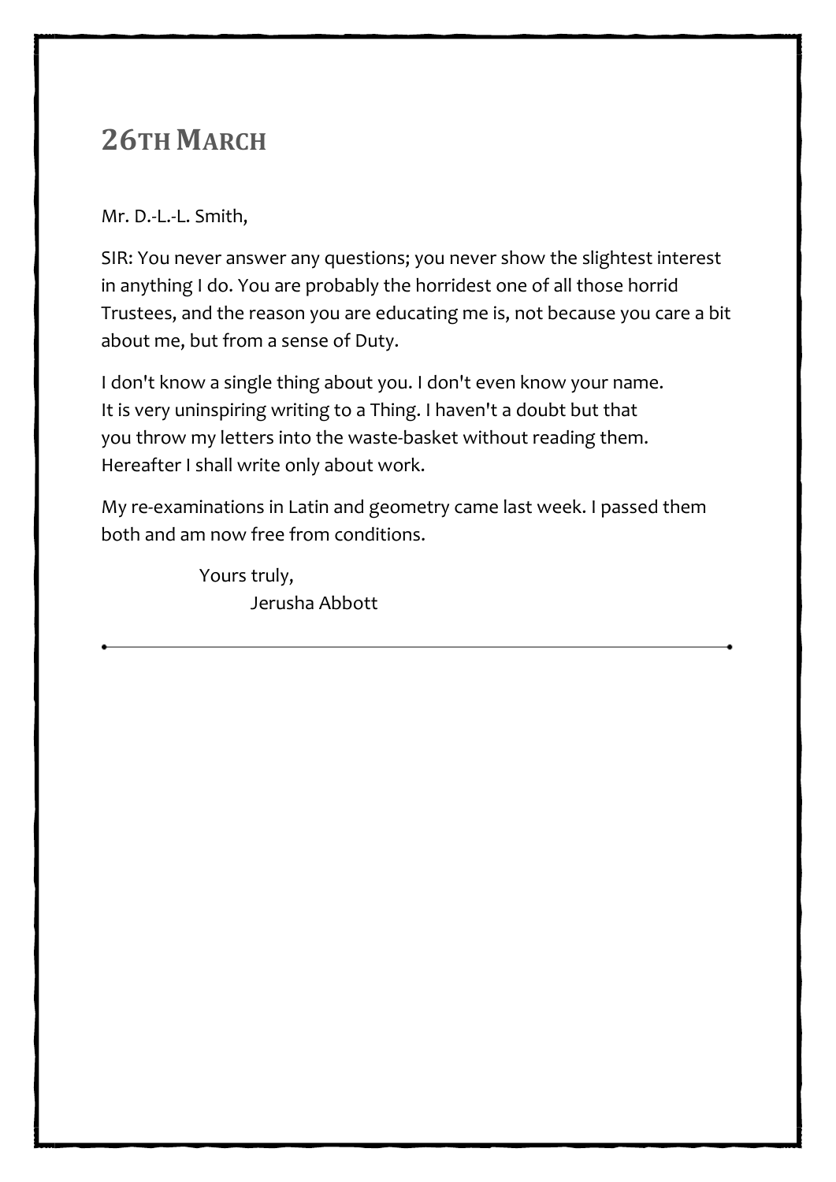## 26TH MARCH

Mr. D.-L.-L. Smith,

SIR: You never answer any questions; you never show the slightest interest in anything I do. You are probably the horridest one of all those horrid Trustees, and the reason you are educating me is, not because you care a bit about me, but from a sense of Duty.

I don't know a single thing about you. I don't even know your name. It is very uninspiring writing to a Thing. I haven't a doubt but that you throw my letters into the waste-basket without reading them. Hereafter I shall write only about work.

My re-examinations in Latin and geometry came last week. I passed them both and am now free from conditions.

Yours truly,
Jerusha Abbott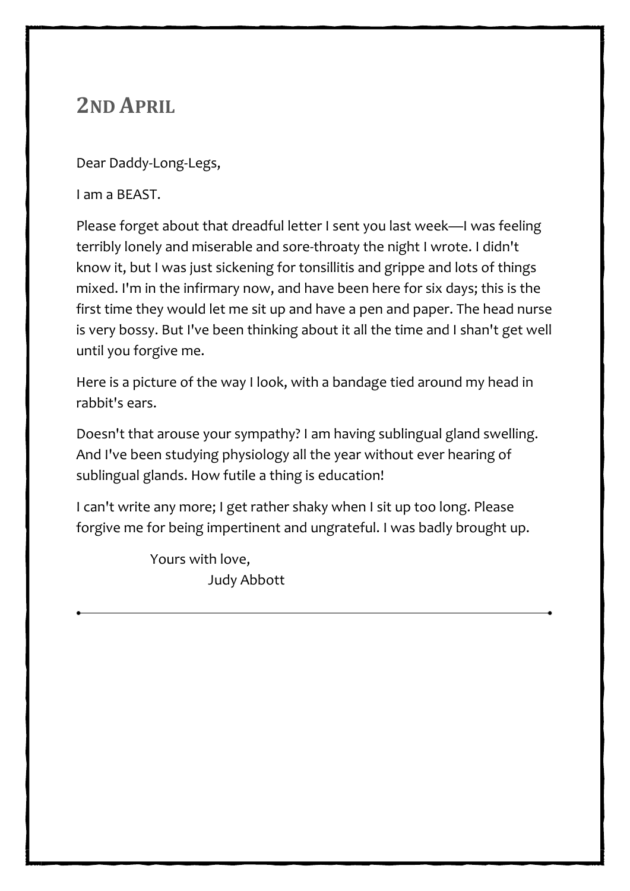## 2ND APRIL

Dear Daddy-Long-Legs,

I am a BEAST.

Please forget about that dreadful letter I sent you last week—I was feeling terribly lonely and miserable and sore-throaty the night I wrote. I didn't know it, but I was just sickening for tonsillitis and grippe and lots of things mixed. I'm in the infirmary now, and have been here for six days; this is the first time they would let me sit up and have a pen and paper. The head nurse is very bossy. But I've been thinking about it all the time and I shan't get well until you forgive me.

Here is a picture of the way I look, with a bandage tied around my head in rabbit's ears.

Doesn't that arouse your sympathy? I am having sublingual gland swelling. And I've been studying physiology all the year without ever hearing of sublingual glands. How futile a thing is education!

I can't write any more; I get rather shaky when I sit up too long. Please forgive me for being impertinent and ungrateful. I was badly brought up.

Yours with love,
Judy Abbott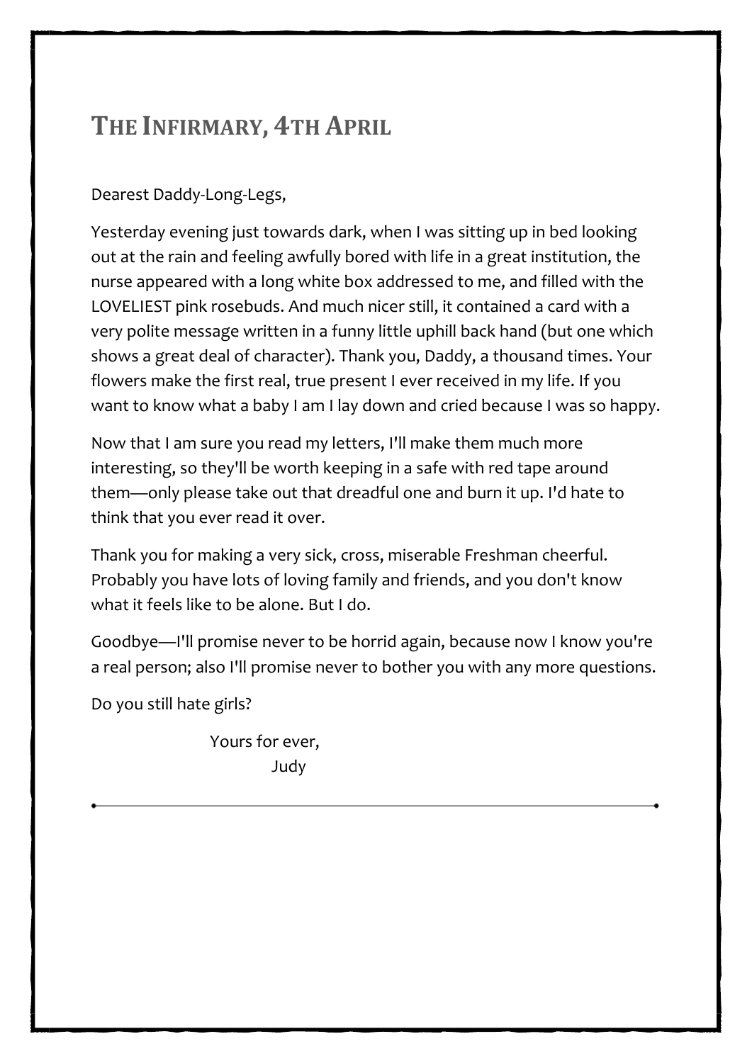## The Infirmary, 4th April

Dearest Daddy-Long-Legs,

Yesterday evening just towards dark, when I was sitting up in bed looking out at the rain and feeling awfully bored with life in a great institution, the nurse appeared with a long white box addressed to me, and filled with the LOVELIEST pink rosebuds. And much nicer still, it contained a card with a very polite message written in a funny little uphill back hand (but one which shows a great deal of character). Thank you, Daddy, a thousand times. Your flowers make the first real, true present I ever received in my life. If you want to know what a baby I am I lay down and cried because I was so happy.

Now that I am sure you read my letters, I'll make them much more interesting, so they'll be worth keeping in a safe with red tape around them—only please take out that dreadful one and burn it up. I'd hate to think that you ever read it over.

Thank you for making a very sick, cross, miserable Freshman cheerful. Probably you have lots of loving family and friends, and you don't know what it feels like to be alone. But I do.

Goodbye—I'll promise never to be horrid again, because now I know you're a real person; also I'll promise never to bother you with any more questions.

Do you still hate girls?

Yours for ever,
Judy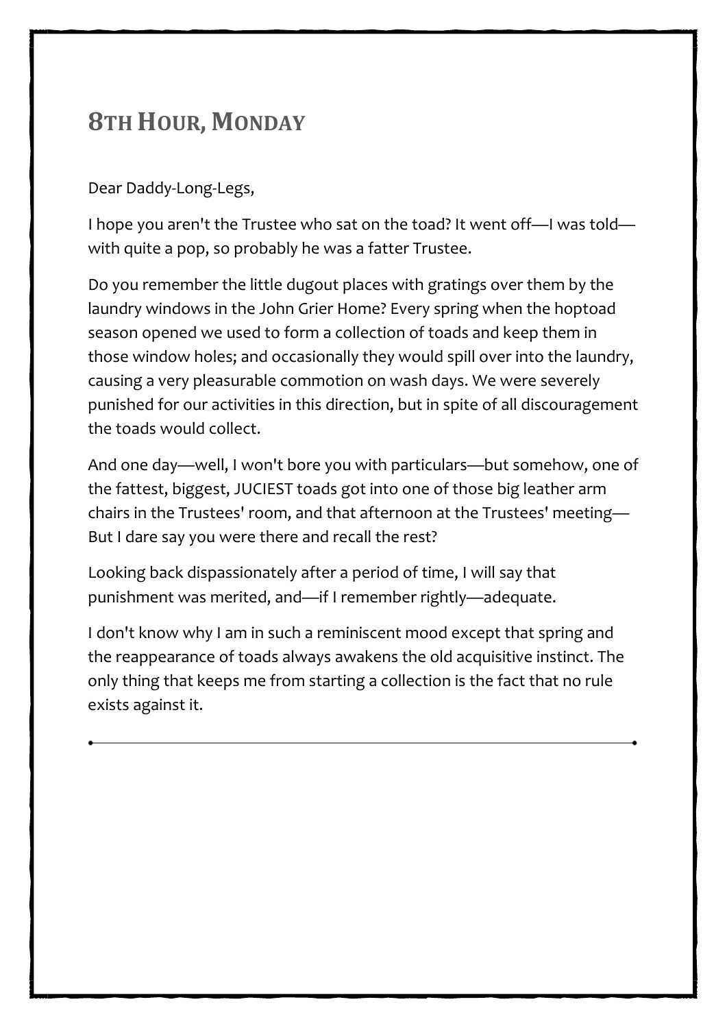## 8TH HOUR, MONDAY

Dear Daddy-Long-Legs,

I hope you aren't the Trustee who sat on the toad? It went off—I was told—with quite a pop, so probably he was a fatter Trustee.

Do you remember the little dugout places with gratings over them by the laundry windows in the John Grier Home? Every spring when the hoptoad season opened we used to form a collection of toads and keep them in those window holes; and occasionally they would spill over into the laundry, causing a very pleasurable commotion on wash days. We were severely punished for our activities in this direction, but in spite of all discouragement the toads would collect.

And one day—well, I won't bore you with particulars—but somehow, one of the fattest, biggest, JUCIEST toads got into one of those big leather arm chairs in the Trustees' room, and that afternoon at the Trustees' meeting—But I dare say you were there and recall the rest?

Looking back dispassionately after a period of time, I will say that punishment was merited, and—if I remember rightly—adequate.

I don't know why I am in such a reminiscent mood except that spring and the reappearance of toads always awakens the old acquisitive instinct. The only thing that keeps me from starting a collection is the fact that no rule exists against it.

---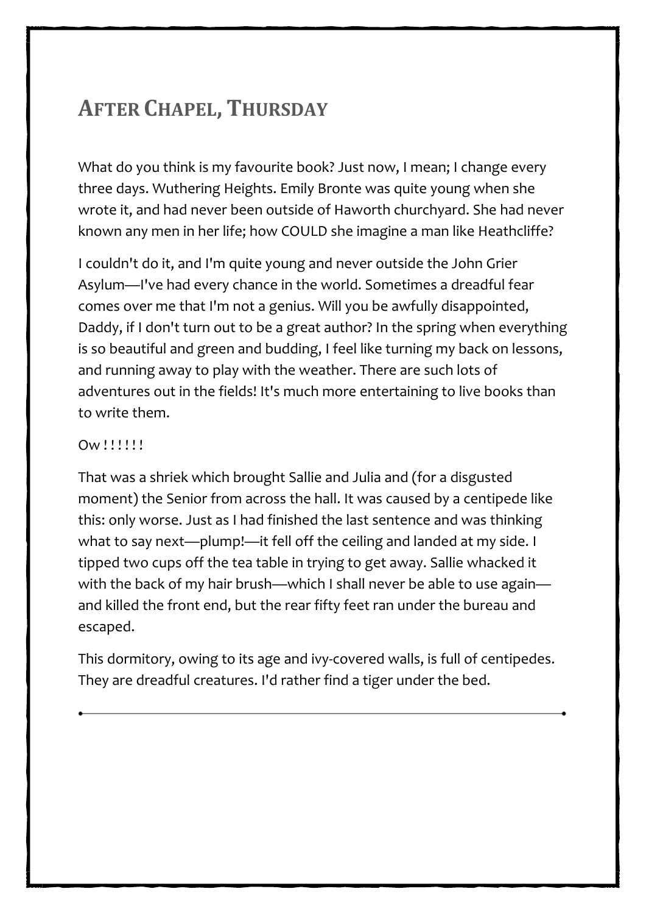## After Chapel, Thursday

What do you think is my favourite book? Just now, I mean; I change every three days. Wuthering Heights. Emily Bronte was quite young when she wrote it, and had never been outside of Haworth churchyard. She had never known any men in her life; how COULD she imagine a man like Heathcliffe?

I couldn't do it, and I'm quite young and never outside the John Grier Asylum—I've had every chance in the world. Sometimes a dreadful fear comes over me that I'm not a genius. Will you be awfully disappointed, Daddy, if I don't turn out to be a great author? In the spring when everything is so beautiful and green and budding, I feel like turning my back on lessons, and running away to play with the weather. There are such lots of adventures out in the fields! It's much more entertaining to live books than to write them.

Ow ! ! ! ! ! !

That was a shriek which brought Sallie and Julia and (for a disgusted moment) the Senior from across the hall. It was caused by a centipede like this: only worse. Just as I had finished the last sentence and was thinking what to say next—plump!—it fell off the ceiling and landed at my side. I tipped two cups off the tea table in trying to get away. Sallie whacked it with the back of my hair brush—which I shall never be able to use again—and killed the front end, but the rear fifty feet ran under the bureau and escaped.

This dormitory, owing to its age and ivy-covered walls, is full of centipedes. They are dreadful creatures. I'd rather find a tiger under the bed.

---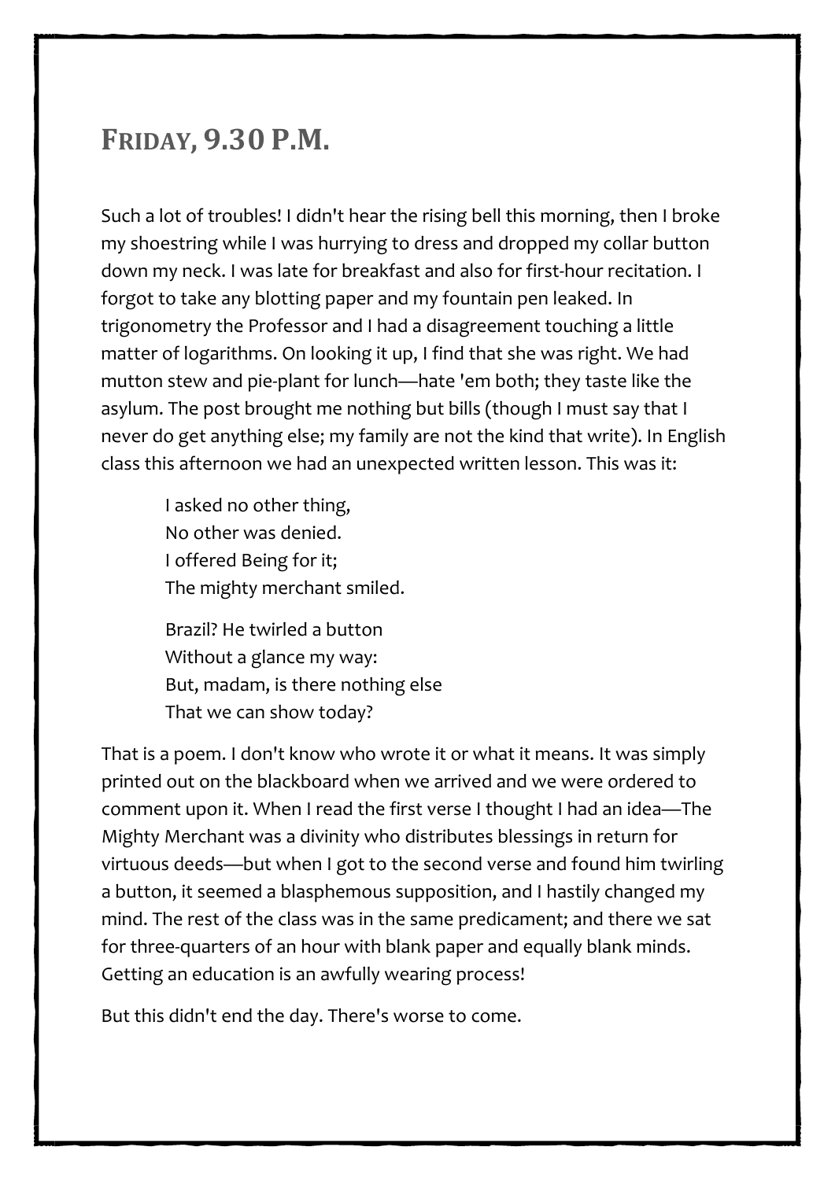## FRIDAY, 9.30 P.M.

Such a lot of troubles! I didn't hear the rising bell this morning, then I broke my shoestring while I was hurrying to dress and dropped my collar button down my neck. I was late for breakfast and also for first-hour recitation. I forgot to take any blotting paper and my fountain pen leaked. In trigonometry the Professor and I had a disagreement touching a little matter of logarithms. On looking it up, I find that she was right. We had mutton stew and pie-plant for lunch—hate 'em both; they taste like the asylum. The post brought me nothing but bills (though I must say that I never do get anything else; my family are not the kind that write). In English class this afternoon we had an unexpected written lesson. This was it:

> I asked no other thing,
> No other was denied.
> I offered Being for it;
> The mighty merchant smiled.
>
> Brazil? He twirled a button
> Without a glance my way:
> But, madam, is there nothing else
> That we can show today?

That is a poem. I don't know who wrote it or what it means. It was simply printed out on the blackboard when we arrived and we were ordered to comment upon it. When I read the first verse I thought I had an idea—The Mighty Merchant was a divinity who distributes blessings in return for virtuous deeds—but when I got to the second verse and found him twirling a button, it seemed a blasphemous supposition, and I hastily changed my mind. The rest of the class was in the same predicament; and there we sat for three-quarters of an hour with blank paper and equally blank minds. Getting an education is an awfully wearing process!

But this didn't end the day. There's worse to come.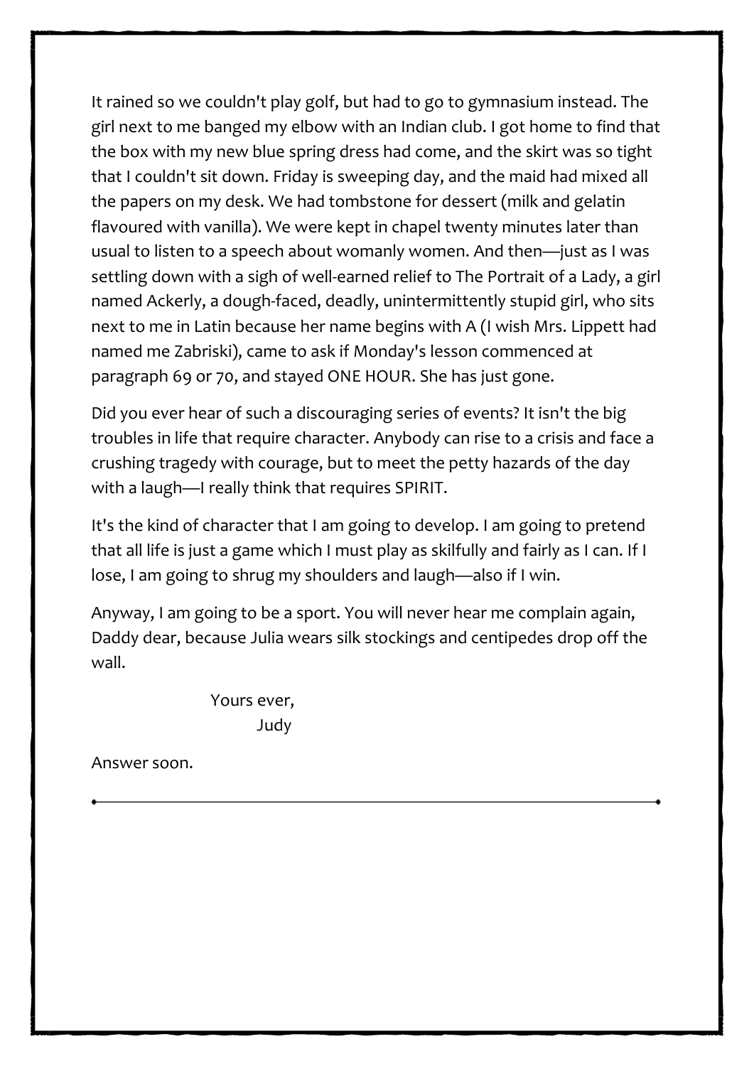It rained so we couldn't play golf, but had to go to gymnasium instead. The girl next to me banged my elbow with an Indian club. I got home to find that the box with my new blue spring dress had come, and the skirt was so tight that I couldn't sit down. Friday is sweeping day, and the maid had mixed all the papers on my desk. We had tombstone for dessert (milk and gelatin flavoured with vanilla). We were kept in chapel twenty minutes later than usual to listen to a speech about womanly women. And then—just as I was settling down with a sigh of well-earned relief to The Portrait of a Lady, a girl named Ackerly, a dough-faced, deadly, unintermittently stupid girl, who sits next to me in Latin because her name begins with A (I wish Mrs. Lippett had named me Zabriski), came to ask if Monday's lesson commenced at paragraph 69 or 70, and stayed ONE HOUR. She has just gone.

Did you ever hear of such a discouraging series of events? It isn't the big troubles in life that require character. Anybody can rise to a crisis and face a crushing tragedy with courage, but to meet the petty hazards of the day with a laugh—I really think that requires SPIRIT.

It's the kind of character that I am going to develop. I am going to pretend that all life is just a game which I must play as skilfully and fairly as I can. If I lose, I am going to shrug my shoulders and laugh—also if I win.

Anyway, I am going to be a sport. You will never hear me complain again, Daddy dear, because Julia wears silk stockings and centipedes drop off the wall.

Yours ever,  
Judy

Answer soon.

---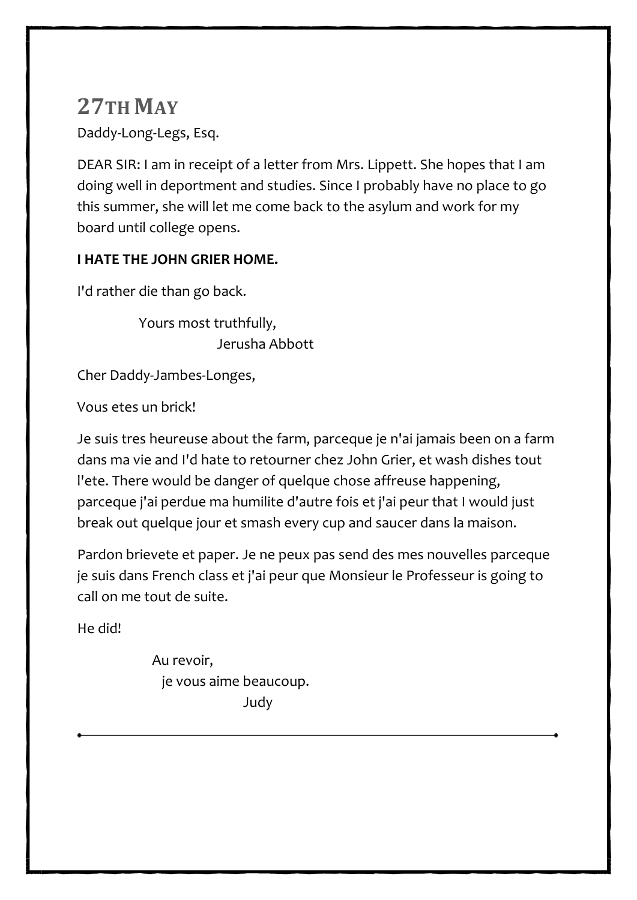## 27TH MAY

Daddy-Long-Legs, Esq.

DEAR SIR: I am in receipt of a letter from Mrs. Lippett. She hopes that I am doing well in deportment and studies. Since I probably have no place to go this summer, she will let me come back to the asylum and work for my board until college opens.

**I HATE THE JOHN GRIER HOME.**

I'd rather die than go back.

Yours most truthfully,
Jerusha Abbott

Cher Daddy-Jambes-Longes,

Vous etes un brick!

Je suis tres heureuse about the farm, parceque je n'ai jamais been on a farm dans ma vie and I'd hate to retourner chez John Grier, et wash dishes tout l'ete. There would be danger of quelque chose affreuse happening, parceque j'ai perdue ma humilite d'autre fois et j'ai peur that I would just break out quelque jour et smash every cup and saucer dans la maison.

Pardon brievete et paper. Je ne peux pas send des mes nouvelles parceque je suis dans French class et j'ai peur que Monsieur le Professeur is going to call on me tout de suite.

He did!

Au revoir,
je vous aime beaucoup.
Judy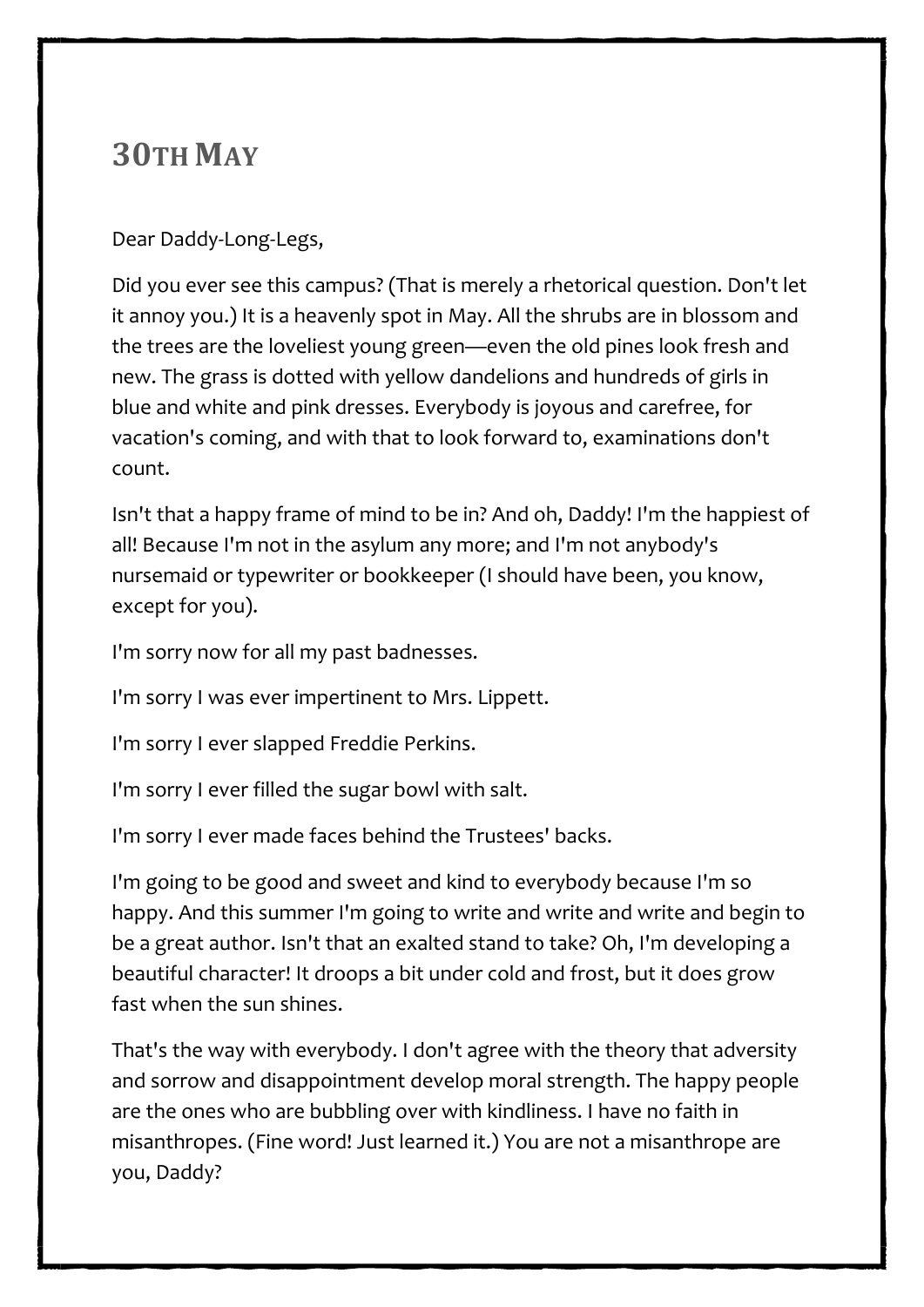## 30th May

Dear Daddy-Long-Legs,

Did you ever see this campus? (That is merely a rhetorical question. Don't let it annoy you.) It is a heavenly spot in May. All the shrubs are in blossom and the trees are the loveliest young green—even the old pines look fresh and new. The grass is dotted with yellow dandelions and hundreds of girls in blue and white and pink dresses. Everybody is joyous and carefree, for vacation's coming, and with that to look forward to, examinations don't count.

Isn't that a happy frame of mind to be in? And oh, Daddy! I'm the happiest of all! Because I'm not in the asylum any more; and I'm not anybody's nursemaid or typewriter or bookkeeper (I should have been, you know, except for you).

I'm sorry now for all my past badnesses.

I'm sorry I was ever impertinent to Mrs. Lippett.

I'm sorry I ever slapped Freddie Perkins.

I'm sorry I ever filled the sugar bowl with salt.

I'm sorry I ever made faces behind the Trustees' backs.

I'm going to be good and sweet and kind to everybody because I'm so happy. And this summer I'm going to write and write and write and begin to be a great author. Isn't that an exalted stand to take? Oh, I'm developing a beautiful character! It droops a bit under cold and frost, but it does grow fast when the sun shines.

That's the way with everybody. I don't agree with the theory that adversity and sorrow and disappointment develop moral strength. The happy people are the ones who are bubbling over with kindliness. I have no faith in misanthropes. (Fine word! Just learned it.) You are not a misanthrope are you, Daddy?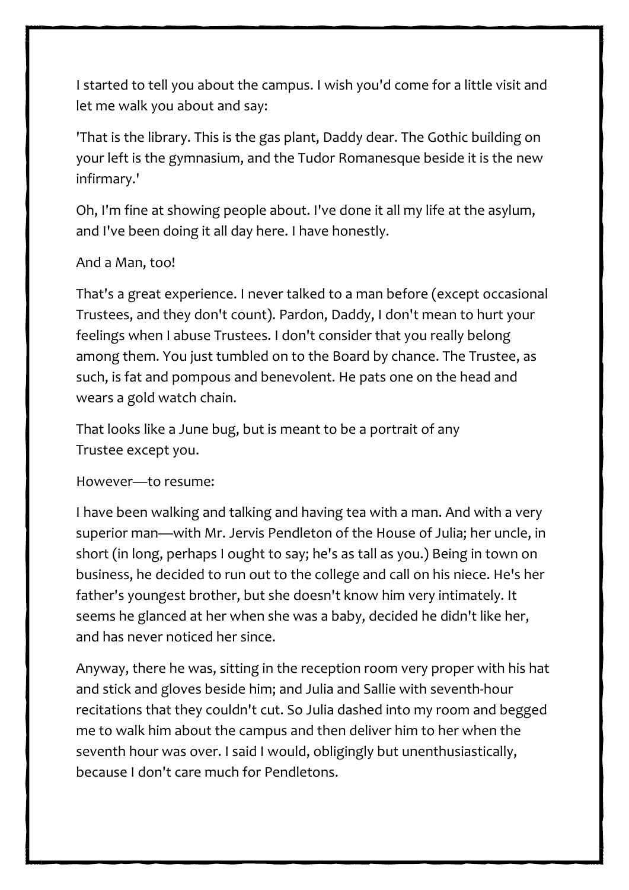I started to tell you about the campus. I wish you'd come for a little visit and let me walk you about and say:

'That is the library. This is the gas plant, Daddy dear. The Gothic building on your left is the gymnasium, and the Tudor Romanesque beside it is the new infirmary.'

Oh, I'm fine at showing people about. I've done it all my life at the asylum, and I've been doing it all day here. I have honestly.

And a Man, too!

That's a great experience. I never talked to a man before (except occasional Trustees, and they don't count). Pardon, Daddy, I don't mean to hurt your feelings when I abuse Trustees. I don't consider that you really belong among them. You just tumbled on to the Board by chance. The Trustee, as such, is fat and pompous and benevolent. He pats one on the head and wears a gold watch chain.

That looks like a June bug, but is meant to be a portrait of any Trustee except you.

However—to resume:

I have been walking and talking and having tea with a man. And with a very superior man—with Mr. Jervis Pendleton of the House of Julia; her uncle, in short (in long, perhaps I ought to say; he's as tall as you.) Being in town on business, he decided to run out to the college and call on his niece. He's her father's youngest brother, but she doesn't know him very intimately. It seems he glanced at her when she was a baby, decided he didn't like her, and has never noticed her since.

Anyway, there he was, sitting in the reception room very proper with his hat and stick and gloves beside him; and Julia and Sallie with seventh-hour recitations that they couldn't cut. So Julia dashed into my room and begged me to walk him about the campus and then deliver him to her when the seventh hour was over. I said I would, obligingly but unenthusiastically, because I don't care much for Pendletons.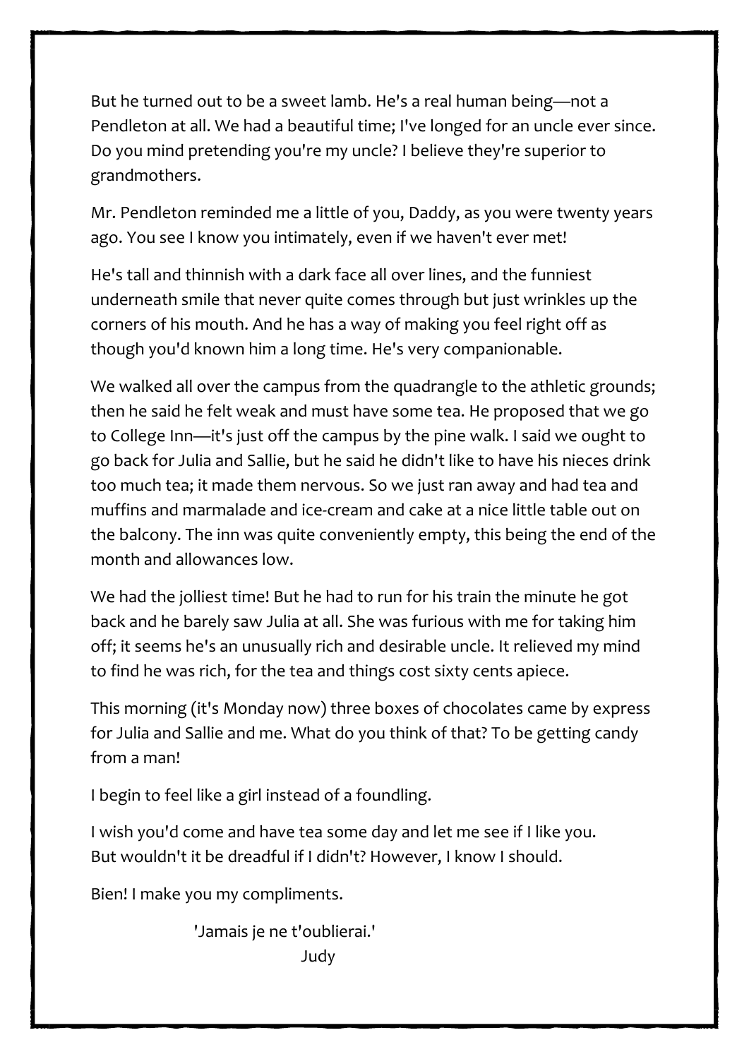But he turned out to be a sweet lamb. He's a real human being—not a Pendleton at all. We had a beautiful time; I've longed for an uncle ever since. Do you mind pretending you're my uncle? I believe they're superior to grandmothers.

Mr. Pendleton reminded me a little of you, Daddy, as you were twenty years ago. You see I know you intimately, even if we haven't ever met!

He's tall and thinnish with a dark face all over lines, and the funniest underneath smile that never quite comes through but just wrinkles up the corners of his mouth. And he has a way of making you feel right off as though you'd known him a long time. He's very companionable.

We walked all over the campus from the quadrangle to the athletic grounds; then he said he felt weak and must have some tea. He proposed that we go to College Inn—it's just off the campus by the pine walk. I said we ought to go back for Julia and Sallie, but he said he didn't like to have his nieces drink too much tea; it made them nervous. So we just ran away and had tea and muffins and marmalade and ice-cream and cake at a nice little table out on the balcony. The inn was quite conveniently empty, this being the end of the month and allowances low.

We had the jolliest time! But he had to run for his train the minute he got back and he barely saw Julia at all. She was furious with me for taking him off; it seems he's an unusually rich and desirable uncle. It relieved my mind to find he was rich, for the tea and things cost sixty cents apiece.

This morning (it's Monday now) three boxes of chocolates came by express for Julia and Sallie and me. What do you think of that? To be getting candy from a man!

I begin to feel like a girl instead of a foundling.

I wish you'd come and have tea some day and let me see if I like you. But wouldn't it be dreadful if I didn't? However, I know I should.

Bien! I make you my compliments.

'Jamais je ne t'oublierai.'

Judy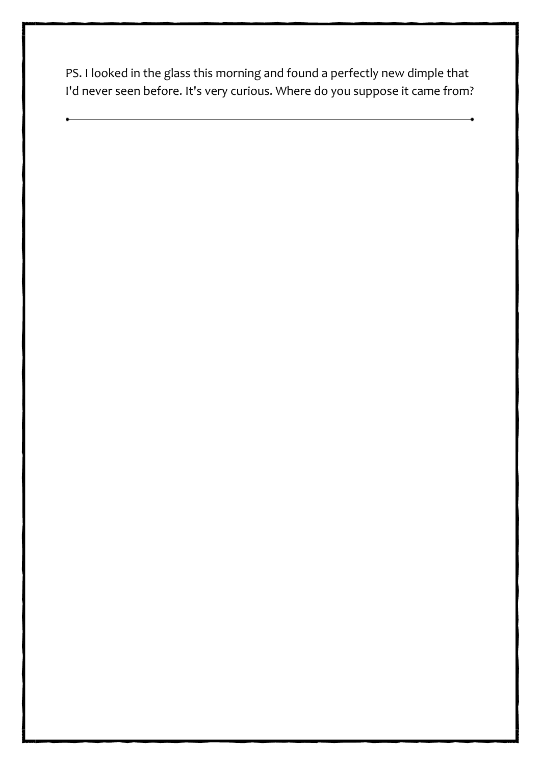PS. I looked in the glass this morning and found a perfectly new dimple that I'd never seen before. It's very curious. Where do you suppose it came from?

---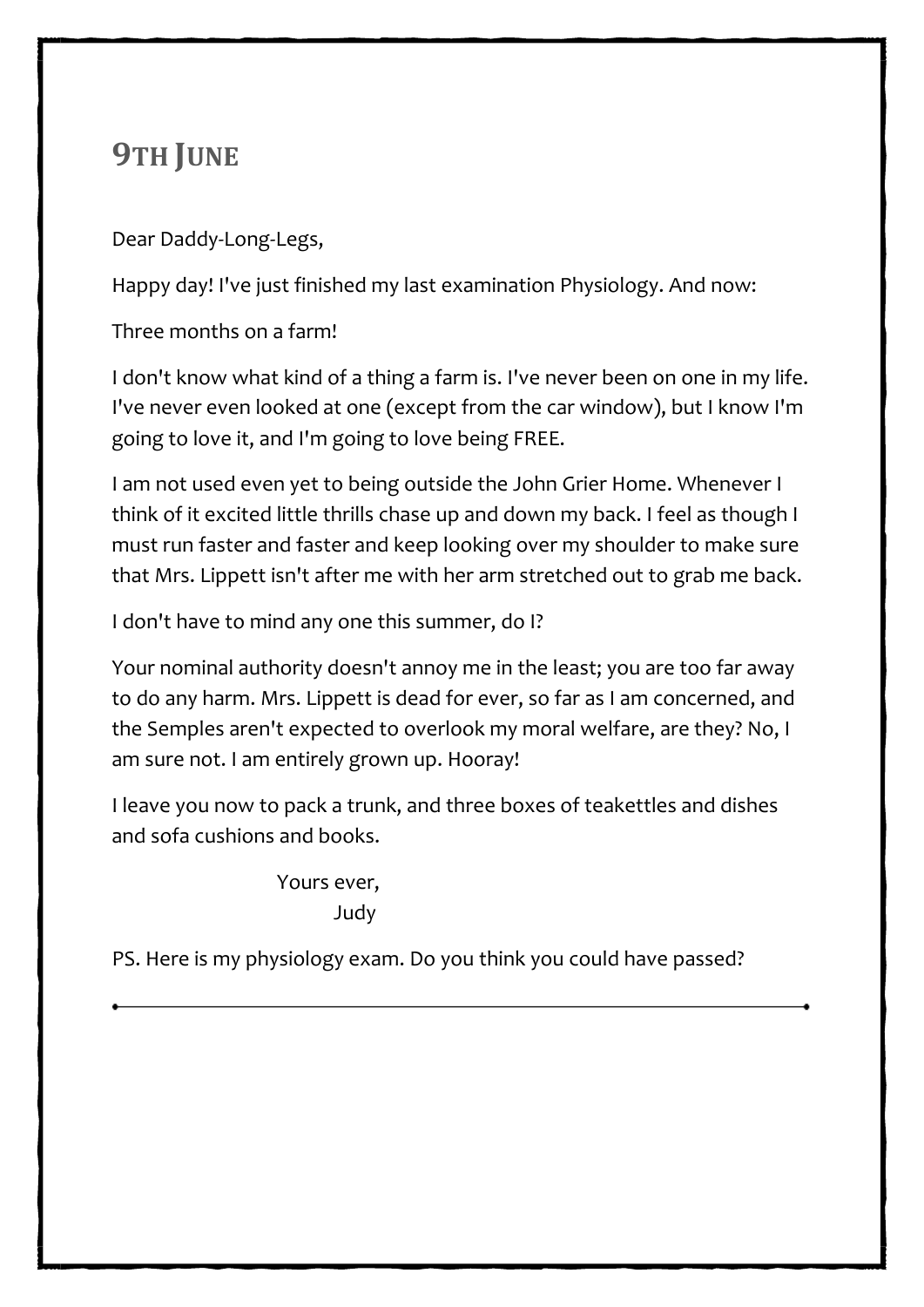## 9TH JUNE

Dear Daddy-Long-Legs,

Happy day! I've just finished my last examination Physiology. And now:

Three months on a farm!

I don't know what kind of a thing a farm is. I've never been on one in my life. I've never even looked at one (except from the car window), but I know I'm going to love it, and I'm going to love being FREE.

I am not used even yet to being outside the John Grier Home. Whenever I think of it excited little thrills chase up and down my back. I feel as though I must run faster and faster and keep looking over my shoulder to make sure that Mrs. Lippett isn't after me with her arm stretched out to grab me back.

I don't have to mind any one this summer, do I?

Your nominal authority doesn't annoy me in the least; you are too far away to do any harm. Mrs. Lippett is dead for ever, so far as I am concerned, and the Semples aren't expected to overlook my moral welfare, are they? No, I am sure not. I am entirely grown up. Hooray!

I leave you now to pack a trunk, and three boxes of teakettles and dishes and sofa cushions and books.

Yours ever,
Judy

PS. Here is my physiology exam. Do you think you could have passed?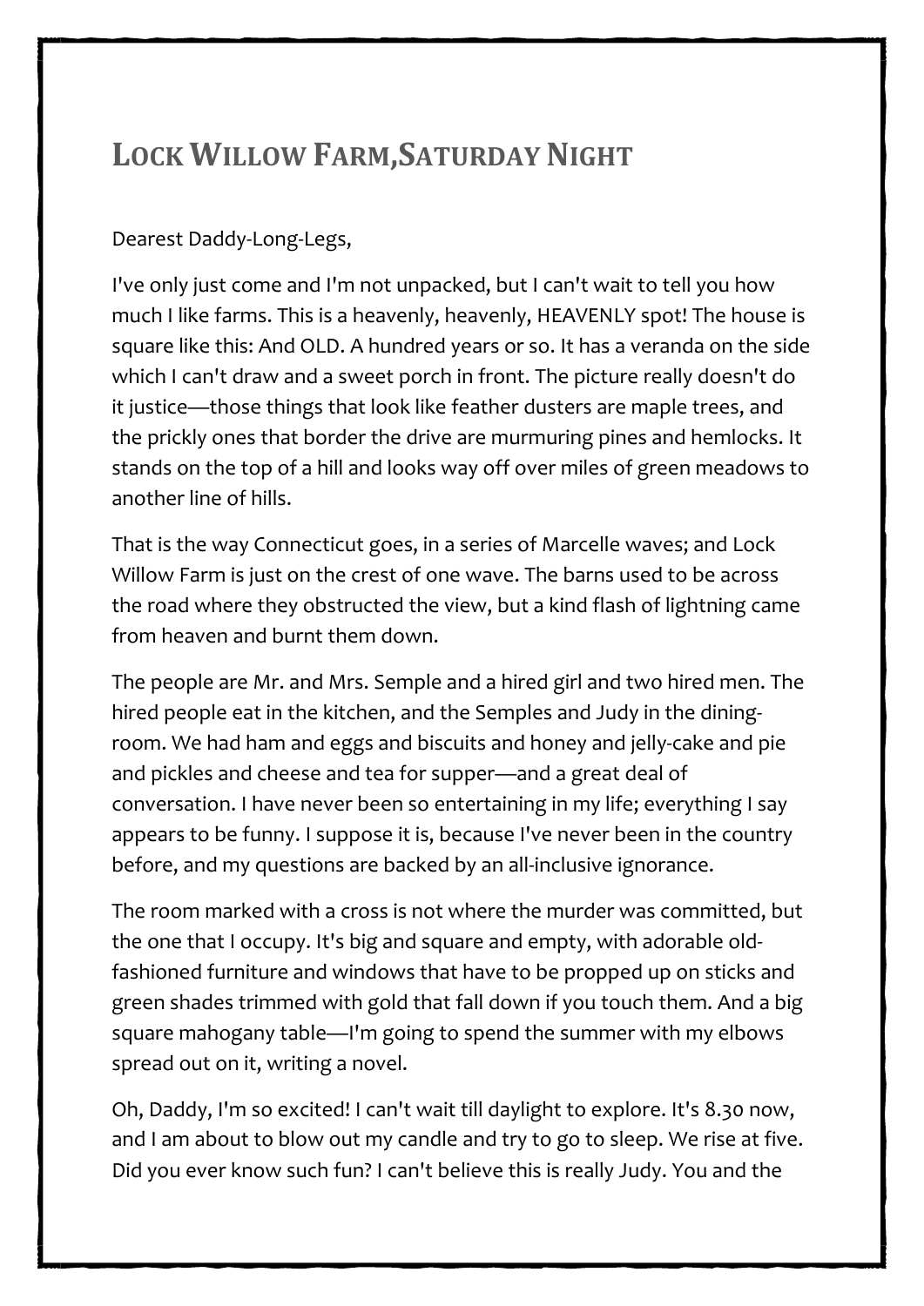## LOCK WILLOW FARM,SATURDAY NIGHT

Dearest Daddy-Long-Legs,

I've only just come and I'm not unpacked, but I can't wait to tell you how much I like farms. This is a heavenly, heavenly, HEAVENLY spot! The house is square like this: And OLD. A hundred years or so. It has a veranda on the side which I can't draw and a sweet porch in front. The picture really doesn't do it justice—those things that look like feather dusters are maple trees, and the prickly ones that border the drive are murmuring pines and hemlocks. It stands on the top of a hill and looks way off over miles of green meadows to another line of hills.

That is the way Connecticut goes, in a series of Marcelle waves; and Lock Willow Farm is just on the crest of one wave. The barns used to be across the road where they obstructed the view, but a kind flash of lightning came from heaven and burnt them down.

The people are Mr. and Mrs. Semple and a hired girl and two hired men. The hired people eat in the kitchen, and the Semples and Judy in the dining-room. We had ham and eggs and biscuits and honey and jelly-cake and pie and pickles and cheese and tea for supper—and a great deal of conversation. I have never been so entertaining in my life; everything I say appears to be funny. I suppose it is, because I've never been in the country before, and my questions are backed by an all-inclusive ignorance.

The room marked with a cross is not where the murder was committed, but the one that I occupy. It's big and square and empty, with adorable old-fashioned furniture and windows that have to be propped up on sticks and green shades trimmed with gold that fall down if you touch them. And a big square mahogany table—I'm going to spend the summer with my elbows spread out on it, writing a novel.

Oh, Daddy, I'm so excited! I can't wait till daylight to explore. It's 8.30 now, and I am about to blow out my candle and try to go to sleep. We rise at five. Did you ever know such fun? I can't believe this is really Judy. You and the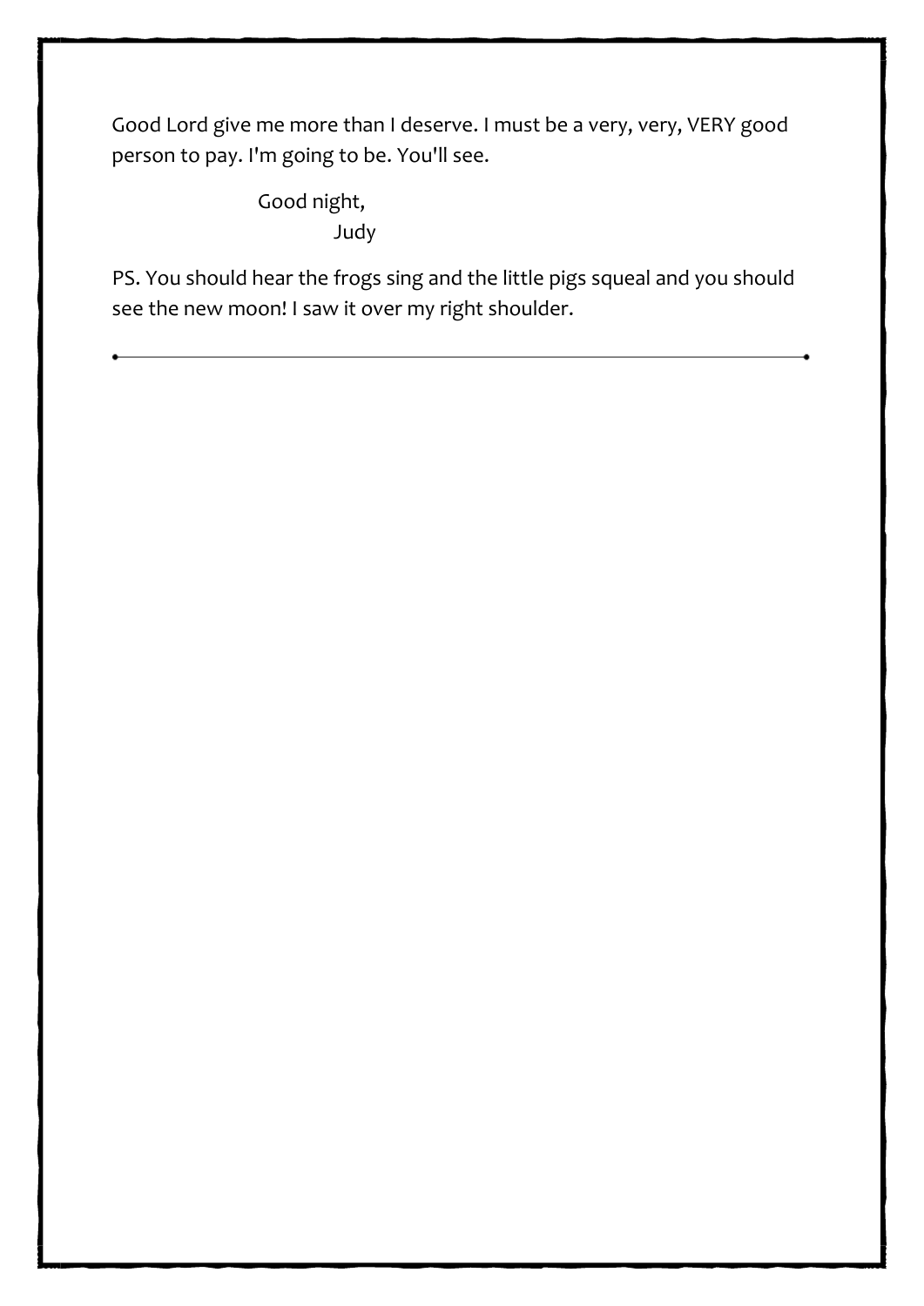Good Lord give me more than I deserve. I must be a very, very, VERY good person to pay. I'm going to be. You'll see.

Good night,
Judy

PS. You should hear the frogs sing and the little pigs squeal and you should see the new moon! I saw it over my right shoulder.

---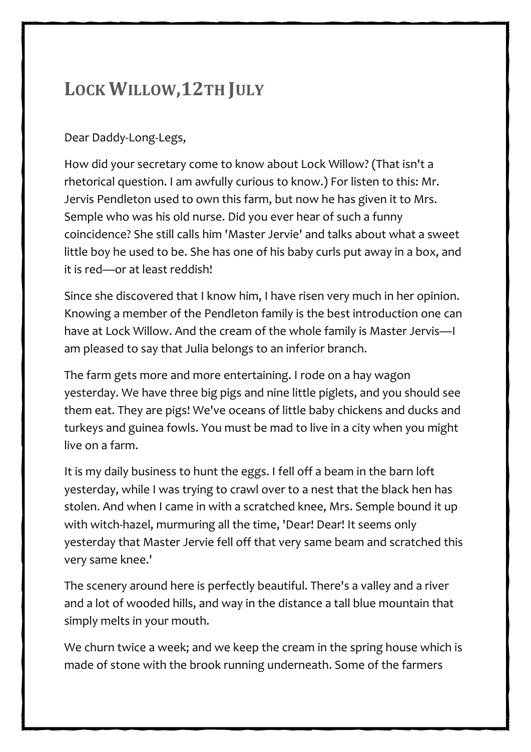## Lock Willow, 12th July

Dear Daddy-Long-Legs,

How did your secretary come to know about Lock Willow? (That isn't a rhetorical question. I am awfully curious to know.) For listen to this: Mr. Jervis Pendleton used to own this farm, but now he has given it to Mrs. Semple who was his old nurse. Did you ever hear of such a funny coincidence? She still calls him 'Master Jervie' and talks about what a sweet little boy he used to be. She has one of his baby curls put away in a box, and it is red—or at least reddish!

Since she discovered that I know him, I have risen very much in her opinion. Knowing a member of the Pendleton family is the best introduction one can have at Lock Willow. And the cream of the whole family is Master Jervis—I am pleased to say that Julia belongs to an inferior branch.

The farm gets more and more entertaining. I rode on a hay wagon yesterday. We have three big pigs and nine little piglets, and you should see them eat. They are pigs! We've oceans of little baby chickens and ducks and turkeys and guinea fowls. You must be mad to live in a city when you might live on a farm.

It is my daily business to hunt the eggs. I fell off a beam in the barn loft yesterday, while I was trying to crawl over to a nest that the black hen has stolen. And when I came in with a scratched knee, Mrs. Semple bound it up with witch-hazel, murmuring all the time, 'Dear! Dear! It seems only yesterday that Master Jervie fell off that very same beam and scratched this very same knee.'

The scenery around here is perfectly beautiful. There's a valley and a river and a lot of wooded hills, and way in the distance a tall blue mountain that simply melts in your mouth.

We churn twice a week; and we keep the cream in the spring house which is made of stone with the brook running underneath. Some of the farmers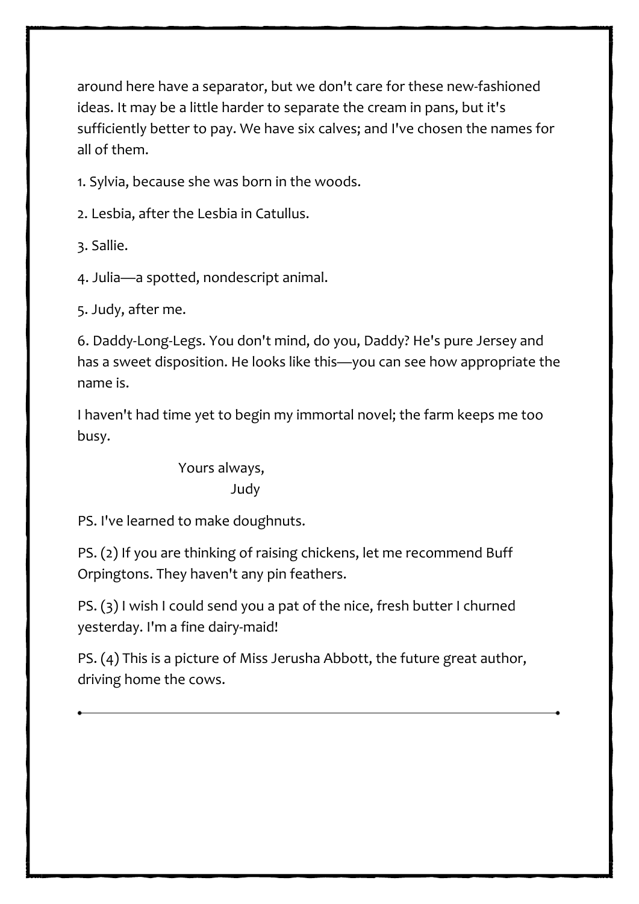around here have a separator, but we don't care for these new-fashioned ideas. It may be a little harder to separate the cream in pans, but it's sufficiently better to pay. We have six calves; and I've chosen the names for all of them.

1. Sylvia, because she was born in the woods.

2. Lesbia, after the Lesbia in Catullus.

3. Sallie.

4. Julia—a spotted, nondescript animal.

5. Judy, after me.

6. Daddy-Long-Legs. You don't mind, do you, Daddy? He's pure Jersey and has a sweet disposition. He looks like this—you can see how appropriate the name is.

I haven't had time yet to begin my immortal novel; the farm keeps me too busy.

Yours always,
Judy

PS. I've learned to make doughnuts.

PS. (2) If you are thinking of raising chickens, let me recommend Buff Orpingtons. They haven't any pin feathers.

PS. (3) I wish I could send you a pat of the nice, fresh butter I churned yesterday. I'm a fine dairy-maid!

PS. (4) This is a picture of Miss Jerusha Abbott, the future great author, driving home the cows.

---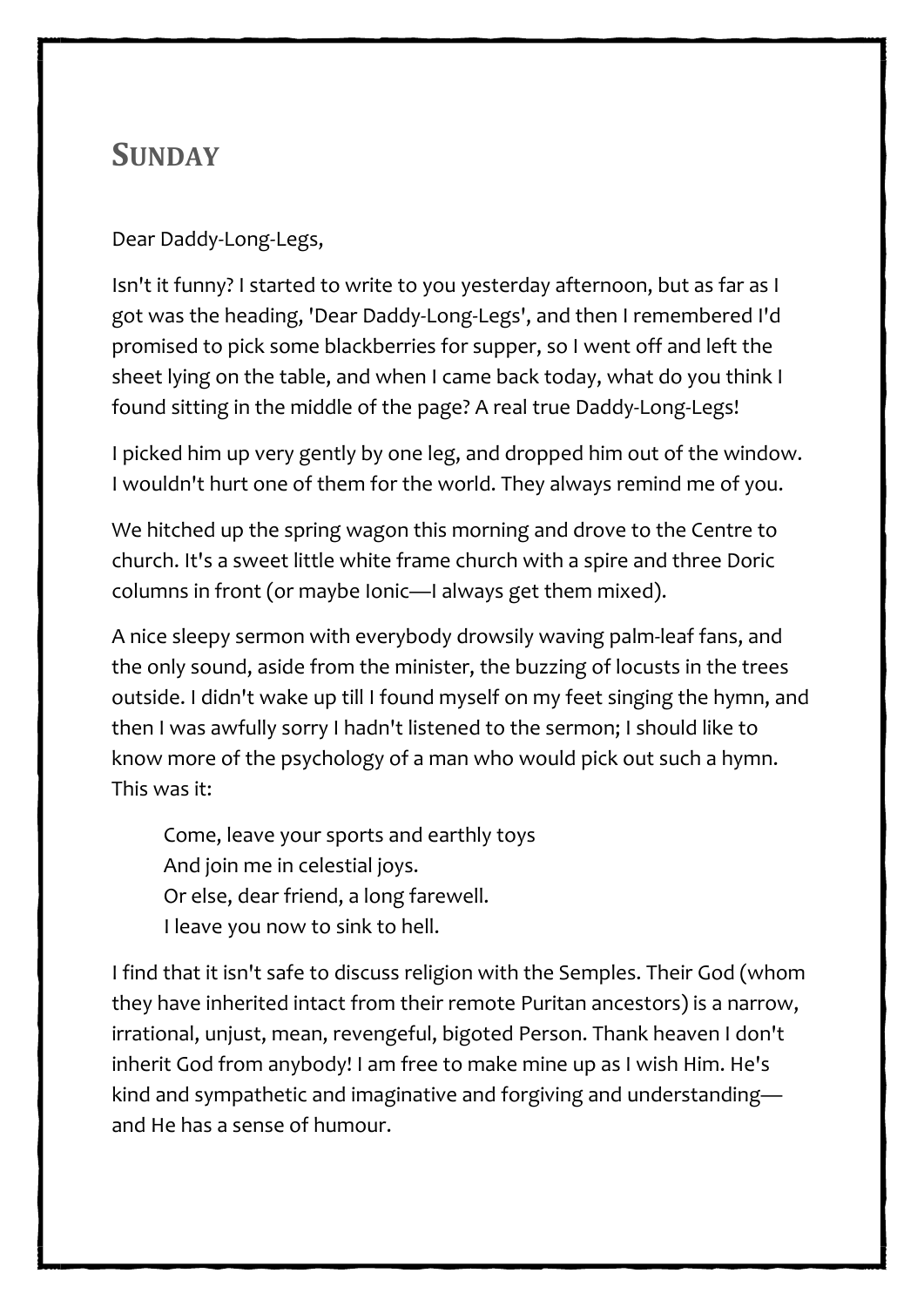## SUNDAY

Dear Daddy-Long-Legs,

Isn't it funny? I started to write to you yesterday afternoon, but as far as I got was the heading, 'Dear Daddy-Long-Legs', and then I remembered I'd promised to pick some blackberries for supper, so I went off and left the sheet lying on the table, and when I came back today, what do you think I found sitting in the middle of the page? A real true Daddy-Long-Legs!

I picked him up very gently by one leg, and dropped him out of the window. I wouldn't hurt one of them for the world. They always remind me of you.

We hitched up the spring wagon this morning and drove to the Centre to church. It's a sweet little white frame church with a spire and three Doric columns in front (or maybe Ionic—I always get them mixed).

A nice sleepy sermon with everybody drowsily waving palm-leaf fans, and the only sound, aside from the minister, the buzzing of locusts in the trees outside. I didn't wake up till I found myself on my feet singing the hymn, and then I was awfully sorry I hadn't listened to the sermon; I should like to know more of the psychology of a man who would pick out such a hymn. This was it:

> Come, leave your sports and earthly toys
> And join me in celestial joys.
> Or else, dear friend, a long farewell.
> I leave you now to sink to hell.

I find that it isn't safe to discuss religion with the Semples. Their God (whom they have inherited intact from their remote Puritan ancestors) is a narrow, irrational, unjust, mean, revengeful, bigoted Person. Thank heaven I don't inherit God from anybody! I am free to make mine up as I wish Him. He's kind and sympathetic and imaginative and forgiving and understanding—and He has a sense of humour.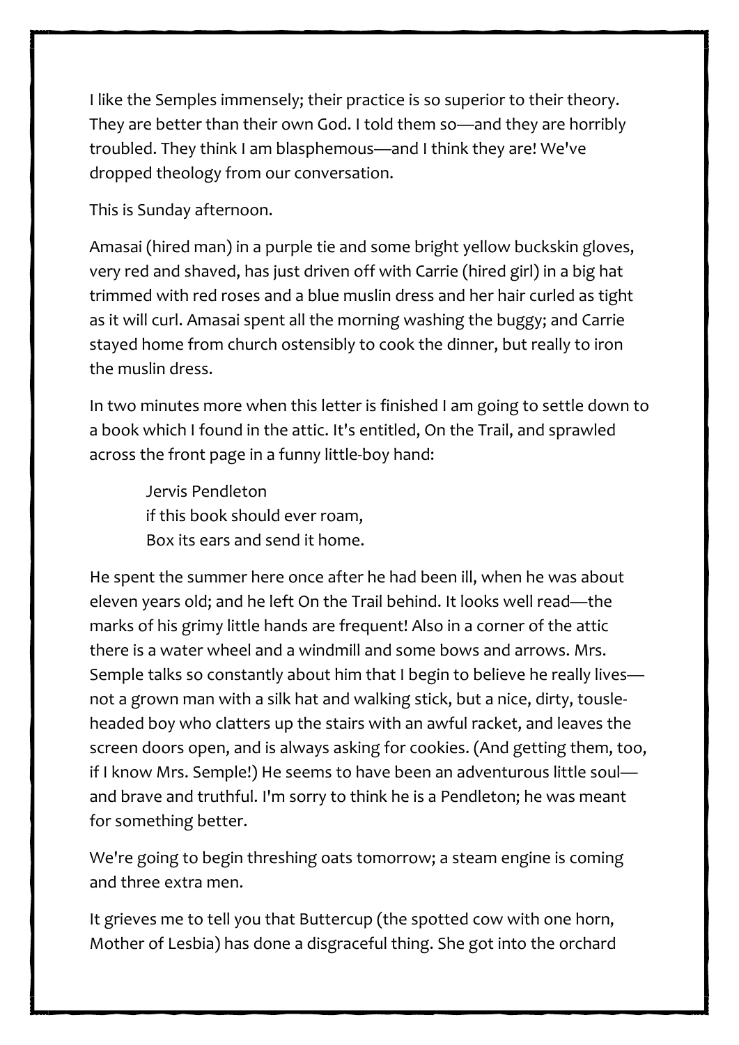I like the Semples immensely; their practice is so superior to their theory. They are better than their own God. I told them so—and they are horribly troubled. They think I am blasphemous—and I think they are! We've dropped theology from our conversation.

This is Sunday afternoon.

Amasai (hired man) in a purple tie and some bright yellow buckskin gloves, very red and shaved, has just driven off with Carrie (hired girl) in a big hat trimmed with red roses and a blue muslin dress and her hair curled as tight as it will curl. Amasai spent all the morning washing the buggy; and Carrie stayed home from church ostensibly to cook the dinner, but really to iron the muslin dress.

In two minutes more when this letter is finished I am going to settle down to a book which I found in the attic. It's entitled, On the Trail, and sprawled across the front page in a funny little-boy hand:

> Jervis Pendleton  
> if this book should ever roam,  
> Box its ears and send it home.

He spent the summer here once after he had been ill, when he was about eleven years old; and he left On the Trail behind. It looks well read—the marks of his grimy little hands are frequent! Also in a corner of the attic there is a water wheel and a windmill and some bows and arrows. Mrs. Semple talks so constantly about him that I begin to believe he really lives—not a grown man with a silk hat and walking stick, but a nice, dirty, tousle-headed boy who clatters up the stairs with an awful racket, and leaves the screen doors open, and is always asking for cookies. (And getting them, too, if I know Mrs. Semple!) He seems to have been an adventurous little soul—and brave and truthful. I'm sorry to think he is a Pendleton; he was meant for something better.

We're going to begin threshing oats tomorrow; a steam engine is coming and three extra men.

It grieves me to tell you that Buttercup (the spotted cow with one horn, Mother of Lesbia) has done a disgraceful thing. She got into the orchard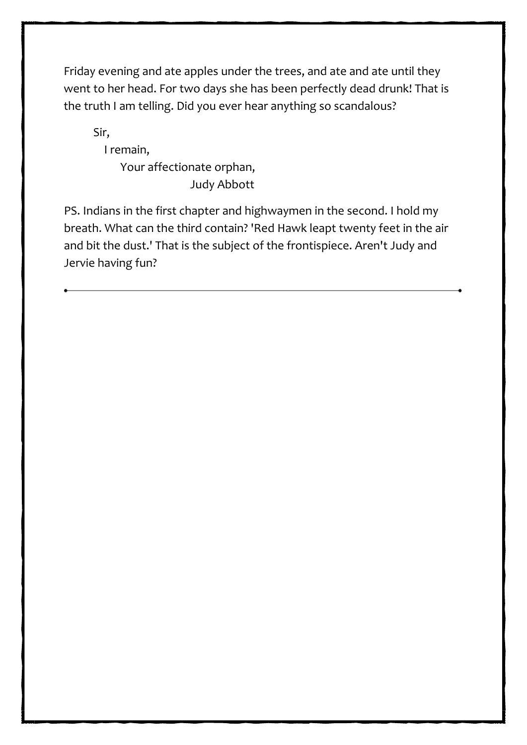Friday evening and ate apples under the trees, and ate and ate until they went to her head. For two days she has been perfectly dead drunk! That is the truth I am telling. Did you ever hear anything so scandalous?

Sir,  
I remain,  
Your affectionate orphan,  
Judy Abbott

PS. Indians in the first chapter and highwaymen in the second. I hold my breath. What can the third contain? 'Red Hawk leapt twenty feet in the air and bit the dust.' That is the subject of the frontispiece. Aren't Judy and Jervie having fun?

---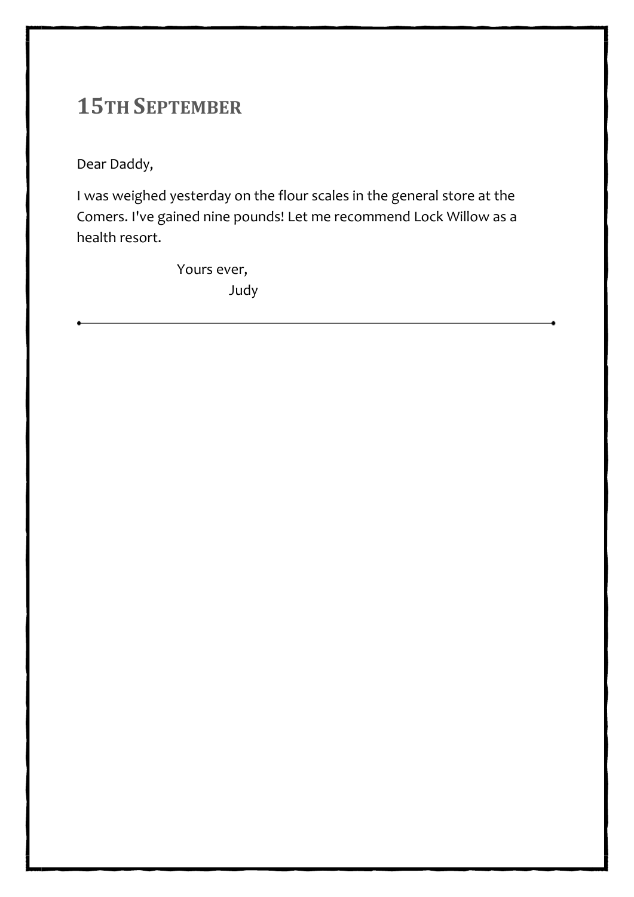## 15TH SEPTEMBER

Dear Daddy,

I was weighed yesterday on the flour scales in the general store at the Comers. I've gained nine pounds! Let me recommend Lock Willow as a health resort.

Yours ever,
Judy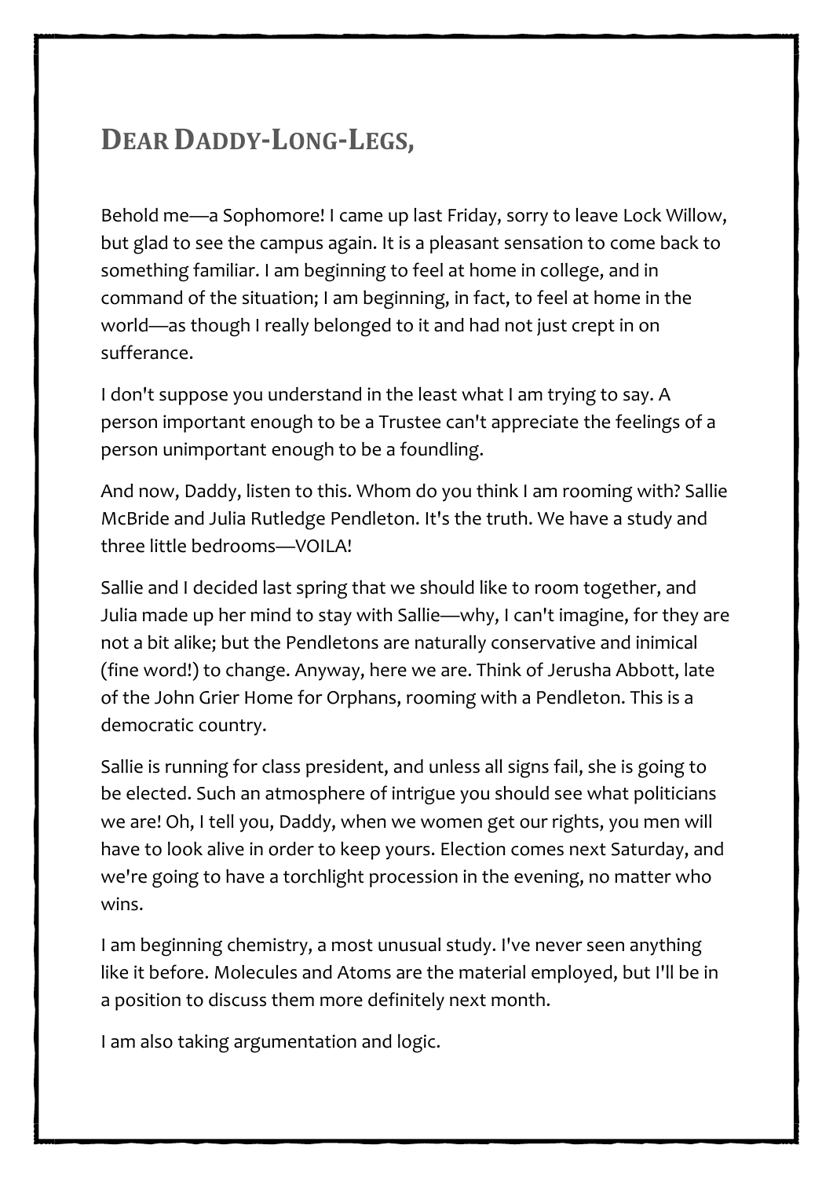## DEAR DADDY-LONG-LEGS,

Behold me—a Sophomore! I came up last Friday, sorry to leave Lock Willow, but glad to see the campus again. It is a pleasant sensation to come back to something familiar. I am beginning to feel at home in college, and in command of the situation; I am beginning, in fact, to feel at home in the world—as though I really belonged to it and had not just crept in on sufferance.

I don't suppose you understand in the least what I am trying to say. A person important enough to be a Trustee can't appreciate the feelings of a person unimportant enough to be a foundling.

And now, Daddy, listen to this. Whom do you think I am rooming with? Sallie McBride and Julia Rutledge Pendleton. It's the truth. We have a study and three little bedrooms—VOILA!

Sallie and I decided last spring that we should like to room together, and Julia made up her mind to stay with Sallie—why, I can't imagine, for they are not a bit alike; but the Pendletons are naturally conservative and inimical (fine word!) to change. Anyway, here we are. Think of Jerusha Abbott, late of the John Grier Home for Orphans, rooming with a Pendleton. This is a democratic country.

Sallie is running for class president, and unless all signs fail, she is going to be elected. Such an atmosphere of intrigue you should see what politicians we are! Oh, I tell you, Daddy, when we women get our rights, you men will have to look alive in order to keep yours. Election comes next Saturday, and we're going to have a torchlight procession in the evening, no matter who wins.

I am beginning chemistry, a most unusual study. I've never seen anything like it before. Molecules and Atoms are the material employed, but I'll be in a position to discuss them more definitely next month.

I am also taking argumentation and logic.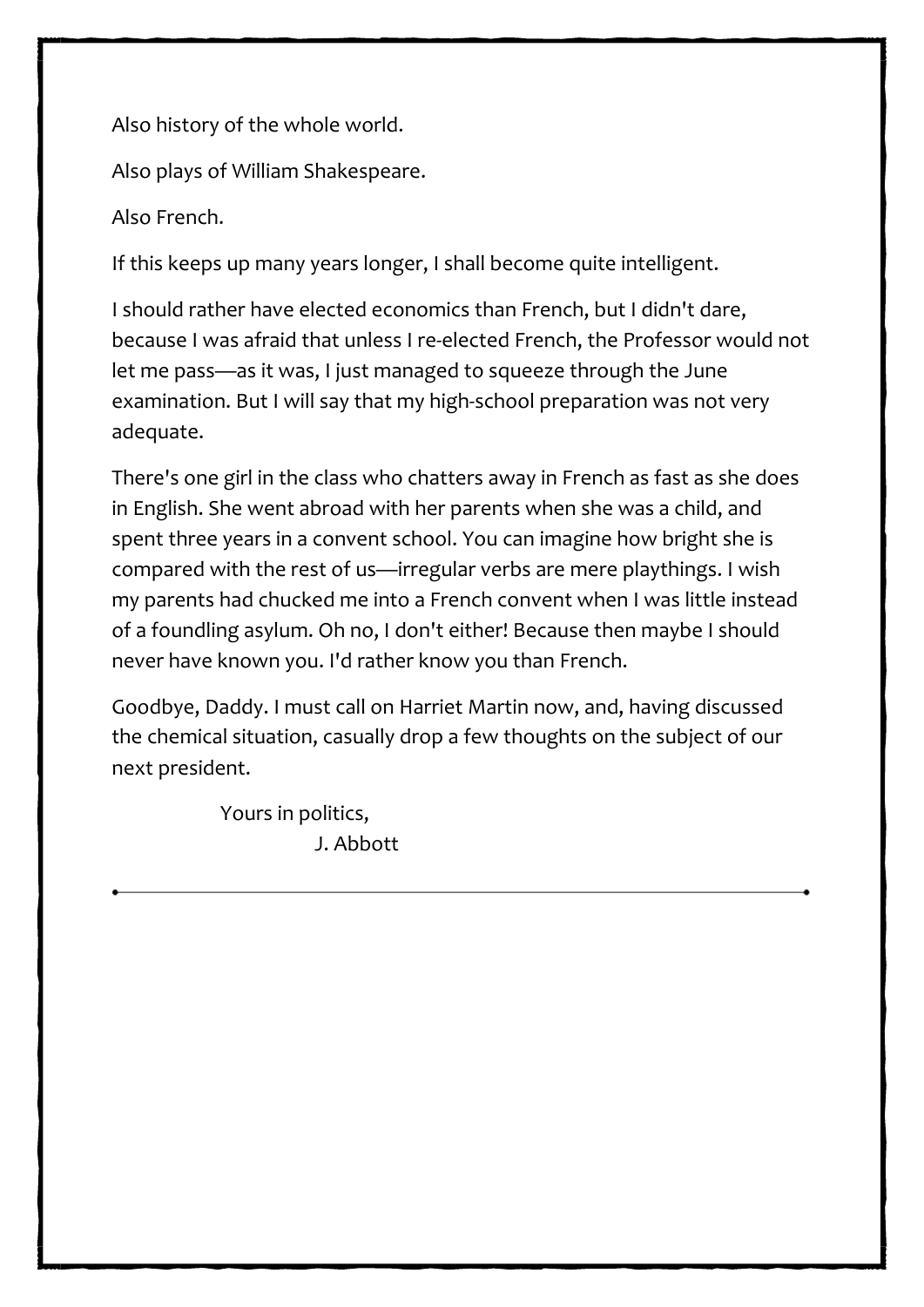Also history of the whole world.

Also plays of William Shakespeare.

Also French.

If this keeps up many years longer, I shall become quite intelligent.

I should rather have elected economics than French, but I didn't dare, because I was afraid that unless I re-elected French, the Professor would not let me pass—as it was, I just managed to squeeze through the June examination. But I will say that my high-school preparation was not very adequate.

There's one girl in the class who chatters away in French as fast as she does in English. She went abroad with her parents when she was a child, and spent three years in a convent school. You can imagine how bright she is compared with the rest of us—irregular verbs are mere playthings. I wish my parents had chucked me into a French convent when I was little instead of a foundling asylum. Oh no, I don't either! Because then maybe I should never have known you. I'd rather know you than French.

Goodbye, Daddy. I must call on Harriet Martin now, and, having discussed the chemical situation, casually drop a few thoughts on the subject of our next president.

Yours in politics,
J. Abbott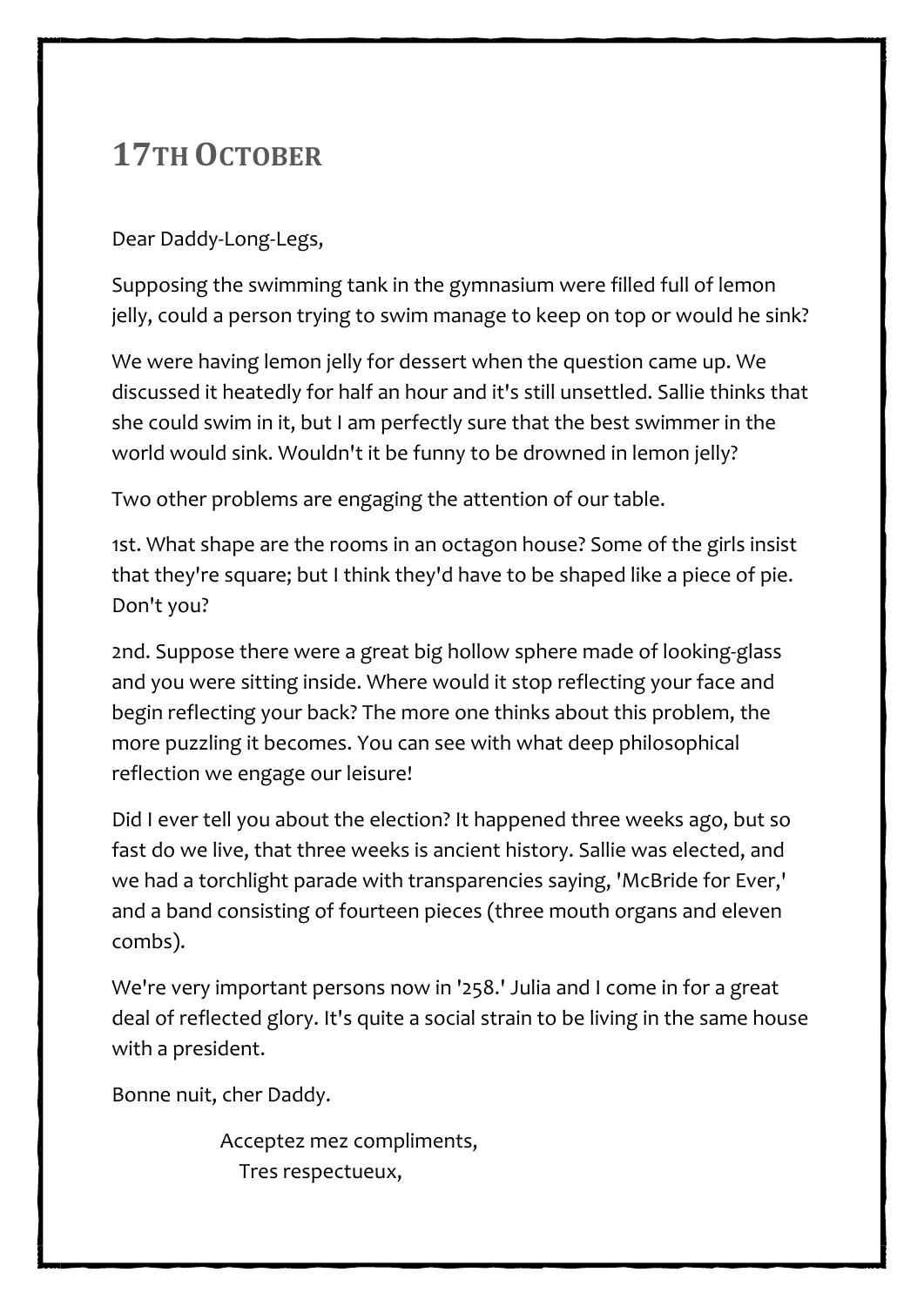## 17TH OCTOBER

Dear Daddy-Long-Legs,

Supposing the swimming tank in the gymnasium were filled full of lemon jelly, could a person trying to swim manage to keep on top or would he sink?

We were having lemon jelly for dessert when the question came up. We discussed it heatedly for half an hour and it's still unsettled. Sallie thinks that she could swim in it, but I am perfectly sure that the best swimmer in the world would sink. Wouldn't it be funny to be drowned in lemon jelly?

Two other problems are engaging the attention of our table.

1st. What shape are the rooms in an octagon house? Some of the girls insist that they're square; but I think they'd have to be shaped like a piece of pie. Don't you?

2nd. Suppose there were a great big hollow sphere made of looking-glass and you were sitting inside. Where would it stop reflecting your face and begin reflecting your back? The more one thinks about this problem, the more puzzling it becomes. You can see with what deep philosophical reflection we engage our leisure!

Did I ever tell you about the election? It happened three weeks ago, but so fast do we live, that three weeks is ancient history. Sallie was elected, and we had a torchlight parade with transparencies saying, 'McBride for Ever,' and a band consisting of fourteen pieces (three mouth organs and eleven combs).

We're very important persons now in '258.' Julia and I come in for a great deal of reflected glory. It's quite a social strain to be living in the same house with a president.

Bonne nuit, cher Daddy.

Acceptez mez compliments,
Tres respectueux,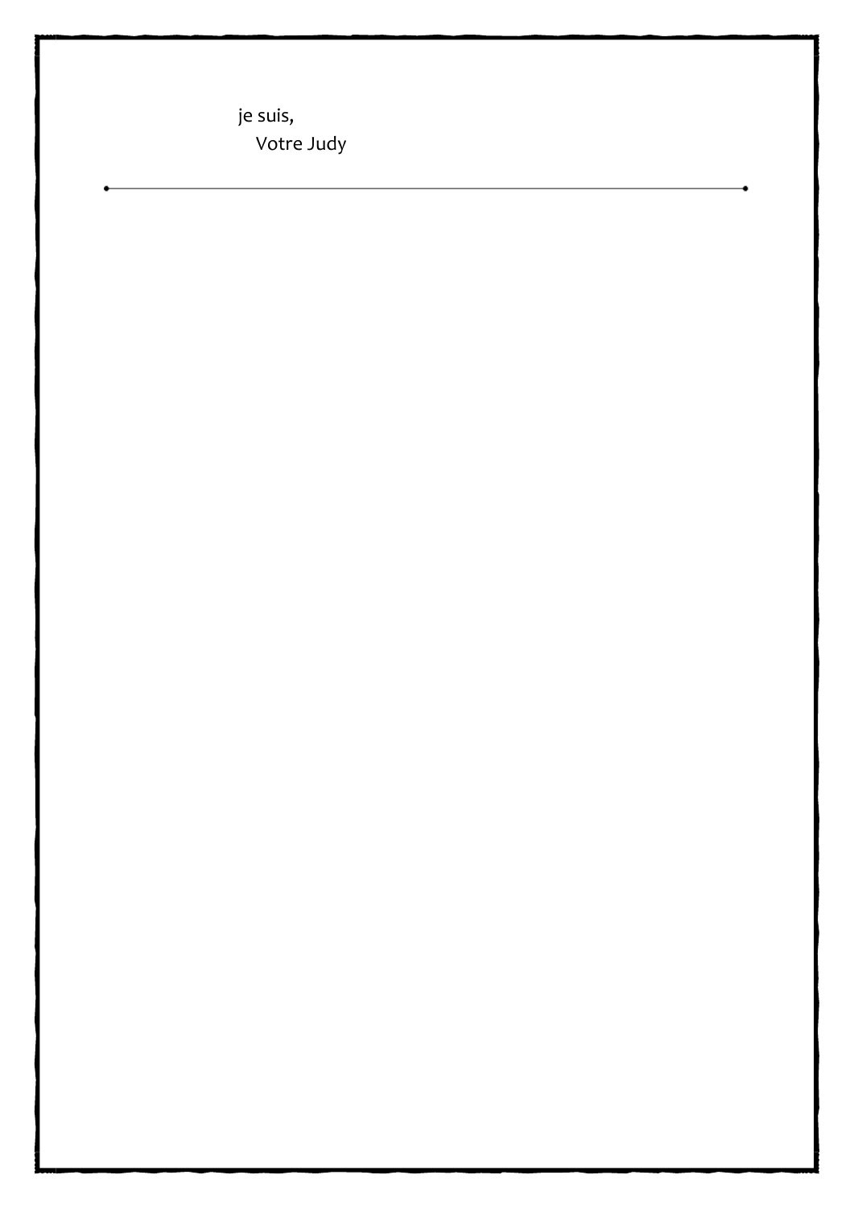je suis,

Votre Judy

---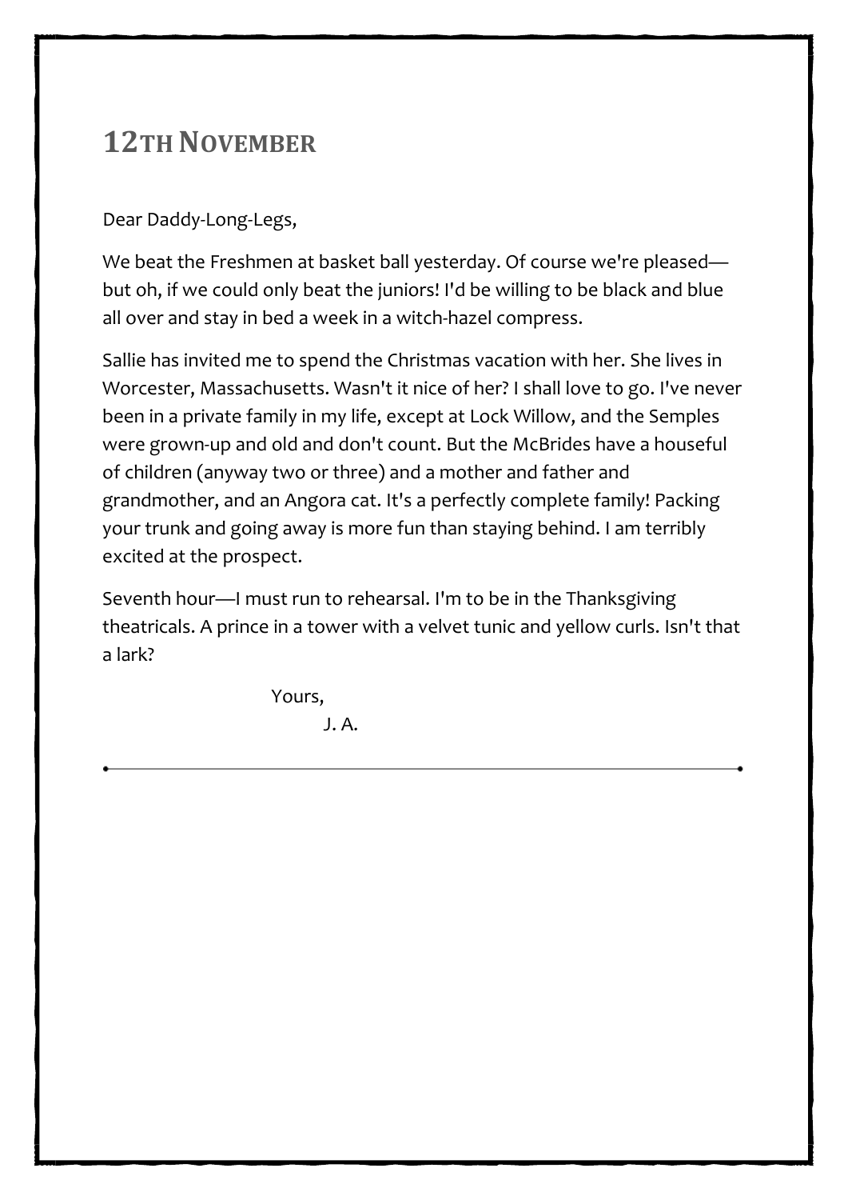## 12TH NOVEMBER

Dear Daddy-Long-Legs,

We beat the Freshmen at basket ball yesterday. Of course we're pleased—but oh, if we could only beat the juniors! I'd be willing to be black and blue all over and stay in bed a week in a witch-hazel compress.

Sallie has invited me to spend the Christmas vacation with her. She lives in Worcester, Massachusetts. Wasn't it nice of her? I shall love to go. I've never been in a private family in my life, except at Lock Willow, and the Semples were grown-up and old and don't count. But the McBrides have a houseful of children (anyway two or three) and a mother and father and grandmother, and an Angora cat. It's a perfectly complete family! Packing your trunk and going away is more fun than staying behind. I am terribly excited at the prospect.

Seventh hour—I must run to rehearsal. I'm to be in the Thanksgiving theatricals. A prince in a tower with a velvet tunic and yellow curls. Isn't that a lark?

Yours,
J. A.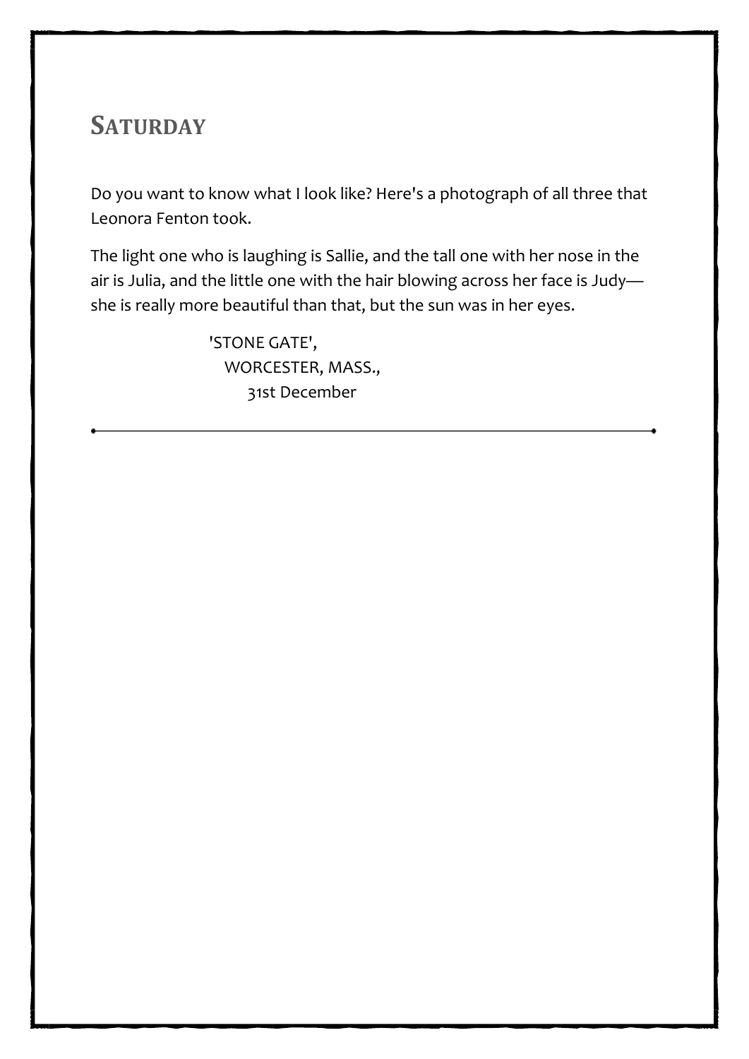## SATURDAY

Do you want to know what I look like? Here's a photograph of all three that Leonora Fenton took.

The light one who is laughing is Sallie, and the tall one with her nose in the air is Julia, and the little one with the hair blowing across her face is Judy—she is really more beautiful than that, but the sun was in her eyes.

'STONE GATE',  
WORCESTER, MASS.,  
31st December

---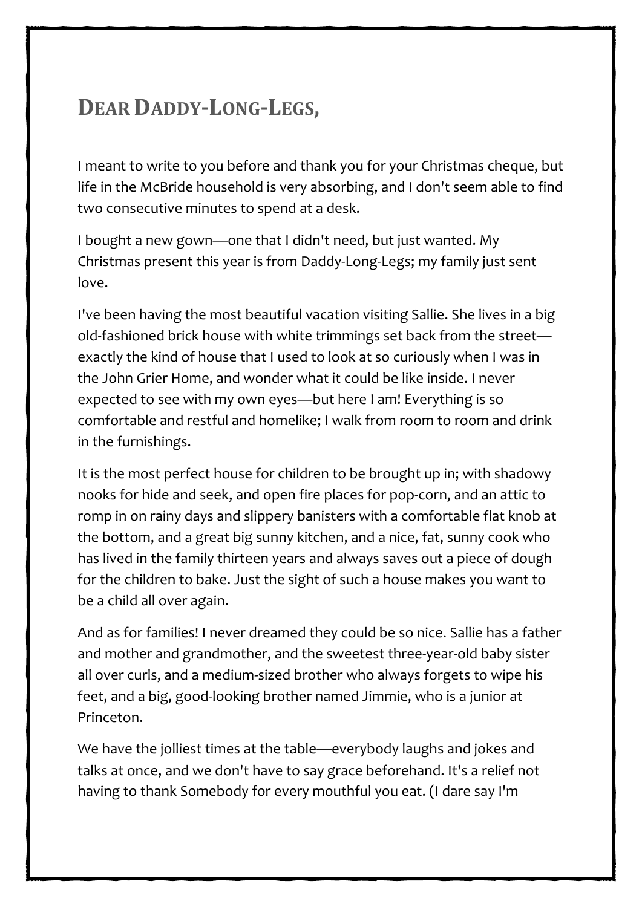## DEAR DADDY-LONG-LEGS,

I meant to write to you before and thank you for your Christmas cheque, but life in the McBride household is very absorbing, and I don't seem able to find two consecutive minutes to spend at a desk.

I bought a new gown—one that I didn't need, but just wanted. My Christmas present this year is from Daddy-Long-Legs; my family just sent love.

I've been having the most beautiful vacation visiting Sallie. She lives in a big old-fashioned brick house with white trimmings set back from the street—exactly the kind of house that I used to look at so curiously when I was in the John Grier Home, and wonder what it could be like inside. I never expected to see with my own eyes—but here I am! Everything is so comfortable and restful and homelike; I walk from room to room and drink in the furnishings.

It is the most perfect house for children to be brought up in; with shadowy nooks for hide and seek, and open fire places for pop-corn, and an attic to romp in on rainy days and slippery banisters with a comfortable flat knob at the bottom, and a great big sunny kitchen, and a nice, fat, sunny cook who has lived in the family thirteen years and always saves out a piece of dough for the children to bake. Just the sight of such a house makes you want to be a child all over again.

And as for families! I never dreamed they could be so nice. Sallie has a father and mother and grandmother, and the sweetest three-year-old baby sister all over curls, and a medium-sized brother who always forgets to wipe his feet, and a big, good-looking brother named Jimmie, who is a junior at Princeton.

We have the jolliest times at the table—everybody laughs and jokes and talks at once, and we don't have to say grace beforehand. It's a relief not having to thank Somebody for every mouthful you eat. (I dare say I'm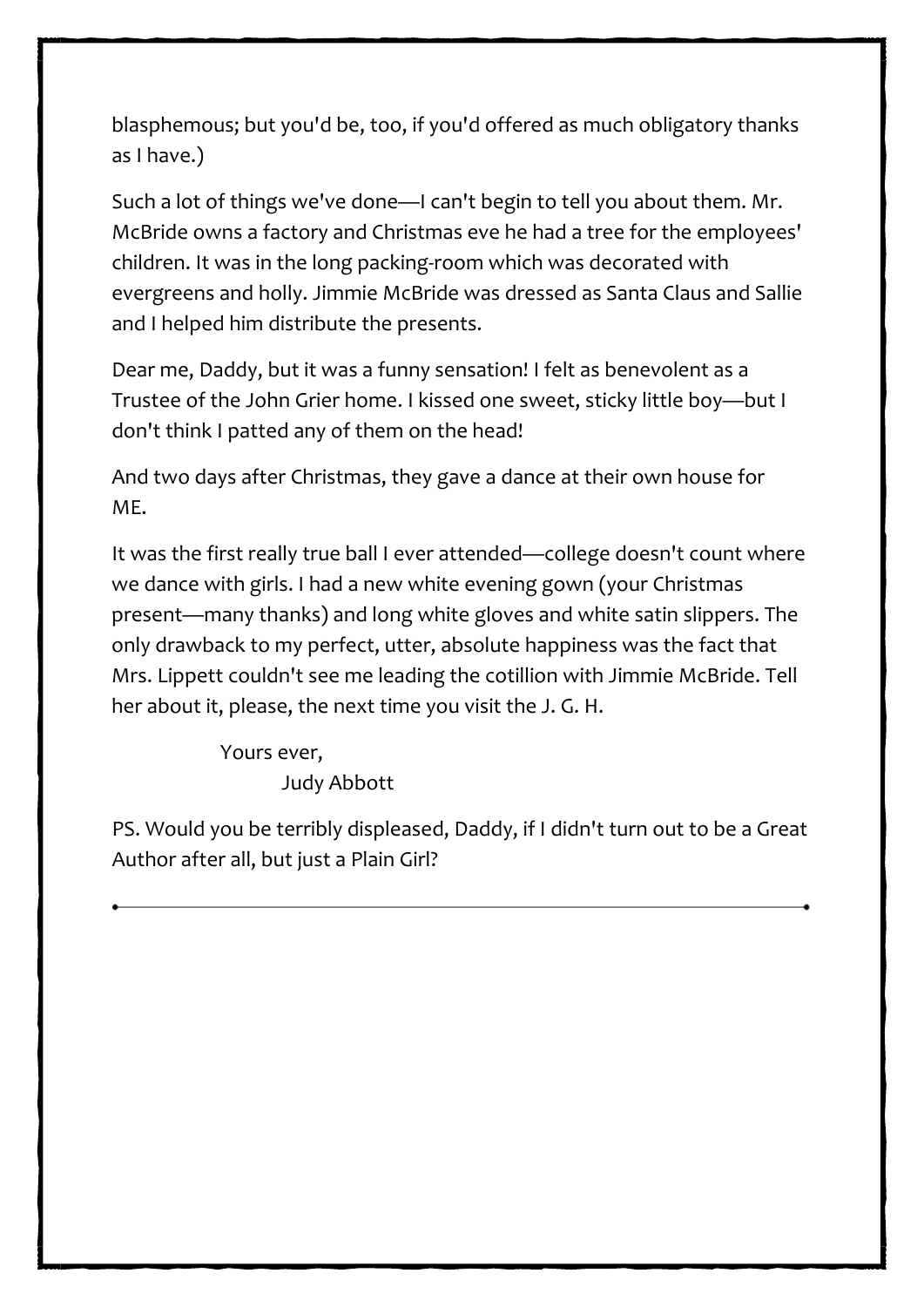blasphemous; but you'd be, too, if you'd offered as much obligatory thanks as I have.)

Such a lot of things we've done—I can't begin to tell you about them. Mr. McBride owns a factory and Christmas eve he had a tree for the employees' children. It was in the long packing-room which was decorated with evergreens and holly. Jimmie McBride was dressed as Santa Claus and Sallie and I helped him distribute the presents.

Dear me, Daddy, but it was a funny sensation! I felt as benevolent as a Trustee of the John Grier home. I kissed one sweet, sticky little boy—but I don't think I patted any of them on the head!

And two days after Christmas, they gave a dance at their own house for ME.

It was the first really true ball I ever attended—college doesn't count where we dance with girls. I had a new white evening gown (your Christmas present—many thanks) and long white gloves and white satin slippers. The only drawback to my perfect, utter, absolute happiness was the fact that Mrs. Lippett couldn't see me leading the cotillion with Jimmie McBride. Tell her about it, please, the next time you visit the J. G. H.

Yours ever,
Judy Abbott

PS. Would you be terribly displeased, Daddy, if I didn't turn out to be a Great Author after all, but just a Plain Girl?

---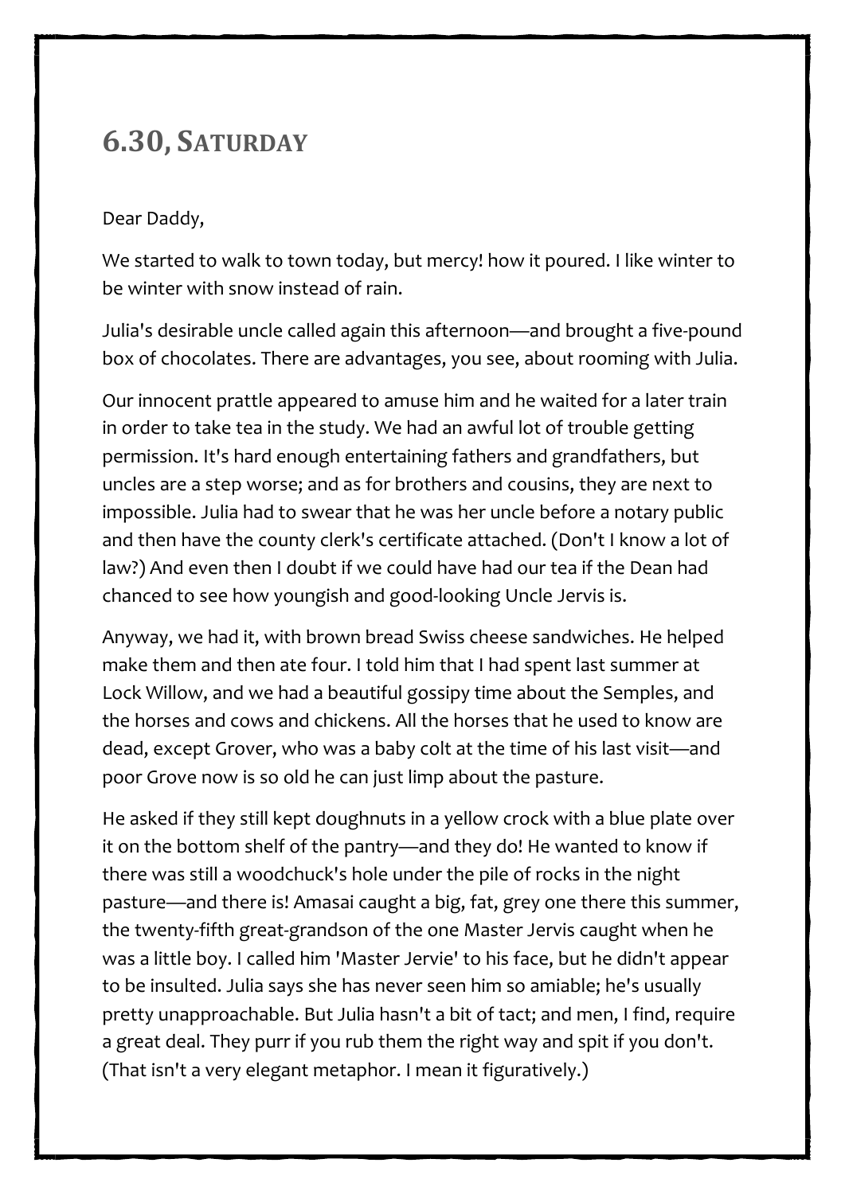## 6.30, SATURDAY

Dear Daddy,

We started to walk to town today, but mercy! how it poured. I like winter to be winter with snow instead of rain.

Julia's desirable uncle called again this afternoon—and brought a five-pound box of chocolates. There are advantages, you see, about rooming with Julia.

Our innocent prattle appeared to amuse him and he waited for a later train in order to take tea in the study. We had an awful lot of trouble getting permission. It's hard enough entertaining fathers and grandfathers, but uncles are a step worse; and as for brothers and cousins, they are next to impossible. Julia had to swear that he was her uncle before a notary public and then have the county clerk's certificate attached. (Don't I know a lot of law?) And even then I doubt if we could have had our tea if the Dean had chanced to see how youngish and good-looking Uncle Jervis is.

Anyway, we had it, with brown bread Swiss cheese sandwiches. He helped make them and then ate four. I told him that I had spent last summer at Lock Willow, and we had a beautiful gossipy time about the Semples, and the horses and cows and chickens. All the horses that he used to know are dead, except Grover, who was a baby colt at the time of his last visit—and poor Grove now is so old he can just limp about the pasture.

He asked if they still kept doughnuts in a yellow crock with a blue plate over it on the bottom shelf of the pantry—and they do! He wanted to know if there was still a woodchuck's hole under the pile of rocks in the night pasture—and there is! Amasai caught a big, fat, grey one there this summer, the twenty-fifth great-grandson of the one Master Jervis caught when he was a little boy. I called him 'Master Jervie' to his face, but he didn't appear to be insulted. Julia says she has never seen him so amiable; he's usually pretty unapproachable. But Julia hasn't a bit of tact; and men, I find, require a great deal. They purr if you rub them the right way and spit if you don't. (That isn't a very elegant metaphor. I mean it figuratively.)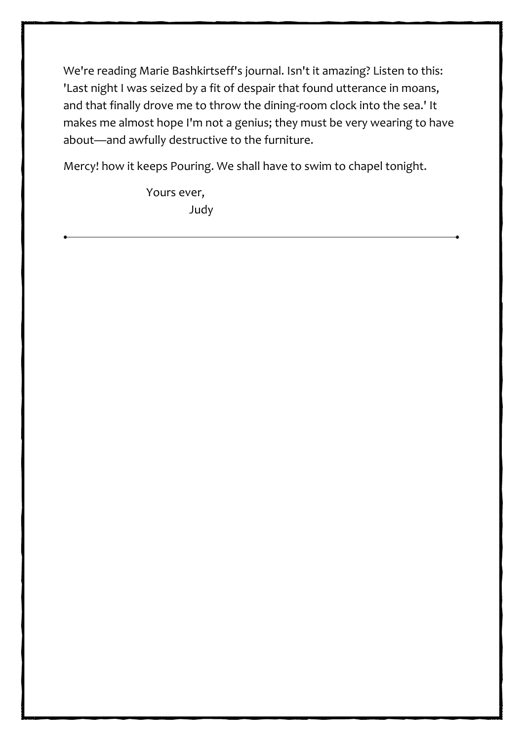We're reading Marie Bashkirtseff's journal. Isn't it amazing? Listen to this: 'Last night I was seized by a fit of despair that found utterance in moans, and that finally drove me to throw the dining-room clock into the sea.' It makes me almost hope I'm not a genius; they must be very wearing to have about—and awfully destructive to the furniture.

Mercy! how it keeps Pouring. We shall have to swim to chapel tonight.

Yours ever,
Judy

---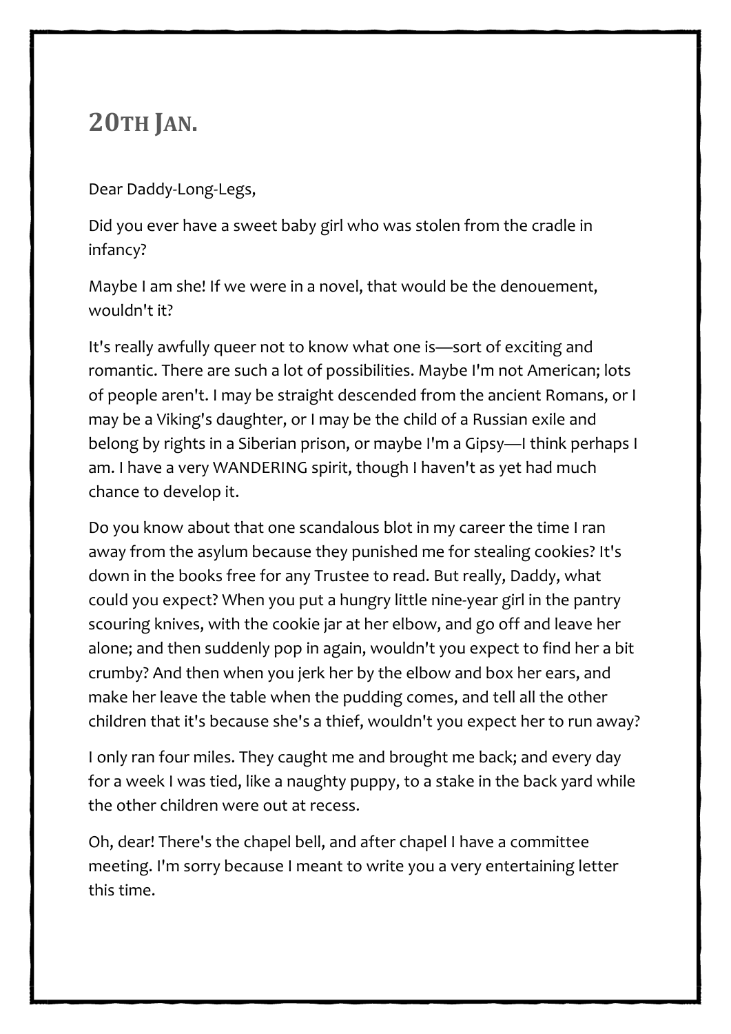## 20TH JAN.

Dear Daddy-Long-Legs,

Did you ever have a sweet baby girl who was stolen from the cradle in infancy?

Maybe I am she! If we were in a novel, that would be the denouement, wouldn't it?

It's really awfully queer not to know what one is—sort of exciting and romantic. There are such a lot of possibilities. Maybe I'm not American; lots of people aren't. I may be straight descended from the ancient Romans, or I may be a Viking's daughter, or I may be the child of a Russian exile and belong by rights in a Siberian prison, or maybe I'm a Gipsy—I think perhaps I am. I have a very WANDERING spirit, though I haven't as yet had much chance to develop it.

Do you know about that one scandalous blot in my career the time I ran away from the asylum because they punished me for stealing cookies? It's down in the books free for any Trustee to read. But really, Daddy, what could you expect? When you put a hungry little nine-year girl in the pantry scouring knives, with the cookie jar at her elbow, and go off and leave her alone; and then suddenly pop in again, wouldn't you expect to find her a bit crumby? And then when you jerk her by the elbow and box her ears, and make her leave the table when the pudding comes, and tell all the other children that it's because she's a thief, wouldn't you expect her to run away?

I only ran four miles. They caught me and brought me back; and every day for a week I was tied, like a naughty puppy, to a stake in the back yard while the other children were out at recess.

Oh, dear! There's the chapel bell, and after chapel I have a committee meeting. I'm sorry because I meant to write you a very entertaining letter this time.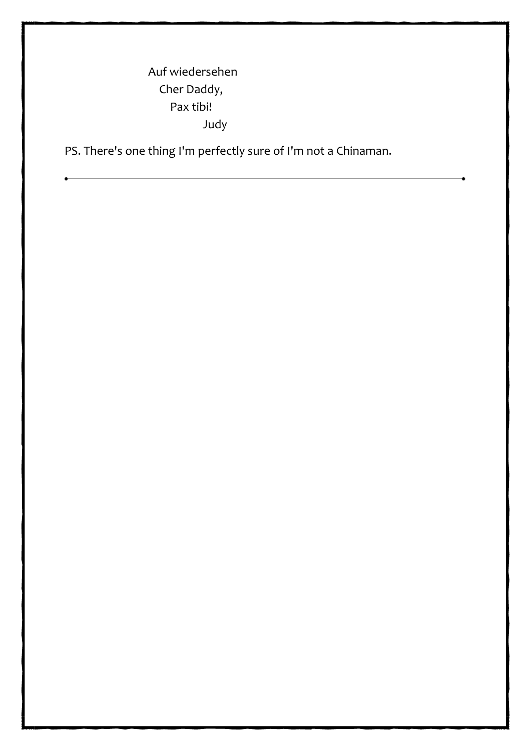Auf wiedersehen
Cher Daddy,
Pax tibi!
Judy

PS. There's one thing I'm perfectly sure of I'm not a Chinaman.

---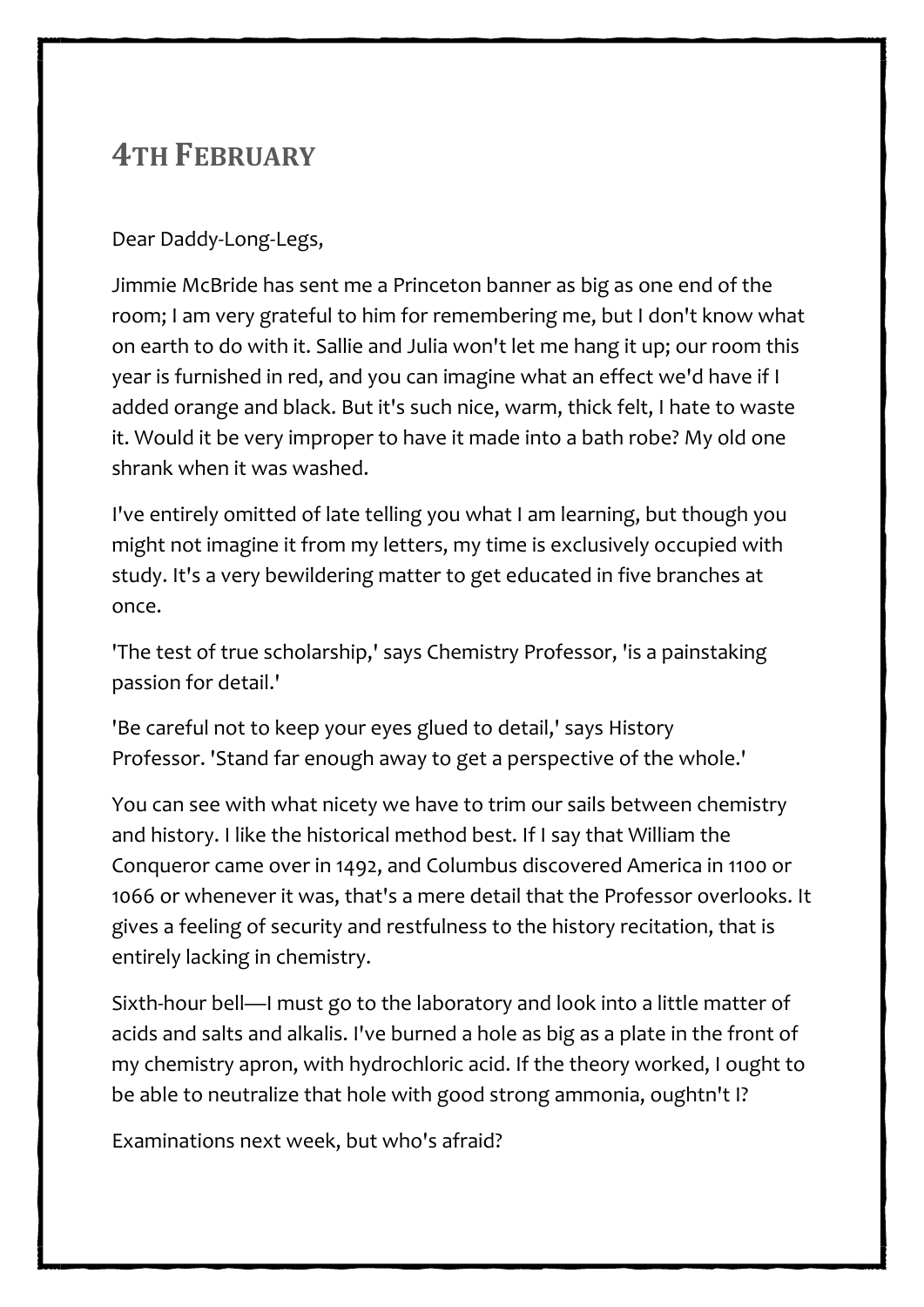## 4TH FEBRUARY

Dear Daddy-Long-Legs,

Jimmie McBride has sent me a Princeton banner as big as one end of the room; I am very grateful to him for remembering me, but I don't know what on earth to do with it. Sallie and Julia won't let me hang it up; our room this year is furnished in red, and you can imagine what an effect we'd have if I added orange and black. But it's such nice, warm, thick felt, I hate to waste it. Would it be very improper to have it made into a bath robe? My old one shrank when it was washed.

I've entirely omitted of late telling you what I am learning, but though you might not imagine it from my letters, my time is exclusively occupied with study. It's a very bewildering matter to get educated in five branches at once.

'The test of true scholarship,' says Chemistry Professor, 'is a painstaking passion for detail.'

'Be careful not to keep your eyes glued to detail,' says History Professor. 'Stand far enough away to get a perspective of the whole.'

You can see with what nicety we have to trim our sails between chemistry and history. I like the historical method best. If I say that William the Conqueror came over in 1492, and Columbus discovered America in 1100 or 1066 or whenever it was, that's a mere detail that the Professor overlooks. It gives a feeling of security and restfulness to the history recitation, that is entirely lacking in chemistry.

Sixth-hour bell—I must go to the laboratory and look into a little matter of acids and salts and alkalis. I've burned a hole as big as a plate in the front of my chemistry apron, with hydrochloric acid. If the theory worked, I ought to be able to neutralize that hole with good strong ammonia, oughtn't I?

Examinations next week, but who's afraid?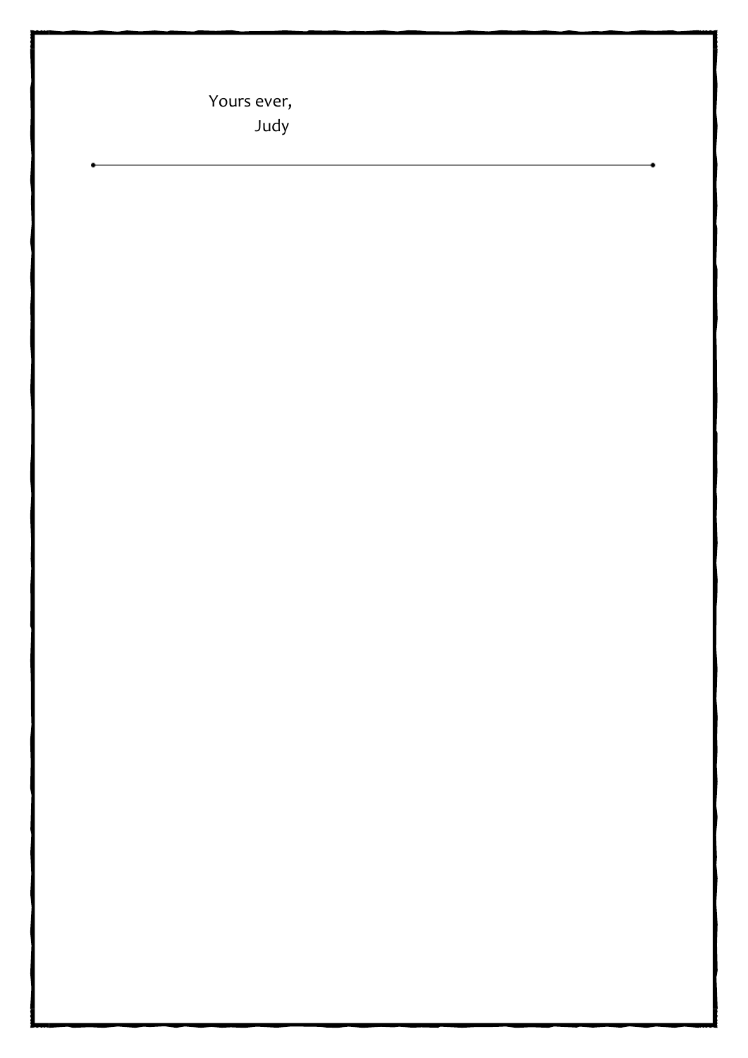Yours ever,

Judy

---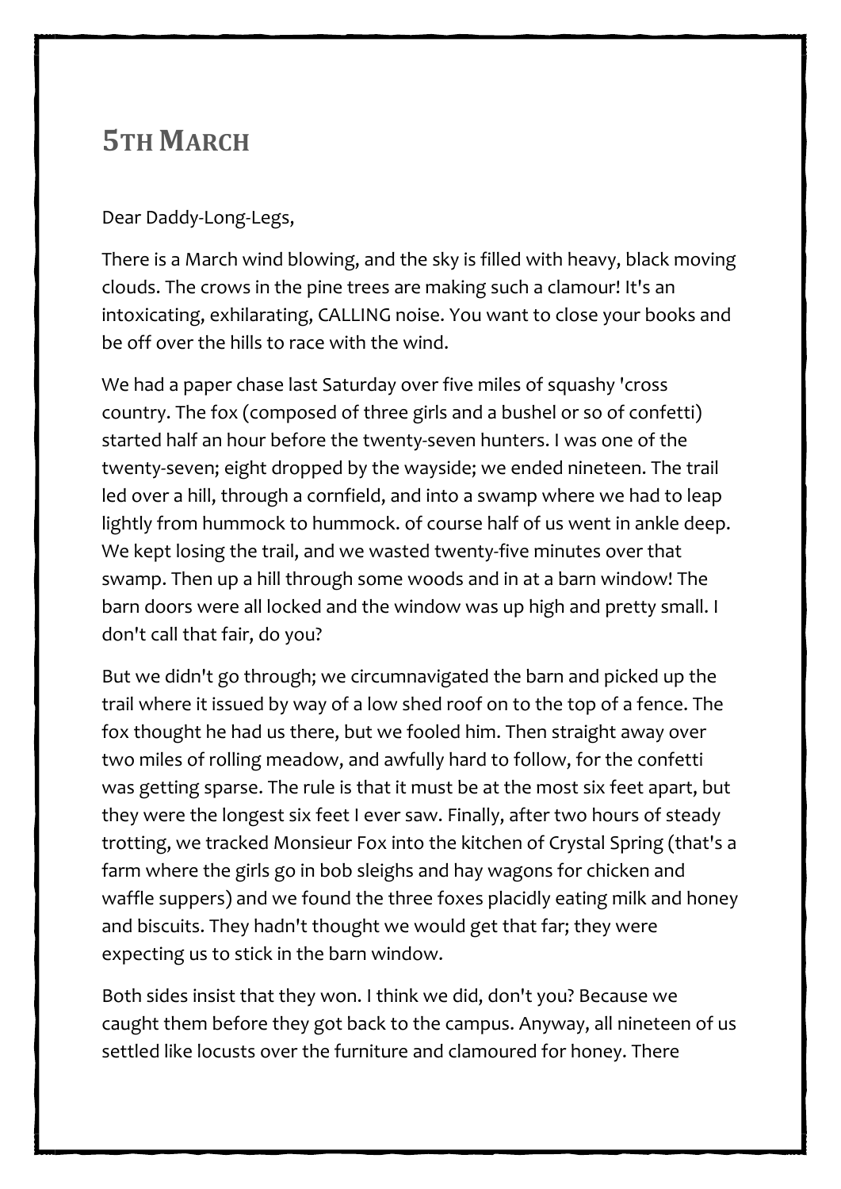## 5TH MARCH

Dear Daddy-Long-Legs,

There is a March wind blowing, and the sky is filled with heavy, black moving clouds. The crows in the pine trees are making such a clamour! It's an intoxicating, exhilarating, CALLING noise. You want to close your books and be off over the hills to race with the wind.

We had a paper chase last Saturday over five miles of squashy 'cross country. The fox (composed of three girls and a bushel or so of confetti) started half an hour before the twenty-seven hunters. I was one of the twenty-seven; eight dropped by the wayside; we ended nineteen. The trail led over a hill, through a cornfield, and into a swamp where we had to leap lightly from hummock to hummock. of course half of us went in ankle deep. We kept losing the trail, and we wasted twenty-five minutes over that swamp. Then up a hill through some woods and in at a barn window! The barn doors were all locked and the window was up high and pretty small. I don't call that fair, do you?

But we didn't go through; we circumnavigated the barn and picked up the trail where it issued by way of a low shed roof on to the top of a fence. The fox thought he had us there, but we fooled him. Then straight away over two miles of rolling meadow, and awfully hard to follow, for the confetti was getting sparse. The rule is that it must be at the most six feet apart, but they were the longest six feet I ever saw. Finally, after two hours of steady trotting, we tracked Monsieur Fox into the kitchen of Crystal Spring (that's a farm where the girls go in bob sleighs and hay wagons for chicken and waffle suppers) and we found the three foxes placidly eating milk and honey and biscuits. They hadn't thought we would get that far; they were expecting us to stick in the barn window.

Both sides insist that they won. I think we did, don't you? Because we caught them before they got back to the campus. Anyway, all nineteen of us settled like locusts over the furniture and clamoured for honey. There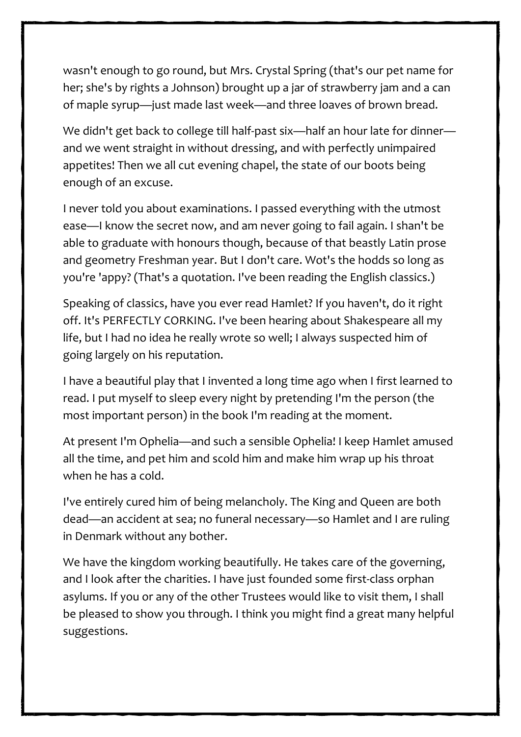wasn't enough to go round, but Mrs. Crystal Spring (that's our pet name for her; she's by rights a Johnson) brought up a jar of strawberry jam and a can of maple syrup—just made last week—and three loaves of brown bread.

We didn't get back to college till half-past six—half an hour late for dinner—and we went straight in without dressing, and with perfectly unimpaired appetites! Then we all cut evening chapel, the state of our boots being enough of an excuse.

I never told you about examinations. I passed everything with the utmost ease—I know the secret now, and am never going to fail again. I shan't be able to graduate with honours though, because of that beastly Latin prose and geometry Freshman year. But I don't care. Wot's the hodds so long as you're 'appy? (That's a quotation. I've been reading the English classics.)

Speaking of classics, have you ever read Hamlet? If you haven't, do it right off. It's PERFECTLY CORKING. I've been hearing about Shakespeare all my life, but I had no idea he really wrote so well; I always suspected him of going largely on his reputation.

I have a beautiful play that I invented a long time ago when I first learned to read. I put myself to sleep every night by pretending I'm the person (the most important person) in the book I'm reading at the moment.

At present I'm Ophelia—and such a sensible Ophelia! I keep Hamlet amused all the time, and pet him and scold him and make him wrap up his throat when he has a cold.

I've entirely cured him of being melancholy. The King and Queen are both dead—an accident at sea; no funeral necessary—so Hamlet and I are ruling in Denmark without any bother.

We have the kingdom working beautifully. He takes care of the governing, and I look after the charities. I have just founded some first-class orphan asylums. If you or any of the other Trustees would like to visit them, I shall be pleased to show you through. I think you might find a great many helpful suggestions.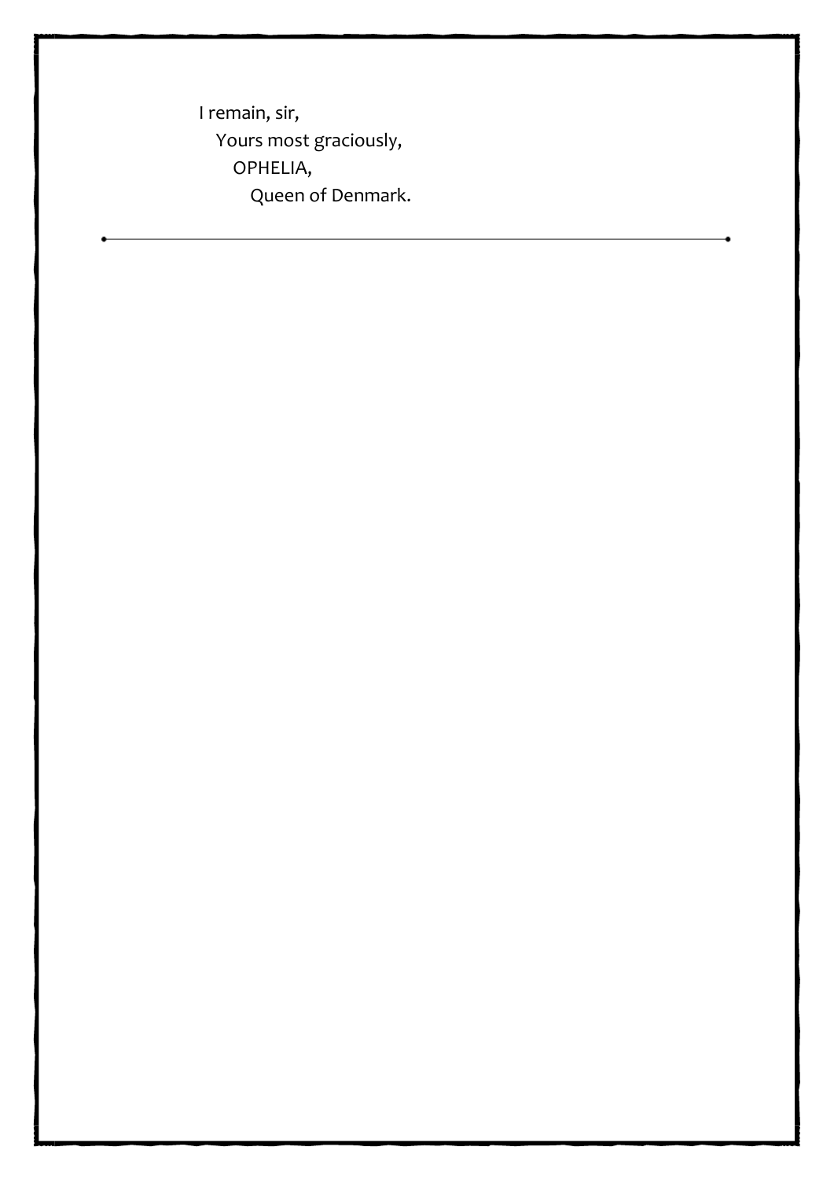I remain, sir,
Yours most graciously,
OPHELIA,
Queen of Denmark.

---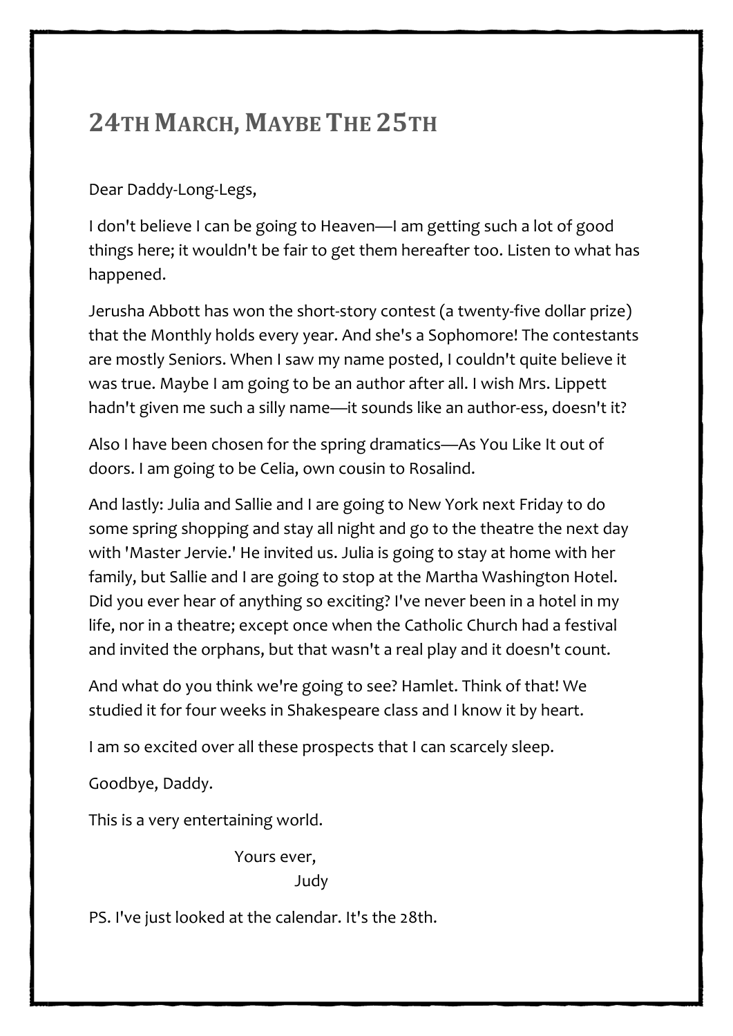## 24TH MARCH, MAYBE THE 25TH

Dear Daddy-Long-Legs,

I don't believe I can be going to Heaven—I am getting such a lot of good things here; it wouldn't be fair to get them hereafter too. Listen to what has happened.

Jerusha Abbott has won the short-story contest (a twenty-five dollar prize) that the Monthly holds every year. And she's a Sophomore! The contestants are mostly Seniors. When I saw my name posted, I couldn't quite believe it was true. Maybe I am going to be an author after all. I wish Mrs. Lippett hadn't given me such a silly name—it sounds like an author-ess, doesn't it?

Also I have been chosen for the spring dramatics—As You Like It out of doors. I am going to be Celia, own cousin to Rosalind.

And lastly: Julia and Sallie and I are going to New York next Friday to do some spring shopping and stay all night and go to the theatre the next day with 'Master Jervie.' He invited us. Julia is going to stay at home with her family, but Sallie and I are going to stop at the Martha Washington Hotel. Did you ever hear of anything so exciting? I've never been in a hotel in my life, nor in a theatre; except once when the Catholic Church had a festival and invited the orphans, but that wasn't a real play and it doesn't count.

And what do you think we're going to see? Hamlet. Think of that! We studied it for four weeks in Shakespeare class and I know it by heart.

I am so excited over all these prospects that I can scarcely sleep.

Goodbye, Daddy.

This is a very entertaining world.

Yours ever,
Judy

PS. I've just looked at the calendar. It's the 28th.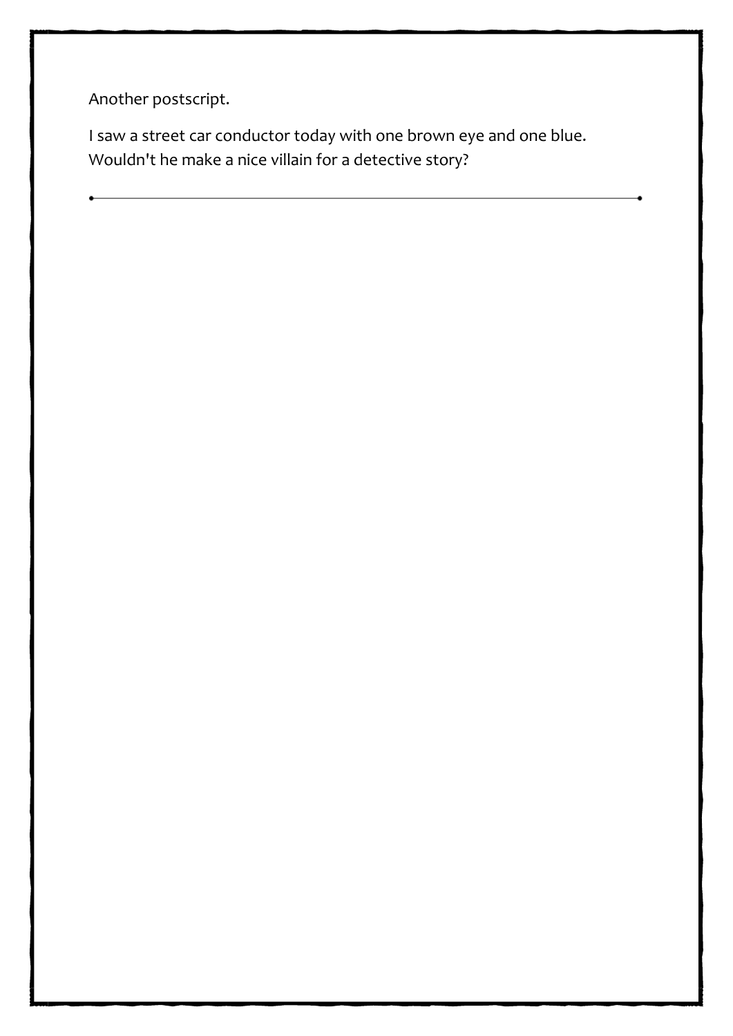Another postscript.

I saw a street car conductor today with one brown eye and one blue. Wouldn't he make a nice villain for a detective story?

---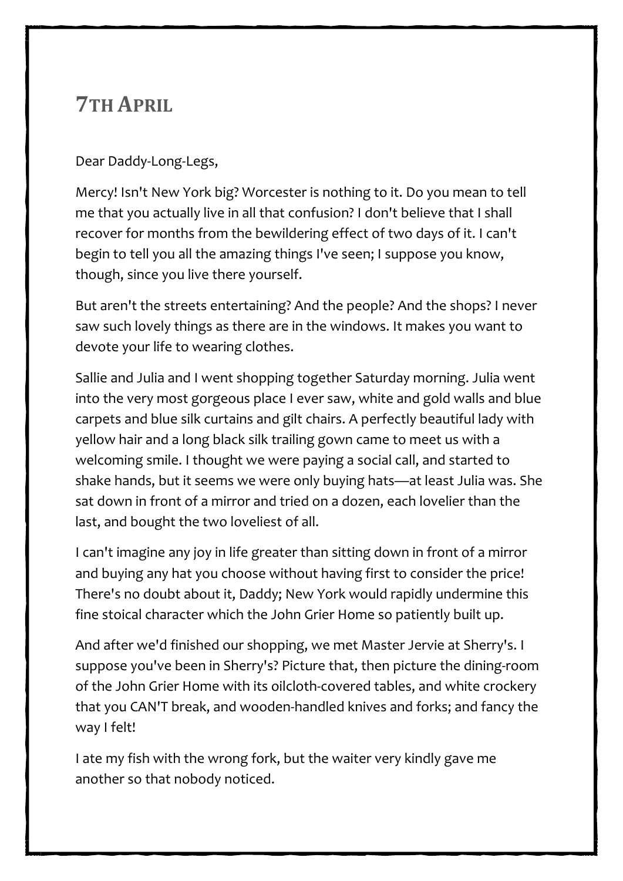## 7TH APRIL

Dear Daddy-Long-Legs,

Mercy! Isn't New York big? Worcester is nothing to it. Do you mean to tell me that you actually live in all that confusion? I don't believe that I shall recover for months from the bewildering effect of two days of it. I can't begin to tell you all the amazing things I've seen; I suppose you know, though, since you live there yourself.

But aren't the streets entertaining? And the people? And the shops? I never saw such lovely things as there are in the windows. It makes you want to devote your life to wearing clothes.

Sallie and Julia and I went shopping together Saturday morning. Julia went into the very most gorgeous place I ever saw, white and gold walls and blue carpets and blue silk curtains and gilt chairs. A perfectly beautiful lady with yellow hair and a long black silk trailing gown came to meet us with a welcoming smile. I thought we were paying a social call, and started to shake hands, but it seems we were only buying hats—at least Julia was. She sat down in front of a mirror and tried on a dozen, each lovelier than the last, and bought the two loveliest of all.

I can't imagine any joy in life greater than sitting down in front of a mirror and buying any hat you choose without having first to consider the price! There's no doubt about it, Daddy; New York would rapidly undermine this fine stoical character which the John Grier Home so patiently built up.

And after we'd finished our shopping, we met Master Jervie at Sherry's. I suppose you've been in Sherry's? Picture that, then picture the dining-room of the John Grier Home with its oilcloth-covered tables, and white crockery that you CAN'T break, and wooden-handled knives and forks; and fancy the way I felt!

I ate my fish with the wrong fork, but the waiter very kindly gave me another so that nobody noticed.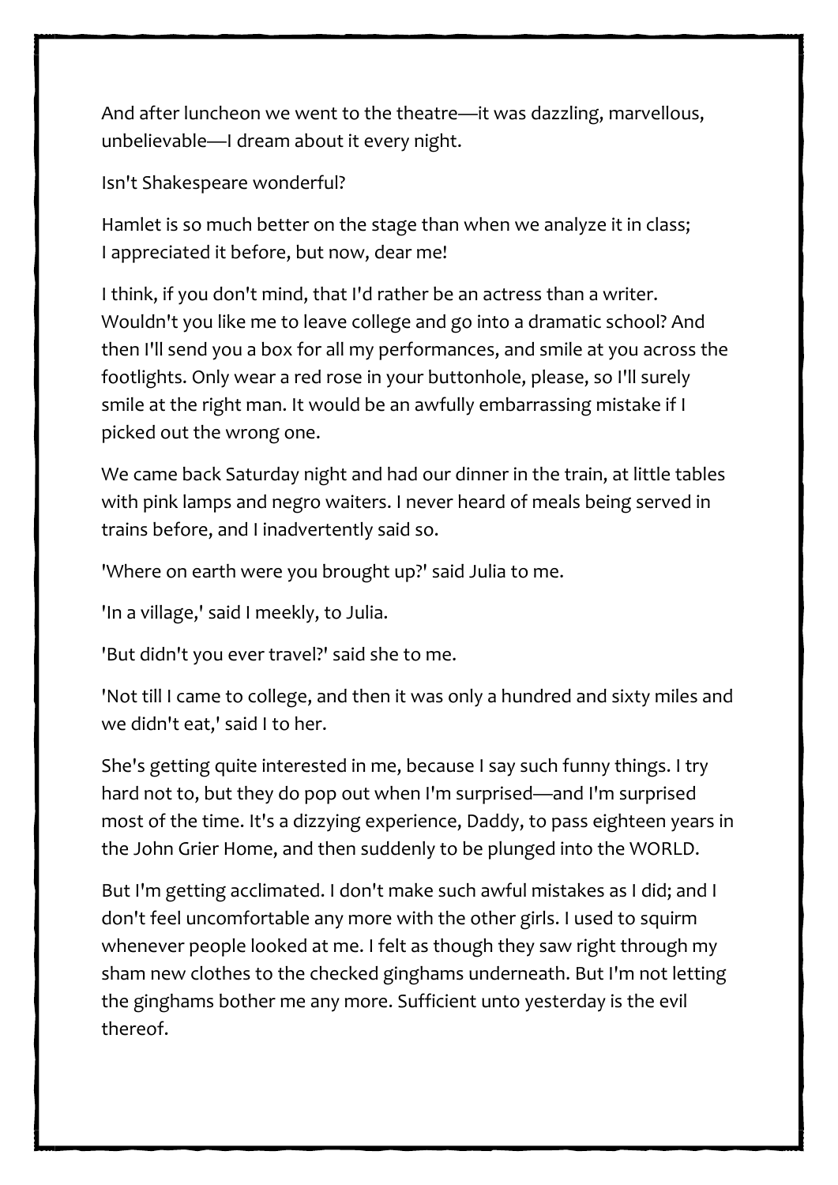And after luncheon we went to the theatre—it was dazzling, marvellous, unbelievable—I dream about it every night.

Isn't Shakespeare wonderful?

Hamlet is so much better on the stage than when we analyze it in class; I appreciated it before, but now, dear me!

I think, if you don't mind, that I'd rather be an actress than a writer. Wouldn't you like me to leave college and go into a dramatic school? And then I'll send you a box for all my performances, and smile at you across the footlights. Only wear a red rose in your buttonhole, please, so I'll surely smile at the right man. It would be an awfully embarrassing mistake if I picked out the wrong one.

We came back Saturday night and had our dinner in the train, at little tables with pink lamps and negro waiters. I never heard of meals being served in trains before, and I inadvertently said so.

'Where on earth were you brought up?' said Julia to me.

'In a village,' said I meekly, to Julia.

'But didn't you ever travel?' said she to me.

'Not till I came to college, and then it was only a hundred and sixty miles and we didn't eat,' said I to her.

She's getting quite interested in me, because I say such funny things. I try hard not to, but they do pop out when I'm surprised—and I'm surprised most of the time. It's a dizzying experience, Daddy, to pass eighteen years in the John Grier Home, and then suddenly to be plunged into the WORLD.

But I'm getting acclimated. I don't make such awful mistakes as I did; and I don't feel uncomfortable any more with the other girls. I used to squirm whenever people looked at me. I felt as though they saw right through my sham new clothes to the checked ginghams underneath. But I'm not letting the ginghams bother me any more. Sufficient unto yesterday is the evil thereof.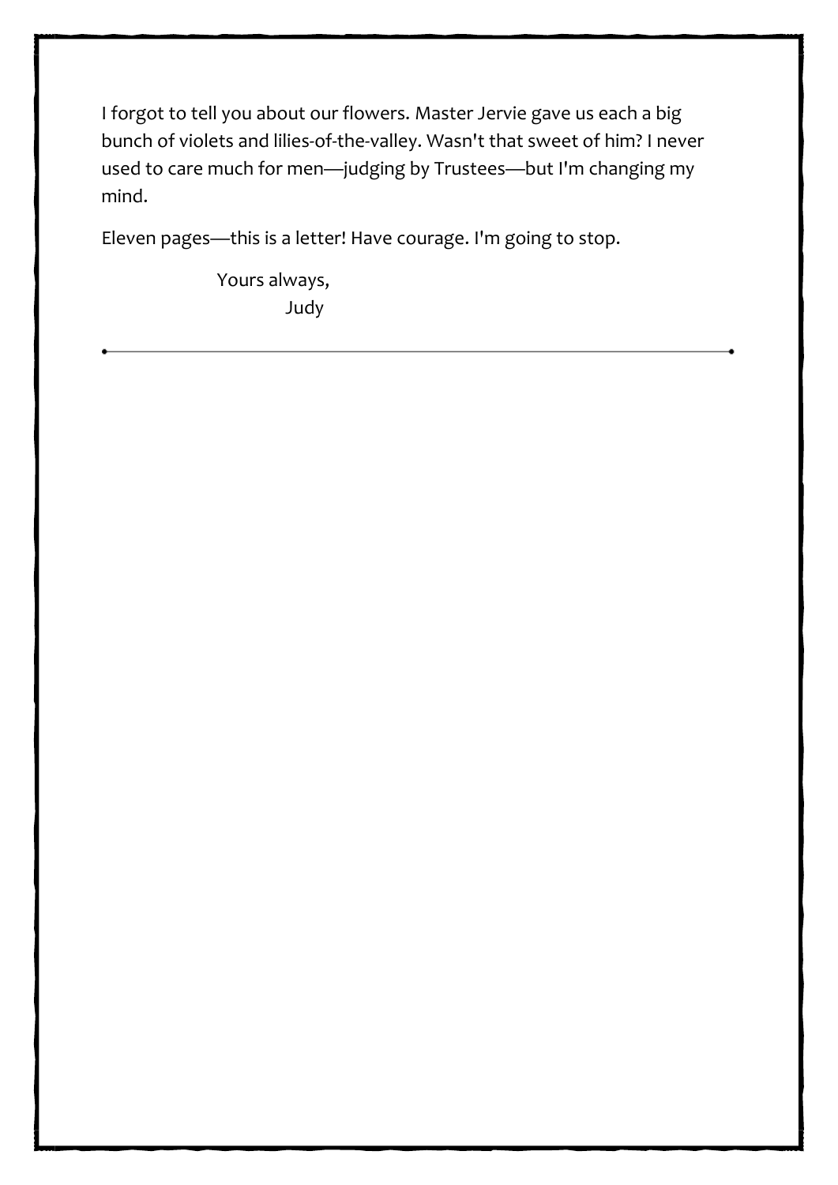I forgot to tell you about our flowers. Master Jervie gave us each a big bunch of violets and lilies-of-the-valley. Wasn't that sweet of him? I never used to care much for men—judging by Trustees—but I'm changing my mind.

Eleven pages—this is a letter! Have courage. I'm going to stop.

Yours always,
Judy

---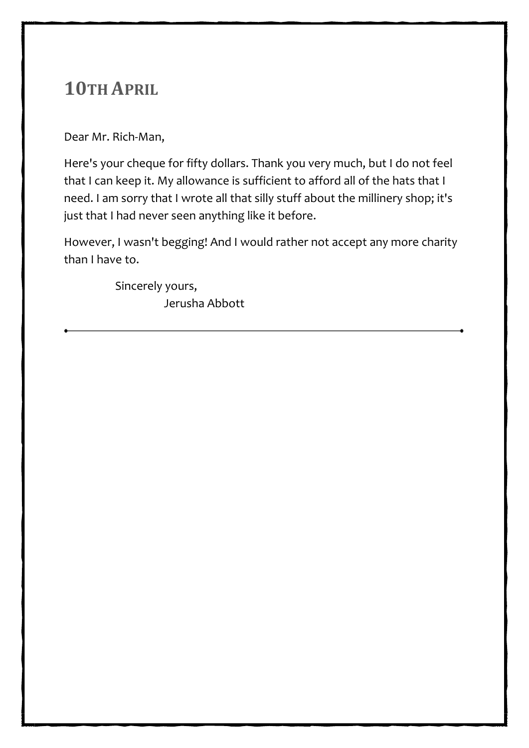## 10TH APRIL

Dear Mr. Rich-Man,

Here's your cheque for fifty dollars. Thank you very much, but I do not feel that I can keep it. My allowance is sufficient to afford all of the hats that I need. I am sorry that I wrote all that silly stuff about the millinery shop; it's just that I had never seen anything like it before.

However, I wasn't begging! And I would rather not accept any more charity than I have to.

Sincerely yours,
Jerusha Abbott

---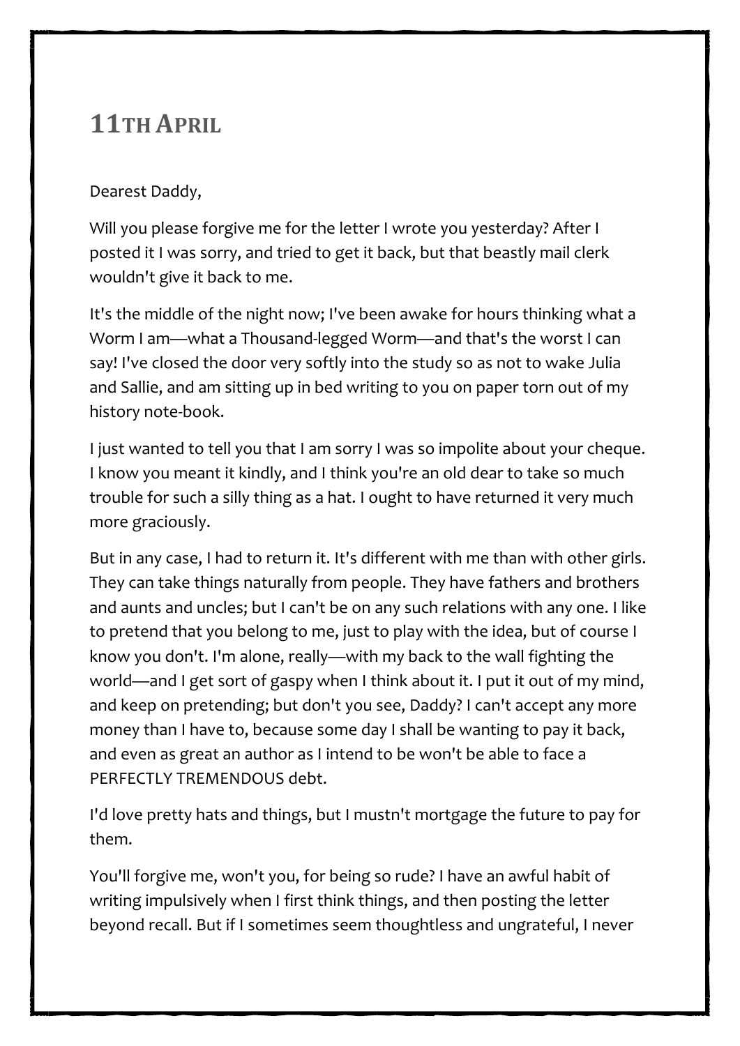## 11TH APRIL

Dearest Daddy,

Will you please forgive me for the letter I wrote you yesterday? After I posted it I was sorry, and tried to get it back, but that beastly mail clerk wouldn't give it back to me.

It's the middle of the night now; I've been awake for hours thinking what a Worm I am—what a Thousand-legged Worm—and that's the worst I can say! I've closed the door very softly into the study so as not to wake Julia and Sallie, and am sitting up in bed writing to you on paper torn out of my history note-book.

I just wanted to tell you that I am sorry I was so impolite about your cheque. I know you meant it kindly, and I think you're an old dear to take so much trouble for such a silly thing as a hat. I ought to have returned it very much more graciously.

But in any case, I had to return it. It's different with me than with other girls. They can take things naturally from people. They have fathers and brothers and aunts and uncles; but I can't be on any such relations with any one. I like to pretend that you belong to me, just to play with the idea, but of course I know you don't. I'm alone, really—with my back to the wall fighting the world—and I get sort of gaspy when I think about it. I put it out of my mind, and keep on pretending; but don't you see, Daddy? I can't accept any more money than I have to, because some day I shall be wanting to pay it back, and even as great an author as I intend to be won't be able to face a PERFECTLY TREMENDOUS debt.

I'd love pretty hats and things, but I mustn't mortgage the future to pay for them.

You'll forgive me, won't you, for being so rude? I have an awful habit of writing impulsively when I first think things, and then posting the letter beyond recall. But if I sometimes seem thoughtless and ungrateful, I never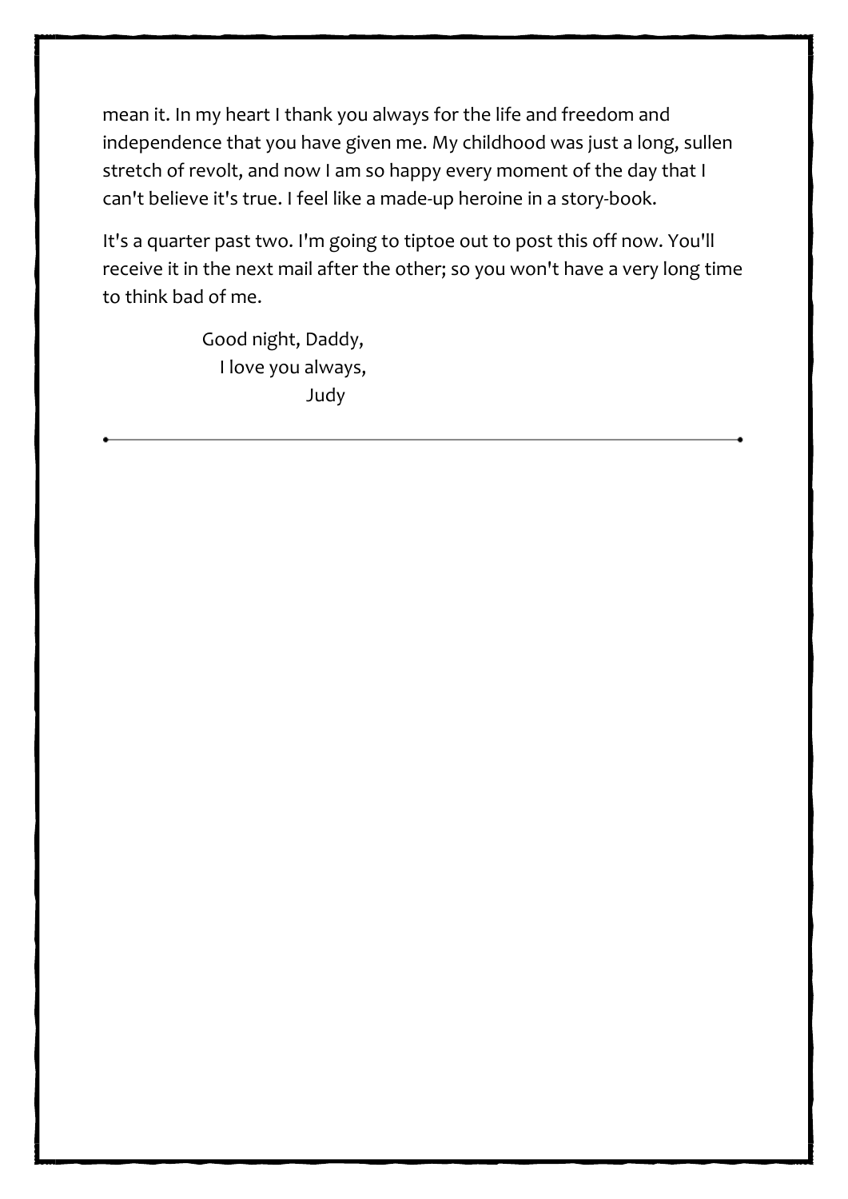mean it. In my heart I thank you always for the life and freedom and independence that you have given me. My childhood was just a long, sullen stretch of revolt, and now I am so happy every moment of the day that I can't believe it's true. I feel like a made-up heroine in a story-book.

It's a quarter past two. I'm going to tiptoe out to post this off now. You'll receive it in the next mail after the other; so you won't have a very long time to think bad of me.

Good night, Daddy,  
I love you always,  
Judy

---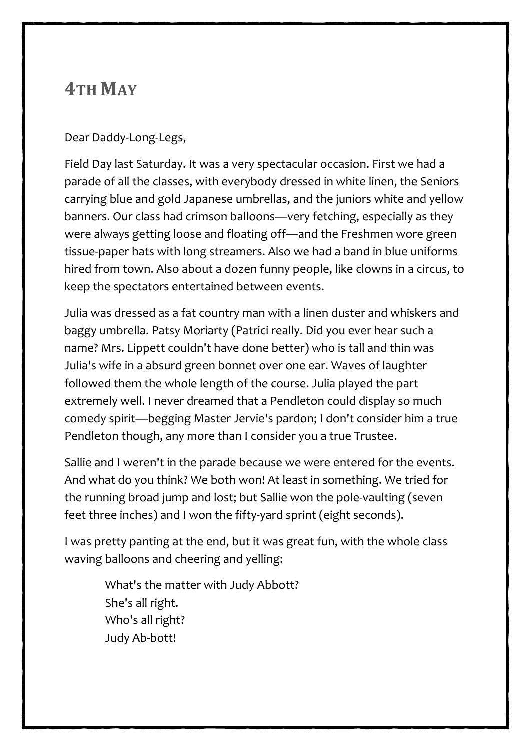# 4TH MAY

Dear Daddy-Long-Legs,

Field Day last Saturday. It was a very spectacular occasion. First we had a parade of all the classes, with everybody dressed in white linen, the Seniors carrying blue and gold Japanese umbrellas, and the juniors white and yellow banners. Our class had crimson balloons—very fetching, especially as they were always getting loose and floating off—and the Freshmen wore green tissue-paper hats with long streamers. Also we had a band in blue uniforms hired from town. Also about a dozen funny people, like clowns in a circus, to keep the spectators entertained between events.

Julia was dressed as a fat country man with a linen duster and whiskers and baggy umbrella. Patsy Moriarty (Patrici really. Did you ever hear such a name? Mrs. Lippett couldn't have done better) who is tall and thin was Julia's wife in a absurd green bonnet over one ear. Waves of laughter followed them the whole length of the course. Julia played the part extremely well. I never dreamed that a Pendleton could display so much comedy spirit—begging Master Jervie's pardon; I don't consider him a true Pendleton though, any more than I consider you a true Trustee.

Sallie and I weren't in the parade because we were entered for the events. And what do you think? We both won! At least in something. We tried for the running broad jump and lost; but Sallie won the pole-vaulting (seven feet three inches) and I won the fifty-yard sprint (eight seconds).

I was pretty panting at the end, but it was great fun, with the whole class waving balloons and cheering and yelling:

> What's the matter with Judy Abbott?
> She's all right.
> Who's all right?
> Judy Ab-bott!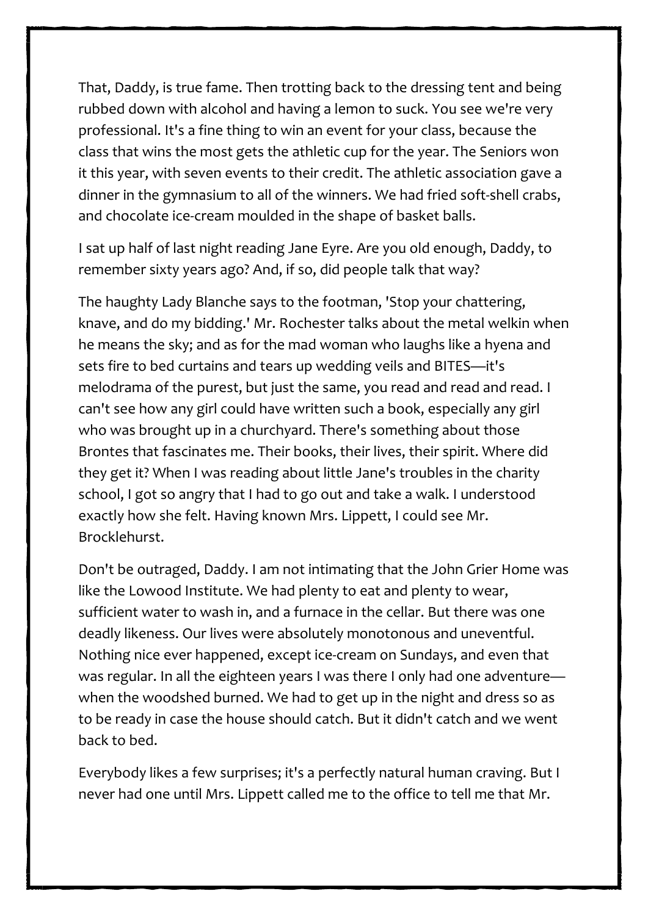That, Daddy, is true fame. Then trotting back to the dressing tent and being rubbed down with alcohol and having a lemon to suck. You see we're very professional. It's a fine thing to win an event for your class, because the class that wins the most gets the athletic cup for the year. The Seniors won it this year, with seven events to their credit. The athletic association gave a dinner in the gymnasium to all of the winners. We had fried soft-shell crabs, and chocolate ice-cream moulded in the shape of basket balls.

I sat up half of last night reading Jane Eyre. Are you old enough, Daddy, to remember sixty years ago? And, if so, did people talk that way?

The haughty Lady Blanche says to the footman, 'Stop your chattering, knave, and do my bidding.' Mr. Rochester talks about the metal welkin when he means the sky; and as for the mad woman who laughs like a hyena and sets fire to bed curtains and tears up wedding veils and BITES—it's melodrama of the purest, but just the same, you read and read and read. I can't see how any girl could have written such a book, especially any girl who was brought up in a churchyard. There's something about those Brontes that fascinates me. Their books, their lives, their spirit. Where did they get it? When I was reading about little Jane's troubles in the charity school, I got so angry that I had to go out and take a walk. I understood exactly how she felt. Having known Mrs. Lippett, I could see Mr. Brocklehurst.

Don't be outraged, Daddy. I am not intimating that the John Grier Home was like the Lowood Institute. We had plenty to eat and plenty to wear, sufficient water to wash in, and a furnace in the cellar. But there was one deadly likeness. Our lives were absolutely monotonous and uneventful. Nothing nice ever happened, except ice-cream on Sundays, and even that was regular. In all the eighteen years I was there I only had one adventure—when the woodshed burned. We had to get up in the night and dress so as to be ready in case the house should catch. But it didn't catch and we went back to bed.

Everybody likes a few surprises; it's a perfectly natural human craving. But I never had one until Mrs. Lippett called me to the office to tell me that Mr.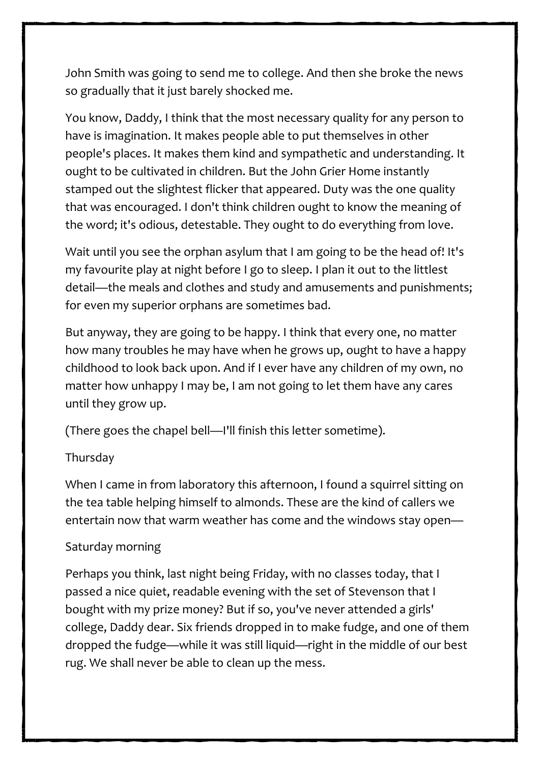John Smith was going to send me to college. And then she broke the news so gradually that it just barely shocked me.

You know, Daddy, I think that the most necessary quality for any person to have is imagination. It makes people able to put themselves in other people's places. It makes them kind and sympathetic and understanding. It ought to be cultivated in children. But the John Grier Home instantly stamped out the slightest flicker that appeared. Duty was the one quality that was encouraged. I don't think children ought to know the meaning of the word; it's odious, detestable. They ought to do everything from love.

Wait until you see the orphan asylum that I am going to be the head of! It's my favourite play at night before I go to sleep. I plan it out to the littlest detail—the meals and clothes and study and amusements and punishments; for even my superior orphans are sometimes bad.

But anyway, they are going to be happy. I think that every one, no matter how many troubles he may have when he grows up, ought to have a happy childhood to look back upon. And if I ever have any children of my own, no matter how unhappy I may be, I am not going to let them have any cares until they grow up.

(There goes the chapel bell—I'll finish this letter sometime).

Thursday

When I came in from laboratory this afternoon, I found a squirrel sitting on the tea table helping himself to almonds. These are the kind of callers we entertain now that warm weather has come and the windows stay open—

Saturday morning

Perhaps you think, last night being Friday, with no classes today, that I passed a nice quiet, readable evening with the set of Stevenson that I bought with my prize money? But if so, you've never attended a girls' college, Daddy dear. Six friends dropped in to make fudge, and one of them dropped the fudge—while it was still liquid—right in the middle of our best rug. We shall never be able to clean up the mess.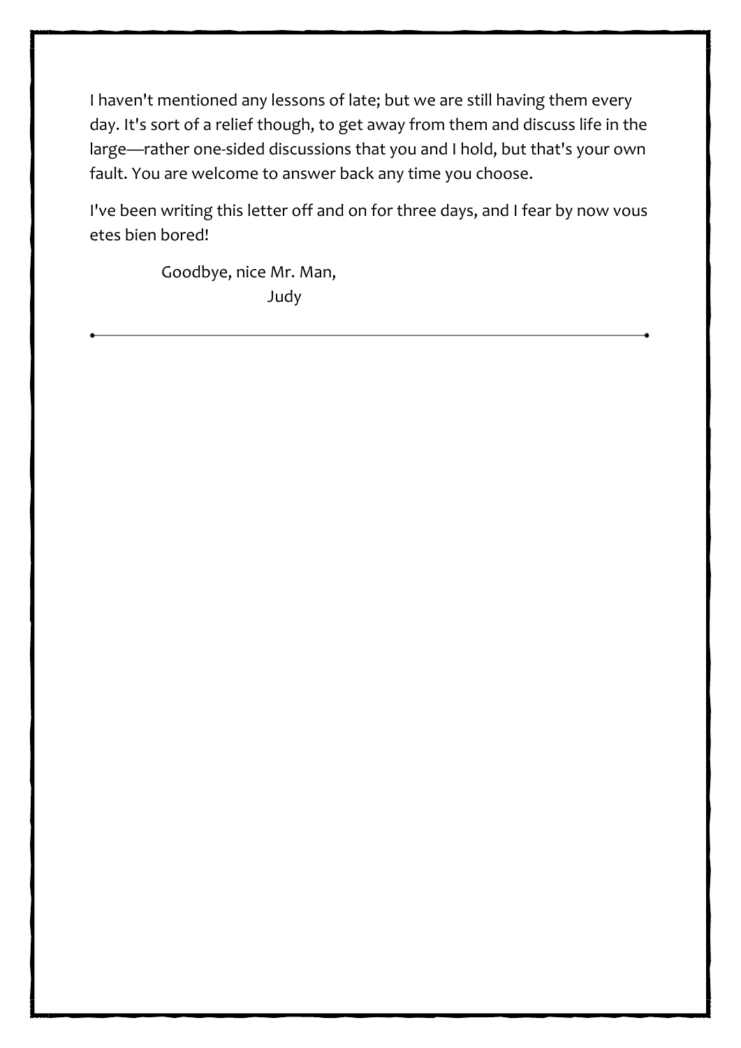I haven't mentioned any lessons of late; but we are still having them every day. It's sort of a relief though, to get away from them and discuss life in the large—rather one-sided discussions that you and I hold, but that's your own fault. You are welcome to answer back any time you choose.

I've been writing this letter off and on for three days, and I fear by now vous etes bien bored!

Goodbye, nice Mr. Man,
Judy

---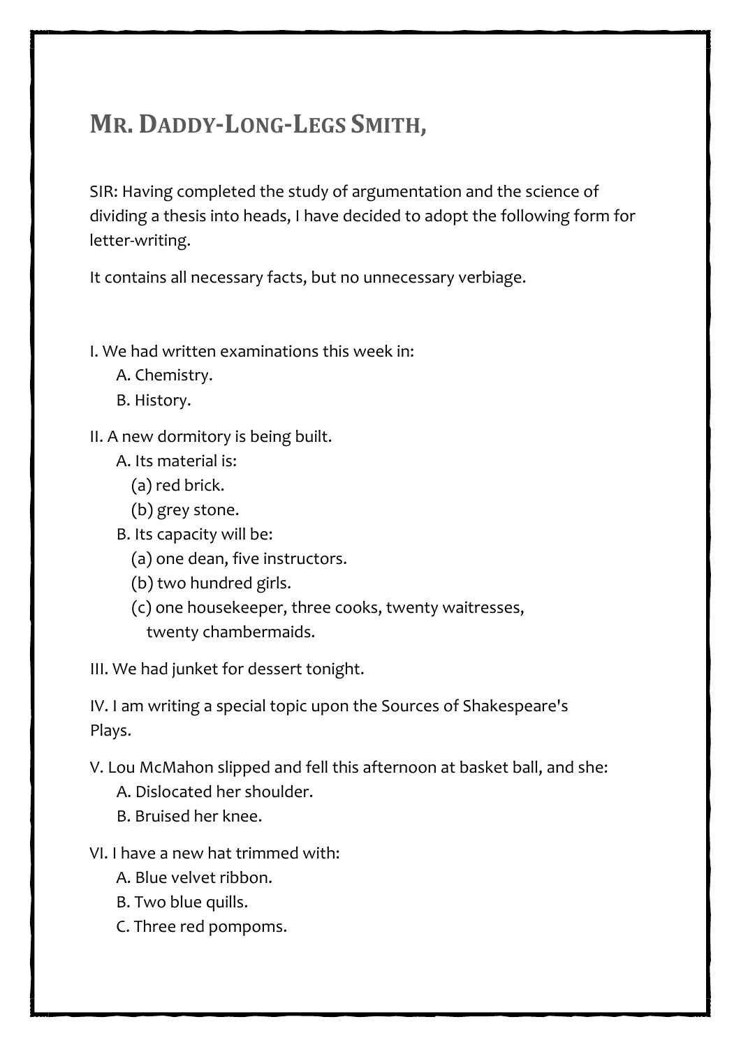## Mr. Daddy-Long-Legs Smith,

SIR: Having completed the study of argumentation and the science of dividing a thesis into heads, I have decided to adopt the following form for letter-writing.

It contains all necessary facts, but no unnecessary verbiage.

I. We had written examinations this week in:
   A. Chemistry.
   B. History.

II. A new dormitory is being built.
   A. Its material is:
      (a) red brick.
      (b) grey stone.
   B. Its capacity will be:
      (a) one dean, five instructors.
      (b) two hundred girls.
      (c) one housekeeper, three cooks, twenty waitresses, twenty chambermaids.

III. We had junket for dessert tonight.

IV. I am writing a special topic upon the Sources of Shakespeare's Plays.

V. Lou McMahon slipped and fell this afternoon at basket ball, and she:
   A. Dislocated her shoulder.
   B. Bruised her knee.

VI. I have a new hat trimmed with:
   A. Blue velvet ribbon.
   B. Two blue quills.
   C. Three red pompoms.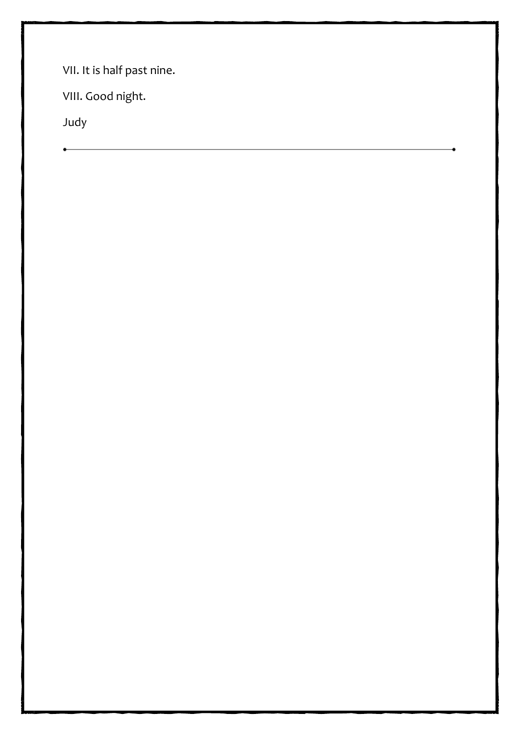VII. It is half past nine.

VIII. Good night.

Judy

---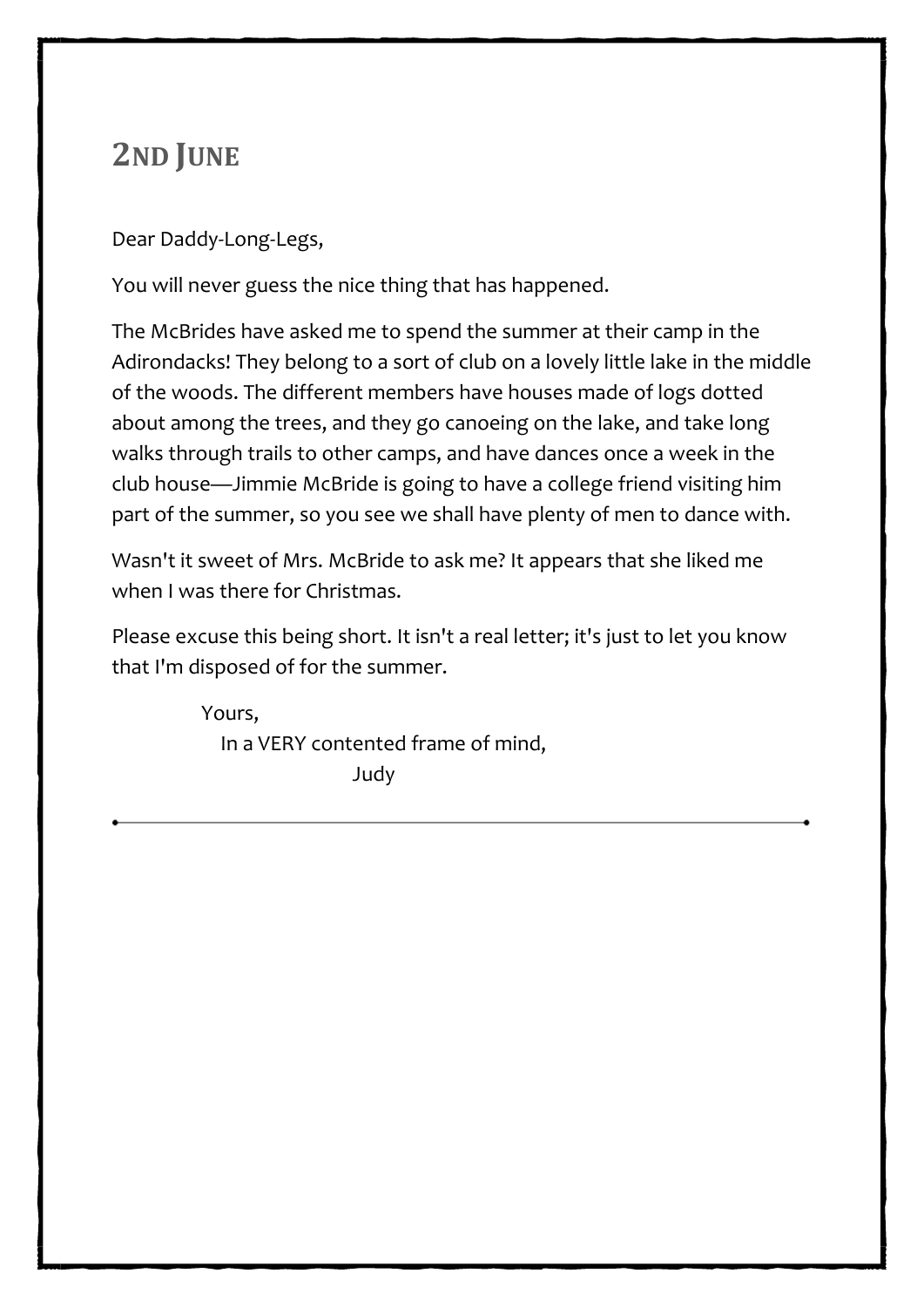## 2ND JUNE

Dear Daddy-Long-Legs,

You will never guess the nice thing that has happened.

The McBrides have asked me to spend the summer at their camp in the Adirondacks! They belong to a sort of club on a lovely little lake in the middle of the woods. The different members have houses made of logs dotted about among the trees, and they go canoeing on the lake, and take long walks through trails to other camps, and have dances once a week in the club house—Jimmie McBride is going to have a college friend visiting him part of the summer, so you see we shall have plenty of men to dance with.

Wasn't it sweet of Mrs. McBride to ask me? It appears that she liked me when I was there for Christmas.

Please excuse this being short. It isn't a real letter; it's just to let you know that I'm disposed of for the summer.

Yours,
In a VERY contented frame of mind,
Judy

---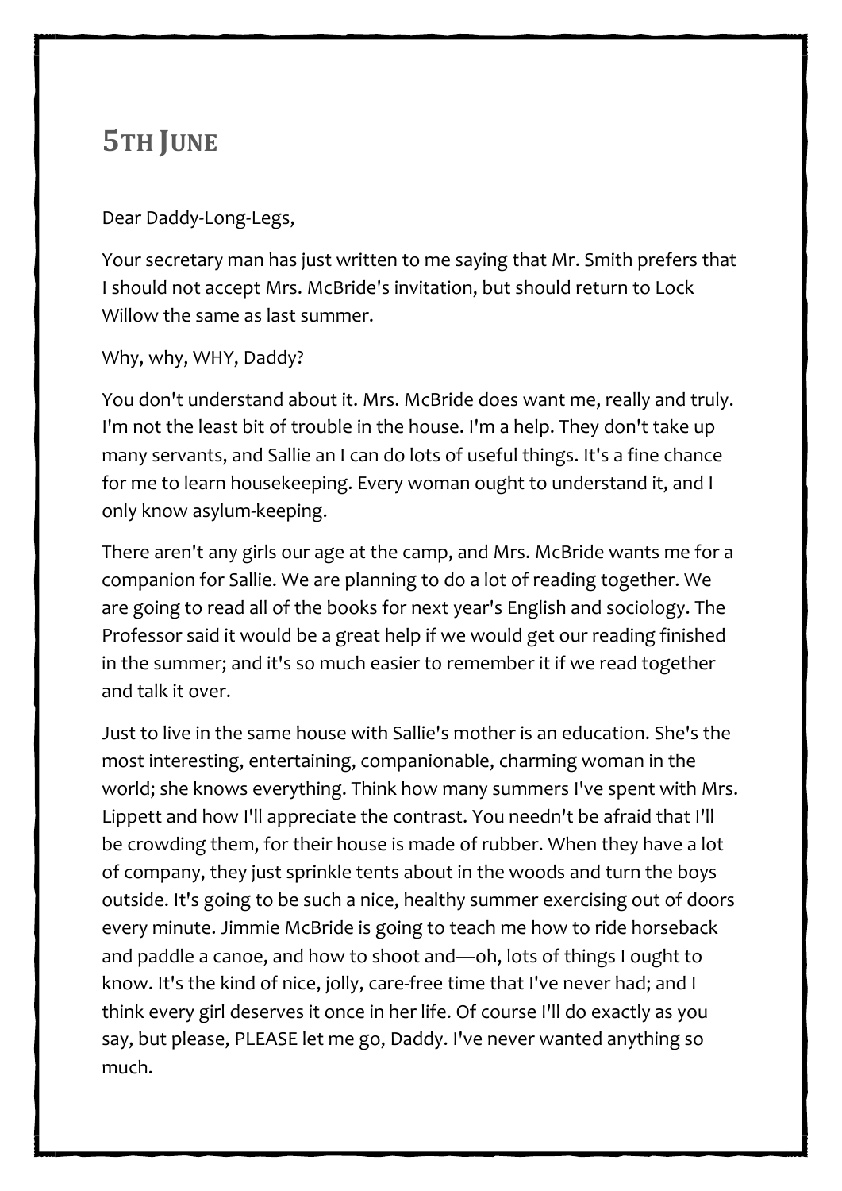## 5TH JUNE

Dear Daddy-Long-Legs,

Your secretary man has just written to me saying that Mr. Smith prefers that I should not accept Mrs. McBride's invitation, but should return to Lock Willow the same as last summer.

Why, why, WHY, Daddy?

You don't understand about it. Mrs. McBride does want me, really and truly. I'm not the least bit of trouble in the house. I'm a help. They don't take up many servants, and Sallie an I can do lots of useful things. It's a fine chance for me to learn housekeeping. Every woman ought to understand it, and I only know asylum-keeping.

There aren't any girls our age at the camp, and Mrs. McBride wants me for a companion for Sallie. We are planning to do a lot of reading together. We are going to read all of the books for next year's English and sociology. The Professor said it would be a great help if we would get our reading finished in the summer; and it's so much easier to remember it if we read together and talk it over.

Just to live in the same house with Sallie's mother is an education. She's the most interesting, entertaining, companionable, charming woman in the world; she knows everything. Think how many summers I've spent with Mrs. Lippett and how I'll appreciate the contrast. You needn't be afraid that I'll be crowding them, for their house is made of rubber. When they have a lot of company, they just sprinkle tents about in the woods and turn the boys outside. It's going to be such a nice, healthy summer exercising out of doors every minute. Jimmie McBride is going to teach me how to ride horseback and paddle a canoe, and how to shoot and—oh, lots of things I ought to know. It's the kind of nice, jolly, care-free time that I've never had; and I think every girl deserves it once in her life. Of course I'll do exactly as you say, but please, PLEASE let me go, Daddy. I've never wanted anything so much.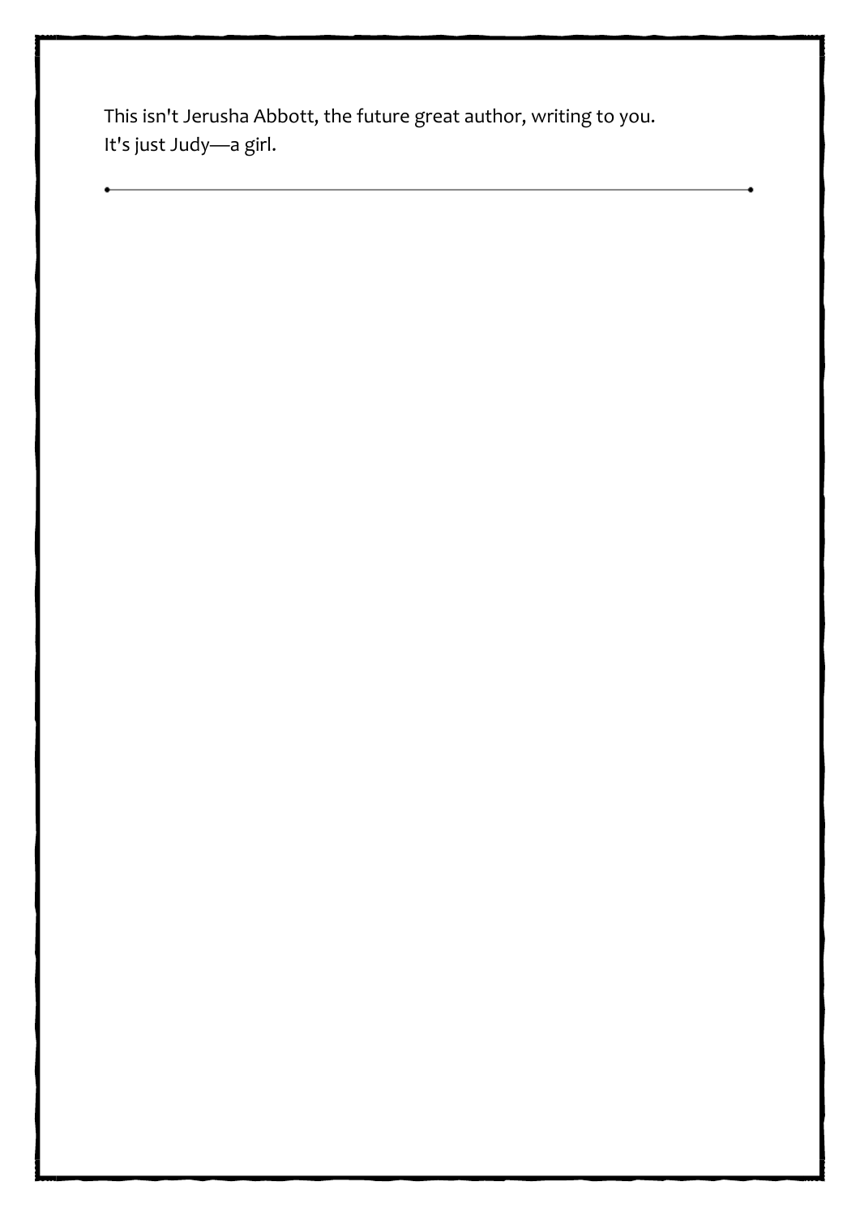This isn't Jerusha Abbott, the future great author, writing to you.
It's just Judy—a girl.

---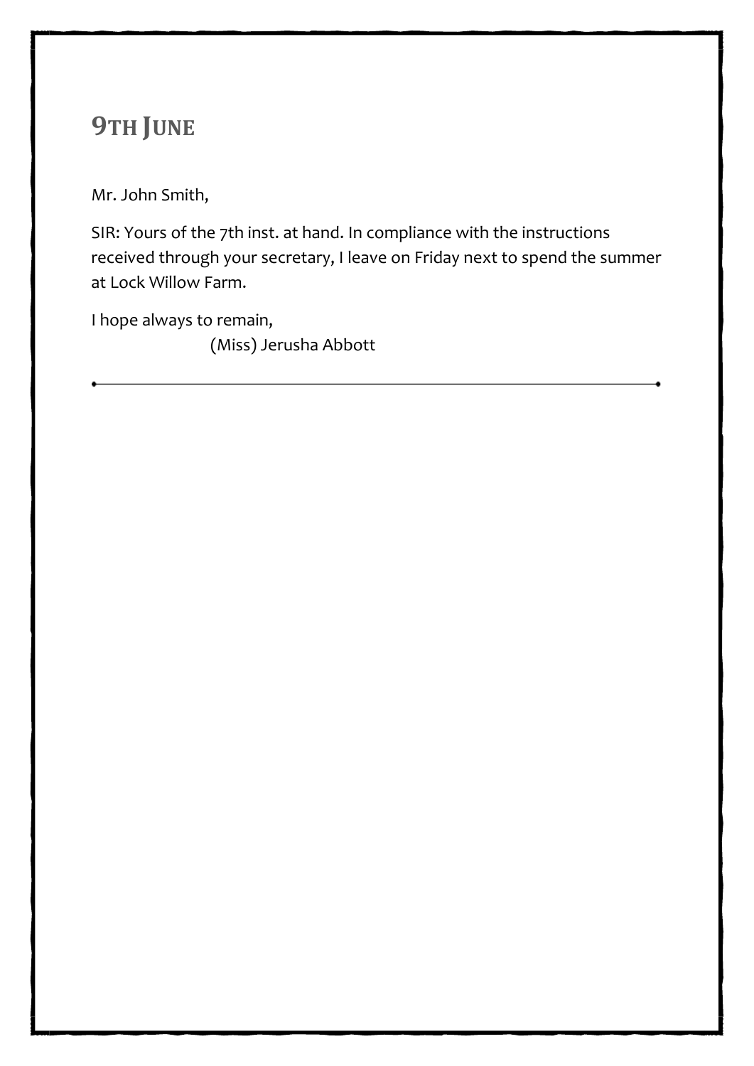## 9TH JUNE

Mr. John Smith,

SIR: Yours of the 7th inst. at hand. In compliance with the instructions received through your secretary, I leave on Friday next to spend the summer at Lock Willow Farm.

I hope always to remain,
(Miss) Jerusha Abbott

---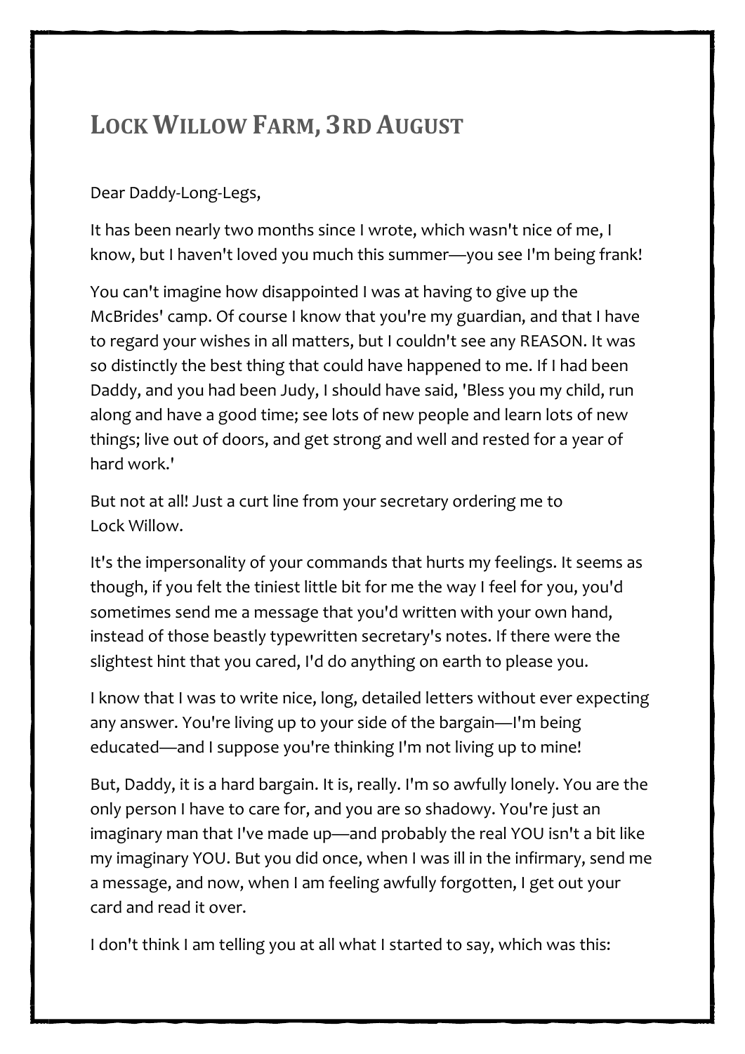## Lock Willow Farm, 3rd August

Dear Daddy-Long-Legs,

It has been nearly two months since I wrote, which wasn't nice of me, I know, but I haven't loved you much this summer—you see I'm being frank!

You can't imagine how disappointed I was at having to give up the McBrides' camp. Of course I know that you're my guardian, and that I have to regard your wishes in all matters, but I couldn't see any REASON. It was so distinctly the best thing that could have happened to me. If I had been Daddy, and you had been Judy, I should have said, 'Bless you my child, run along and have a good time; see lots of new people and learn lots of new things; live out of doors, and get strong and well and rested for a year of hard work.'

But not at all! Just a curt line from your secretary ordering me to Lock Willow.

It's the impersonality of your commands that hurts my feelings. It seems as though, if you felt the tiniest little bit for me the way I feel for you, you'd sometimes send me a message that you'd written with your own hand, instead of those beastly typewritten secretary's notes. If there were the slightest hint that you cared, I'd do anything on earth to please you.

I know that I was to write nice, long, detailed letters without ever expecting any answer. You're living up to your side of the bargain—I'm being educated—and I suppose you're thinking I'm not living up to mine!

But, Daddy, it is a hard bargain. It is, really. I'm so awfully lonely. You are the only person I have to care for, and you are so shadowy. You're just an imaginary man that I've made up—and probably the real YOU isn't a bit like my imaginary YOU. But you did once, when I was ill in the infirmary, send me a message, and now, when I am feeling awfully forgotten, I get out your card and read it over.

I don't think I am telling you at all what I started to say, which was this: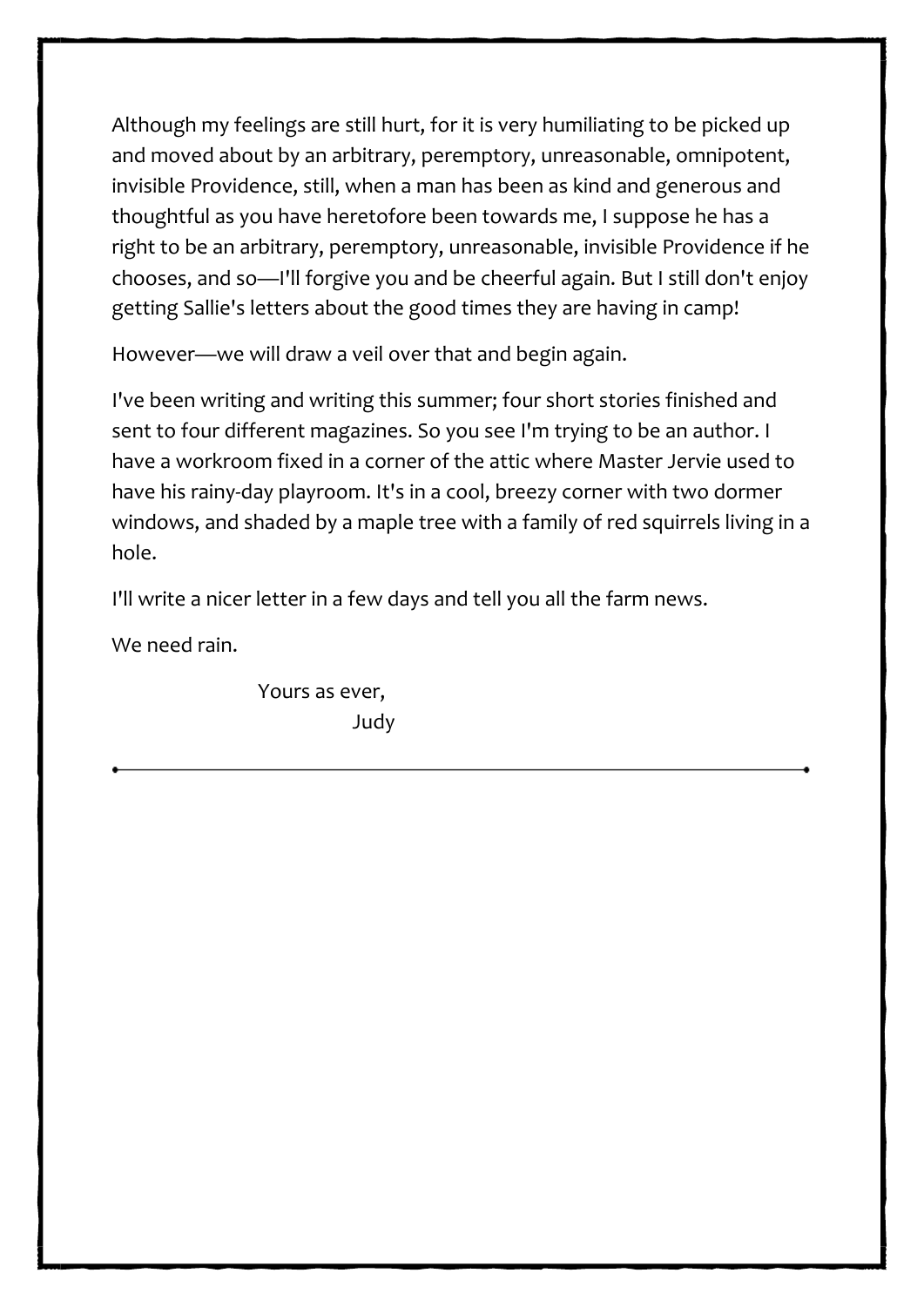Although my feelings are still hurt, for it is very humiliating to be picked up and moved about by an arbitrary, peremptory, unreasonable, omnipotent, invisible Providence, still, when a man has been as kind and generous and thoughtful as you have heretofore been towards me, I suppose he has a right to be an arbitrary, peremptory, unreasonable, invisible Providence if he chooses, and so—I'll forgive you and be cheerful again. But I still don't enjoy getting Sallie's letters about the good times they are having in camp!

However—we will draw a veil over that and begin again.

I've been writing and writing this summer; four short stories finished and sent to four different magazines. So you see I'm trying to be an author. I have a workroom fixed in a corner of the attic where Master Jervie used to have his rainy-day playroom. It's in a cool, breezy corner with two dormer windows, and shaded by a maple tree with a family of red squirrels living in a hole.

I'll write a nicer letter in a few days and tell you all the farm news.

We need rain.

Yours as ever,

Judy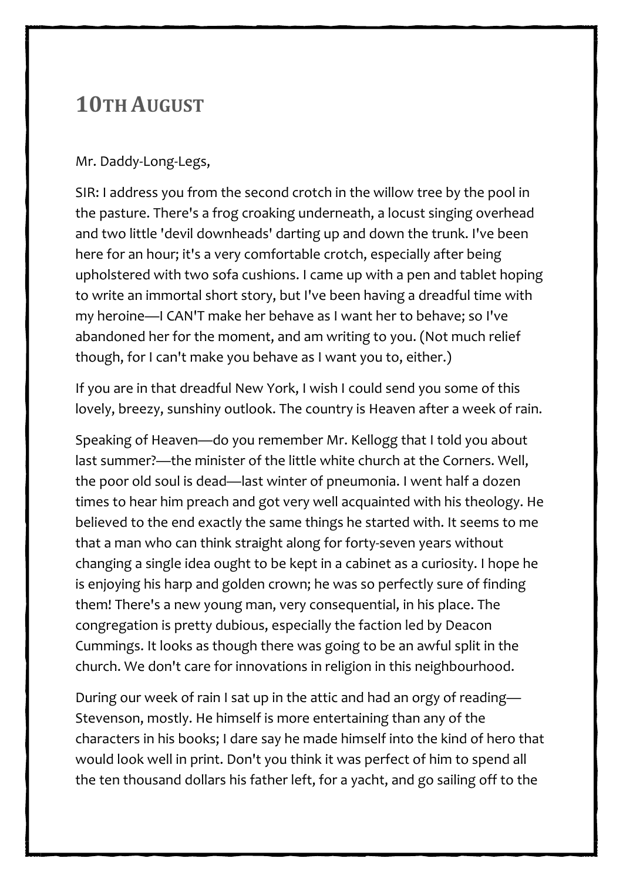## 10TH AUGUST

Mr. Daddy-Long-Legs,

SIR: I address you from the second crotch in the willow tree by the pool in the pasture. There's a frog croaking underneath, a locust singing overhead and two little 'devil downheads' darting up and down the trunk. I've been here for an hour; it's a very comfortable crotch, especially after being upholstered with two sofa cushions. I came up with a pen and tablet hoping to write an immortal short story, but I've been having a dreadful time with my heroine—I CAN'T make her behave as I want her to behave; so I've abandoned her for the moment, and am writing to you. (Not much relief though, for I can't make you behave as I want you to, either.)

If you are in that dreadful New York, I wish I could send you some of this lovely, breezy, sunshiny outlook. The country is Heaven after a week of rain.

Speaking of Heaven—do you remember Mr. Kellogg that I told you about last summer?—the minister of the little white church at the Corners. Well, the poor old soul is dead—last winter of pneumonia. I went half a dozen times to hear him preach and got very well acquainted with his theology. He believed to the end exactly the same things he started with. It seems to me that a man who can think straight along for forty-seven years without changing a single idea ought to be kept in a cabinet as a curiosity. I hope he is enjoying his harp and golden crown; he was so perfectly sure of finding them! There's a new young man, very consequential, in his place. The congregation is pretty dubious, especially the faction led by Deacon Cummings. It looks as though there was going to be an awful split in the church. We don't care for innovations in religion in this neighbourhood.

During our week of rain I sat up in the attic and had an orgy of reading—Stevenson, mostly. He himself is more entertaining than any of the characters in his books; I dare say he made himself into the kind of hero that would look well in print. Don't you think it was perfect of him to spend all the ten thousand dollars his father left, for a yacht, and go sailing off to the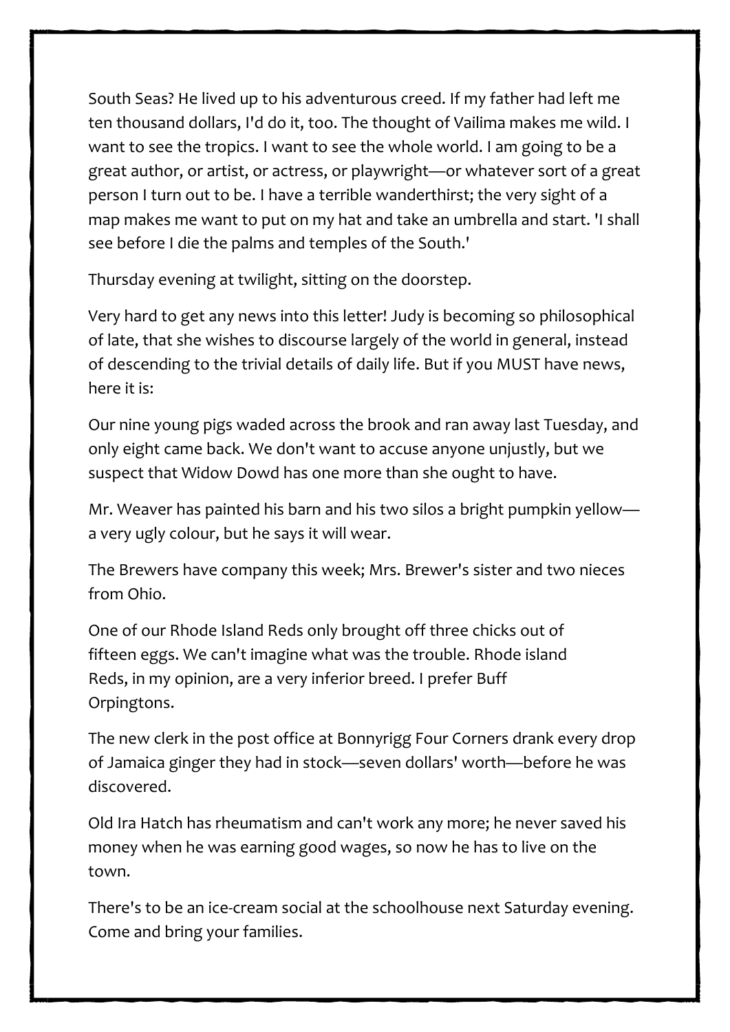South Seas? He lived up to his adventurous creed. If my father had left me ten thousand dollars, I'd do it, too. The thought of Vailima makes me wild. I want to see the tropics. I want to see the whole world. I am going to be a great author, or artist, or actress, or playwright—or whatever sort of a great person I turn out to be. I have a terrible wanderthirst; the very sight of a map makes me want to put on my hat and take an umbrella and start. 'I shall see before I die the palms and temples of the South.'

Thursday evening at twilight, sitting on the doorstep.

Very hard to get any news into this letter! Judy is becoming so philosophical of late, that she wishes to discourse largely of the world in general, instead of descending to the trivial details of daily life. But if you MUST have news, here it is:

Our nine young pigs waded across the brook and ran away last Tuesday, and only eight came back. We don't want to accuse anyone unjustly, but we suspect that Widow Dowd has one more than she ought to have.

Mr. Weaver has painted his barn and his two silos a bright pumpkin yellow—a very ugly colour, but he says it will wear.

The Brewers have company this week; Mrs. Brewer's sister and two nieces from Ohio.

One of our Rhode Island Reds only brought off three chicks out of fifteen eggs. We can't imagine what was the trouble. Rhode island Reds, in my opinion, are a very inferior breed. I prefer Buff Orpingtons.

The new clerk in the post office at Bonnyrigg Four Corners drank every drop of Jamaica ginger they had in stock—seven dollars' worth—before he was discovered.

Old Ira Hatch has rheumatism and can't work any more; he never saved his money when he was earning good wages, so now he has to live on the town.

There's to be an ice-cream social at the schoolhouse next Saturday evening. Come and bring your families.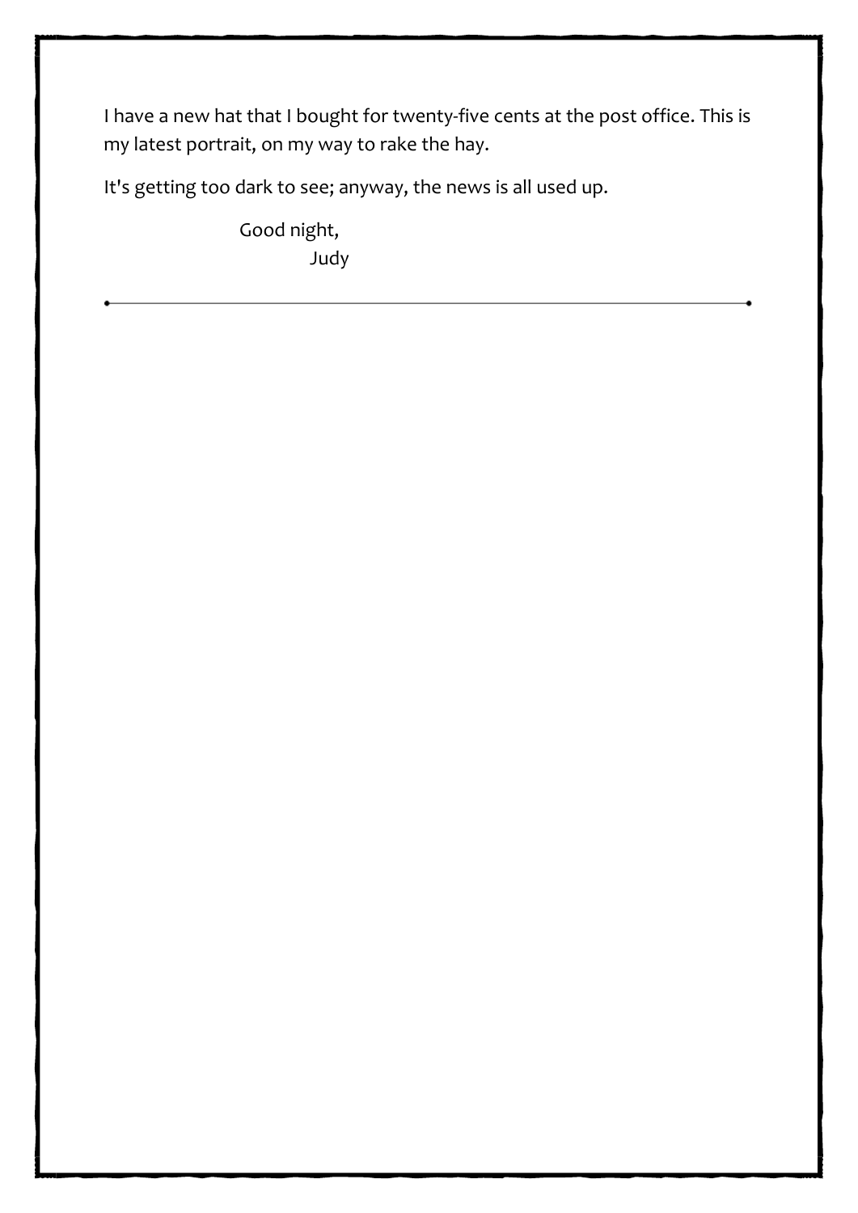I have a new hat that I bought for twenty-five cents at the post office. This is my latest portrait, on my way to rake the hay.

It's getting too dark to see; anyway, the news is all used up.

Good night,
Judy

---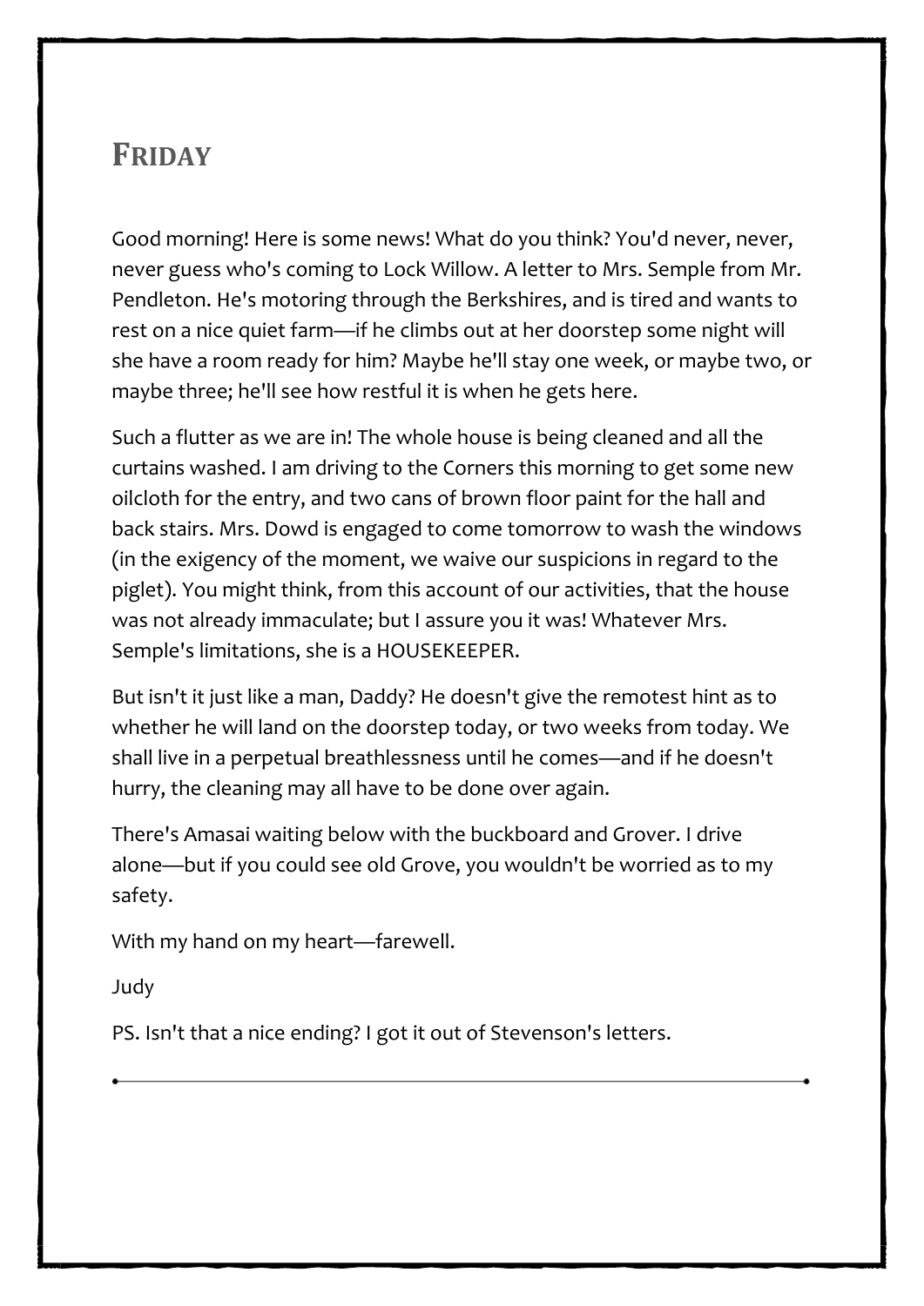## Friday

Good morning! Here is some news! What do you think? You'd never, never, never guess who's coming to Lock Willow. A letter to Mrs. Semple from Mr. Pendleton. He's motoring through the Berkshires, and is tired and wants to rest on a nice quiet farm—if he climbs out at her doorstep some night will she have a room ready for him? Maybe he'll stay one week, or maybe two, or maybe three; he'll see how restful it is when he gets here.

Such a flutter as we are in! The whole house is being cleaned and all the curtains washed. I am driving to the Corners this morning to get some new oilcloth for the entry, and two cans of brown floor paint for the hall and back stairs. Mrs. Dowd is engaged to come tomorrow to wash the windows (in the exigency of the moment, we waive our suspicions in regard to the piglet). You might think, from this account of our activities, that the house was not already immaculate; but I assure you it was! Whatever Mrs. Semple's limitations, she is a HOUSEKEEPER.

But isn't it just like a man, Daddy? He doesn't give the remotest hint as to whether he will land on the doorstep today, or two weeks from today. We shall live in a perpetual breathlessness until he comes—and if he doesn't hurry, the cleaning may all have to be done over again.

There's Amasai waiting below with the buckboard and Grover. I drive alone—but if you could see old Grove, you wouldn't be worried as to my safety.

With my hand on my heart—farewell.

Judy

PS. Isn't that a nice ending? I got it out of Stevenson's letters.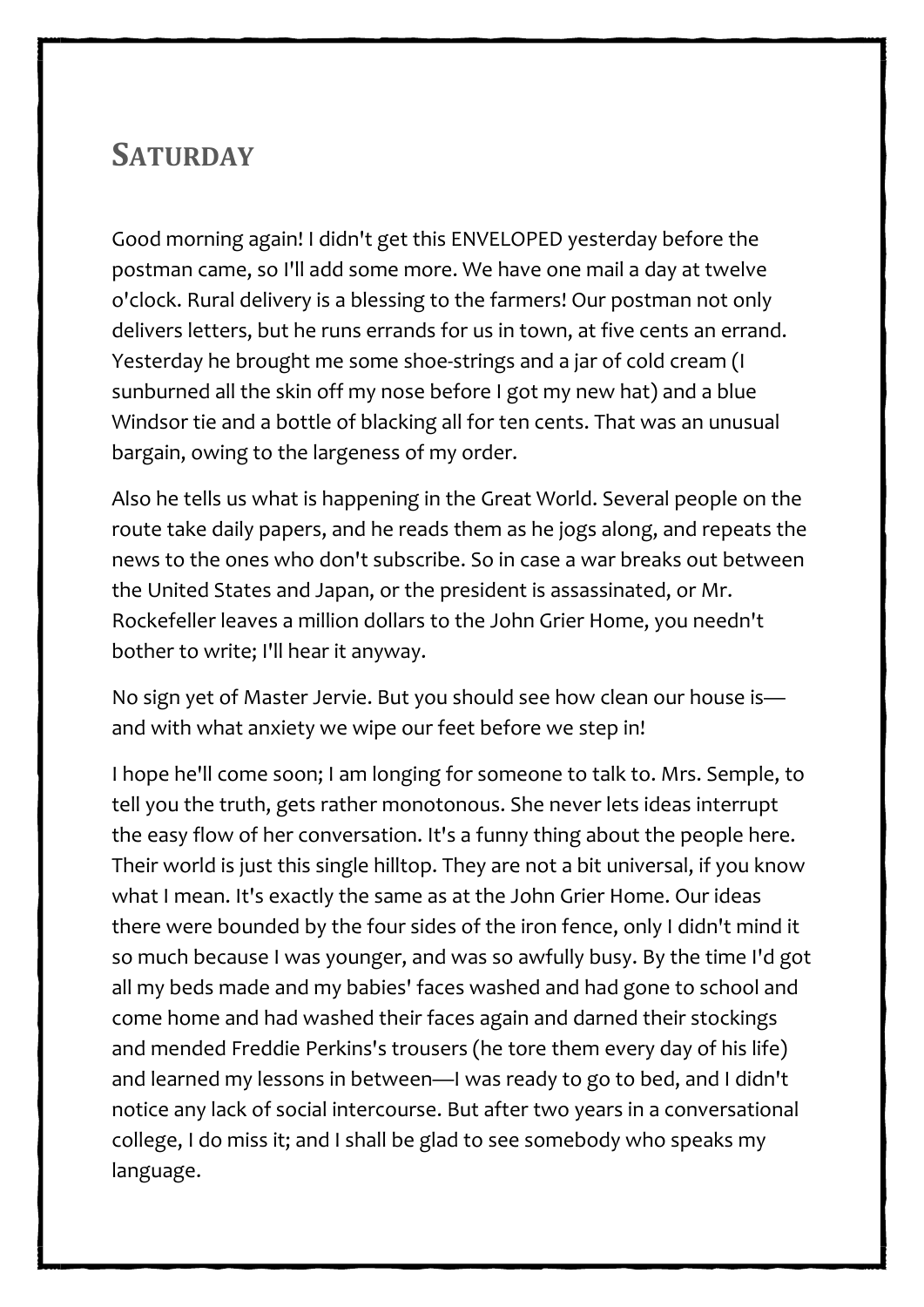## Saturday

Good morning again! I didn't get this ENVELOPED yesterday before the postman came, so I'll add some more. We have one mail a day at twelve o'clock. Rural delivery is a blessing to the farmers! Our postman not only delivers letters, but he runs errands for us in town, at five cents an errand. Yesterday he brought me some shoe-strings and a jar of cold cream (I sunburned all the skin off my nose before I got my new hat) and a blue Windsor tie and a bottle of blacking all for ten cents. That was an unusual bargain, owing to the largeness of my order.

Also he tells us what is happening in the Great World. Several people on the route take daily papers, and he reads them as he jogs along, and repeats the news to the ones who don't subscribe. So in case a war breaks out between the United States and Japan, or the president is assassinated, or Mr. Rockefeller leaves a million dollars to the John Grier Home, you needn't bother to write; I'll hear it anyway.

No sign yet of Master Jervie. But you should see how clean our house is—and with what anxiety we wipe our feet before we step in!

I hope he'll come soon; I am longing for someone to talk to. Mrs. Semple, to tell you the truth, gets rather monotonous. She never lets ideas interrupt the easy flow of her conversation. It's a funny thing about the people here. Their world is just this single hilltop. They are not a bit universal, if you know what I mean. It's exactly the same as at the John Grier Home. Our ideas there were bounded by the four sides of the iron fence, only I didn't mind it so much because I was younger, and was so awfully busy. By the time I'd got all my beds made and my babies' faces washed and had gone to school and come home and had washed their faces again and darned their stockings and mended Freddie Perkins's trousers (he tore them every day of his life) and learned my lessons in between—I was ready to go to bed, and I didn't notice any lack of social intercourse. But after two years in a conversational college, I do miss it; and I shall be glad to see somebody who speaks my language.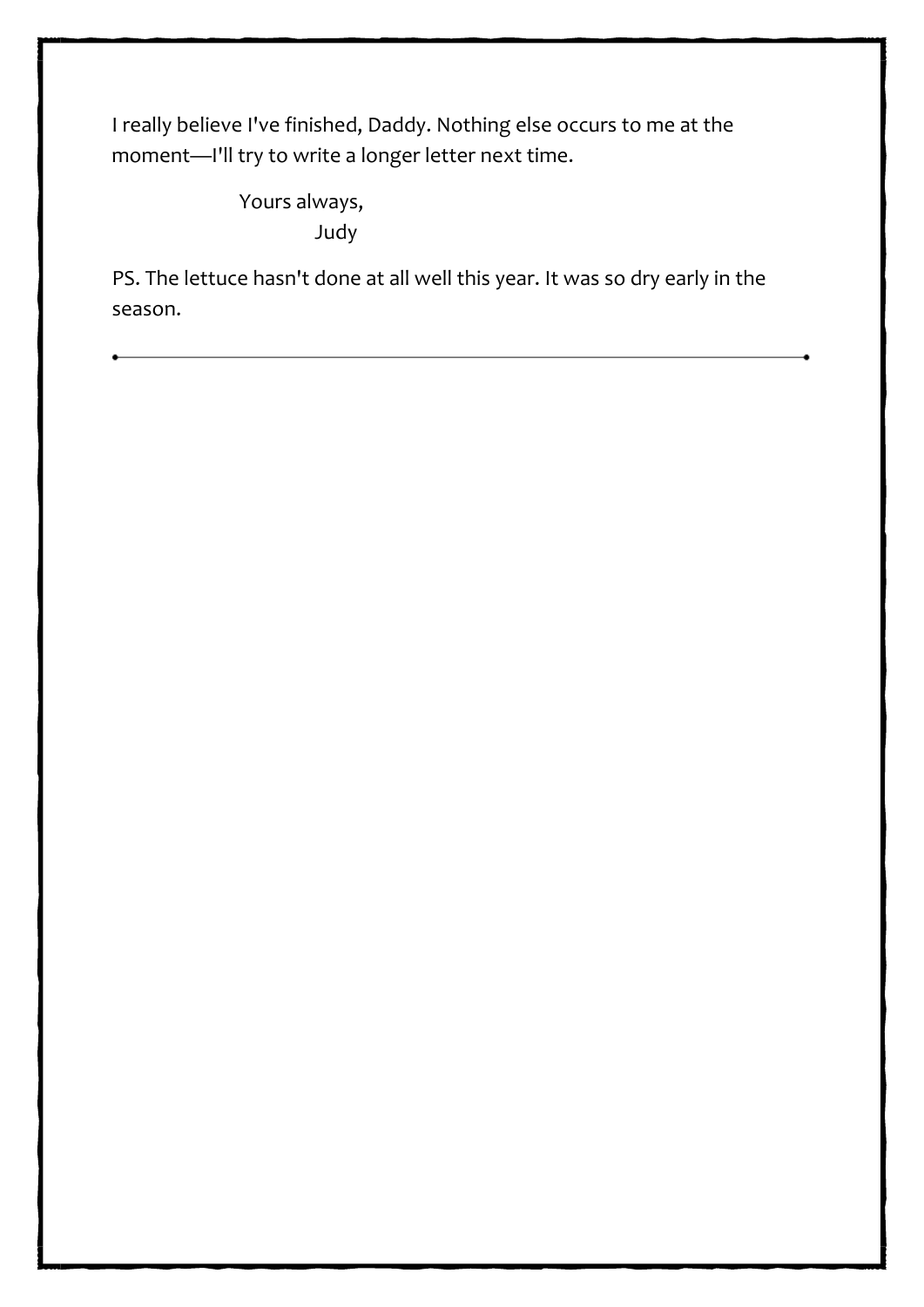I really believe I've finished, Daddy. Nothing else occurs to me at the moment—I'll try to write a longer letter next time.

Yours always,
Judy

PS. The lettuce hasn't done at all well this year. It was so dry early in the season.

---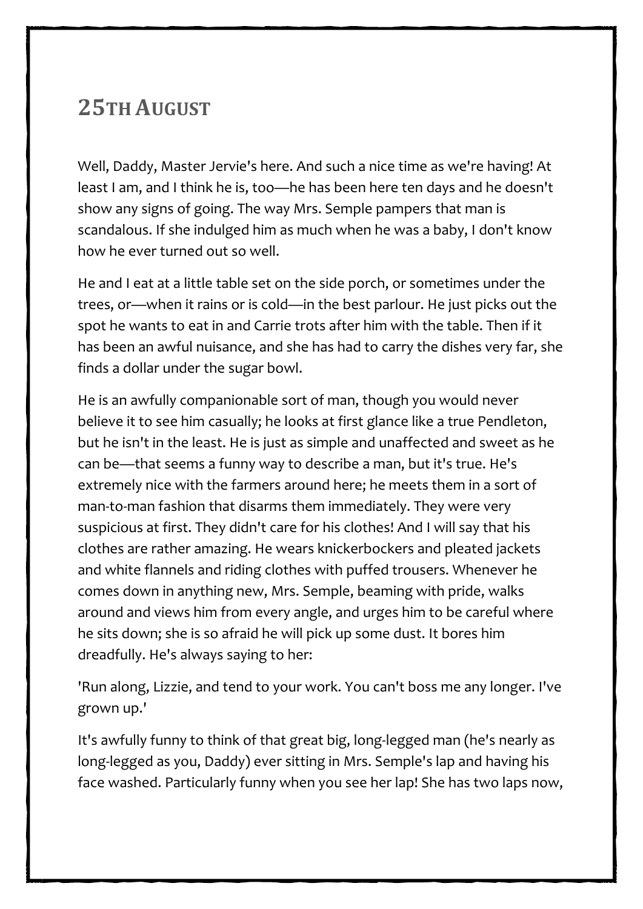## 25TH AUGUST

Well, Daddy, Master Jervie's here. And such a nice time as we're having! At least I am, and I think he is, too—he has been here ten days and he doesn't show any signs of going. The way Mrs. Semple pampers that man is scandalous. If she indulged him as much when he was a baby, I don't know how he ever turned out so well.

He and I eat at a little table set on the side porch, or sometimes under the trees, or—when it rains or is cold—in the best parlour. He just picks out the spot he wants to eat in and Carrie trots after him with the table. Then if it has been an awful nuisance, and she has had to carry the dishes very far, she finds a dollar under the sugar bowl.

He is an awfully companionable sort of man, though you would never believe it to see him casually; he looks at first glance like a true Pendleton, but he isn't in the least. He is just as simple and unaffected and sweet as he can be—that seems a funny way to describe a man, but it's true. He's extremely nice with the farmers around here; he meets them in a sort of man-to-man fashion that disarms them immediately. They were very suspicious at first. They didn't care for his clothes! And I will say that his clothes are rather amazing. He wears knickerbockers and pleated jackets and white flannels and riding clothes with puffed trousers. Whenever he comes down in anything new, Mrs. Semple, beaming with pride, walks around and views him from every angle, and urges him to be careful where he sits down; she is so afraid he will pick up some dust. It bores him dreadfully. He's always saying to her:

'Run along, Lizzie, and tend to your work. You can't boss me any longer. I've grown up.'

It's awfully funny to think of that great big, long-legged man (he's nearly as long-legged as you, Daddy) ever sitting in Mrs. Semple's lap and having his face washed. Particularly funny when you see her lap! She has two laps now,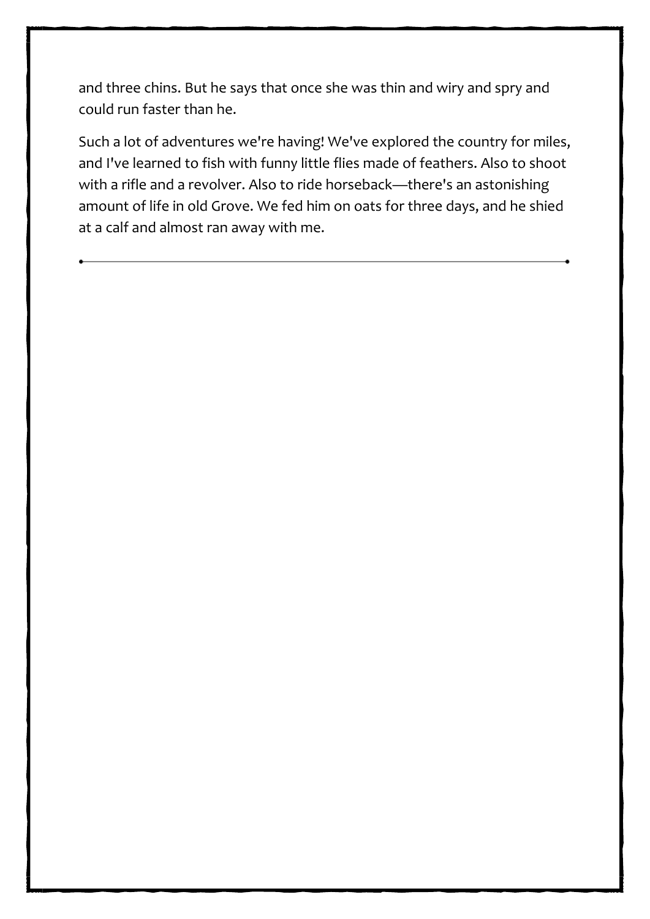and three chins. But he says that once she was thin and wiry and spry and could run faster than he.

Such a lot of adventures we're having! We've explored the country for miles, and I've learned to fish with funny little flies made of feathers. Also to shoot with a rifle and a revolver. Also to ride horseback—there's an astonishing amount of life in old Grove. We fed him on oats for three days, and he shied at a calf and almost ran away with me.

---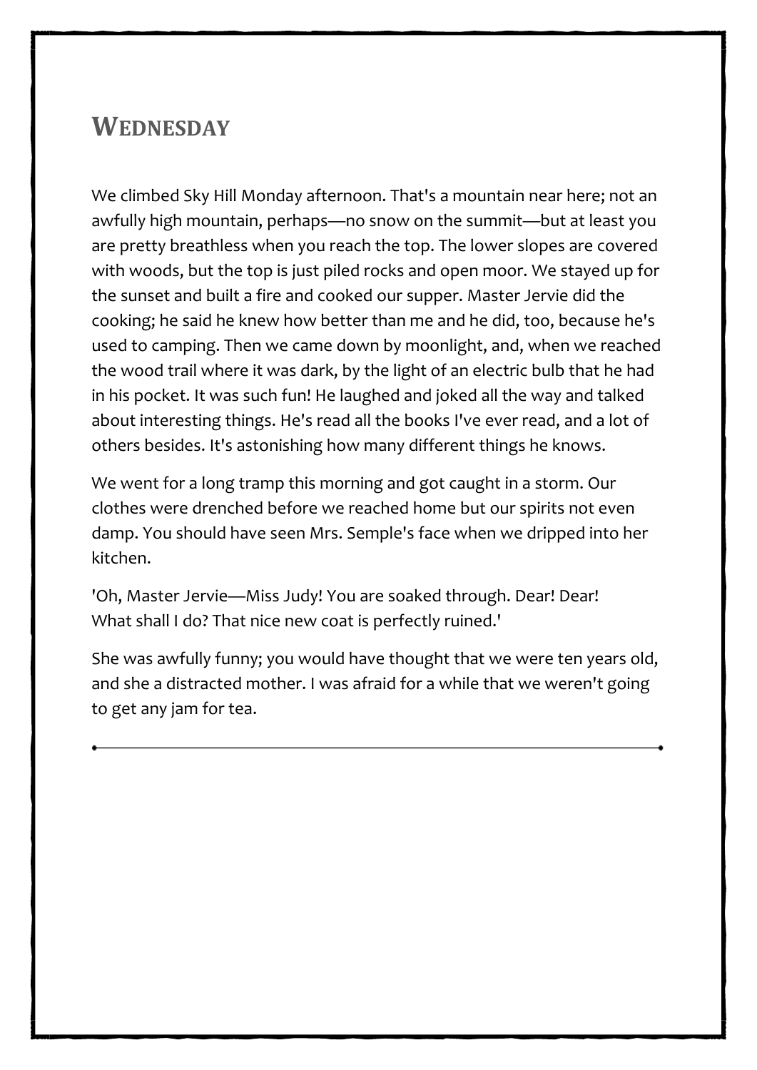## WEDNESDAY

We climbed Sky Hill Monday afternoon. That's a mountain near here; not an awfully high mountain, perhaps—no snow on the summit—but at least you are pretty breathless when you reach the top. The lower slopes are covered with woods, but the top is just piled rocks and open moor. We stayed up for the sunset and built a fire and cooked our supper. Master Jervie did the cooking; he said he knew how better than me and he did, too, because he's used to camping. Then we came down by moonlight, and, when we reached the wood trail where it was dark, by the light of an electric bulb that he had in his pocket. It was such fun! He laughed and joked all the way and talked about interesting things. He's read all the books I've ever read, and a lot of others besides. It's astonishing how many different things he knows.

We went for a long tramp this morning and got caught in a storm. Our clothes were drenched before we reached home but our spirits not even damp. You should have seen Mrs. Semple's face when we dripped into her kitchen.

'Oh, Master Jervie—Miss Judy! You are soaked through. Dear! Dear! What shall I do? That nice new coat is perfectly ruined.'

She was awfully funny; you would have thought that we were ten years old, and she a distracted mother. I was afraid for a while that we weren't going to get any jam for tea.

---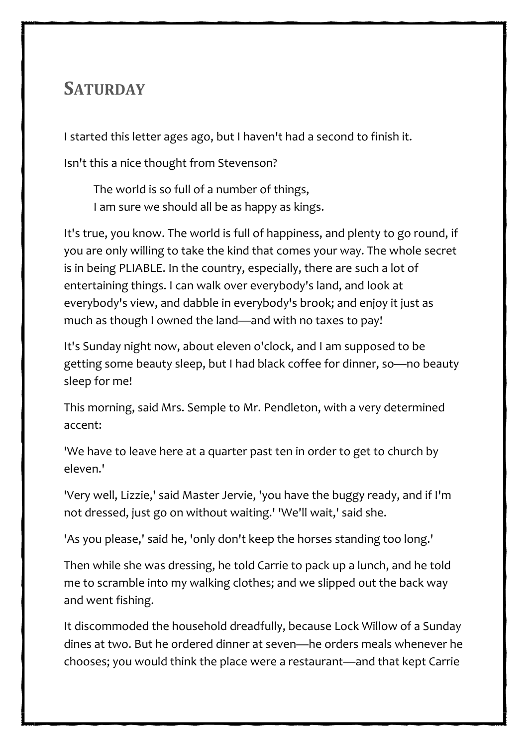## SATURDAY

I started this letter ages ago, but I haven't had a second to finish it.

Isn't this a nice thought from Stevenson?

> The world is so full of a number of things,
> I am sure we should all be as happy as kings.

It's true, you know. The world is full of happiness, and plenty to go round, if you are only willing to take the kind that comes your way. The whole secret is in being PLIABLE. In the country, especially, there are such a lot of entertaining things. I can walk over everybody's land, and look at everybody's view, and dabble in everybody's brook; and enjoy it just as much as though I owned the land—and with no taxes to pay!

It's Sunday night now, about eleven o'clock, and I am supposed to be getting some beauty sleep, but I had black coffee for dinner, so—no beauty sleep for me!

This morning, said Mrs. Semple to Mr. Pendleton, with a very determined accent:

'We have to leave here at a quarter past ten in order to get to church by eleven.'

'Very well, Lizzie,' said Master Jervie, 'you have the buggy ready, and if I'm not dressed, just go on without waiting.' 'We'll wait,' said she.

'As you please,' said he, 'only don't keep the horses standing too long.'

Then while she was dressing, he told Carrie to pack up a lunch, and he told me to scramble into my walking clothes; and we slipped out the back way and went fishing.

It discommoded the household dreadfully, because Lock Willow of a Sunday dines at two. But he ordered dinner at seven—he orders meals whenever he chooses; you would think the place were a restaurant—and that kept Carrie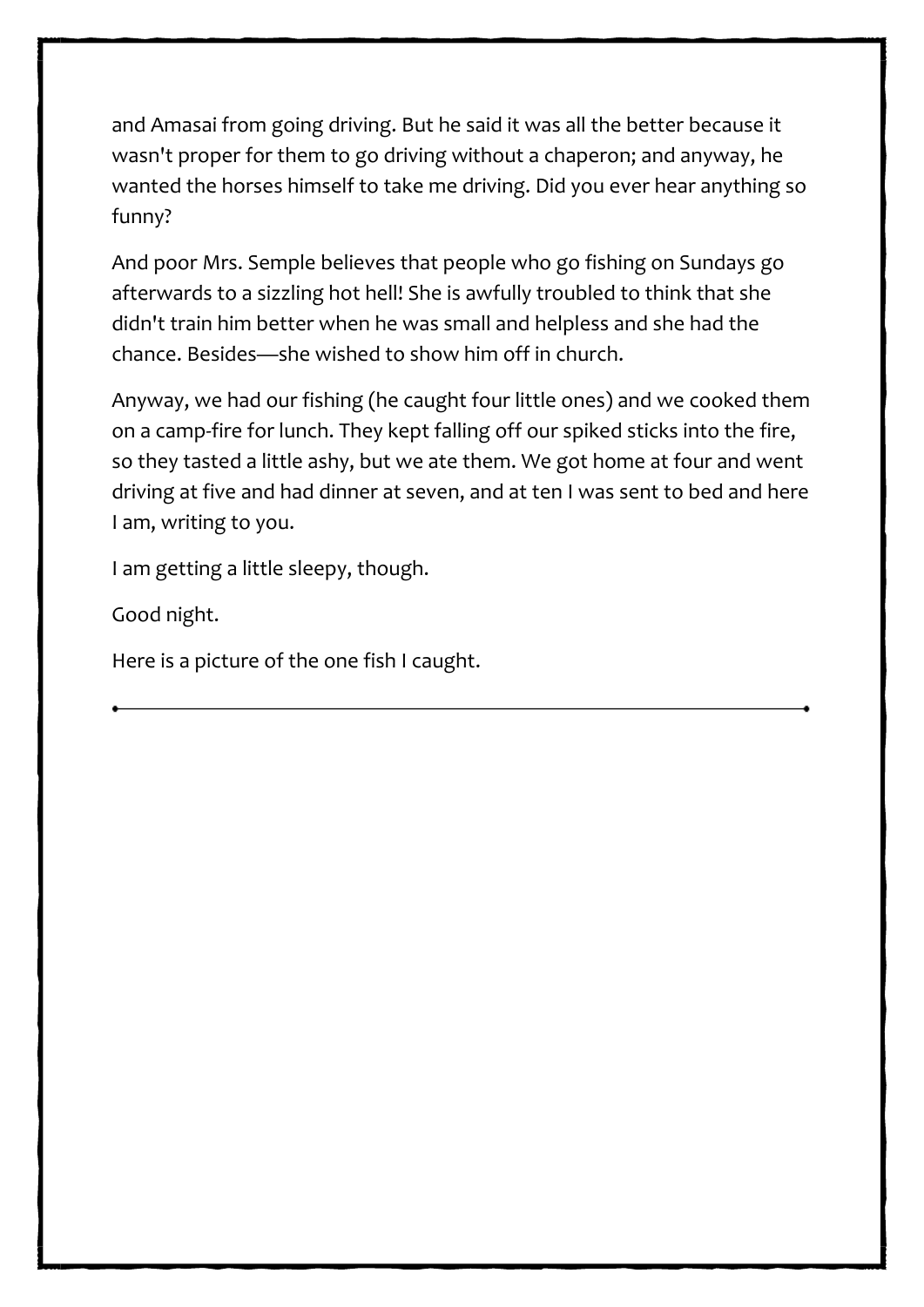and Amasai from going driving. But he said it was all the better because it wasn't proper for them to go driving without a chaperon; and anyway, he wanted the horses himself to take me driving. Did you ever hear anything so funny?

And poor Mrs. Semple believes that people who go fishing on Sundays go afterwards to a sizzling hot hell! She is awfully troubled to think that she didn't train him better when he was small and helpless and she had the chance. Besides—she wished to show him off in church.

Anyway, we had our fishing (he caught four little ones) and we cooked them on a camp-fire for lunch. They kept falling off our spiked sticks into the fire, so they tasted a little ashy, but we ate them. We got home at four and went driving at five and had dinner at seven, and at ten I was sent to bed and here I am, writing to you.

I am getting a little sleepy, though.

Good night.

Here is a picture of the one fish I caught.

---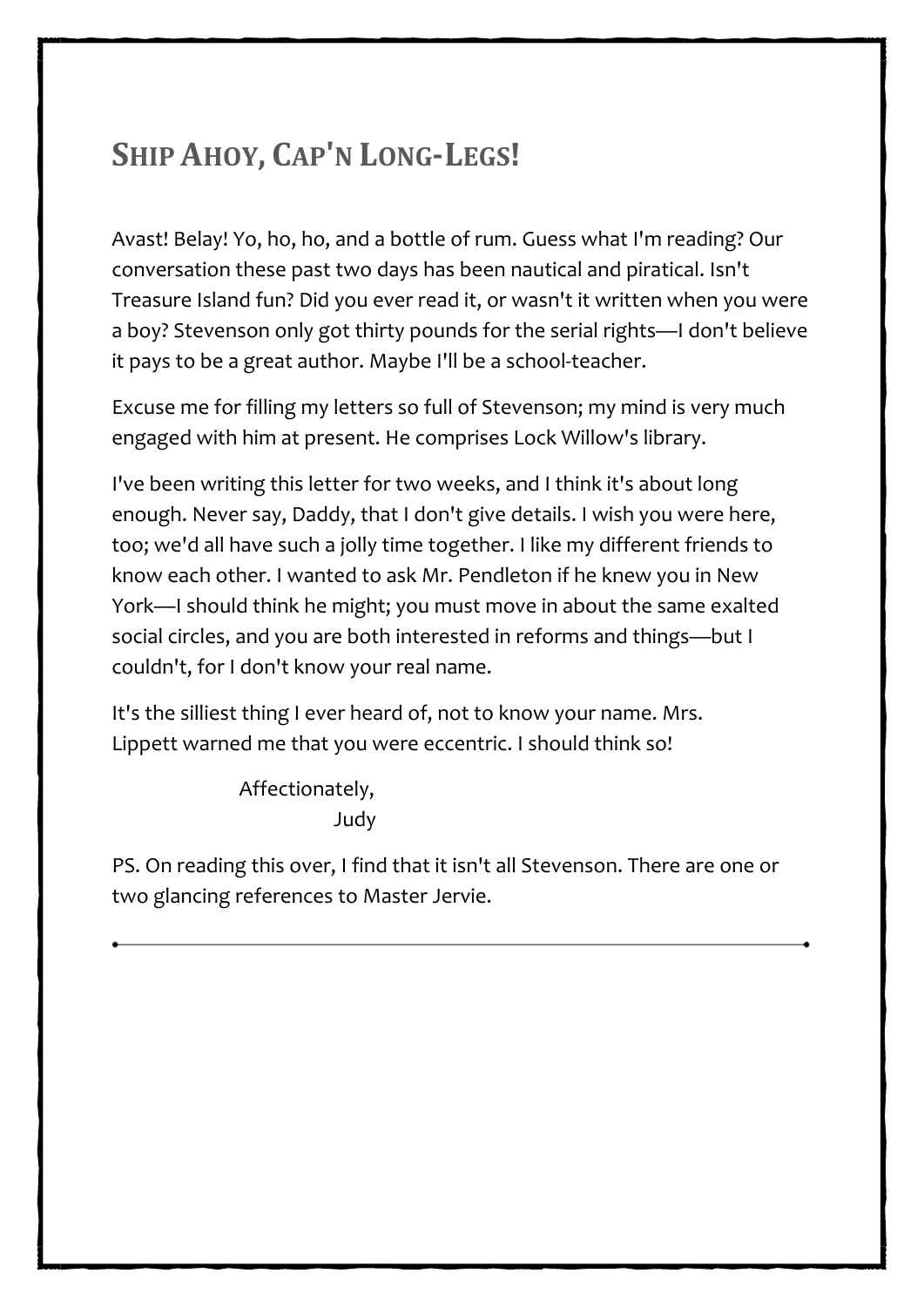## Ship Ahoy, Cap'n Long-Legs!

Avast! Belay! Yo, ho, ho, and a bottle of rum. Guess what I'm reading? Our conversation these past two days has been nautical and piratical. Isn't Treasure Island fun? Did you ever read it, or wasn't it written when you were a boy? Stevenson only got thirty pounds for the serial rights—I don't believe it pays to be a great author. Maybe I'll be a school-teacher.

Excuse me for filling my letters so full of Stevenson; my mind is very much engaged with him at present. He comprises Lock Willow's library.

I've been writing this letter for two weeks, and I think it's about long enough. Never say, Daddy, that I don't give details. I wish you were here, too; we'd all have such a jolly time together. I like my different friends to know each other. I wanted to ask Mr. Pendleton if he knew you in New York—I should think he might; you must move in about the same exalted social circles, and you are both interested in reforms and things—but I couldn't, for I don't know your real name.

It's the silliest thing I ever heard of, not to know your name. Mrs. Lippett warned me that you were eccentric. I should think so!

Affectionately,
Judy

PS. On reading this over, I find that it isn't all Stevenson. There are one or two glancing references to Master Jervie.

---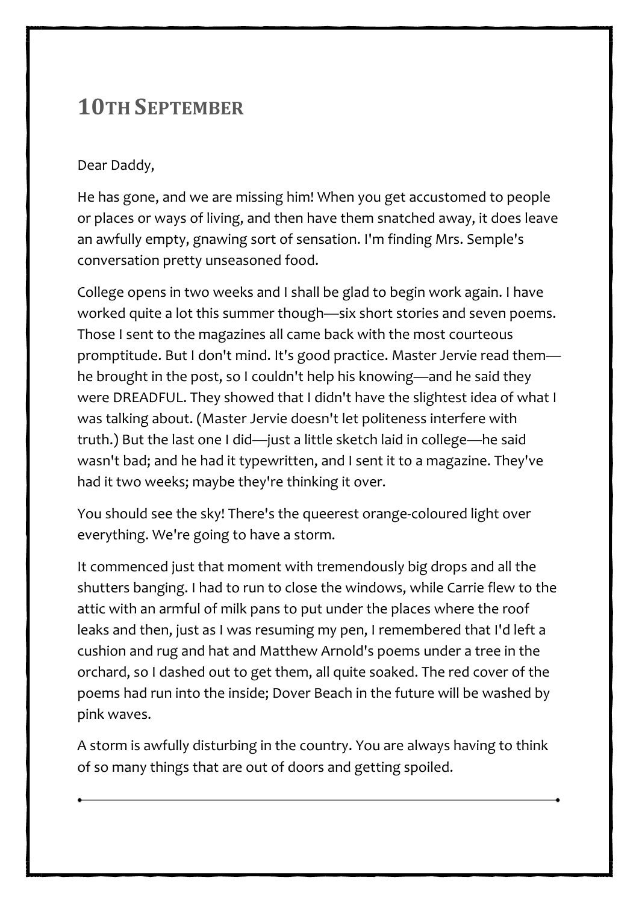## 10TH SEPTEMBER

Dear Daddy,

He has gone, and we are missing him! When you get accustomed to people or places or ways of living, and then have them snatched away, it does leave an awfully empty, gnawing sort of sensation. I'm finding Mrs. Semple's conversation pretty unseasoned food.

College opens in two weeks and I shall be glad to begin work again. I have worked quite a lot this summer though—six short stories and seven poems. Those I sent to the magazines all came back with the most courteous promptitude. But I don't mind. It's good practice. Master Jervie read them—he brought in the post, so I couldn't help his knowing—and he said they were DREADFUL. They showed that I didn't have the slightest idea of what I was talking about. (Master Jervie doesn't let politeness interfere with truth.) But the last one I did—just a little sketch laid in college—he said wasn't bad; and he had it typewritten, and I sent it to a magazine. They've had it two weeks; maybe they're thinking it over.

You should see the sky! There's the queerest orange-coloured light over everything. We're going to have a storm.

It commenced just that moment with tremendously big drops and all the shutters banging. I had to run to close the windows, while Carrie flew to the attic with an armful of milk pans to put under the places where the roof leaks and then, just as I was resuming my pen, I remembered that I'd left a cushion and rug and hat and Matthew Arnold's poems under a tree in the orchard, so I dashed out to get them, all quite soaked. The red cover of the poems had run into the inside; Dover Beach in the future will be washed by pink waves.

A storm is awfully disturbing in the country. You are always having to think of so many things that are out of doors and getting spoiled.

---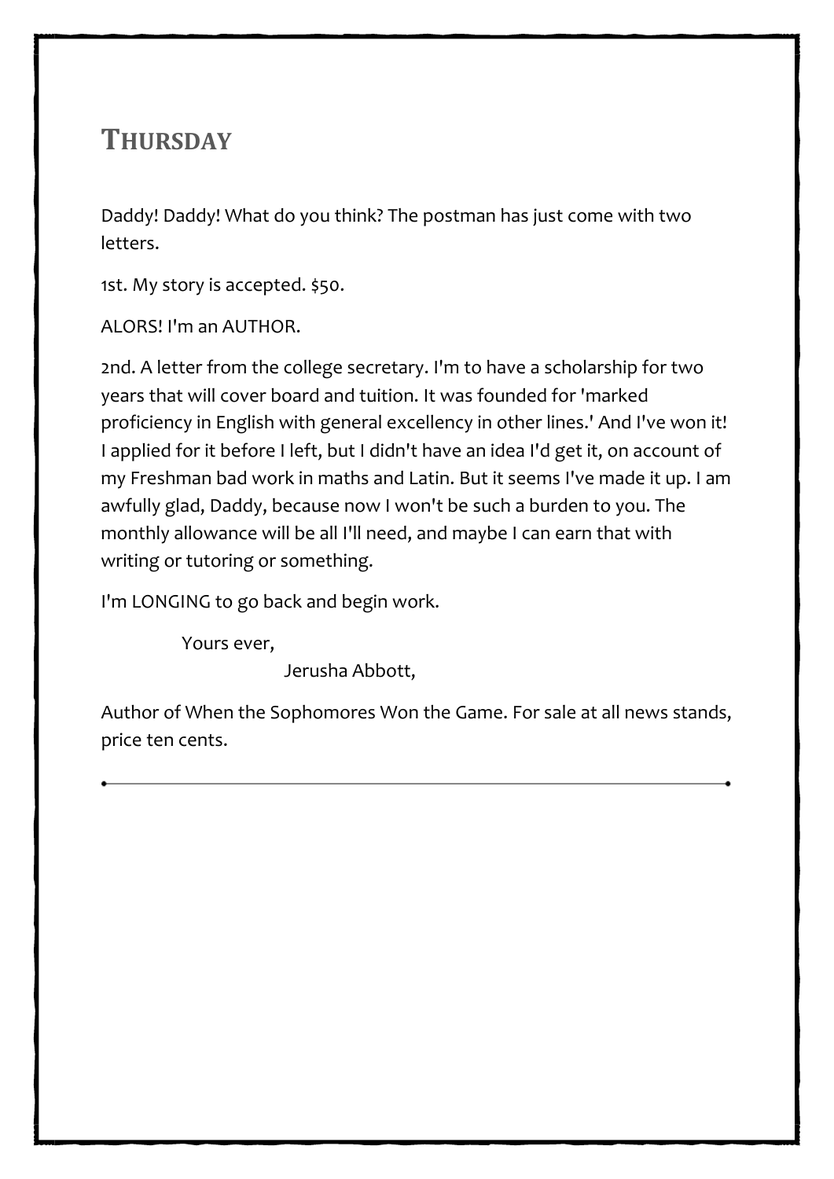## THURSDAY

Daddy! Daddy! What do you think? The postman has just come with two letters.

1st. My story is accepted. $50.

ALORS! I'm an AUTHOR.

2nd. A letter from the college secretary. I'm to have a scholarship for two years that will cover board and tuition. It was founded for 'marked proficiency in English with general excellency in other lines.' And I've won it! I applied for it before I left, but I didn't have an idea I'd get it, on account of my Freshman bad work in maths and Latin. But it seems I've made it up. I am awfully glad, Daddy, because now I won't be such a burden to you. The monthly allowance will be all I'll need, and maybe I can earn that with writing or tutoring or something.

I'm LONGING to go back and begin work.

Yours ever,

Jerusha Abbott,

Author of When the Sophomores Won the Game. For sale at all news stands, price ten cents.

---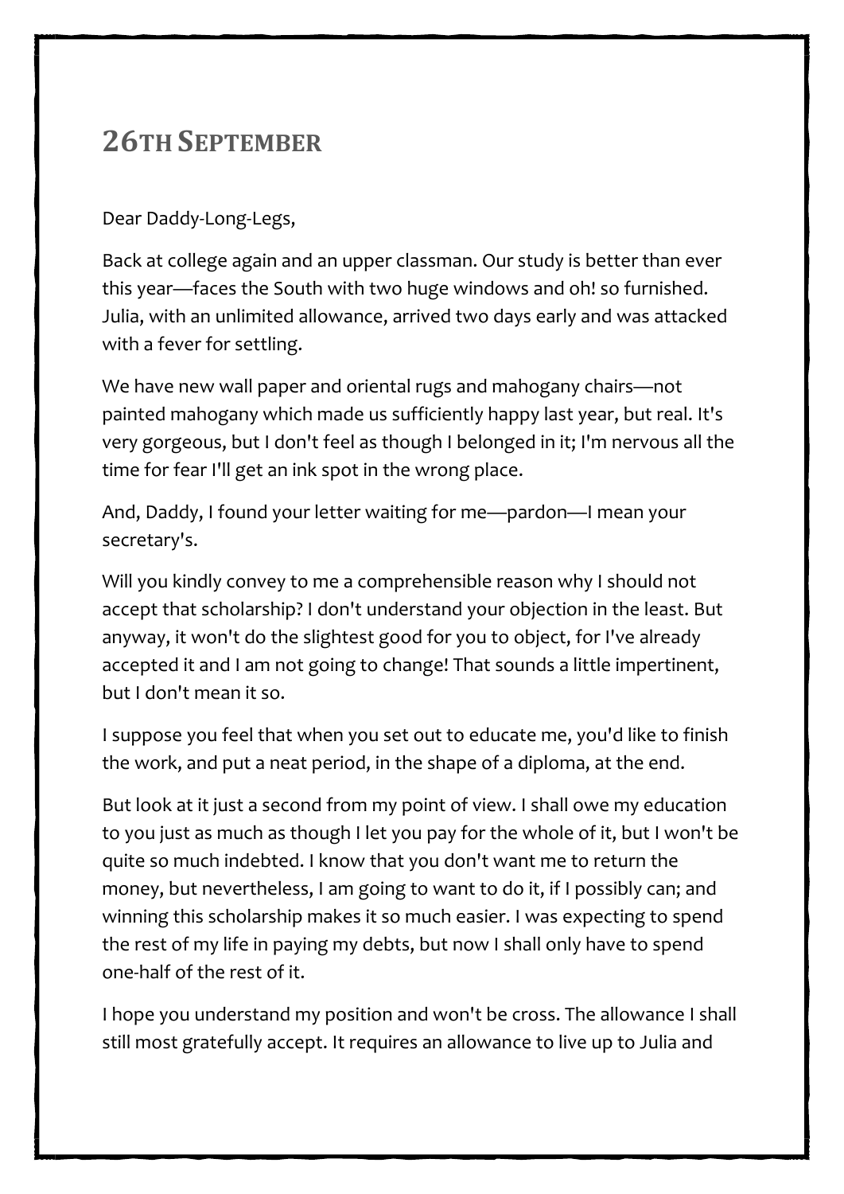## 26TH SEPTEMBER

Dear Daddy-Long-Legs,

Back at college again and an upper classman. Our study is better than ever this year—faces the South with two huge windows and oh! so furnished. Julia, with an unlimited allowance, arrived two days early and was attacked with a fever for settling.

We have new wall paper and oriental rugs and mahogany chairs—not painted mahogany which made us sufficiently happy last year, but real. It's very gorgeous, but I don't feel as though I belonged in it; I'm nervous all the time for fear I'll get an ink spot in the wrong place.

And, Daddy, I found your letter waiting for me—pardon—I mean your secretary's.

Will you kindly convey to me a comprehensible reason why I should not accept that scholarship? I don't understand your objection in the least. But anyway, it won't do the slightest good for you to object, for I've already accepted it and I am not going to change! That sounds a little impertinent, but I don't mean it so.

I suppose you feel that when you set out to educate me, you'd like to finish the work, and put a neat period, in the shape of a diploma, at the end.

But look at it just a second from my point of view. I shall owe my education to you just as much as though I let you pay for the whole of it, but I won't be quite so much indebted. I know that you don't want me to return the money, but nevertheless, I am going to want to do it, if I possibly can; and winning this scholarship makes it so much easier. I was expecting to spend the rest of my life in paying my debts, but now I shall only have to spend one-half of the rest of it.

I hope you understand my position and won't be cross. The allowance I shall still most gratefully accept. It requires an allowance to live up to Julia and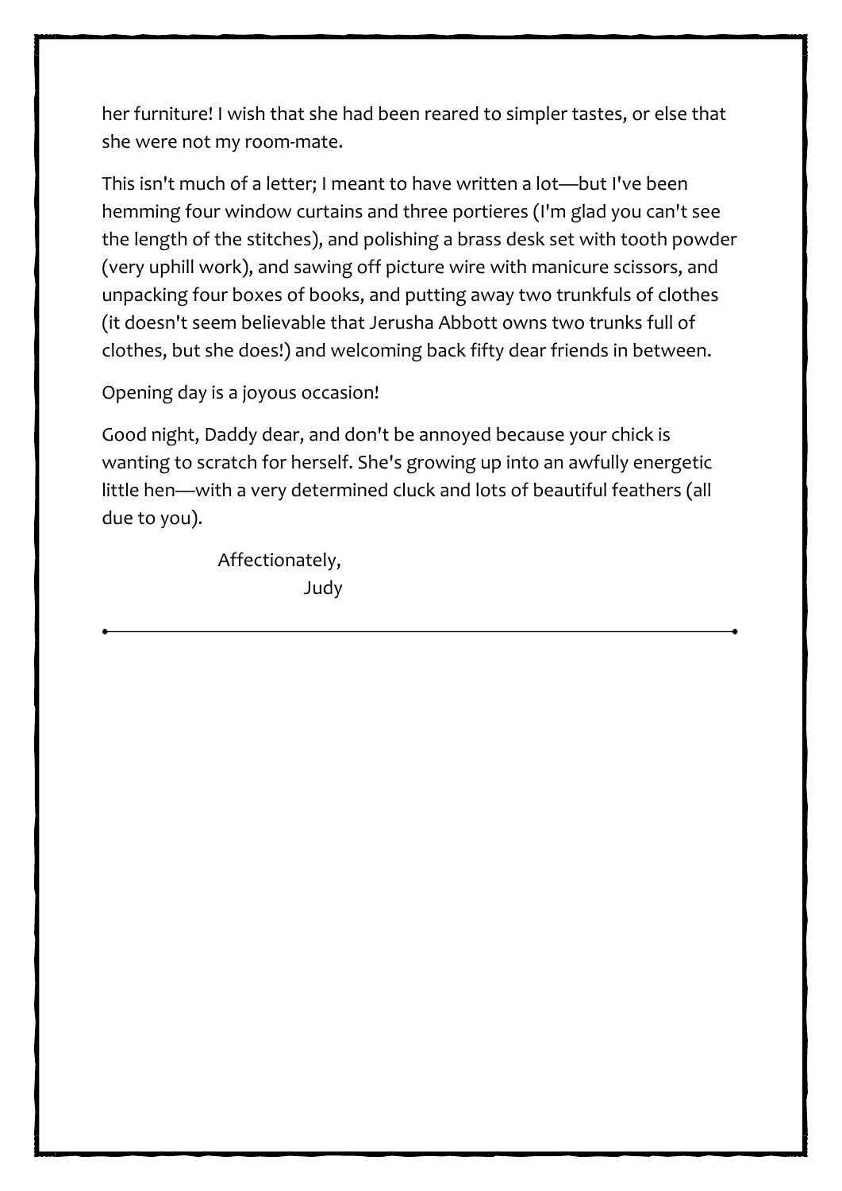her furniture! I wish that she had been reared to simpler tastes, or else that she were not my room-mate.

This isn't much of a letter; I meant to have written a lot—but I've been hemming four window curtains and three portieres (I'm glad you can't see the length of the stitches), and polishing a brass desk set with tooth powder (very uphill work), and sawing off picture wire with manicure scissors, and unpacking four boxes of books, and putting away two trunkfuls of clothes (it doesn't seem believable that Jerusha Abbott owns two trunks full of clothes, but she does!) and welcoming back fifty dear friends in between.

Opening day is a joyous occasion!

Good night, Daddy dear, and don't be annoyed because your chick is wanting to scratch for herself. She's growing up into an awfully energetic little hen—with a very determined cluck and lots of beautiful feathers (all due to you).

Affectionately,
Judy

---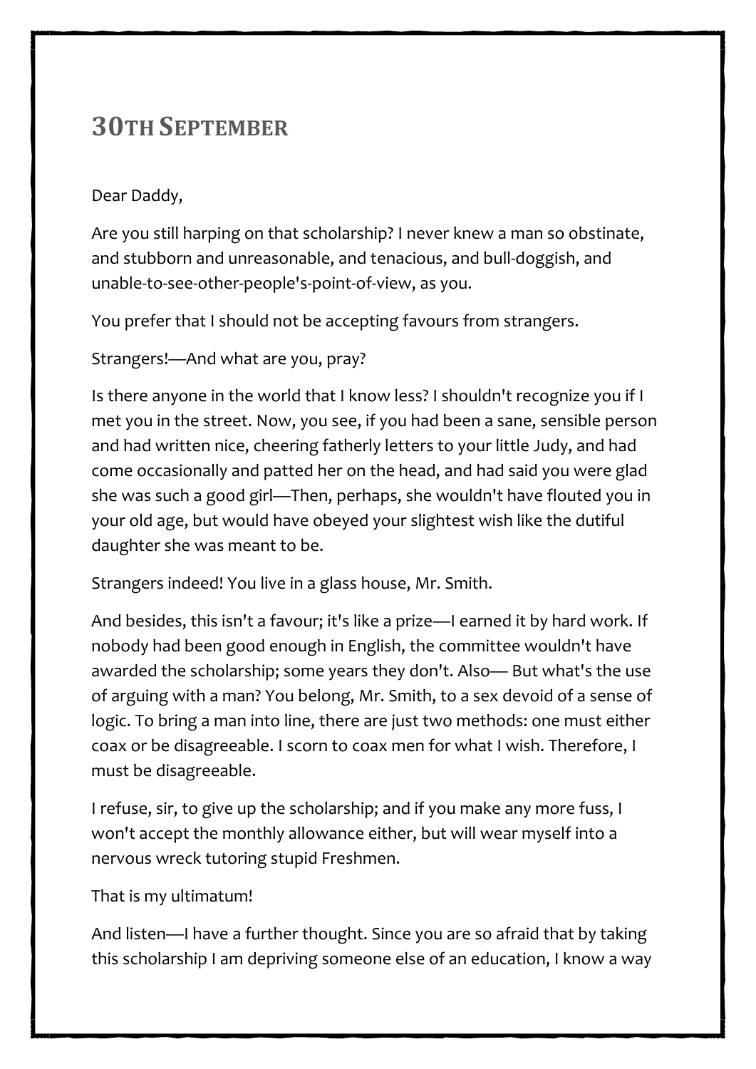## 30TH SEPTEMBER

Dear Daddy,

Are you still harping on that scholarship? I never knew a man so obstinate, and stubborn and unreasonable, and tenacious, and bull-doggish, and unable-to-see-other-people's-point-of-view, as you.

You prefer that I should not be accepting favours from strangers.

Strangers!—And what are you, pray?

Is there anyone in the world that I know less? I shouldn't recognize you if I met you in the street. Now, you see, if you had been a sane, sensible person and had written nice, cheering fatherly letters to your little Judy, and had come occasionally and patted her on the head, and had said you were glad she was such a good girl—Then, perhaps, she wouldn't have flouted you in your old age, but would have obeyed your slightest wish like the dutiful daughter she was meant to be.

Strangers indeed! You live in a glass house, Mr. Smith.

And besides, this isn't a favour; it's like a prize—I earned it by hard work. If nobody had been good enough in English, the committee wouldn't have awarded the scholarship; some years they don't. Also— But what's the use of arguing with a man? You belong, Mr. Smith, to a sex devoid of a sense of logic. To bring a man into line, there are just two methods: one must either coax or be disagreeable. I scorn to coax men for what I wish. Therefore, I must be disagreeable.

I refuse, sir, to give up the scholarship; and if you make any more fuss, I won't accept the monthly allowance either, but will wear myself into a nervous wreck tutoring stupid Freshmen.

That is my ultimatum!

And listen—I have a further thought. Since you are so afraid that by taking this scholarship I am depriving someone else of an education, I know a way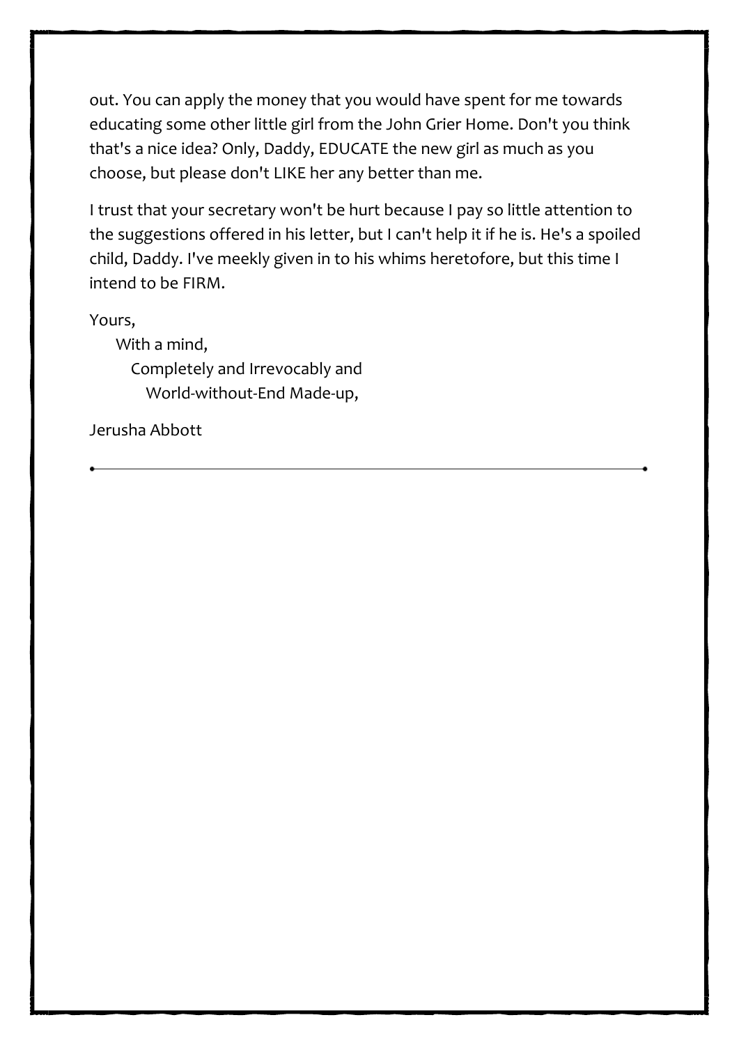out. You can apply the money that you would have spent for me towards educating some other little girl from the John Grier Home. Don't you think that's a nice idea? Only, Daddy, EDUCATE the new girl as much as you choose, but please don't LIKE her any better than me.

I trust that your secretary won't be hurt because I pay so little attention to the suggestions offered in his letter, but I can't help it if he is. He's a spoiled child, Daddy. I've meekly given in to his whims heretofore, but this time I intend to be FIRM.

Yours,
With a mind,
Completely and Irrevocably and
World-without-End Made-up,

Jerusha Abbott

---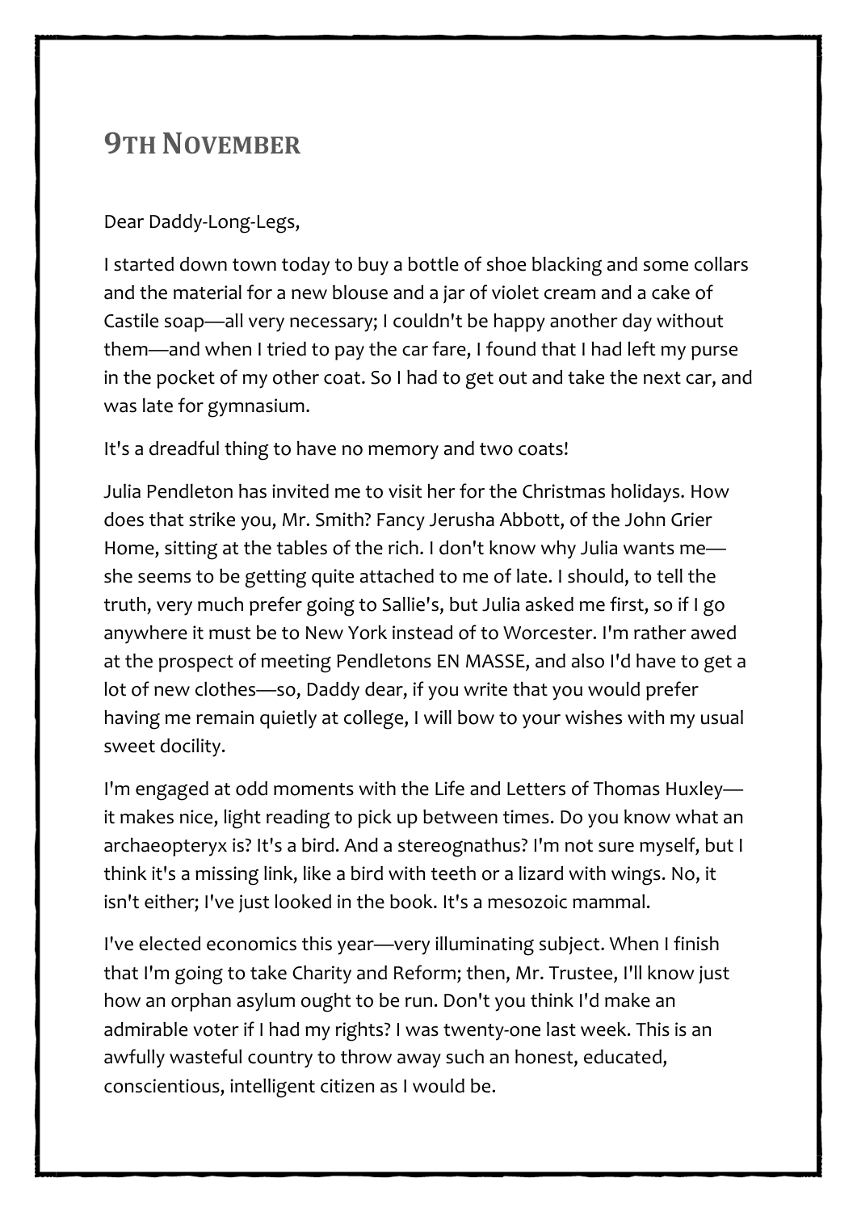## 9TH NOVEMBER

Dear Daddy-Long-Legs,

I started down town today to buy a bottle of shoe blacking and some collars and the material for a new blouse and a jar of violet cream and a cake of Castile soap—all very necessary; I couldn't be happy another day without them—and when I tried to pay the car fare, I found that I had left my purse in the pocket of my other coat. So I had to get out and take the next car, and was late for gymnasium.

It's a dreadful thing to have no memory and two coats!

Julia Pendleton has invited me to visit her for the Christmas holidays. How does that strike you, Mr. Smith? Fancy Jerusha Abbott, of the John Grier Home, sitting at the tables of the rich. I don't know why Julia wants me—she seems to be getting quite attached to me of late. I should, to tell the truth, very much prefer going to Sallie's, but Julia asked me first, so if I go anywhere it must be to New York instead of to Worcester. I'm rather awed at the prospect of meeting Pendletons EN MASSE, and also I'd have to get a lot of new clothes—so, Daddy dear, if you write that you would prefer having me remain quietly at college, I will bow to your wishes with my usual sweet docility.

I'm engaged at odd moments with the Life and Letters of Thomas Huxley—it makes nice, light reading to pick up between times. Do you know what an archaeopteryx is? It's a bird. And a stereognathus? I'm not sure myself, but I think it's a missing link, like a bird with teeth or a lizard with wings. No, it isn't either; I've just looked in the book. It's a mesozoic mammal.

I've elected economics this year—very illuminating subject. When I finish that I'm going to take Charity and Reform; then, Mr. Trustee, I'll know just how an orphan asylum ought to be run. Don't you think I'd make an admirable voter if I had my rights? I was twenty-one last week. This is an awfully wasteful country to throw away such an honest, educated, conscientious, intelligent citizen as I would be.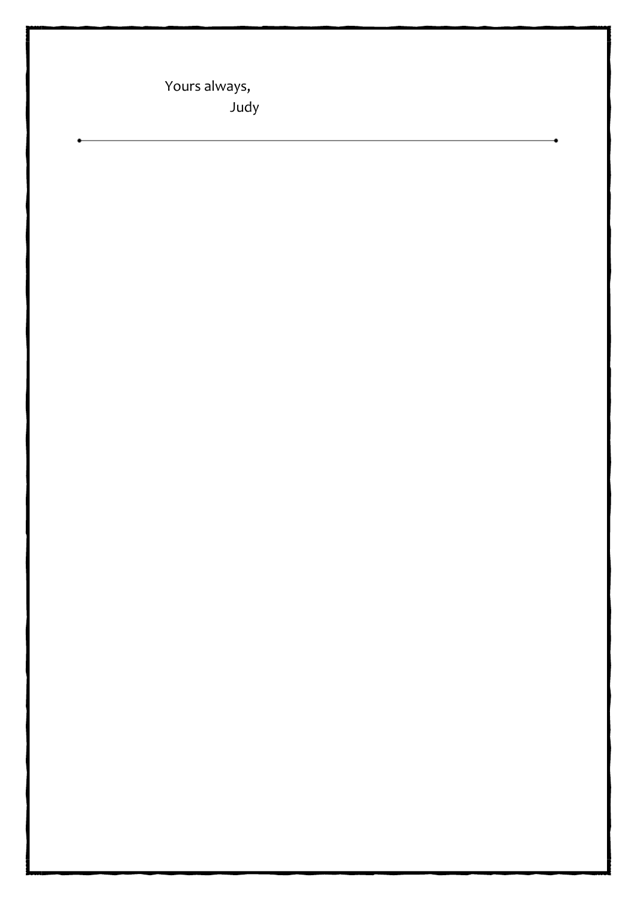Yours always,

Judy

---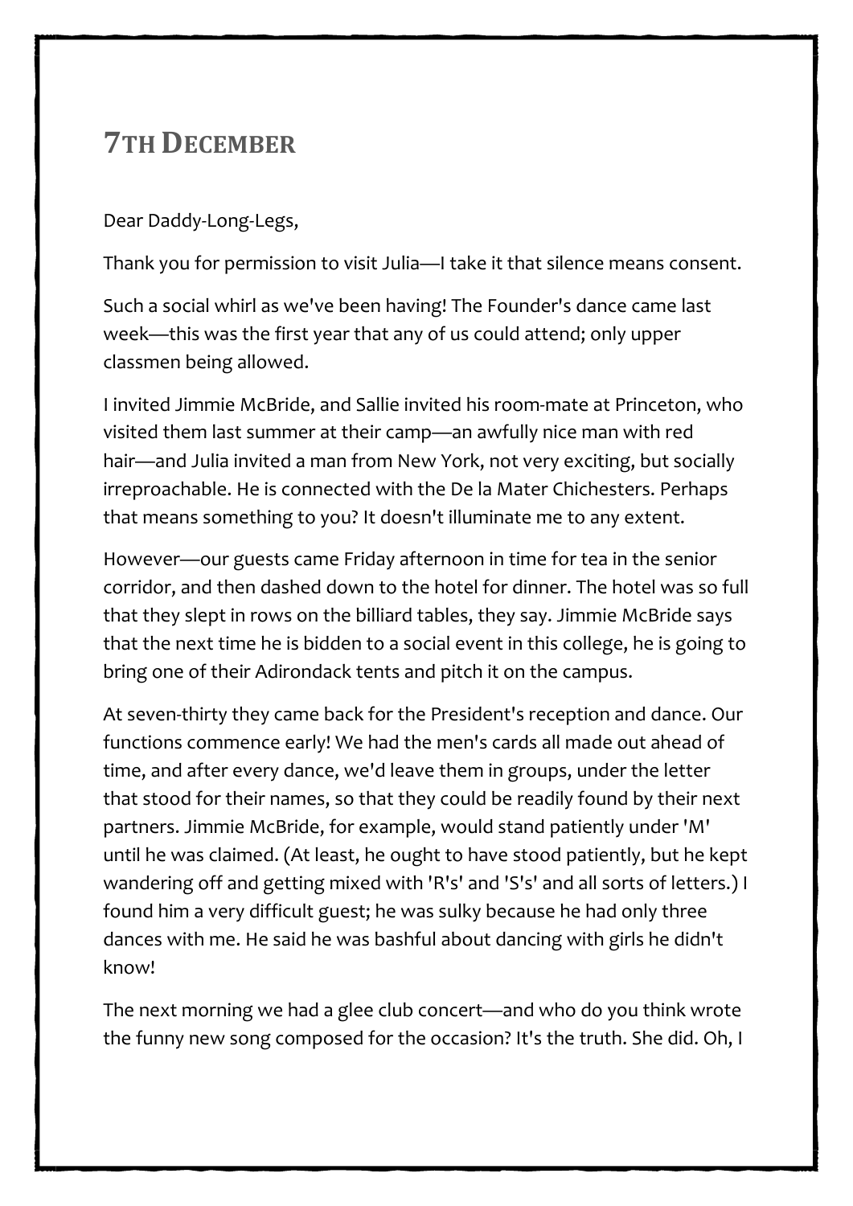## 7TH DECEMBER

Dear Daddy-Long-Legs,

Thank you for permission to visit Julia—I take it that silence means consent.

Such a social whirl as we've been having! The Founder's dance came last week—this was the first year that any of us could attend; only upper classmen being allowed.

I invited Jimmie McBride, and Sallie invited his room-mate at Princeton, who visited them last summer at their camp—an awfully nice man with red hair—and Julia invited a man from New York, not very exciting, but socially irreproachable. He is connected with the De la Mater Chichesters. Perhaps that means something to you? It doesn't illuminate me to any extent.

However—our guests came Friday afternoon in time for tea in the senior corridor, and then dashed down to the hotel for dinner. The hotel was so full that they slept in rows on the billiard tables, they say. Jimmie McBride says that the next time he is bidden to a social event in this college, he is going to bring one of their Adirondack tents and pitch it on the campus.

At seven-thirty they came back for the President's reception and dance. Our functions commence early! We had the men's cards all made out ahead of time, and after every dance, we'd leave them in groups, under the letter that stood for their names, so that they could be readily found by their next partners. Jimmie McBride, for example, would stand patiently under 'M' until he was claimed. (At least, he ought to have stood patiently, but he kept wandering off and getting mixed with 'R's' and 'S's' and all sorts of letters.) I found him a very difficult guest; he was sulky because he had only three dances with me. He said he was bashful about dancing with girls he didn't know!

The next morning we had a glee club concert—and who do you think wrote the funny new song composed for the occasion? It's the truth. She did. Oh, I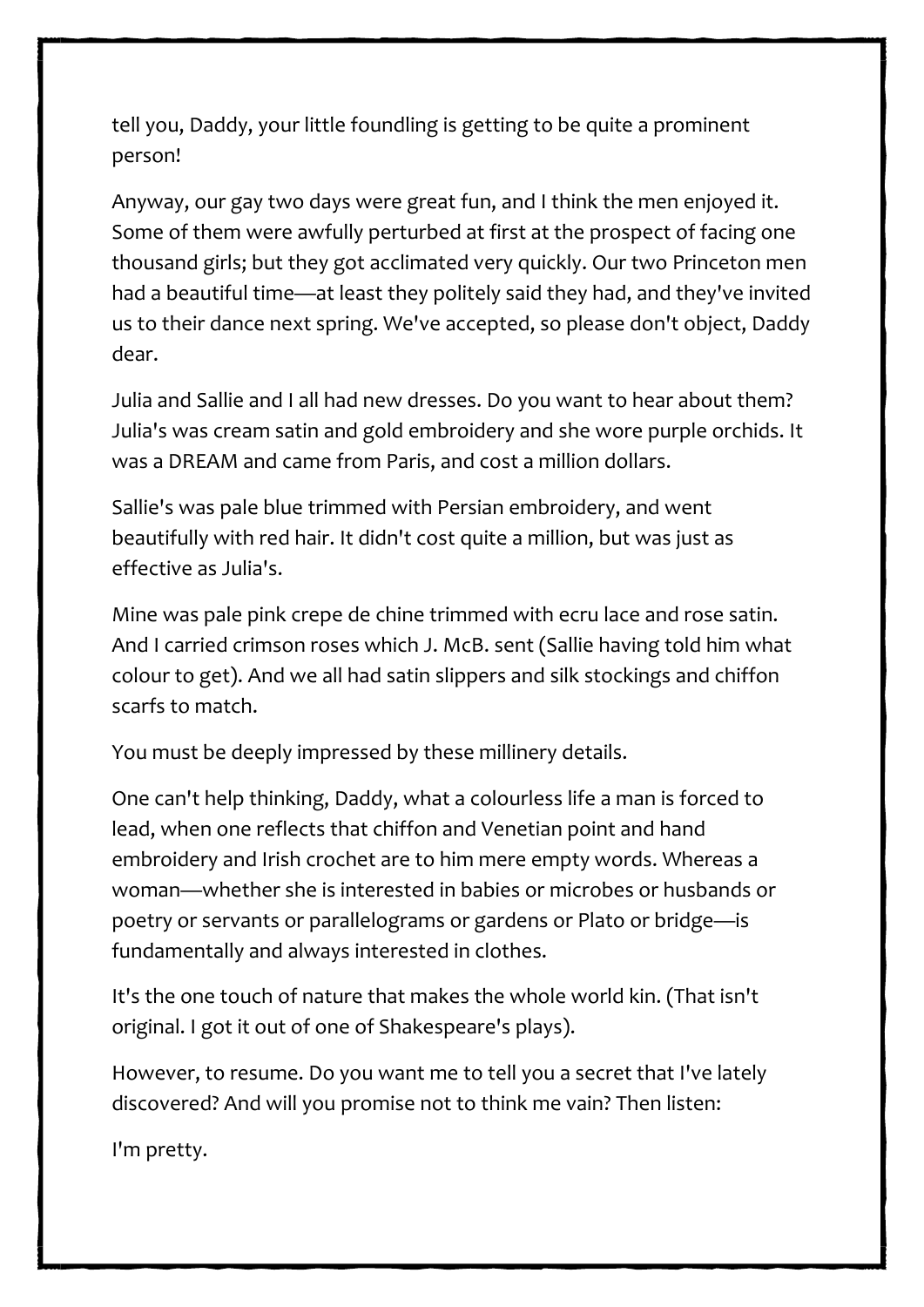tell you, Daddy, your little foundling is getting to be quite a prominent person!

Anyway, our gay two days were great fun, and I think the men enjoyed it. Some of them were awfully perturbed at first at the prospect of facing one thousand girls; but they got acclimated very quickly. Our two Princeton men had a beautiful time—at least they politely said they had, and they've invited us to their dance next spring. We've accepted, so please don't object, Daddy dear.

Julia and Sallie and I all had new dresses. Do you want to hear about them? Julia's was cream satin and gold embroidery and she wore purple orchids. It was a DREAM and came from Paris, and cost a million dollars.

Sallie's was pale blue trimmed with Persian embroidery, and went beautifully with red hair. It didn't cost quite a million, but was just as effective as Julia's.

Mine was pale pink crepe de chine trimmed with ecru lace and rose satin. And I carried crimson roses which J. McB. sent (Sallie having told him what colour to get). And we all had satin slippers and silk stockings and chiffon scarfs to match.

You must be deeply impressed by these millinery details.

One can't help thinking, Daddy, what a colourless life a man is forced to lead, when one reflects that chiffon and Venetian point and hand embroidery and Irish crochet are to him mere empty words. Whereas a woman—whether she is interested in babies or microbes or husbands or poetry or servants or parallelograms or gardens or Plato or bridge—is fundamentally and always interested in clothes.

It's the one touch of nature that makes the whole world kin. (That isn't original. I got it out of one of Shakespeare's plays).

However, to resume. Do you want me to tell you a secret that I've lately discovered? And will you promise not to think me vain? Then listen:

I'm pretty.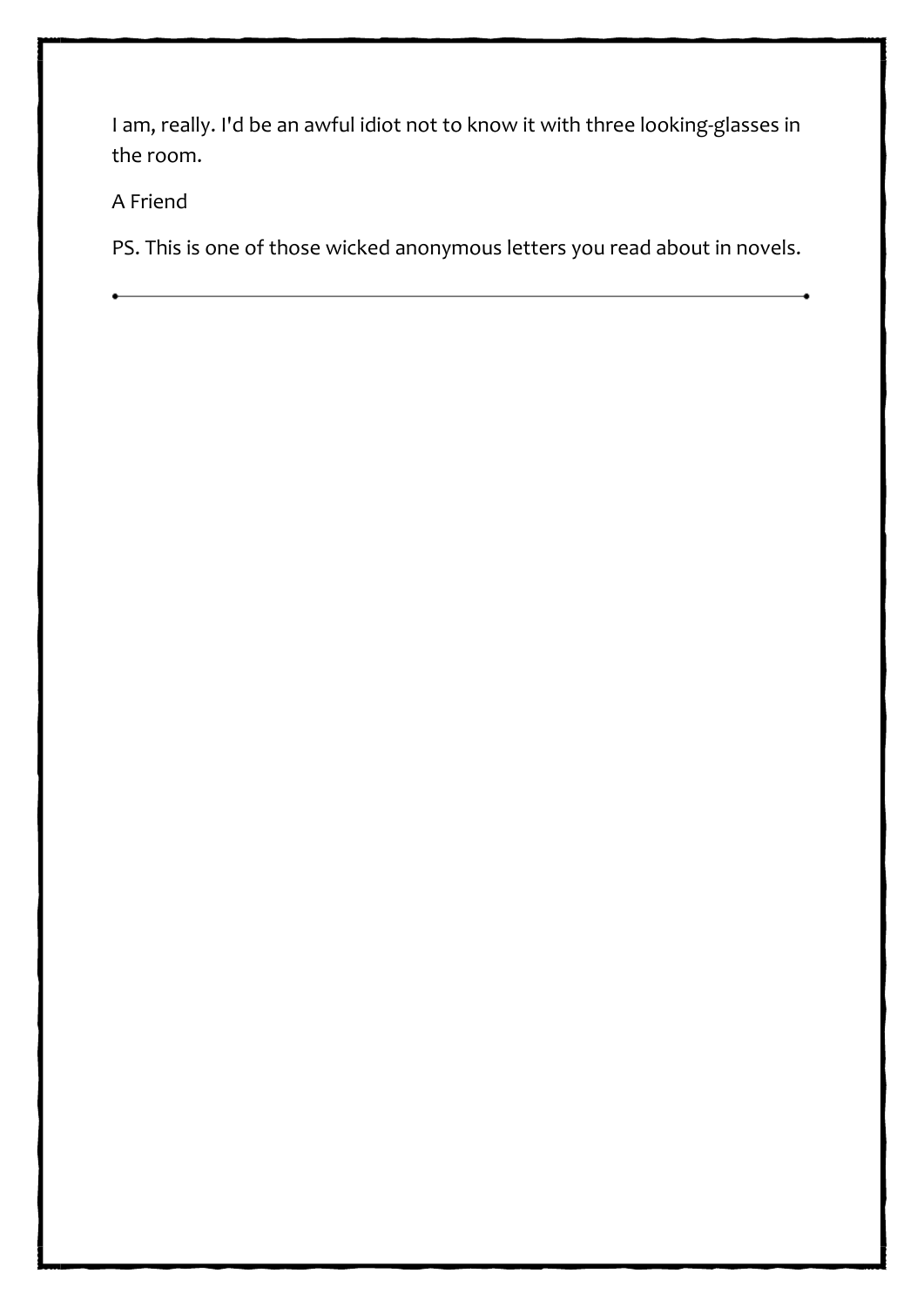I am, really. I'd be an awful idiot not to know it with three looking-glasses in the room.

A Friend

PS. This is one of those wicked anonymous letters you read about in novels.

---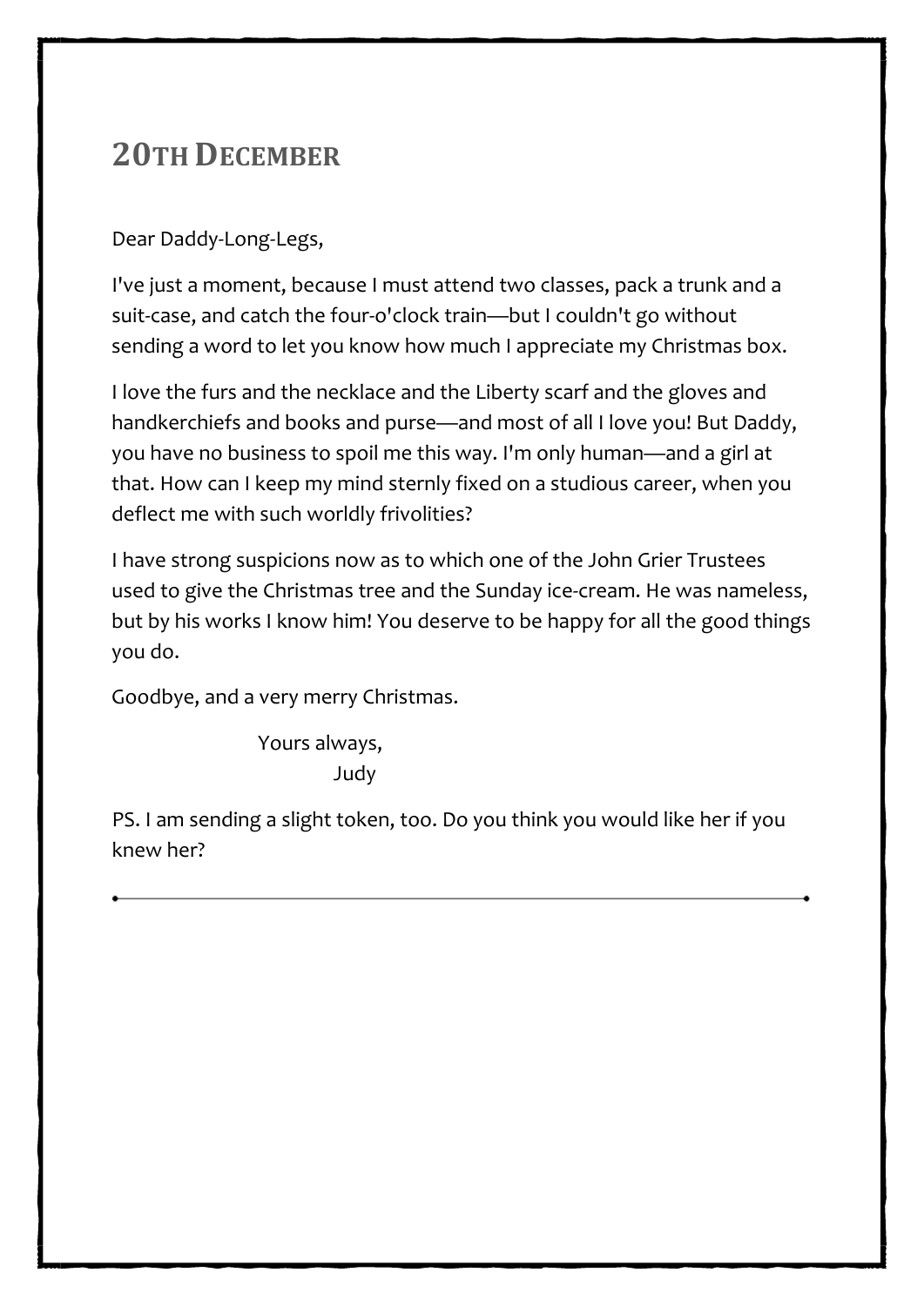## 20th December

Dear Daddy-Long-Legs,

I've just a moment, because I must attend two classes, pack a trunk and a suit-case, and catch the four-o'clock train—but I couldn't go without sending a word to let you know how much I appreciate my Christmas box.

I love the furs and the necklace and the Liberty scarf and the gloves and handkerchiefs and books and purse—and most of all I love you! But Daddy, you have no business to spoil me this way. I'm only human—and a girl at that. How can I keep my mind sternly fixed on a studious career, when you deflect me with such worldly frivolities?

I have strong suspicions now as to which one of the John Grier Trustees used to give the Christmas tree and the Sunday ice-cream. He was nameless, but by his works I know him! You deserve to be happy for all the good things you do.

Goodbye, and a very merry Christmas.

Yours always,
Judy

PS. I am sending a slight token, too. Do you think you would like her if you knew her?

---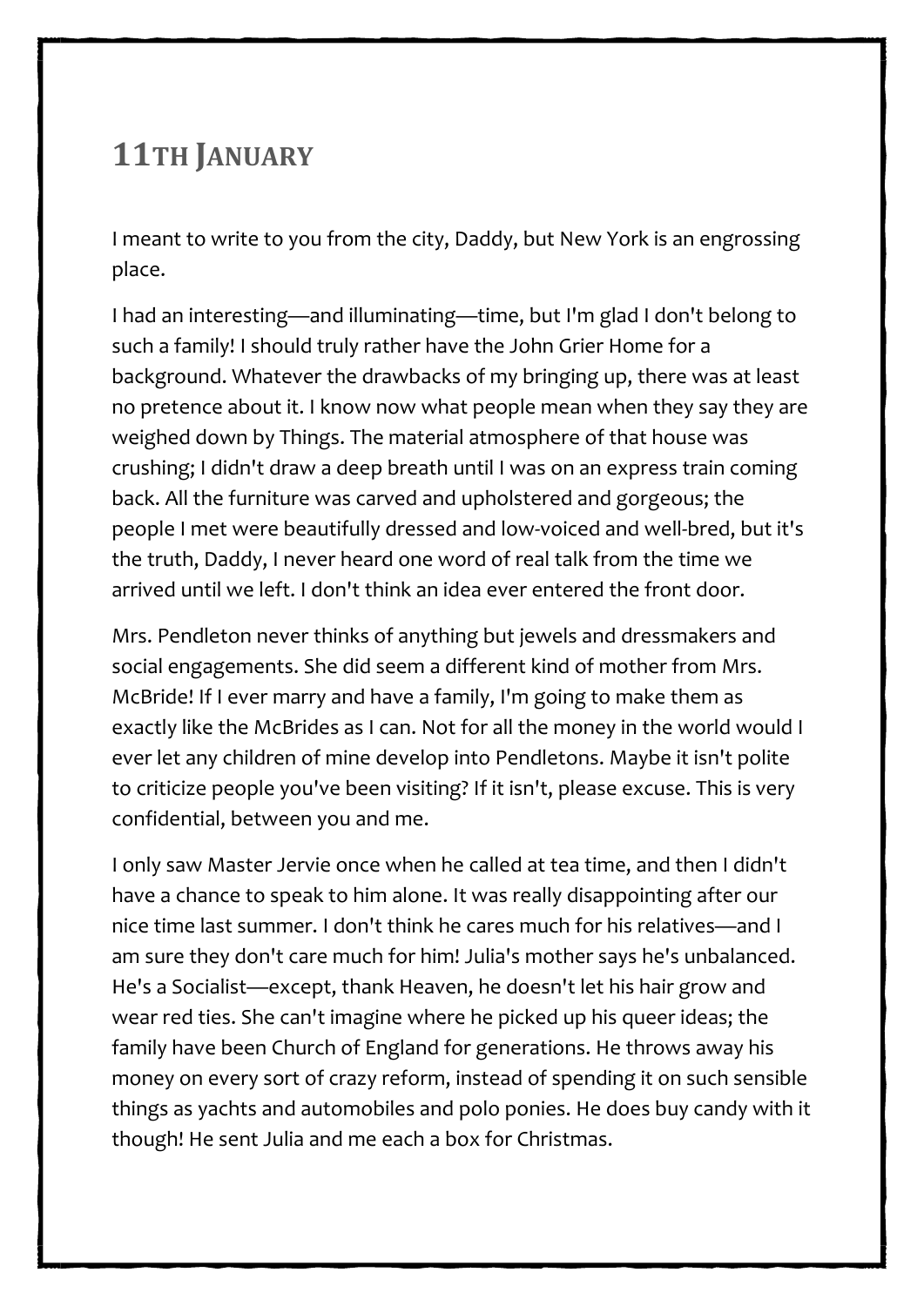## 11TH JANUARY

I meant to write to you from the city, Daddy, but New York is an engrossing place.

I had an interesting—and illuminating—time, but I'm glad I don't belong to such a family! I should truly rather have the John Grier Home for a background. Whatever the drawbacks of my bringing up, there was at least no pretence about it. I know now what people mean when they say they are weighed down by Things. The material atmosphere of that house was crushing; I didn't draw a deep breath until I was on an express train coming back. All the furniture was carved and upholstered and gorgeous; the people I met were beautifully dressed and low-voiced and well-bred, but it's the truth, Daddy, I never heard one word of real talk from the time we arrived until we left. I don't think an idea ever entered the front door.

Mrs. Pendleton never thinks of anything but jewels and dressmakers and social engagements. She did seem a different kind of mother from Mrs. McBride! If I ever marry and have a family, I'm going to make them as exactly like the McBrides as I can. Not for all the money in the world would I ever let any children of mine develop into Pendletons. Maybe it isn't polite to criticize people you've been visiting? If it isn't, please excuse. This is very confidential, between you and me.

I only saw Master Jervie once when he called at tea time, and then I didn't have a chance to speak to him alone. It was really disappointing after our nice time last summer. I don't think he cares much for his relatives—and I am sure they don't care much for him! Julia's mother says he's unbalanced. He's a Socialist—except, thank Heaven, he doesn't let his hair grow and wear red ties. She can't imagine where he picked up his queer ideas; the family have been Church of England for generations. He throws away his money on every sort of crazy reform, instead of spending it on such sensible things as yachts and automobiles and polo ponies. He does buy candy with it though! He sent Julia and me each a box for Christmas.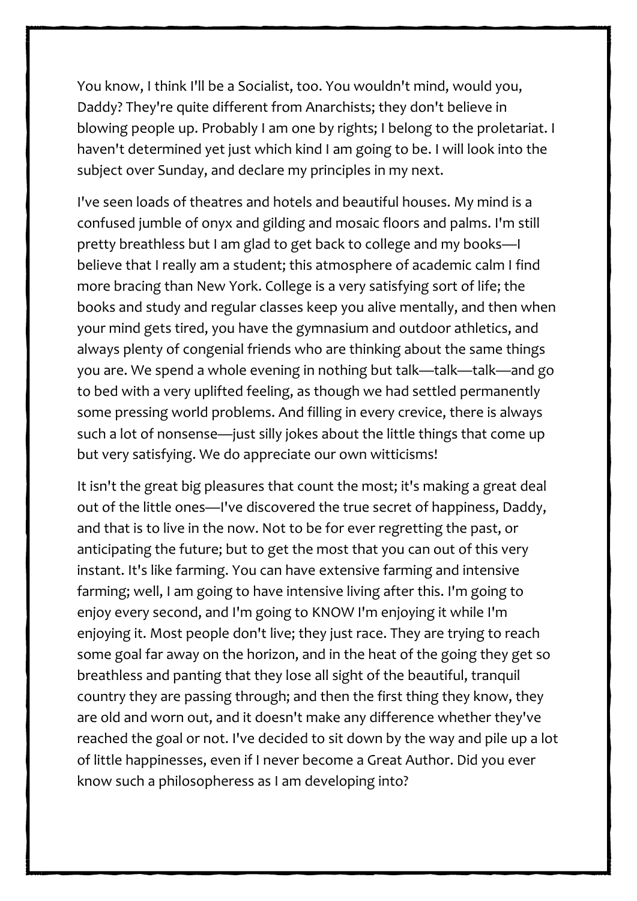You know, I think I'll be a Socialist, too. You wouldn't mind, would you, Daddy? They're quite different from Anarchists; they don't believe in blowing people up. Probably I am one by rights; I belong to the proletariat. I haven't determined yet just which kind I am going to be. I will look into the subject over Sunday, and declare my principles in my next.

I've seen loads of theatres and hotels and beautiful houses. My mind is a confused jumble of onyx and gilding and mosaic floors and palms. I'm still pretty breathless but I am glad to get back to college and my books—I believe that I really am a student; this atmosphere of academic calm I find more bracing than New York. College is a very satisfying sort of life; the books and study and regular classes keep you alive mentally, and then when your mind gets tired, you have the gymnasium and outdoor athletics, and always plenty of congenial friends who are thinking about the same things you are. We spend a whole evening in nothing but talk—talk—talk—and go to bed with a very uplifted feeling, as though we had settled permanently some pressing world problems. And filling in every crevice, there is always such a lot of nonsense—just silly jokes about the little things that come up but very satisfying. We do appreciate our own witticisms!

It isn't the great big pleasures that count the most; it's making a great deal out of the little ones—I've discovered the true secret of happiness, Daddy, and that is to live in the now. Not to be for ever regretting the past, or anticipating the future; but to get the most that you can out of this very instant. It's like farming. You can have extensive farming and intensive farming; well, I am going to have intensive living after this. I'm going to enjoy every second, and I'm going to KNOW I'm enjoying it while I'm enjoying it. Most people don't live; they just race. They are trying to reach some goal far away on the horizon, and in the heat of the going they get so breathless and panting that they lose all sight of the beautiful, tranquil country they are passing through; and then the first thing they know, they are old and worn out, and it doesn't make any difference whether they've reached the goal or not. I've decided to sit down by the way and pile up a lot of little happinesses, even if I never become a Great Author. Did you ever know such a philosopheress as I am developing into?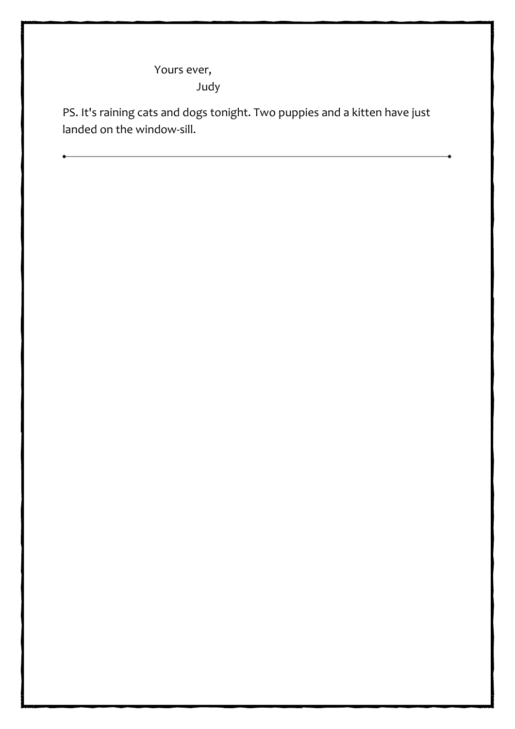Yours ever,

Judy

PS. It's raining cats and dogs tonight. Two puppies and a kitten have just landed on the window-sill.

---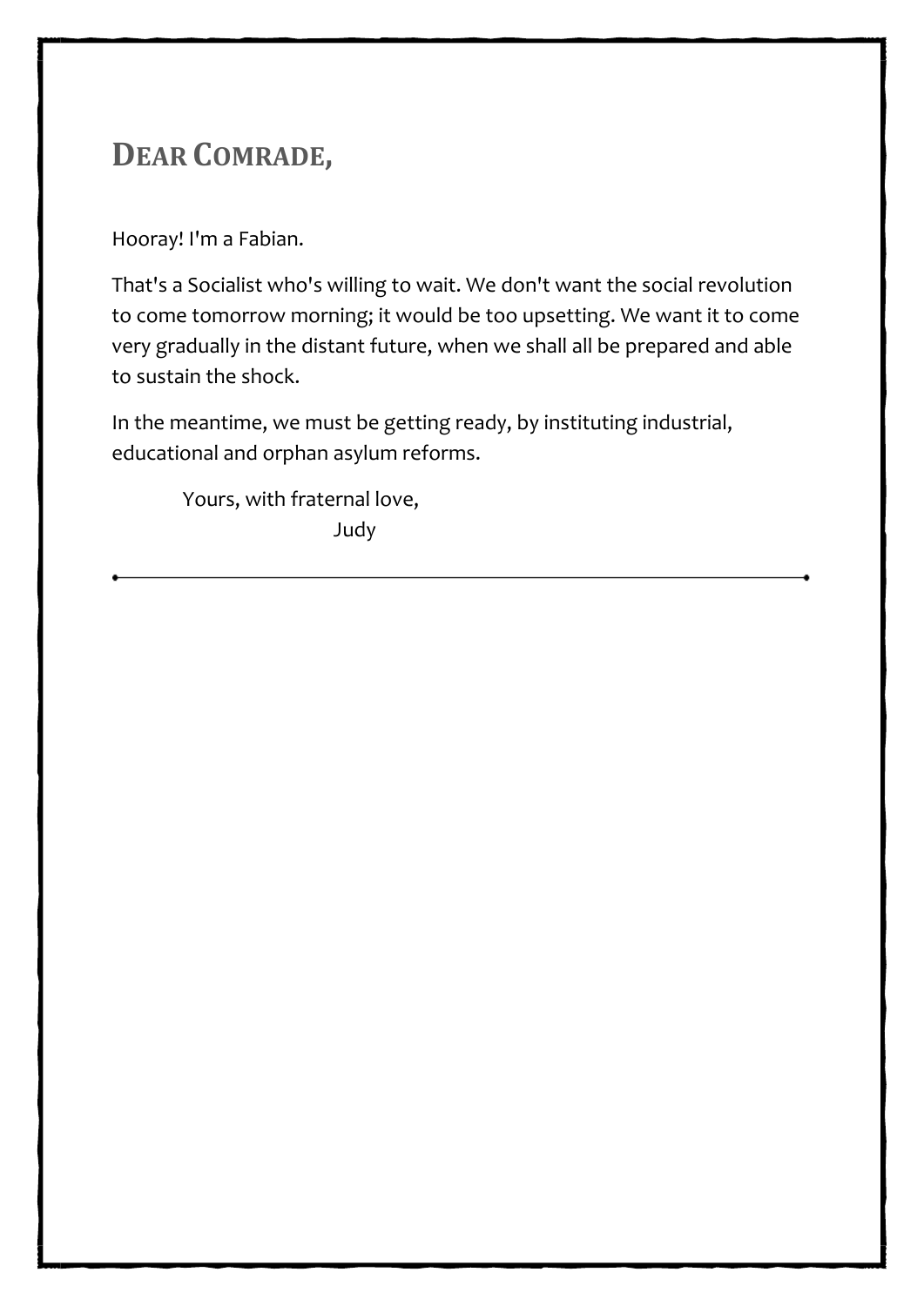## Dear Comrade,

Hooray! I'm a Fabian.

That's a Socialist who's willing to wait. We don't want the social revolution to come tomorrow morning; it would be too upsetting. We want it to come very gradually in the distant future, when we shall all be prepared and able to sustain the shock.

In the meantime, we must be getting ready, by instituting industrial, educational and orphan asylum reforms.

Yours, with fraternal love,

Judy

---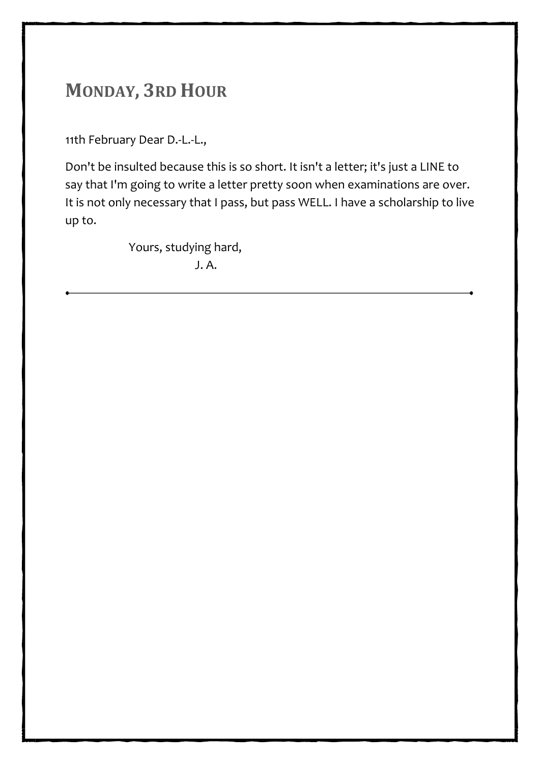## MONDAY, 3RD HOUR

11th February Dear D.-L.-L.,

Don't be insulted because this is so short. It isn't a letter; it's just a LINE to say that I'm going to write a letter pretty soon when examinations are over. It is not only necessary that I pass, but pass WELL. I have a scholarship to live up to.

Yours, studying hard,
J. A.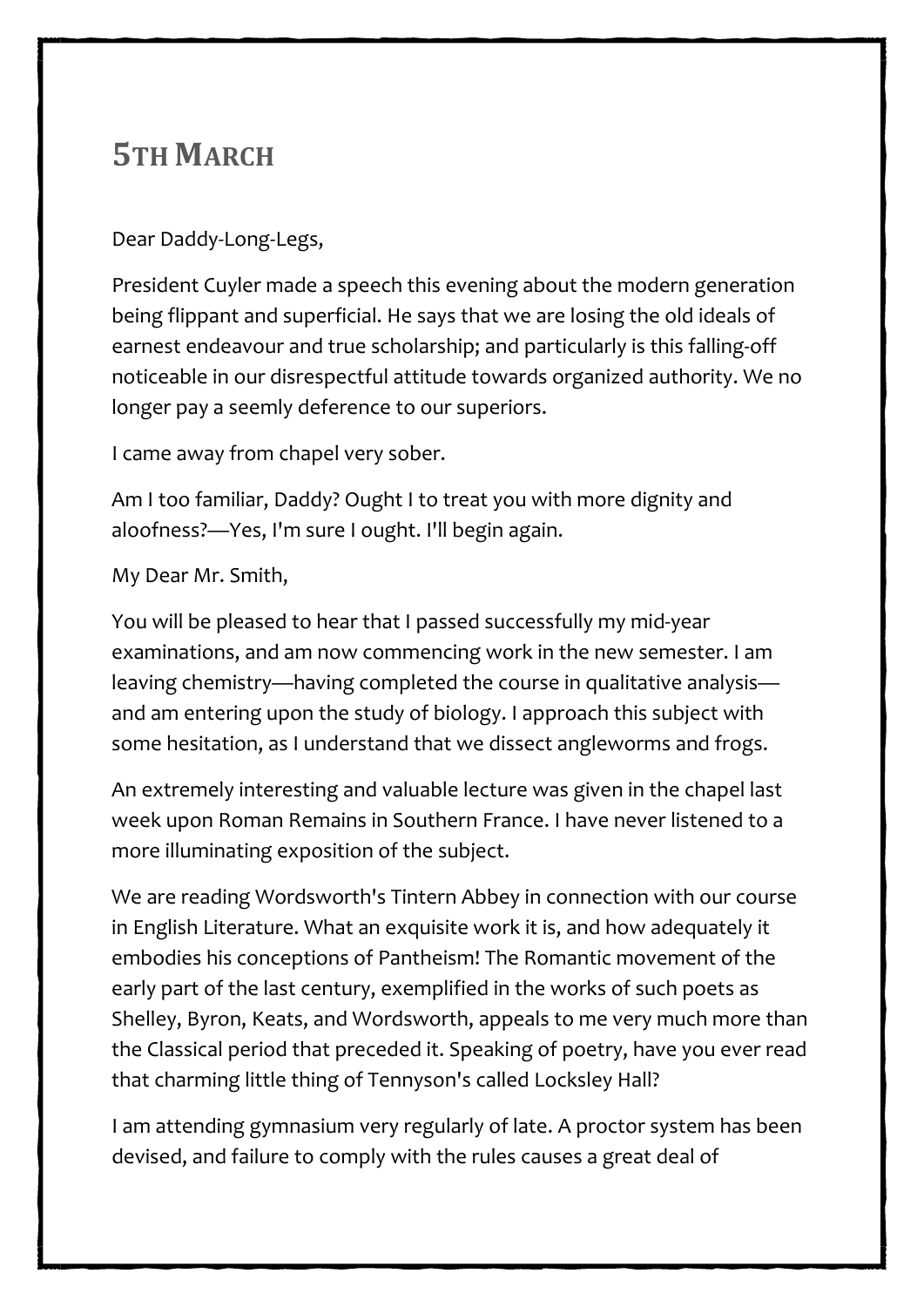## 5TH MARCH

Dear Daddy-Long-Legs,

President Cuyler made a speech this evening about the modern generation being flippant and superficial. He says that we are losing the old ideals of earnest endeavour and true scholarship; and particularly is this falling-off noticeable in our disrespectful attitude towards organized authority. We no longer pay a seemly deference to our superiors.

I came away from chapel very sober.

Am I too familiar, Daddy? Ought I to treat you with more dignity and aloofness?—Yes, I'm sure I ought. I'll begin again.

My Dear Mr. Smith,

You will be pleased to hear that I passed successfully my mid-year examinations, and am now commencing work in the new semester. I am leaving chemistry—having completed the course in qualitative analysis—and am entering upon the study of biology. I approach this subject with some hesitation, as I understand that we dissect angleworms and frogs.

An extremely interesting and valuable lecture was given in the chapel last week upon Roman Remains in Southern France. I have never listened to a more illuminating exposition of the subject.

We are reading Wordsworth's Tintern Abbey in connection with our course in English Literature. What an exquisite work it is, and how adequately it embodies his conceptions of Pantheism! The Romantic movement of the early part of the last century, exemplified in the works of such poets as Shelley, Byron, Keats, and Wordsworth, appeals to me very much more than the Classical period that preceded it. Speaking of poetry, have you ever read that charming little thing of Tennyson's called Locksley Hall?

I am attending gymnasium very regularly of late. A proctor system has been devised, and failure to comply with the rules causes a great deal of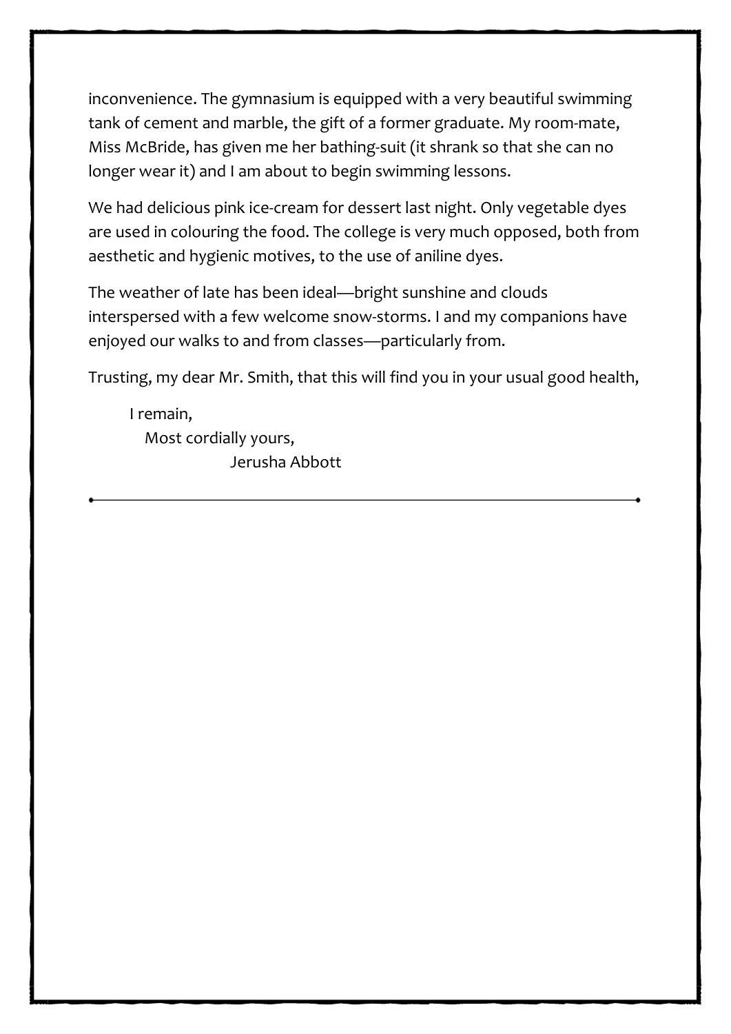inconvenience. The gymnasium is equipped with a very beautiful swimming tank of cement and marble, the gift of a former graduate. My room-mate, Miss McBride, has given me her bathing-suit (it shrank so that she can no longer wear it) and I am about to begin swimming lessons.

We had delicious pink ice-cream for dessert last night. Only vegetable dyes are used in colouring the food. The college is very much opposed, both from aesthetic and hygienic motives, to the use of aniline dyes.

The weather of late has been ideal—bright sunshine and clouds interspersed with a few welcome snow-storms. I and my companions have enjoyed our walks to and from classes—particularly from.

Trusting, my dear Mr. Smith, that this will find you in your usual good health,

I remain,  
Most cordially yours,  
Jerusha Abbott

---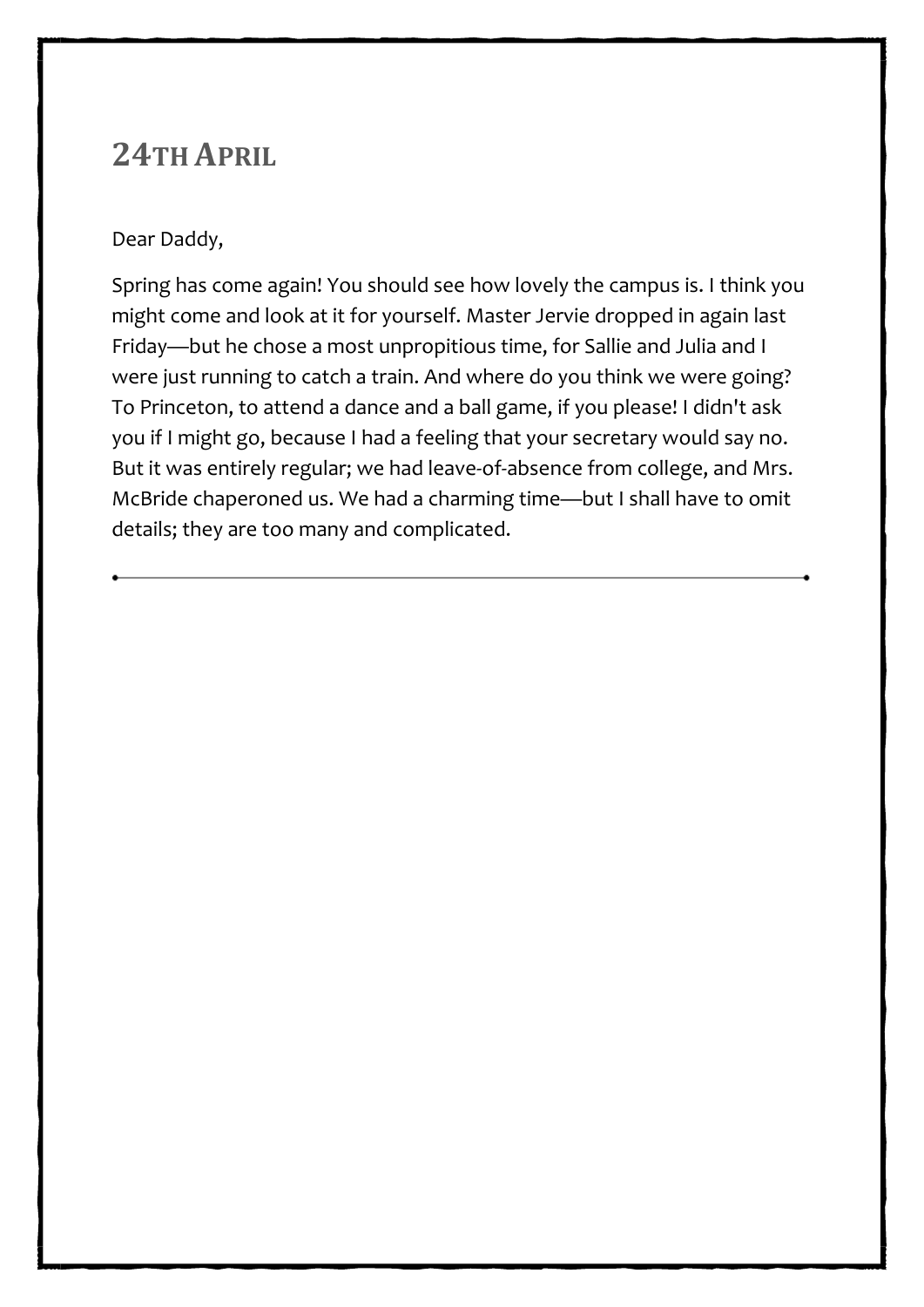## 24TH APRIL

Dear Daddy,

Spring has come again! You should see how lovely the campus is. I think you might come and look at it for yourself. Master Jervie dropped in again last Friday—but he chose a most unpropitious time, for Sallie and Julia and I were just running to catch a train. And where do you think we were going? To Princeton, to attend a dance and a ball game, if you please! I didn't ask you if I might go, because I had a feeling that your secretary would say no. But it was entirely regular; we had leave-of-absence from college, and Mrs. McBride chaperoned us. We had a charming time—but I shall have to omit details; they are too many and complicated.

---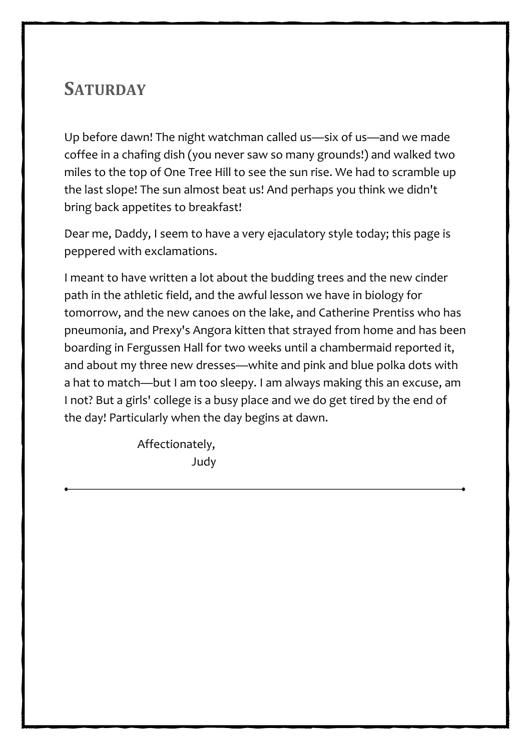## SATURDAY

Up before dawn! The night watchman called us—six of us—and we made coffee in a chafing dish (you never saw so many grounds!) and walked two miles to the top of One Tree Hill to see the sun rise. We had to scramble up the last slope! The sun almost beat us! And perhaps you think we didn't bring back appetites to breakfast!

Dear me, Daddy, I seem to have a very ejaculatory style today; this page is peppered with exclamations.

I meant to have written a lot about the budding trees and the new cinder path in the athletic field, and the awful lesson we have in biology for tomorrow, and the new canoes on the lake, and Catherine Prentiss who has pneumonia, and Prexy's Angora kitten that strayed from home and has been boarding in Fergussen Hall for two weeks until a chambermaid reported it, and about my three new dresses—white and pink and blue polka dots with a hat to match—but I am too sleepy. I am always making this an excuse, am I not? But a girls' college is a busy place and we do get tired by the end of the day! Particularly when the day begins at dawn.

Affectionately,
Judy

---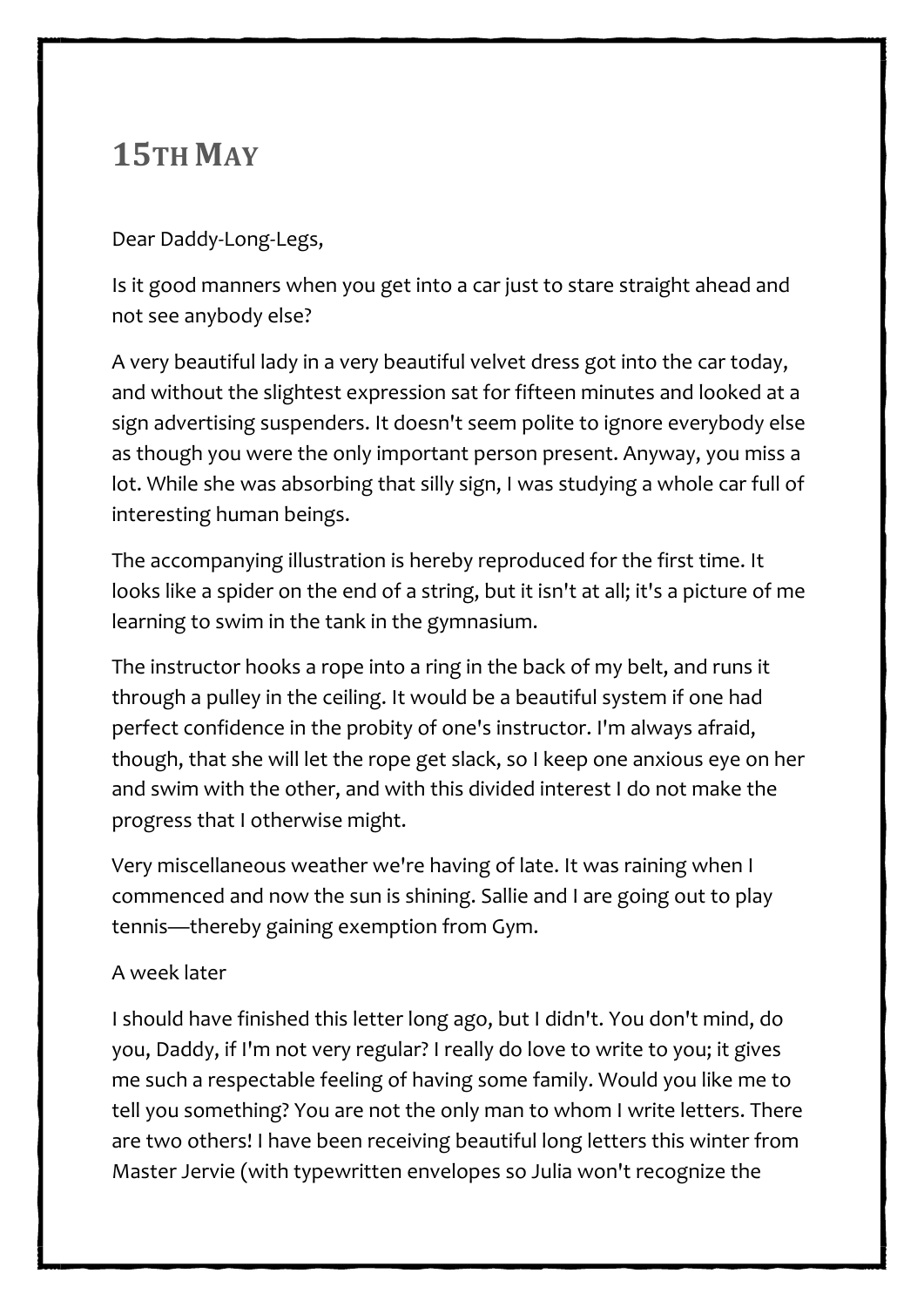## 15TH MAY

Dear Daddy-Long-Legs,

Is it good manners when you get into a car just to stare straight ahead and not see anybody else?

A very beautiful lady in a very beautiful velvet dress got into the car today, and without the slightest expression sat for fifteen minutes and looked at a sign advertising suspenders. It doesn't seem polite to ignore everybody else as though you were the only important person present. Anyway, you miss a lot. While she was absorbing that silly sign, I was studying a whole car full of interesting human beings.

The accompanying illustration is hereby reproduced for the first time. It looks like a spider on the end of a string, but it isn't at all; it's a picture of me learning to swim in the tank in the gymnasium.

The instructor hooks a rope into a ring in the back of my belt, and runs it through a pulley in the ceiling. It would be a beautiful system if one had perfect confidence in the probity of one's instructor. I'm always afraid, though, that she will let the rope get slack, so I keep one anxious eye on her and swim with the other, and with this divided interest I do not make the progress that I otherwise might.

Very miscellaneous weather we're having of late. It was raining when I commenced and now the sun is shining. Sallie and I are going out to play tennis—thereby gaining exemption from Gym.

A week later

I should have finished this letter long ago, but I didn't. You don't mind, do you, Daddy, if I'm not very regular? I really do love to write to you; it gives me such a respectable feeling of having some family. Would you like me to tell you something? You are not the only man to whom I write letters. There are two others! I have been receiving beautiful long letters this winter from Master Jervie (with typewritten envelopes so Julia won't recognize the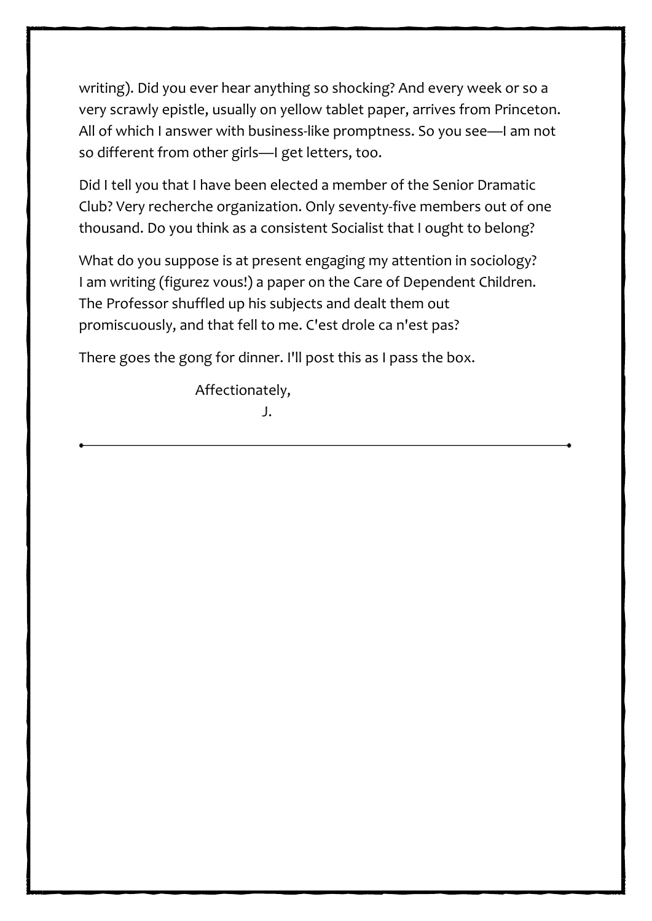writing). Did you ever hear anything so shocking? And every week or so a very scrawly epistle, usually on yellow tablet paper, arrives from Princeton. All of which I answer with business-like promptness. So you see—I am not so different from other girls—I get letters, too.

Did I tell you that I have been elected a member of the Senior Dramatic Club? Very recherche organization. Only seventy-five members out of one thousand. Do you think as a consistent Socialist that I ought to belong?

What do you suppose is at present engaging my attention in sociology? I am writing (figurez vous!) a paper on the Care of Dependent Children. The Professor shuffled up his subjects and dealt them out promiscuously, and that fell to me. C'est drole ca n'est pas?

There goes the gong for dinner. I'll post this as I pass the box.

Affectionately,
J.

---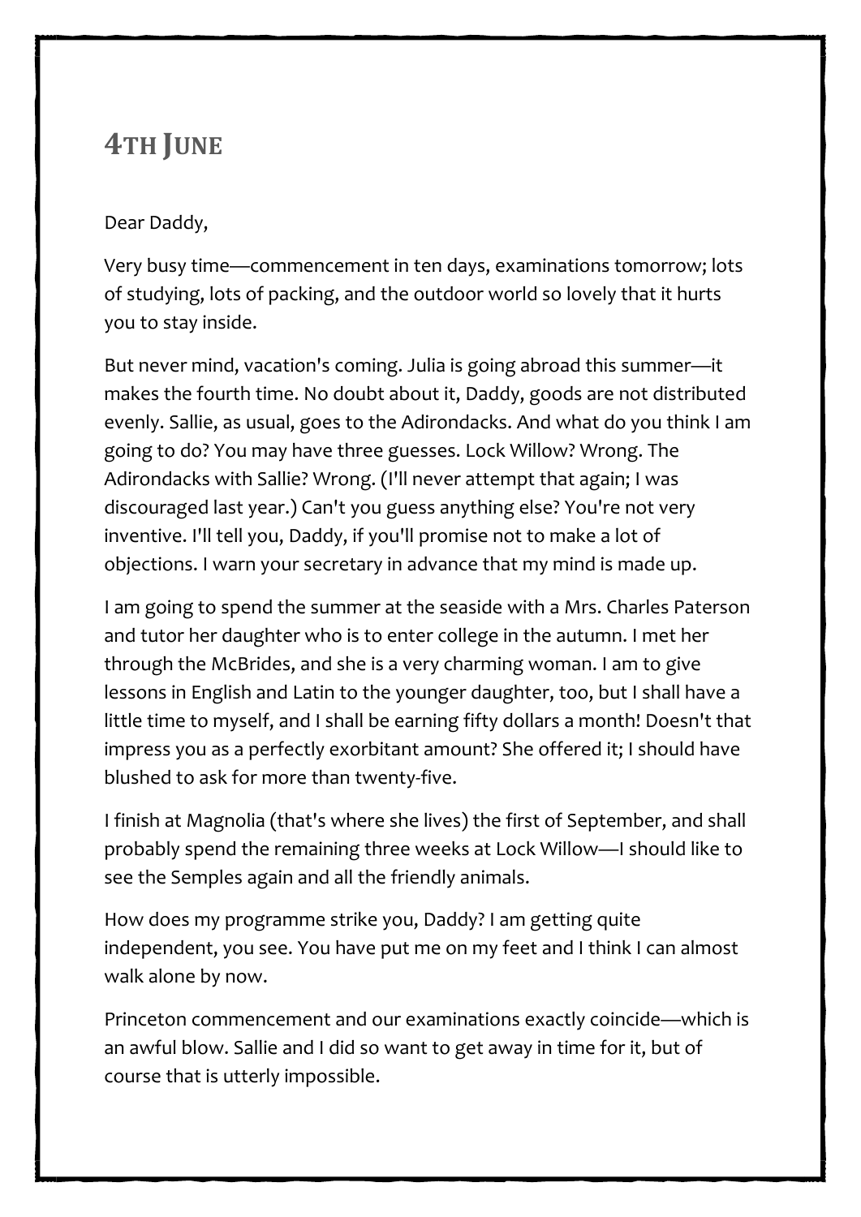## 4TH JUNE

Dear Daddy,

Very busy time—commencement in ten days, examinations tomorrow; lots of studying, lots of packing, and the outdoor world so lovely that it hurts you to stay inside.

But never mind, vacation's coming. Julia is going abroad this summer—it makes the fourth time. No doubt about it, Daddy, goods are not distributed evenly. Sallie, as usual, goes to the Adirondacks. And what do you think I am going to do? You may have three guesses. Lock Willow? Wrong. The Adirondacks with Sallie? Wrong. (I'll never attempt that again; I was discouraged last year.) Can't you guess anything else? You're not very inventive. I'll tell you, Daddy, if you'll promise not to make a lot of objections. I warn your secretary in advance that my mind is made up.

I am going to spend the summer at the seaside with a Mrs. Charles Paterson and tutor her daughter who is to enter college in the autumn. I met her through the McBrides, and she is a very charming woman. I am to give lessons in English and Latin to the younger daughter, too, but I shall have a little time to myself, and I shall be earning fifty dollars a month! Doesn't that impress you as a perfectly exorbitant amount? She offered it; I should have blushed to ask for more than twenty-five.

I finish at Magnolia (that's where she lives) the first of September, and shall probably spend the remaining three weeks at Lock Willow—I should like to see the Semples again and all the friendly animals.

How does my programme strike you, Daddy? I am getting quite independent, you see. You have put me on my feet and I think I can almost walk alone by now.

Princeton commencement and our examinations exactly coincide—which is an awful blow. Sallie and I did so want to get away in time for it, but of course that is utterly impossible.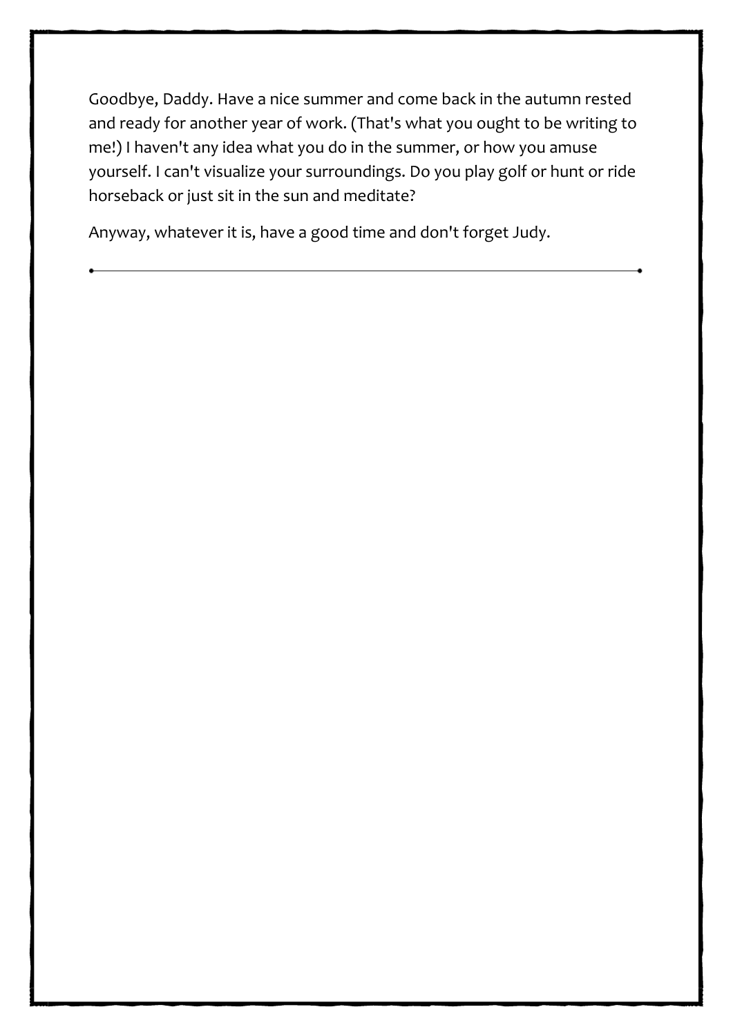Goodbye, Daddy. Have a nice summer and come back in the autumn rested and ready for another year of work. (That's what you ought to be writing to me!) I haven't any idea what you do in the summer, or how you amuse yourself. I can't visualize your surroundings. Do you play golf or hunt or ride horseback or just sit in the sun and meditate?

Anyway, whatever it is, have a good time and don't forget Judy.

---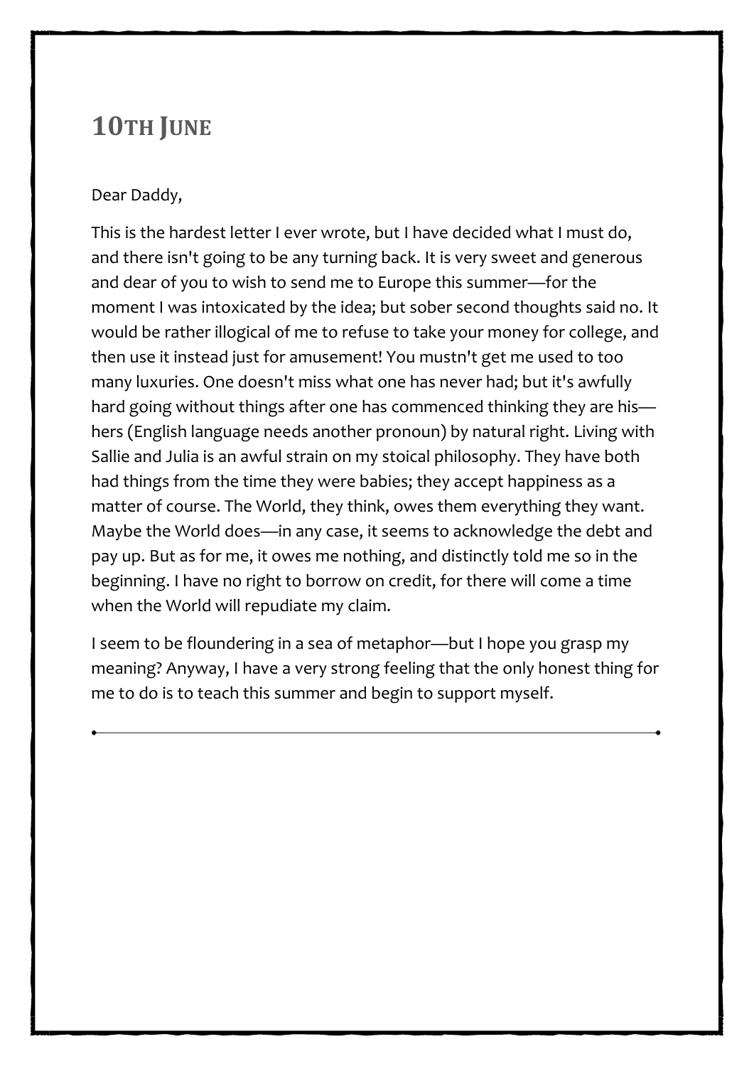## 10TH JUNE

Dear Daddy,

This is the hardest letter I ever wrote, but I have decided what I must do, and there isn't going to be any turning back. It is very sweet and generous and dear of you to wish to send me to Europe this summer—for the moment I was intoxicated by the idea; but sober second thoughts said no. It would be rather illogical of me to refuse to take your money for college, and then use it instead just for amusement! You mustn't get me used to too many luxuries. One doesn't miss what one has never had; but it's awfully hard going without things after one has commenced thinking they are his—hers (English language needs another pronoun) by natural right. Living with Sallie and Julia is an awful strain on my stoical philosophy. They have both had things from the time they were babies; they accept happiness as a matter of course. The World, they think, owes them everything they want. Maybe the World does—in any case, it seems to acknowledge the debt and pay up. But as for me, it owes me nothing, and distinctly told me so in the beginning. I have no right to borrow on credit, for there will come a time when the World will repudiate my claim.

I seem to be floundering in a sea of metaphor—but I hope you grasp my meaning? Anyway, I have a very strong feeling that the only honest thing for me to do is to teach this summer and begin to support myself.

---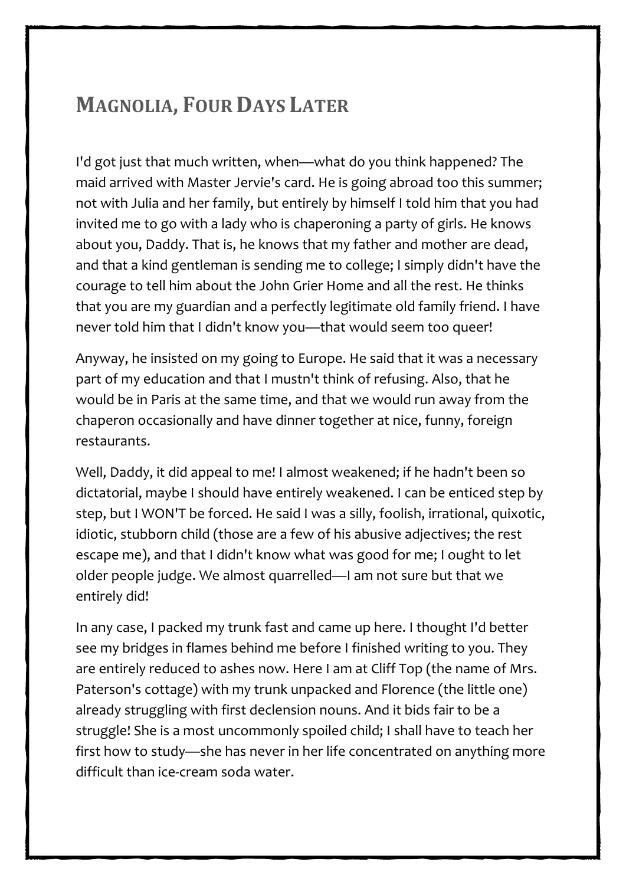## MAGNOLIA, FOUR DAYS LATER

I'd got just that much written, when—what do you think happened? The maid arrived with Master Jervie's card. He is going abroad too this summer; not with Julia and her family, but entirely by himself I told him that you had invited me to go with a lady who is chaperoning a party of girls. He knows about you, Daddy. That is, he knows that my father and mother are dead, and that a kind gentleman is sending me to college; I simply didn't have the courage to tell him about the John Grier Home and all the rest. He thinks that you are my guardian and a perfectly legitimate old family friend. I have never told him that I didn't know you—that would seem too queer!

Anyway, he insisted on my going to Europe. He said that it was a necessary part of my education and that I mustn't think of refusing. Also, that he would be in Paris at the same time, and that we would run away from the chaperon occasionally and have dinner together at nice, funny, foreign restaurants.

Well, Daddy, it did appeal to me! I almost weakened; if he hadn't been so dictatorial, maybe I should have entirely weakened. I can be enticed step by step, but I WON'T be forced. He said I was a silly, foolish, irrational, quixotic, idiotic, stubborn child (those are a few of his abusive adjectives; the rest escape me), and that I didn't know what was good for me; I ought to let older people judge. We almost quarrelled—I am not sure but that we entirely did!

In any case, I packed my trunk fast and came up here. I thought I'd better see my bridges in flames behind me before I finished writing to you. They are entirely reduced to ashes now. Here I am at Cliff Top (the name of Mrs. Paterson's cottage) with my trunk unpacked and Florence (the little one) already struggling with first declension nouns. And it bids fair to be a struggle! She is a most uncommonly spoiled child; I shall have to teach her first how to study—she has never in her life concentrated on anything more difficult than ice-cream soda water.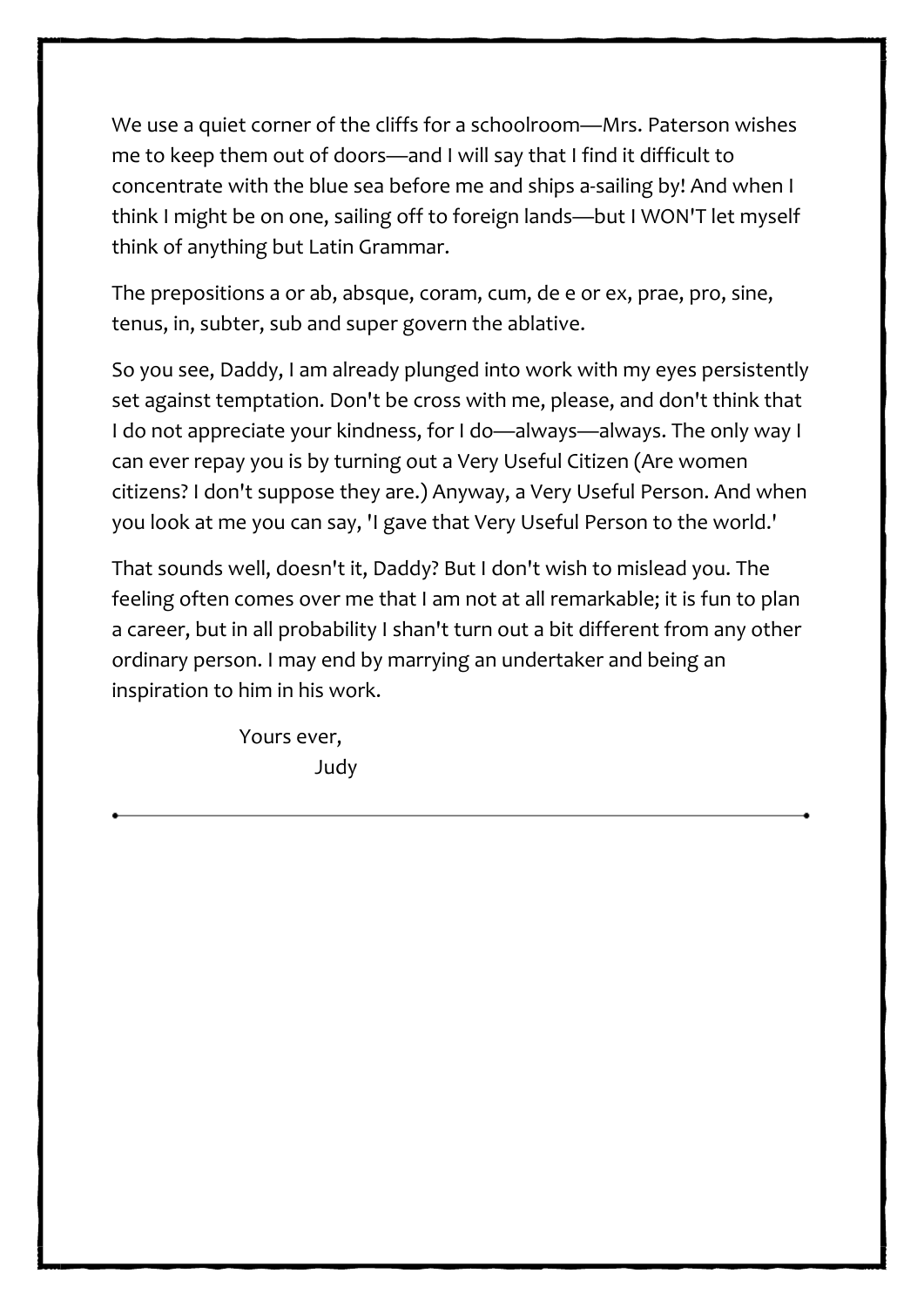We use a quiet corner of the cliffs for a schoolroom—Mrs. Paterson wishes me to keep them out of doors—and I will say that I find it difficult to concentrate with the blue sea before me and ships a-sailing by! And when I think I might be on one, sailing off to foreign lands—but I WON'T let myself think of anything but Latin Grammar.

The prepositions a or ab, absque, coram, cum, de e or ex, prae, pro, sine, tenus, in, subter, sub and super govern the ablative.

So you see, Daddy, I am already plunged into work with my eyes persistently set against temptation. Don't be cross with me, please, and don't think that I do not appreciate your kindness, for I do—always—always. The only way I can ever repay you is by turning out a Very Useful Citizen (Are women citizens? I don't suppose they are.) Anyway, a Very Useful Person. And when you look at me you can say, 'I gave that Very Useful Person to the world.'

That sounds well, doesn't it, Daddy? But I don't wish to mislead you. The feeling often comes over me that I am not at all remarkable; it is fun to plan a career, but in all probability I shan't turn out a bit different from any other ordinary person. I may end by marrying an undertaker and being an inspiration to him in his work.

Yours ever,  
Judy

---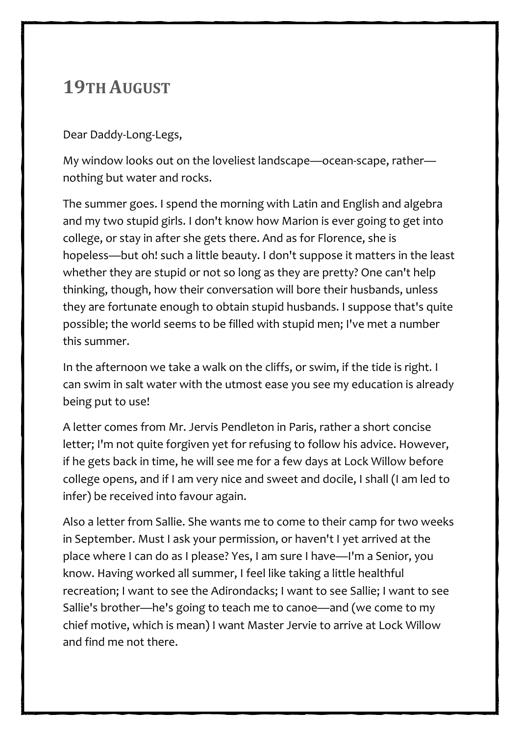## 19TH AUGUST

Dear Daddy-Long-Legs,

My window looks out on the loveliest landscape—ocean-scape, rather—nothing but water and rocks.

The summer goes. I spend the morning with Latin and English and algebra and my two stupid girls. I don't know how Marion is ever going to get into college, or stay in after she gets there. And as for Florence, she is hopeless—but oh! such a little beauty. I don't suppose it matters in the least whether they are stupid or not so long as they are pretty? One can't help thinking, though, how their conversation will bore their husbands, unless they are fortunate enough to obtain stupid husbands. I suppose that's quite possible; the world seems to be filled with stupid men; I've met a number this summer.

In the afternoon we take a walk on the cliffs, or swim, if the tide is right. I can swim in salt water with the utmost ease you see my education is already being put to use!

A letter comes from Mr. Jervis Pendleton in Paris, rather a short concise letter; I'm not quite forgiven yet for refusing to follow his advice. However, if he gets back in time, he will see me for a few days at Lock Willow before college opens, and if I am very nice and sweet and docile, I shall (I am led to infer) be received into favour again.

Also a letter from Sallie. She wants me to come to their camp for two weeks in September. Must I ask your permission, or haven't I yet arrived at the place where I can do as I please? Yes, I am sure I have—I'm a Senior, you know. Having worked all summer, I feel like taking a little healthful recreation; I want to see the Adirondacks; I want to see Sallie; I want to see Sallie's brother—he's going to teach me to canoe—and (we come to my chief motive, which is mean) I want Master Jervie to arrive at Lock Willow and find me not there.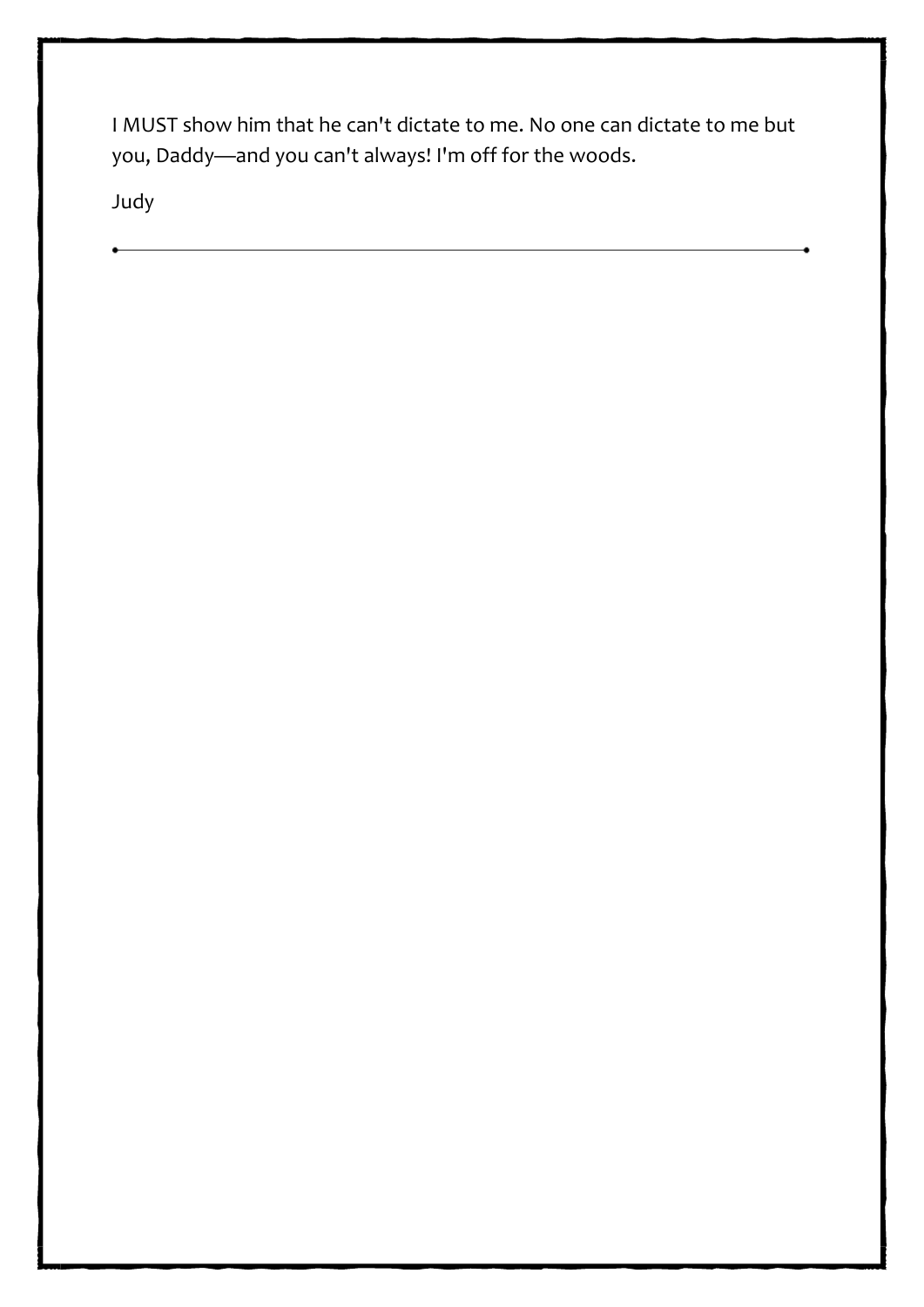I MUST show him that he can't dictate to me. No one can dictate to me but you, Daddy—and you can't always! I'm off for the woods.

Judy

---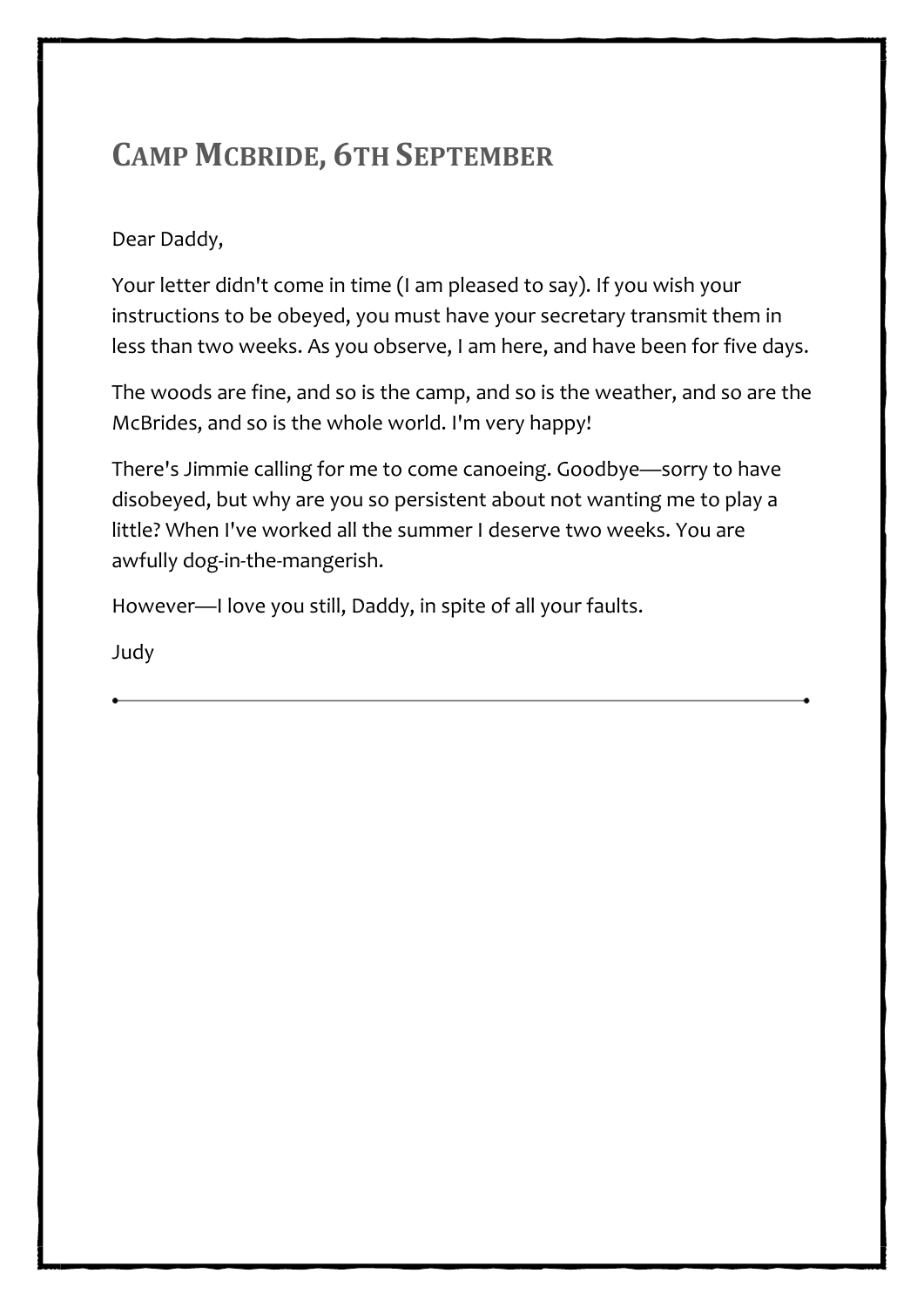## Camp McBride, 6th September

Dear Daddy,

Your letter didn't come in time (I am pleased to say). If you wish your instructions to be obeyed, you must have your secretary transmit them in less than two weeks. As you observe, I am here, and have been for five days.

The woods are fine, and so is the camp, and so is the weather, and so are the McBrides, and so is the whole world. I'm very happy!

There's Jimmie calling for me to come canoeing. Goodbye—sorry to have disobeyed, but why are you so persistent about not wanting me to play a little? When I've worked all the summer I deserve two weeks. You are awfully dog-in-the-mangerish.

However—I love you still, Daddy, in spite of all your faults.

Judy

---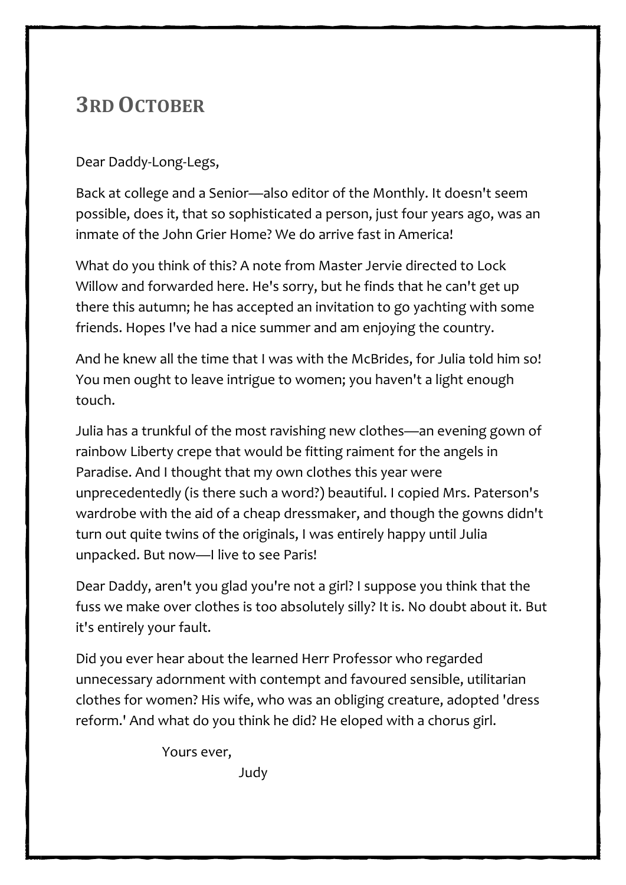# 3rd October

Dear Daddy-Long-Legs,

Back at college and a Senior—also editor of the Monthly. It doesn't seem possible, does it, that so sophisticated a person, just four years ago, was an inmate of the John Grier Home? We do arrive fast in America!

What do you think of this? A note from Master Jervie directed to Lock Willow and forwarded here. He's sorry, but he finds that he can't get up there this autumn; he has accepted an invitation to go yachting with some friends. Hopes I've had a nice summer and am enjoying the country.

And he knew all the time that I was with the McBrides, for Julia told him so! You men ought to leave intrigue to women; you haven't a light enough touch.

Julia has a trunkful of the most ravishing new clothes—an evening gown of rainbow Liberty crepe that would be fitting raiment for the angels in Paradise. And I thought that my own clothes this year were unprecedentedly (is there such a word?) beautiful. I copied Mrs. Paterson's wardrobe with the aid of a cheap dressmaker, and though the gowns didn't turn out quite twins of the originals, I was entirely happy until Julia unpacked. But now—I live to see Paris!

Dear Daddy, aren't you glad you're not a girl? I suppose you think that the fuss we make over clothes is too absolutely silly? It is. No doubt about it. But it's entirely your fault.

Did you ever hear about the learned Herr Professor who regarded unnecessary adornment with contempt and favoured sensible, utilitarian clothes for women? His wife, who was an obliging creature, adopted 'dress reform.' And what do you think he did? He eloped with a chorus girl.

Yours ever,

Judy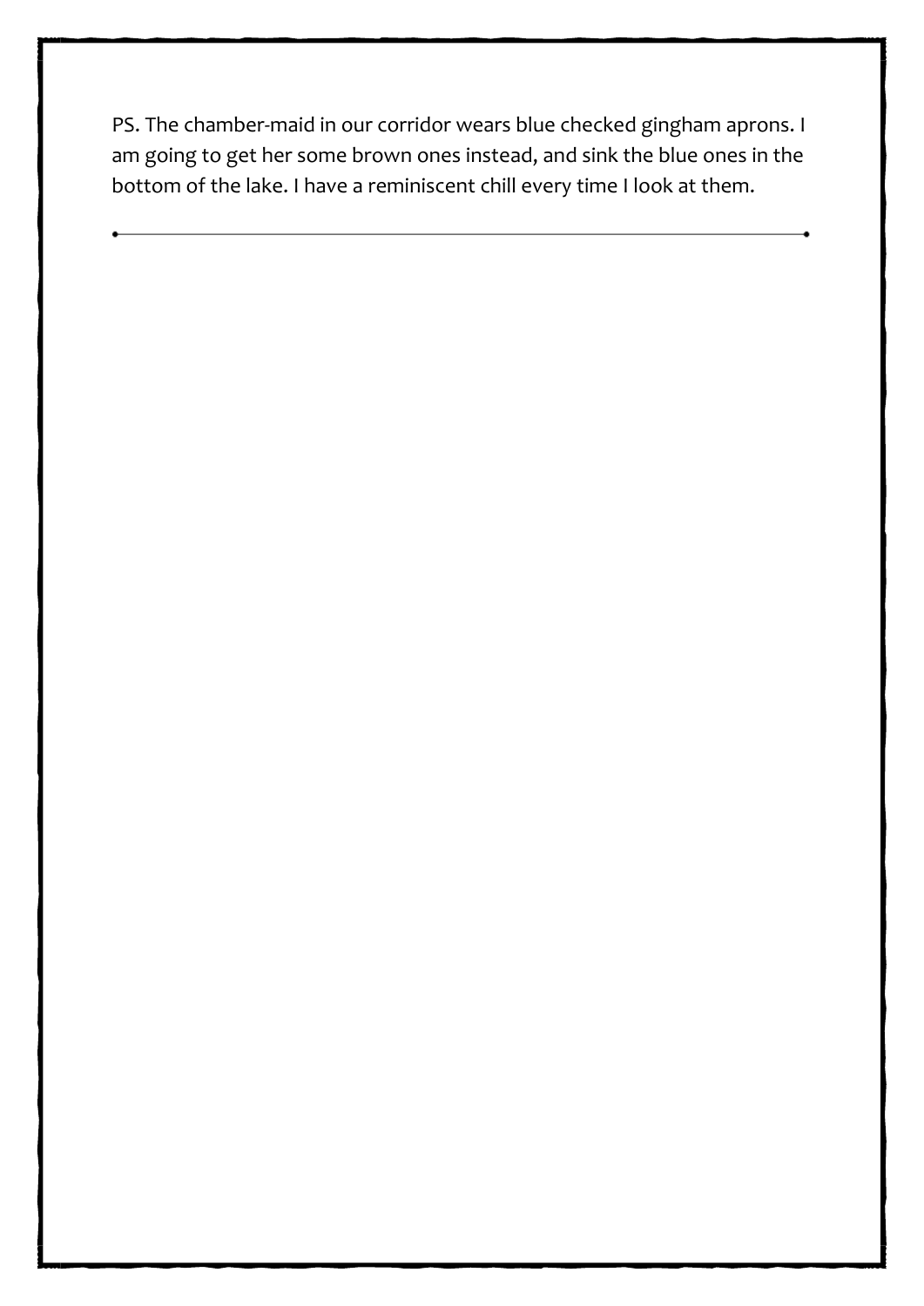PS. The chamber-maid in our corridor wears blue checked gingham aprons. I am going to get her some brown ones instead, and sink the blue ones in the bottom of the lake. I have a reminiscent chill every time I look at them.

---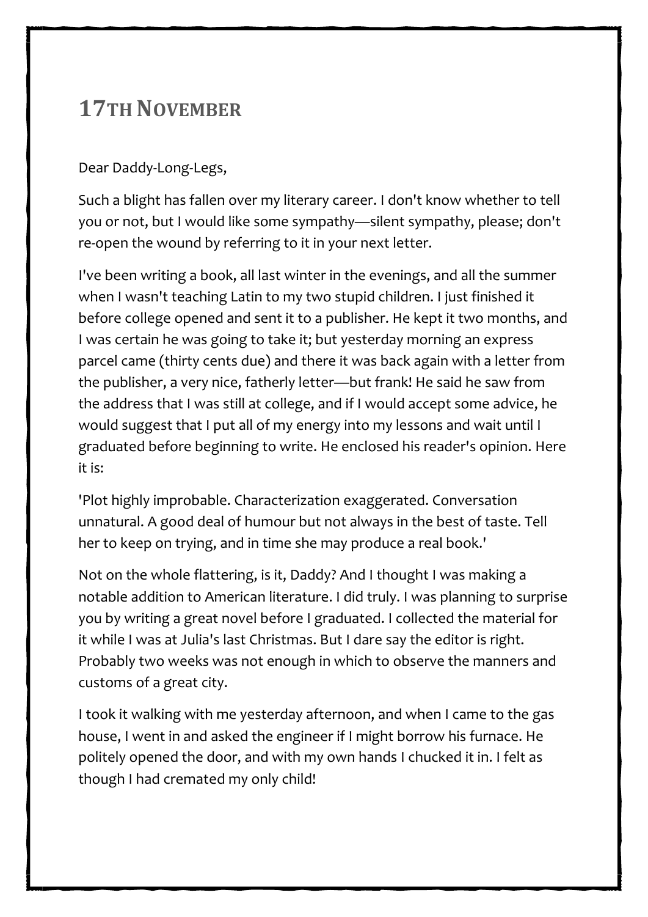## 17th November

Dear Daddy-Long-Legs,

Such a blight has fallen over my literary career. I don't know whether to tell you or not, but I would like some sympathy—silent sympathy, please; don't re-open the wound by referring to it in your next letter.

I've been writing a book, all last winter in the evenings, and all the summer when I wasn't teaching Latin to my two stupid children. I just finished it before college opened and sent it to a publisher. He kept it two months, and I was certain he was going to take it; but yesterday morning an express parcel came (thirty cents due) and there it was back again with a letter from the publisher, a very nice, fatherly letter—but frank! He said he saw from the address that I was still at college, and if I would accept some advice, he would suggest that I put all of my energy into my lessons and wait until I graduated before beginning to write. He enclosed his reader's opinion. Here it is:

'Plot highly improbable. Characterization exaggerated. Conversation unnatural. A good deal of humour but not always in the best of taste. Tell her to keep on trying, and in time she may produce a real book.'

Not on the whole flattering, is it, Daddy? And I thought I was making a notable addition to American literature. I did truly. I was planning to surprise you by writing a great novel before I graduated. I collected the material for it while I was at Julia's last Christmas. But I dare say the editor is right. Probably two weeks was not enough in which to observe the manners and customs of a great city.

I took it walking with me yesterday afternoon, and when I came to the gas house, I went in and asked the engineer if I might borrow his furnace. He politely opened the door, and with my own hands I chucked it in. I felt as though I had cremated my only child!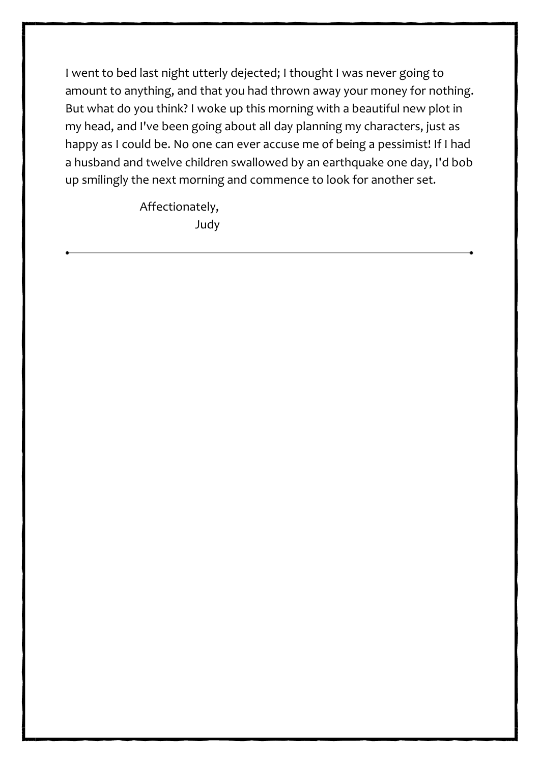I went to bed last night utterly dejected; I thought I was never going to amount to anything, and that you had thrown away your money for nothing. But what do you think? I woke up this morning with a beautiful new plot in my head, and I've been going about all day planning my characters, just as happy as I could be. No one can ever accuse me of being a pessimist! If I had a husband and twelve children swallowed by an earthquake one day, I'd bob up smilingly the next morning and commence to look for another set.

Affectionately,
Judy

---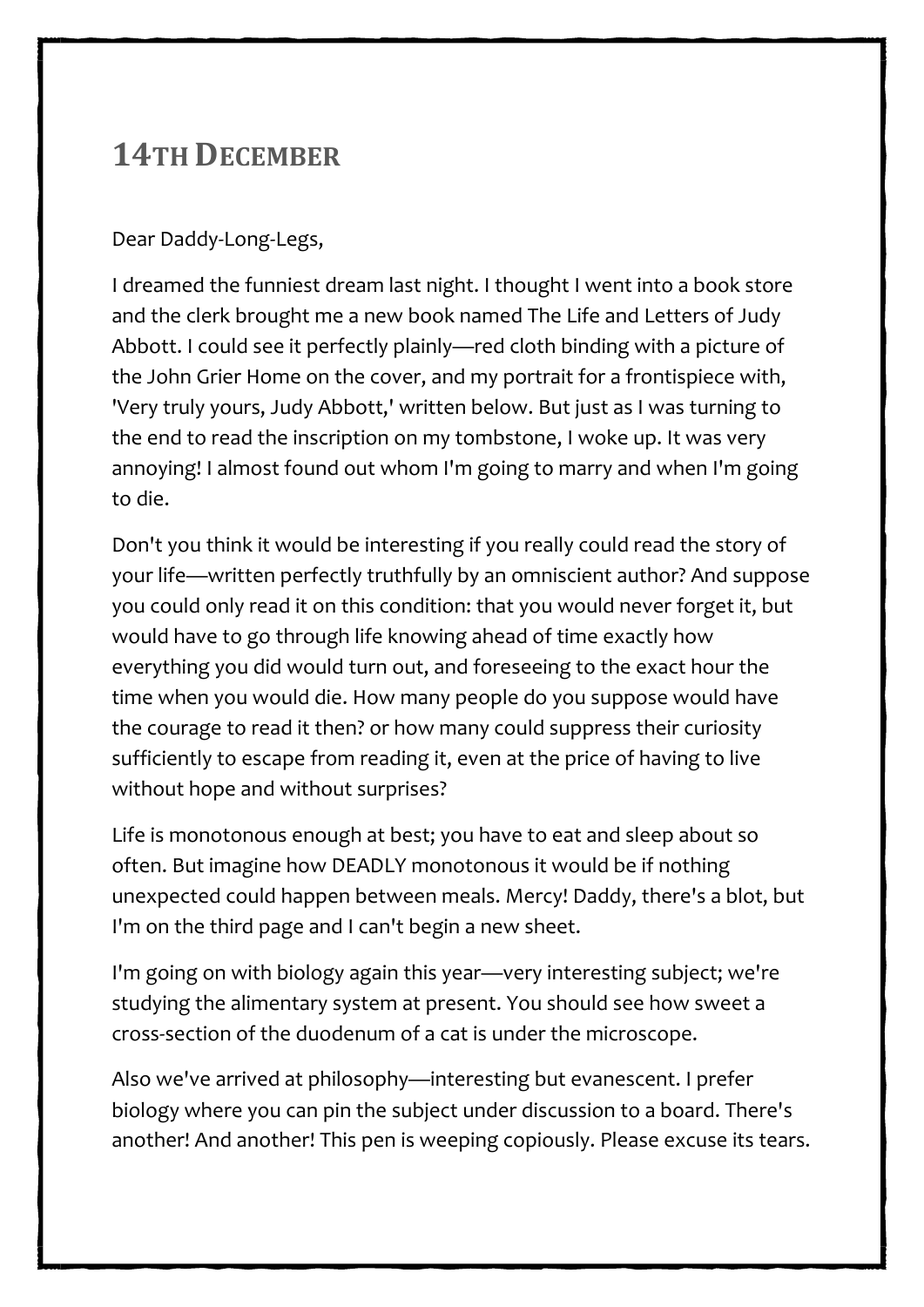## 14TH DECEMBER

Dear Daddy-Long-Legs,

I dreamed the funniest dream last night. I thought I went into a book store and the clerk brought me a new book named The Life and Letters of Judy Abbott. I could see it perfectly plainly—red cloth binding with a picture of the John Grier Home on the cover, and my portrait for a frontispiece with, 'Very truly yours, Judy Abbott,' written below. But just as I was turning to the end to read the inscription on my tombstone, I woke up. It was very annoying! I almost found out whom I'm going to marry and when I'm going to die.

Don't you think it would be interesting if you really could read the story of your life—written perfectly truthfully by an omniscient author? And suppose you could only read it on this condition: that you would never forget it, but would have to go through life knowing ahead of time exactly how everything you did would turn out, and foreseeing to the exact hour the time when you would die. How many people do you suppose would have the courage to read it then? or how many could suppress their curiosity sufficiently to escape from reading it, even at the price of having to live without hope and without surprises?

Life is monotonous enough at best; you have to eat and sleep about so often. But imagine how DEADLY monotonous it would be if nothing unexpected could happen between meals. Mercy! Daddy, there's a blot, but I'm on the third page and I can't begin a new sheet.

I'm going on with biology again this year—very interesting subject; we're studying the alimentary system at present. You should see how sweet a cross-section of the duodenum of a cat is under the microscope.

Also we've arrived at philosophy—interesting but evanescent. I prefer biology where you can pin the subject under discussion to a board. There's another! And another! This pen is weeping copiously. Please excuse its tears.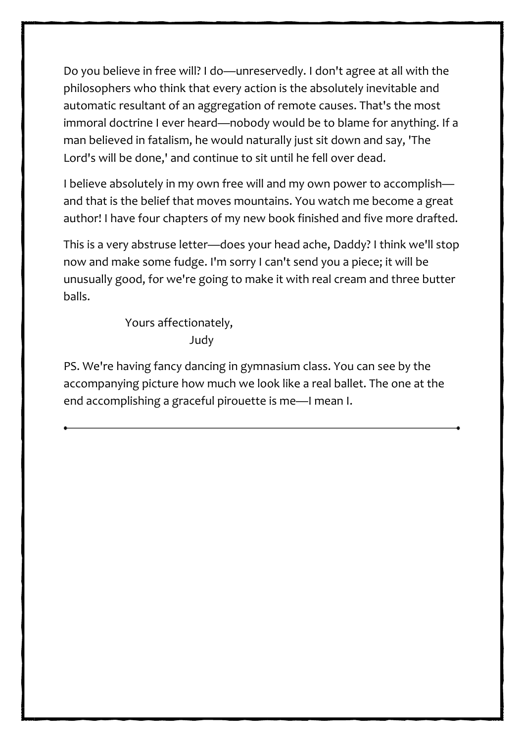Do you believe in free will? I do—unreservedly. I don't agree at all with the philosophers who think that every action is the absolutely inevitable and automatic resultant of an aggregation of remote causes. That's the most immoral doctrine I ever heard—nobody would be to blame for anything. If a man believed in fatalism, he would naturally just sit down and say, 'The Lord's will be done,' and continue to sit until he fell over dead.

I believe absolutely in my own free will and my own power to accomplish—and that is the belief that moves mountains. You watch me become a great author! I have four chapters of my new book finished and five more drafted.

This is a very abstruse letter—does your head ache, Daddy? I think we'll stop now and make some fudge. I'm sorry I can't send you a piece; it will be unusually good, for we're going to make it with real cream and three butter balls.

Yours affectionately,
Judy

PS. We're having fancy dancing in gymnasium class. You can see by the accompanying picture how much we look like a real ballet. The one at the end accomplishing a graceful pirouette is me—I mean I.

---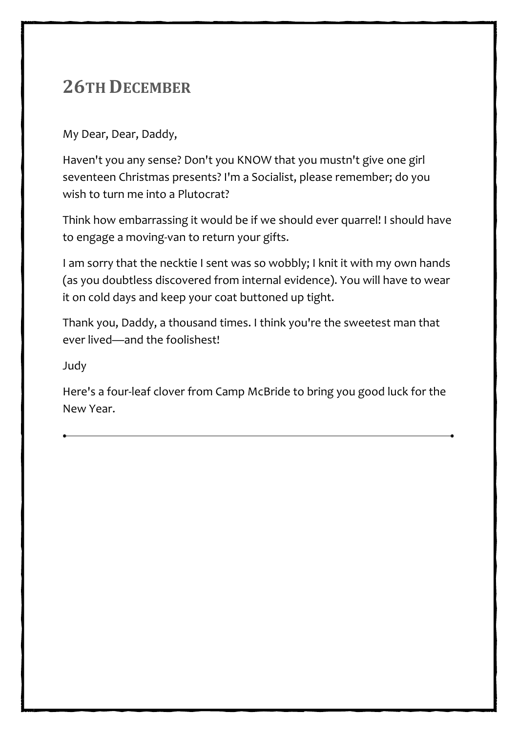## 26th December

My Dear, Dear, Daddy,

Haven't you any sense? Don't you KNOW that you mustn't give one girl seventeen Christmas presents? I'm a Socialist, please remember; do you wish to turn me into a Plutocrat?

Think how embarrassing it would be if we should ever quarrel! I should have to engage a moving-van to return your gifts.

I am sorry that the necktie I sent was so wobbly; I knit it with my own hands (as you doubtless discovered from internal evidence). You will have to wear it on cold days and keep your coat buttoned up tight.

Thank you, Daddy, a thousand times. I think you're the sweetest man that ever lived—and the foolishest!

Judy

Here's a four-leaf clover from Camp McBride to bring you good luck for the New Year.

---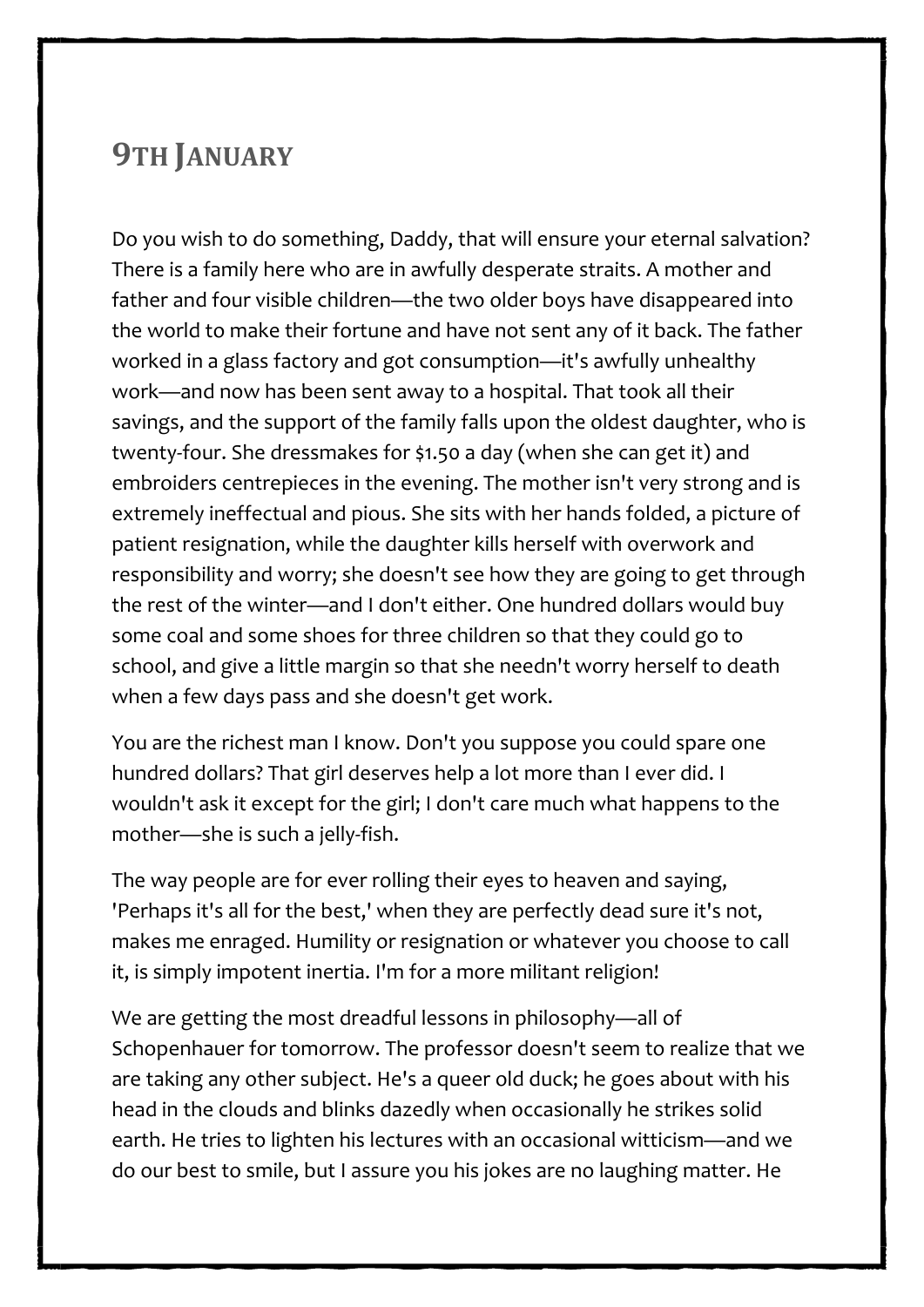## 9TH JANUARY

Do you wish to do something, Daddy, that will ensure your eternal salvation? There is a family here who are in awfully desperate straits. A mother and father and four visible children—the two older boys have disappeared into the world to make their fortune and have not sent any of it back. The father worked in a glass factory and got consumption—it's awfully unhealthy work—and now has been sent away to a hospital. That took all their savings, and the support of the family falls upon the oldest daughter, who is twenty-four. She dressmakes for $1.50 a day (when she can get it) and embroiders centrepieces in the evening. The mother isn't very strong and is extremely ineffectual and pious. She sits with her hands folded, a picture of patient resignation, while the daughter kills herself with overwork and responsibility and worry; she doesn't see how they are going to get through the rest of the winter—and I don't either. One hundred dollars would buy some coal and some shoes for three children so that they could go to school, and give a little margin so that she needn't worry herself to death when a few days pass and she doesn't get work.

You are the richest man I know. Don't you suppose you could spare one hundred dollars? That girl deserves help a lot more than I ever did. I wouldn't ask it except for the girl; I don't care much what happens to the mother—she is such a jelly-fish.

The way people are for ever rolling their eyes to heaven and saying, 'Perhaps it's all for the best,' when they are perfectly dead sure it's not, makes me enraged. Humility or resignation or whatever you choose to call it, is simply impotent inertia. I'm for a more militant religion!

We are getting the most dreadful lessons in philosophy—all of Schopenhauer for tomorrow. The professor doesn't seem to realize that we are taking any other subject. He's a queer old duck; he goes about with his head in the clouds and blinks dazedly when occasionally he strikes solid earth. He tries to lighten his lectures with an occasional witticism—and we do our best to smile, but I assure you his jokes are no laughing matter. He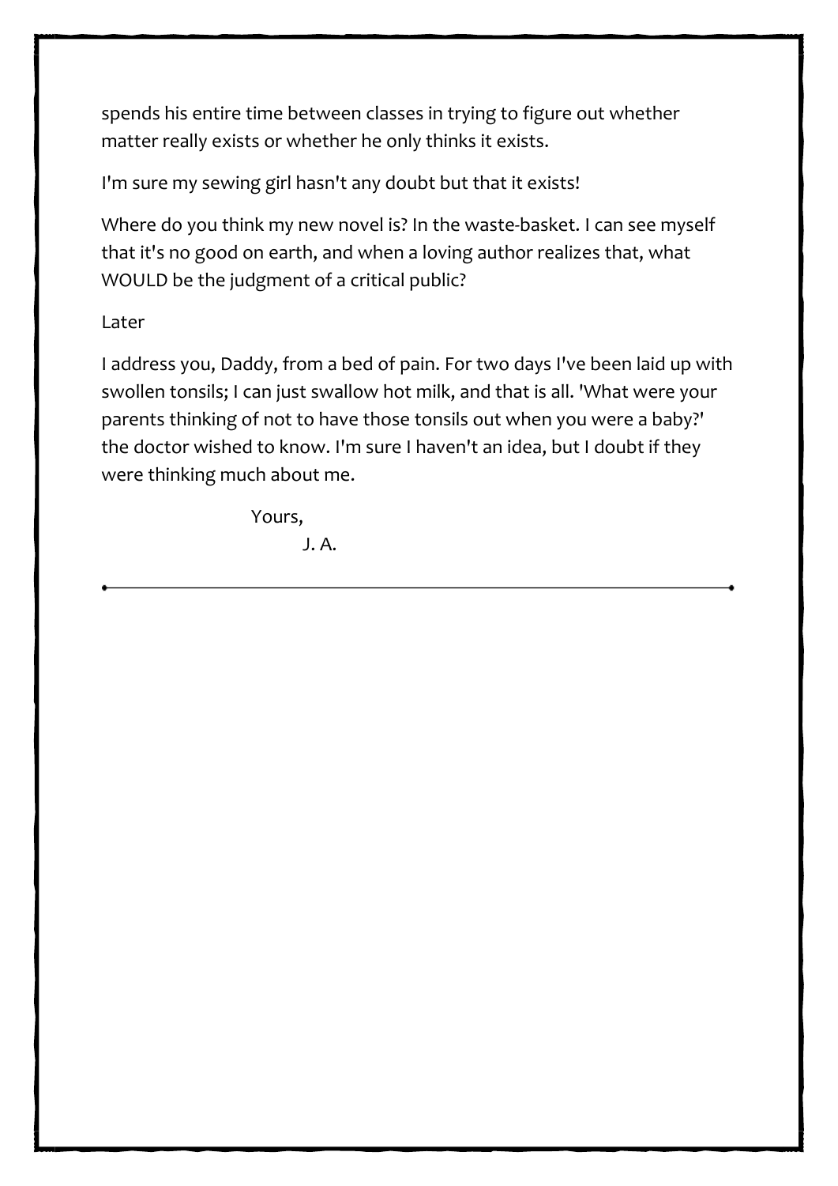spends his entire time between classes in trying to figure out whether matter really exists or whether he only thinks it exists.

I'm sure my sewing girl hasn't any doubt but that it exists!

Where do you think my new novel is? In the waste-basket. I can see myself that it's no good on earth, and when a loving author realizes that, what WOULD be the judgment of a critical public?

Later

I address you, Daddy, from a bed of pain. For two days I've been laid up with swollen tonsils; I can just swallow hot milk, and that is all. 'What were your parents thinking of not to have those tonsils out when you were a baby?' the doctor wished to know. I'm sure I haven't an idea, but I doubt if they were thinking much about me.

Yours,
J. A.

---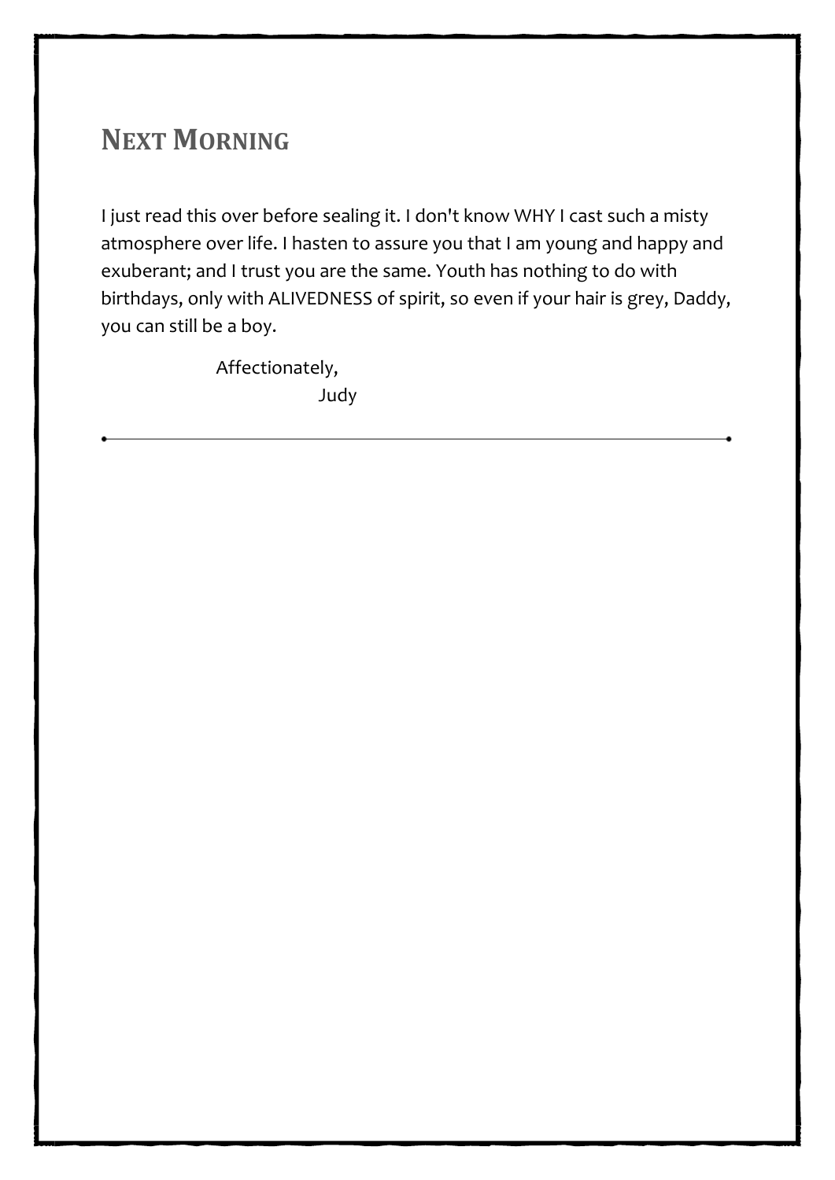## Next Morning

I just read this over before sealing it. I don't know WHY I cast such a misty atmosphere over life. I hasten to assure you that I am young and happy and exuberant; and I trust you are the same. Youth has nothing to do with birthdays, only with ALIVEDNESS of spirit, so even if your hair is grey, Daddy, you can still be a boy.

Affectionately,
Judy

---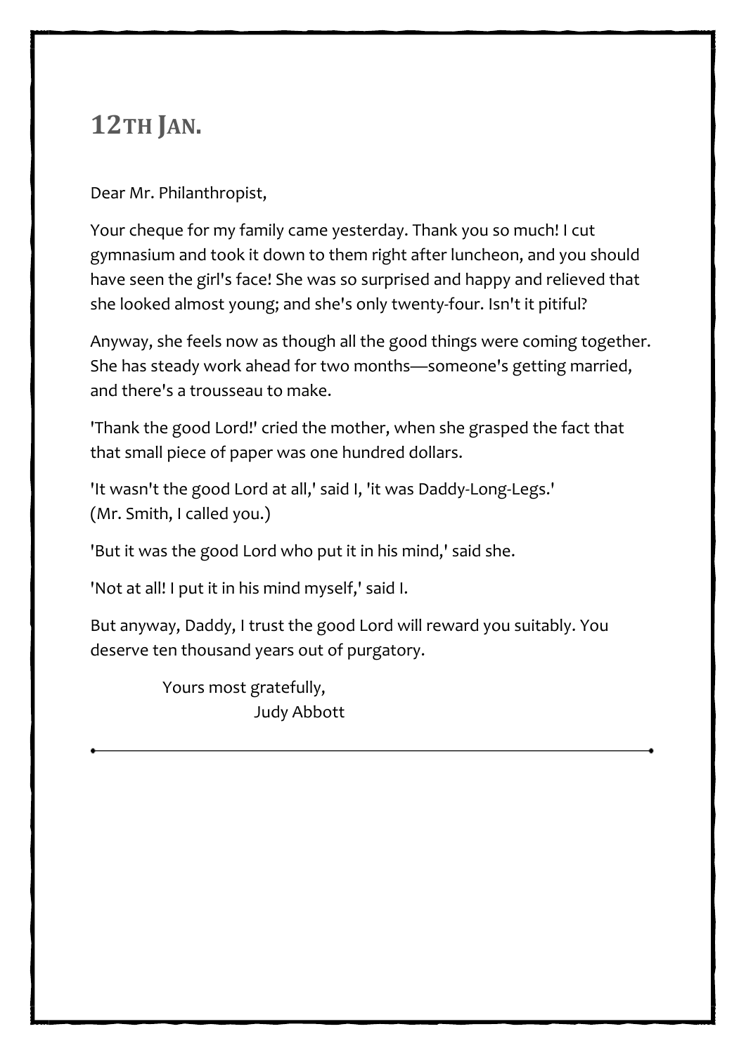## 12TH JAN.

Dear Mr. Philanthropist,

Your cheque for my family came yesterday. Thank you so much! I cut gymnasium and took it down to them right after luncheon, and you should have seen the girl's face! She was so surprised and happy and relieved that she looked almost young; and she's only twenty-four. Isn't it pitiful?

Anyway, she feels now as though all the good things were coming together. She has steady work ahead for two months—someone's getting married, and there's a trousseau to make.

'Thank the good Lord!' cried the mother, when she grasped the fact that that small piece of paper was one hundred dollars.

'It wasn't the good Lord at all,' said I, 'it was Daddy-Long-Legs.'
(Mr. Smith, I called you.)

'But it was the good Lord who put it in his mind,' said she.

'Not at all! I put it in his mind myself,' said I.

But anyway, Daddy, I trust the good Lord will reward you suitably. You deserve ten thousand years out of purgatory.

Yours most gratefully,
Judy Abbott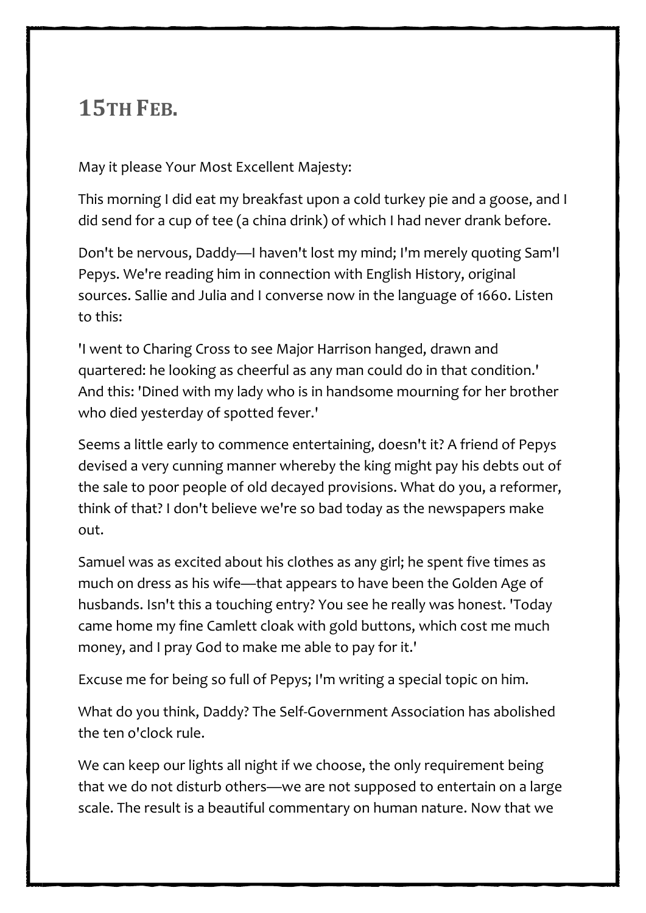## 15TH FEB.

May it please Your Most Excellent Majesty:

This morning I did eat my breakfast upon a cold turkey pie and a goose, and I did send for a cup of tee (a china drink) of which I had never drank before.

Don't be nervous, Daddy—I haven't lost my mind; I'm merely quoting Sam'l Pepys. We're reading him in connection with English History, original sources. Sallie and Julia and I converse now in the language of 1660. Listen to this:

'I went to Charing Cross to see Major Harrison hanged, drawn and quartered: he looking as cheerful as any man could do in that condition.' And this: 'Dined with my lady who is in handsome mourning for her brother who died yesterday of spotted fever.'

Seems a little early to commence entertaining, doesn't it? A friend of Pepys devised a very cunning manner whereby the king might pay his debts out of the sale to poor people of old decayed provisions. What do you, a reformer, think of that? I don't believe we're so bad today as the newspapers make out.

Samuel was as excited about his clothes as any girl; he spent five times as much on dress as his wife—that appears to have been the Golden Age of husbands. Isn't this a touching entry? You see he really was honest. 'Today came home my fine Camlett cloak with gold buttons, which cost me much money, and I pray God to make me able to pay for it.'

Excuse me for being so full of Pepys; I'm writing a special topic on him.

What do you think, Daddy? The Self-Government Association has abolished the ten o'clock rule.

We can keep our lights all night if we choose, the only requirement being that we do not disturb others—we are not supposed to entertain on a large scale. The result is a beautiful commentary on human nature. Now that we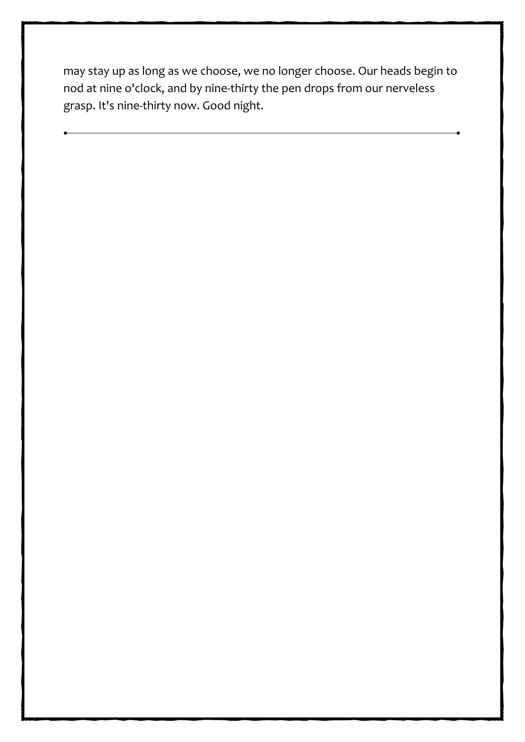may stay up as long as we choose, we no longer choose. Our heads begin to nod at nine o'clock, and by nine-thirty the pen drops from our nerveless grasp. It's nine-thirty now. Good night.

---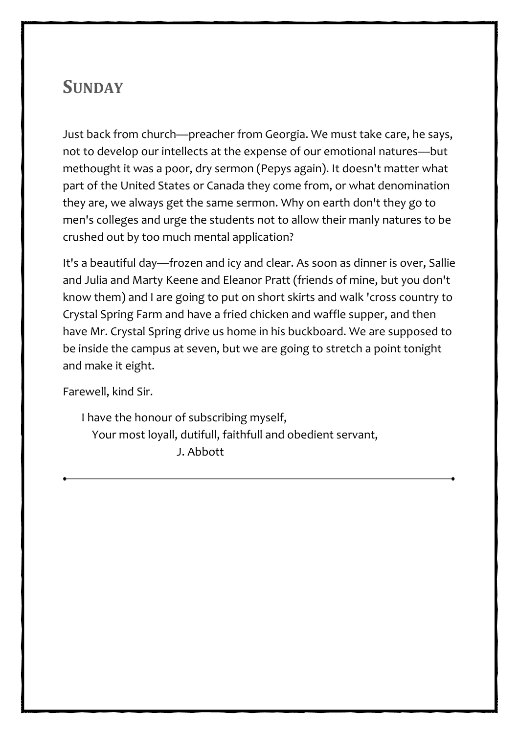## SUNDAY

Just back from church—preacher from Georgia. We must take care, he says, not to develop our intellects at the expense of our emotional natures—but methought it was a poor, dry sermon (Pepys again). It doesn't matter what part of the United States or Canada they come from, or what denomination they are, we always get the same sermon. Why on earth don't they go to men's colleges and urge the students not to allow their manly natures to be crushed out by too much mental application?

It's a beautiful day—frozen and icy and clear. As soon as dinner is over, Sallie and Julia and Marty Keene and Eleanor Pratt (friends of mine, but you don't know them) and I are going to put on short skirts and walk 'cross country to Crystal Spring Farm and have a fried chicken and waffle supper, and then have Mr. Crystal Spring drive us home in his buckboard. We are supposed to be inside the campus at seven, but we are going to stretch a point tonight and make it eight.

Farewell, kind Sir.

I have the honour of subscribing myself,
Your most loyall, dutifull, faithfull and obedient servant,
J. Abbott

---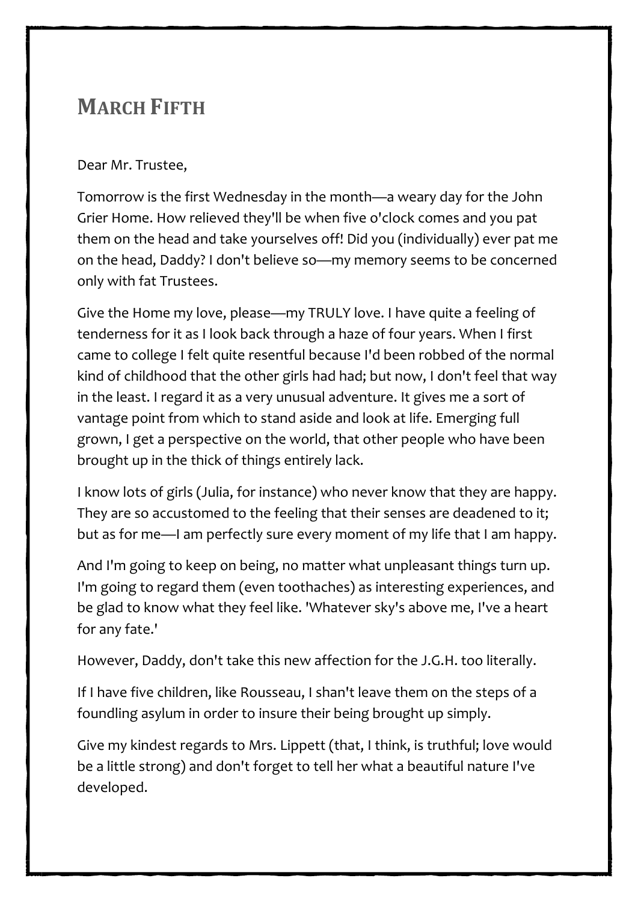# March Fifth

Dear Mr. Trustee,

Tomorrow is the first Wednesday in the month—a weary day for the John Grier Home. How relieved they'll be when five o'clock comes and you pat them on the head and take yourselves off! Did you (individually) ever pat me on the head, Daddy? I don't believe so—my memory seems to be concerned only with fat Trustees.

Give the Home my love, please—my TRULY love. I have quite a feeling of tenderness for it as I look back through a haze of four years. When I first came to college I felt quite resentful because I'd been robbed of the normal kind of childhood that the other girls had had; but now, I don't feel that way in the least. I regard it as a very unusual adventure. It gives me a sort of vantage point from which to stand aside and look at life. Emerging full grown, I get a perspective on the world, that other people who have been brought up in the thick of things entirely lack.

I know lots of girls (Julia, for instance) who never know that they are happy. They are so accustomed to the feeling that their senses are deadened to it; but as for me—I am perfectly sure every moment of my life that I am happy.

And I'm going to keep on being, no matter what unpleasant things turn up. I'm going to regard them (even toothaches) as interesting experiences, and be glad to know what they feel like. 'Whatever sky's above me, I've a heart for any fate.'

However, Daddy, don't take this new affection for the J.G.H. too literally.

If I have five children, like Rousseau, I shan't leave them on the steps of a foundling asylum in order to insure their being brought up simply.

Give my kindest regards to Mrs. Lippett (that, I think, is truthful; love would be a little strong) and don't forget to tell her what a beautiful nature I've developed.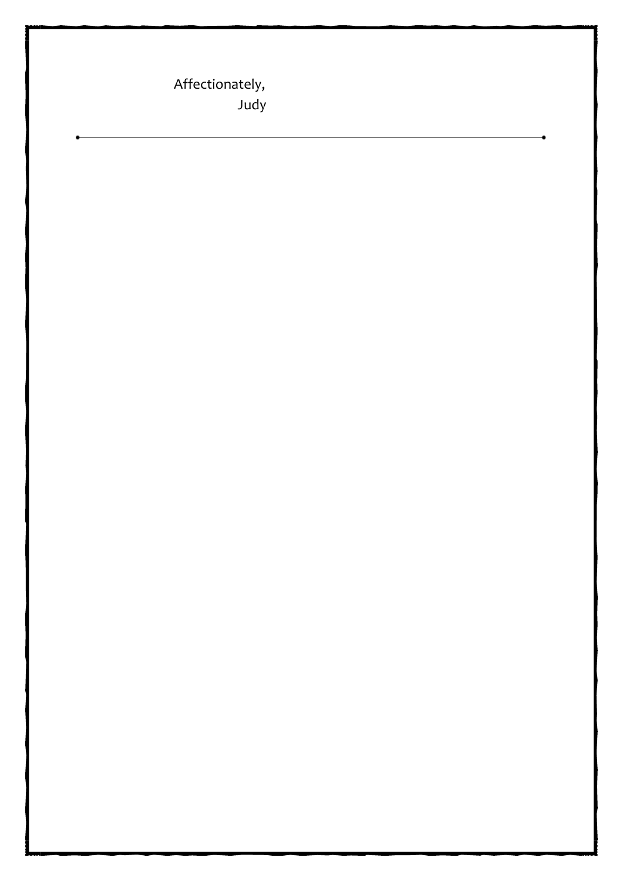Affectionately,

Judy

---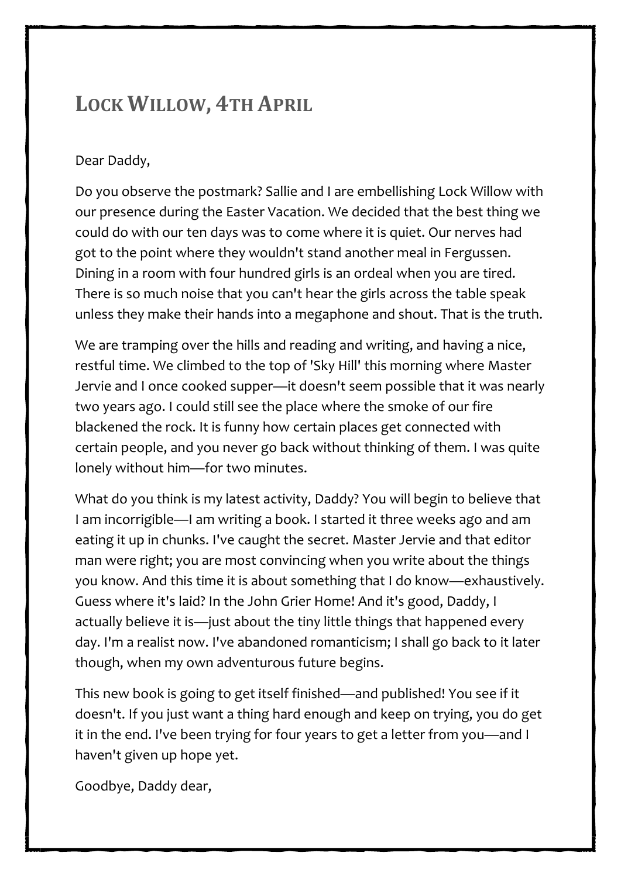## Lock Willow, 4th April

Dear Daddy,

Do you observe the postmark? Sallie and I are embellishing Lock Willow with our presence during the Easter Vacation. We decided that the best thing we could do with our ten days was to come where it is quiet. Our nerves had got to the point where they wouldn't stand another meal in Fergussen. Dining in a room with four hundred girls is an ordeal when you are tired. There is so much noise that you can't hear the girls across the table speak unless they make their hands into a megaphone and shout. That is the truth.

We are tramping over the hills and reading and writing, and having a nice, restful time. We climbed to the top of 'Sky Hill' this morning where Master Jervie and I once cooked supper—it doesn't seem possible that it was nearly two years ago. I could still see the place where the smoke of our fire blackened the rock. It is funny how certain places get connected with certain people, and you never go back without thinking of them. I was quite lonely without him—for two minutes.

What do you think is my latest activity, Daddy? You will begin to believe that I am incorrigible—I am writing a book. I started it three weeks ago and am eating it up in chunks. I've caught the secret. Master Jervie and that editor man were right; you are most convincing when you write about the things you know. And this time it is about something that I do know—exhaustively. Guess where it's laid? In the John Grier Home! And it's good, Daddy, I actually believe it is—just about the tiny little things that happened every day. I'm a realist now. I've abandoned romanticism; I shall go back to it later though, when my own adventurous future begins.

This new book is going to get itself finished—and published! You see if it doesn't. If you just want a thing hard enough and keep on trying, you do get it in the end. I've been trying for four years to get a letter from you—and I haven't given up hope yet.

Goodbye, Daddy dear,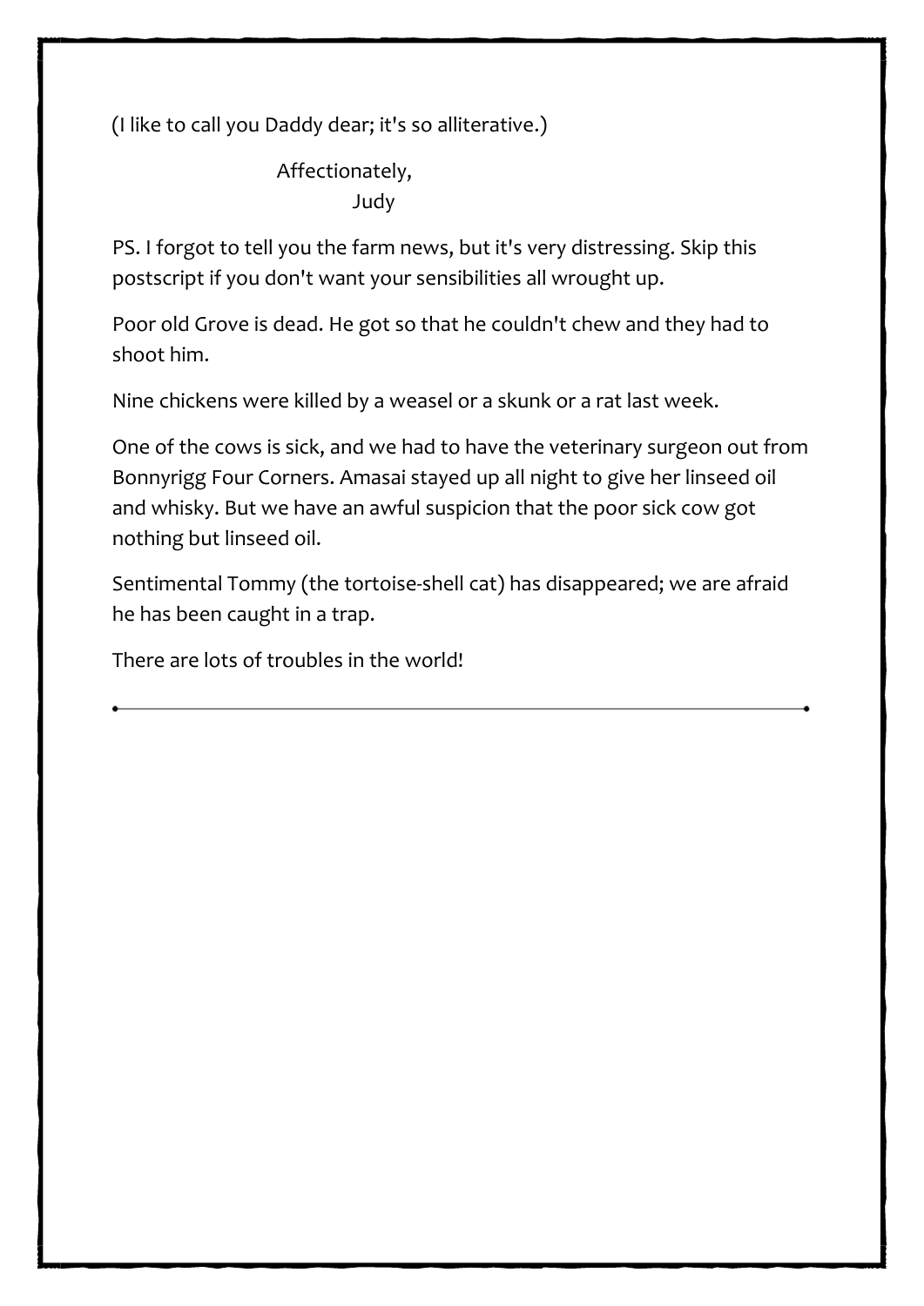(I like to call you Daddy dear; it's so alliterative.)

Affectionately,
Judy

PS. I forgot to tell you the farm news, but it's very distressing. Skip this postscript if you don't want your sensibilities all wrought up.

Poor old Grove is dead. He got so that he couldn't chew and they had to shoot him.

Nine chickens were killed by a weasel or a skunk or a rat last week.

One of the cows is sick, and we had to have the veterinary surgeon out from Bonnyrigg Four Corners. Amasai stayed up all night to give her linseed oil and whisky. But we have an awful suspicion that the poor sick cow got nothing but linseed oil.

Sentimental Tommy (the tortoise-shell cat) has disappeared; we are afraid he has been caught in a trap.

There are lots of troubles in the world!

---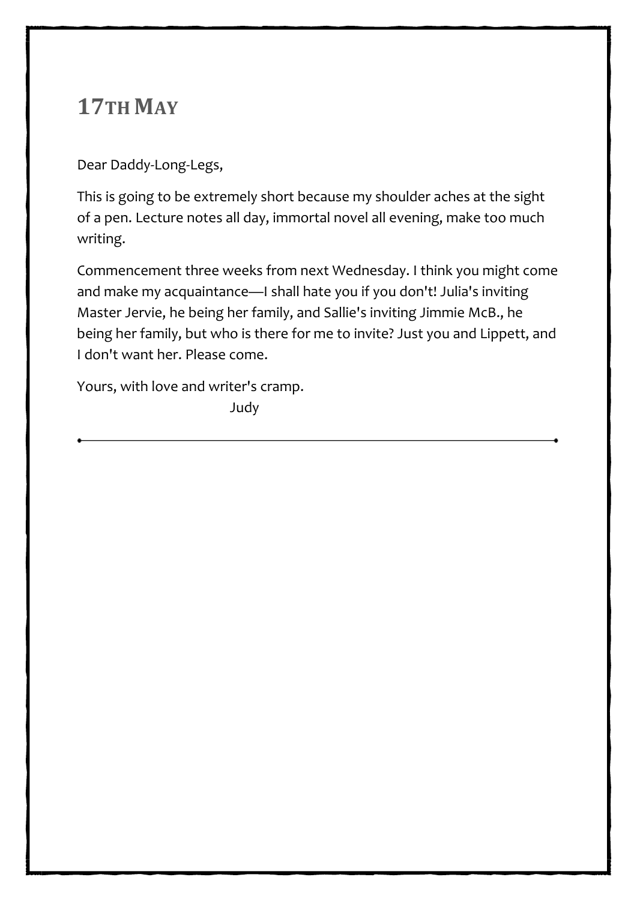## 17TH MAY

Dear Daddy-Long-Legs,

This is going to be extremely short because my shoulder aches at the sight of a pen. Lecture notes all day, immortal novel all evening, make too much writing.

Commencement three weeks from next Wednesday. I think you might come and make my acquaintance—I shall hate you if you don't! Julia's inviting Master Jervie, he being her family, and Sallie's inviting Jimmie McB., he being her family, but who is there for me to invite? Just you and Lippett, and I don't want her. Please come.

Yours, with love and writer's cramp.

Judy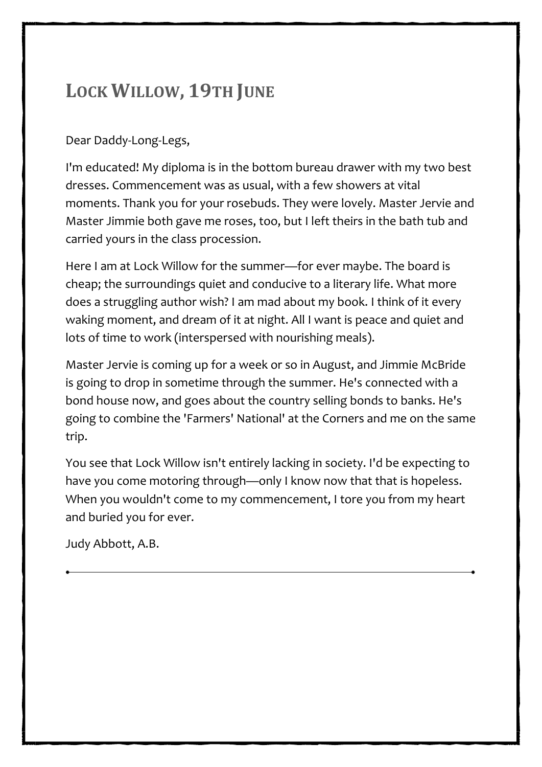## Lock Willow, 19th June

Dear Daddy-Long-Legs,

I'm educated! My diploma is in the bottom bureau drawer with my two best dresses. Commencement was as usual, with a few showers at vital moments. Thank you for your rosebuds. They were lovely. Master Jervie and Master Jimmie both gave me roses, too, but I left theirs in the bath tub and carried yours in the class procession.

Here I am at Lock Willow for the summer—for ever maybe. The board is cheap; the surroundings quiet and conducive to a literary life. What more does a struggling author wish? I am mad about my book. I think of it every waking moment, and dream of it at night. All I want is peace and quiet and lots of time to work (interspersed with nourishing meals).

Master Jervie is coming up for a week or so in August, and Jimmie McBride is going to drop in sometime through the summer. He's connected with a bond house now, and goes about the country selling bonds to banks. He's going to combine the 'Farmers' National' at the Corners and me on the same trip.

You see that Lock Willow isn't entirely lacking in society. I'd be expecting to have you come motoring through—only I know now that that is hopeless. When you wouldn't come to my commencement, I tore you from my heart and buried you for ever.

Judy Abbott, A.B.

---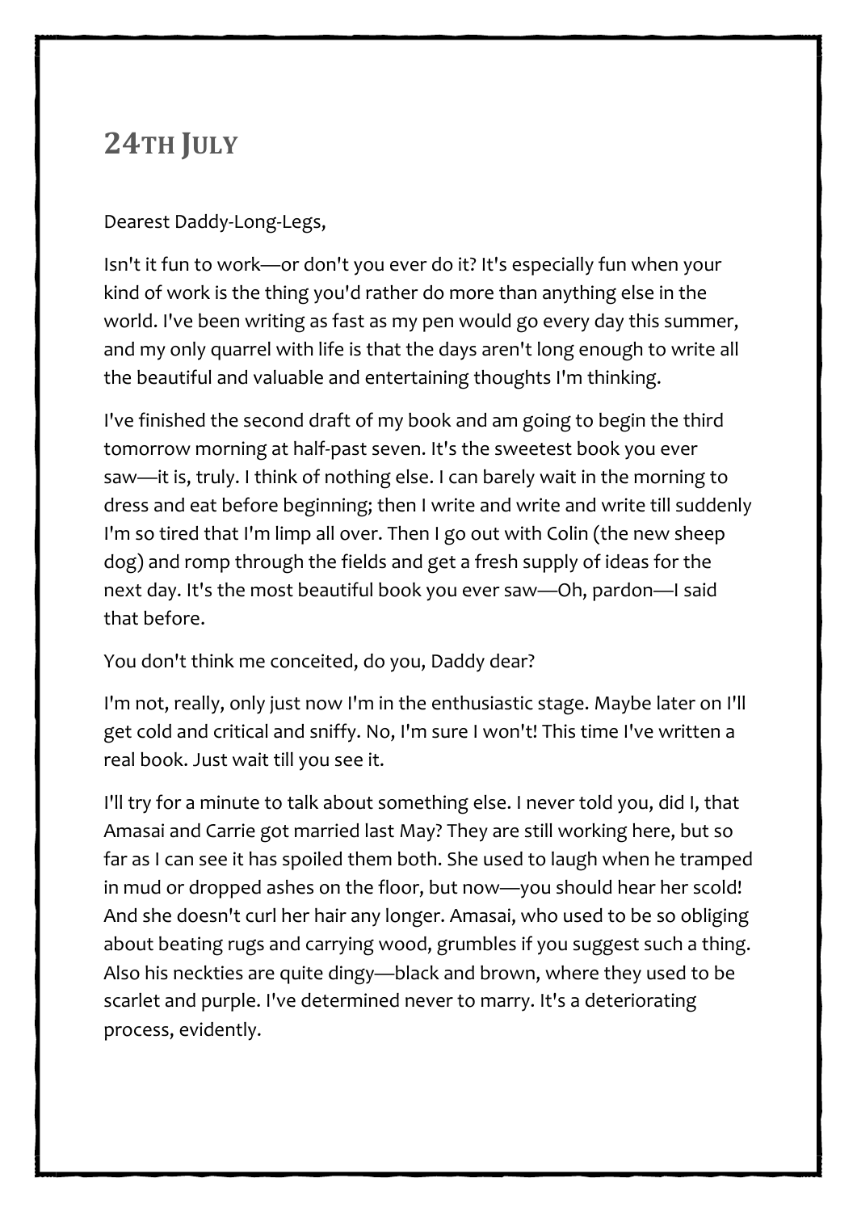## 24th July

Dearest Daddy-Long-Legs,

Isn't it fun to work—or don't you ever do it? It's especially fun when your kind of work is the thing you'd rather do more than anything else in the world. I've been writing as fast as my pen would go every day this summer, and my only quarrel with life is that the days aren't long enough to write all the beautiful and valuable and entertaining thoughts I'm thinking.

I've finished the second draft of my book and am going to begin the third tomorrow morning at half-past seven. It's the sweetest book you ever saw—it is, truly. I think of nothing else. I can barely wait in the morning to dress and eat before beginning; then I write and write and write till suddenly I'm so tired that I'm limp all over. Then I go out with Colin (the new sheep dog) and romp through the fields and get a fresh supply of ideas for the next day. It's the most beautiful book you ever saw—Oh, pardon—I said that before.

You don't think me conceited, do you, Daddy dear?

I'm not, really, only just now I'm in the enthusiastic stage. Maybe later on I'll get cold and critical and sniffy. No, I'm sure I won't! This time I've written a real book. Just wait till you see it.

I'll try for a minute to talk about something else. I never told you, did I, that Amasai and Carrie got married last May? They are still working here, but so far as I can see it has spoiled them both. She used to laugh when he tramped in mud or dropped ashes on the floor, but now—you should hear her scold! And she doesn't curl her hair any longer. Amasai, who used to be so obliging about beating rugs and carrying wood, grumbles if you suggest such a thing. Also his neckties are quite dingy—black and brown, where they used to be scarlet and purple. I've determined never to marry. It's a deteriorating process, evidently.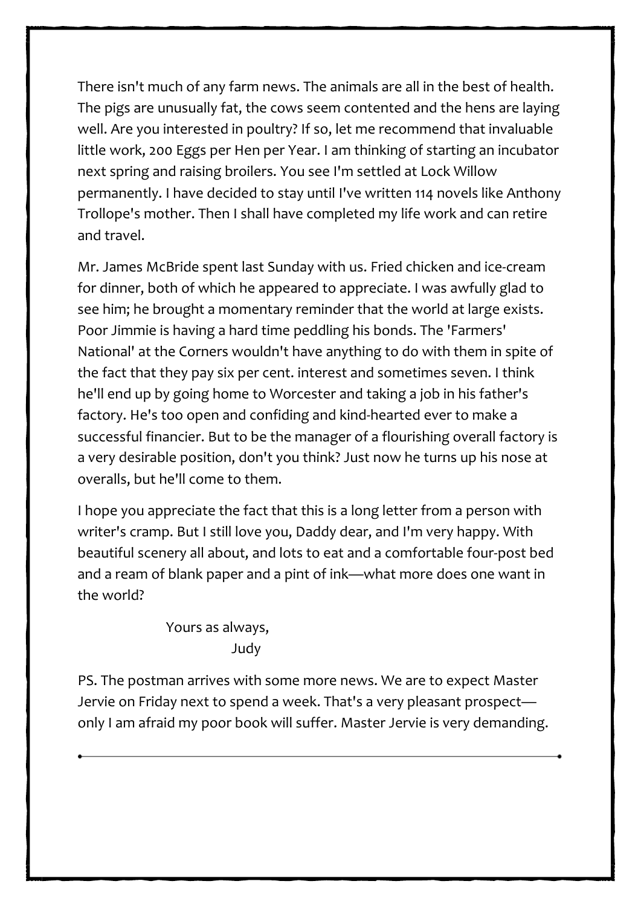There isn't much of any farm news. The animals are all in the best of health. The pigs are unusually fat, the cows seem contented and the hens are laying well. Are you interested in poultry? If so, let me recommend that invaluable little work, 200 Eggs per Hen per Year. I am thinking of starting an incubator next spring and raising broilers. You see I'm settled at Lock Willow permanently. I have decided to stay until I've written 114 novels like Anthony Trollope's mother. Then I shall have completed my life work and can retire and travel.

Mr. James McBride spent last Sunday with us. Fried chicken and ice-cream for dinner, both of which he appeared to appreciate. I was awfully glad to see him; he brought a momentary reminder that the world at large exists. Poor Jimmie is having a hard time peddling his bonds. The 'Farmers' National' at the Corners wouldn't have anything to do with them in spite of the fact that they pay six per cent. interest and sometimes seven. I think he'll end up by going home to Worcester and taking a job in his father's factory. He's too open and confiding and kind-hearted ever to make a successful financier. But to be the manager of a flourishing overall factory is a very desirable position, don't you think? Just now he turns up his nose at overalls, but he'll come to them.

I hope you appreciate the fact that this is a long letter from a person with writer's cramp. But I still love you, Daddy dear, and I'm very happy. With beautiful scenery all about, and lots to eat and a comfortable four-post bed and a ream of blank paper and a pint of ink—what more does one want in the world?

Yours as always,
Judy

PS. The postman arrives with some more news. We are to expect Master Jervie on Friday next to spend a week. That's a very pleasant prospect—only I am afraid my poor book will suffer. Master Jervie is very demanding.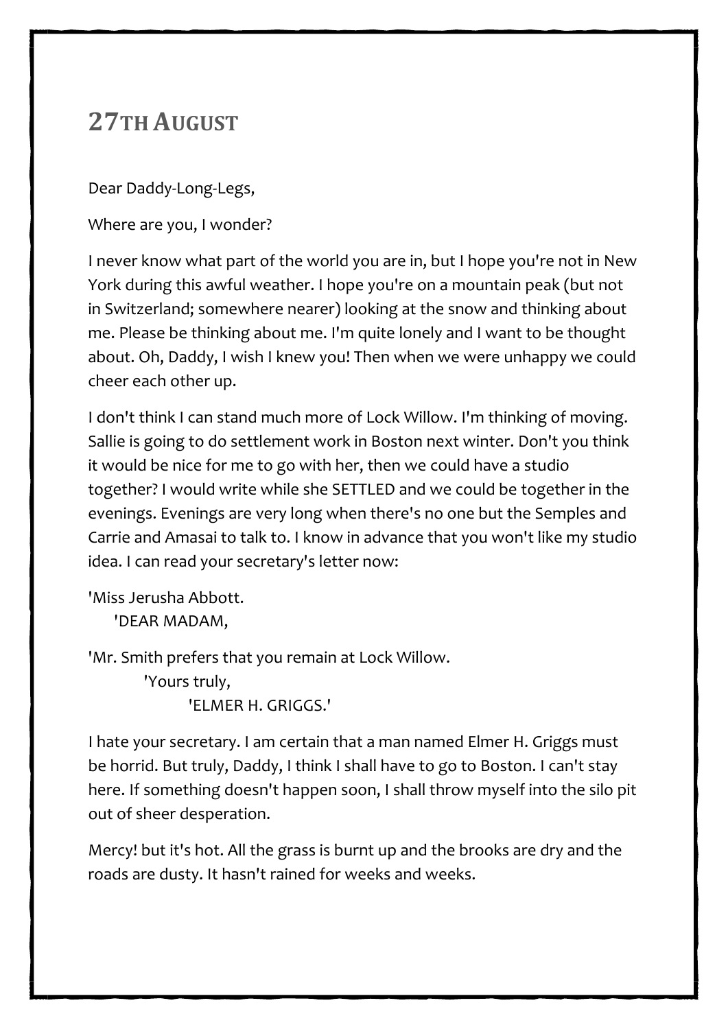## 27TH AUGUST

Dear Daddy-Long-Legs,

Where are you, I wonder?

I never know what part of the world you are in, but I hope you're not in New York during this awful weather. I hope you're on a mountain peak (but not in Switzerland; somewhere nearer) looking at the snow and thinking about me. Please be thinking about me. I'm quite lonely and I want to be thought about. Oh, Daddy, I wish I knew you! Then when we were unhappy we could cheer each other up.

I don't think I can stand much more of Lock Willow. I'm thinking of moving. Sallie is going to do settlement work in Boston next winter. Don't you think it would be nice for me to go with her, then we could have a studio together? I would write while she SETTLED and we could be together in the evenings. Evenings are very long when there's no one but the Semples and Carrie and Amasai to talk to. I know in advance that you won't like my studio idea. I can read your secretary's letter now:

'Miss Jerusha Abbott.
'DEAR MADAM,

'Mr. Smith prefers that you remain at Lock Willow.
'Yours truly,
'ELMER H. GRIGGS.'

I hate your secretary. I am certain that a man named Elmer H. Griggs must be horrid. But truly, Daddy, I think I shall have to go to Boston. I can't stay here. If something doesn't happen soon, I shall throw myself into the silo pit out of sheer desperation.

Mercy! but it's hot. All the grass is burnt up and the brooks are dry and the roads are dusty. It hasn't rained for weeks and weeks.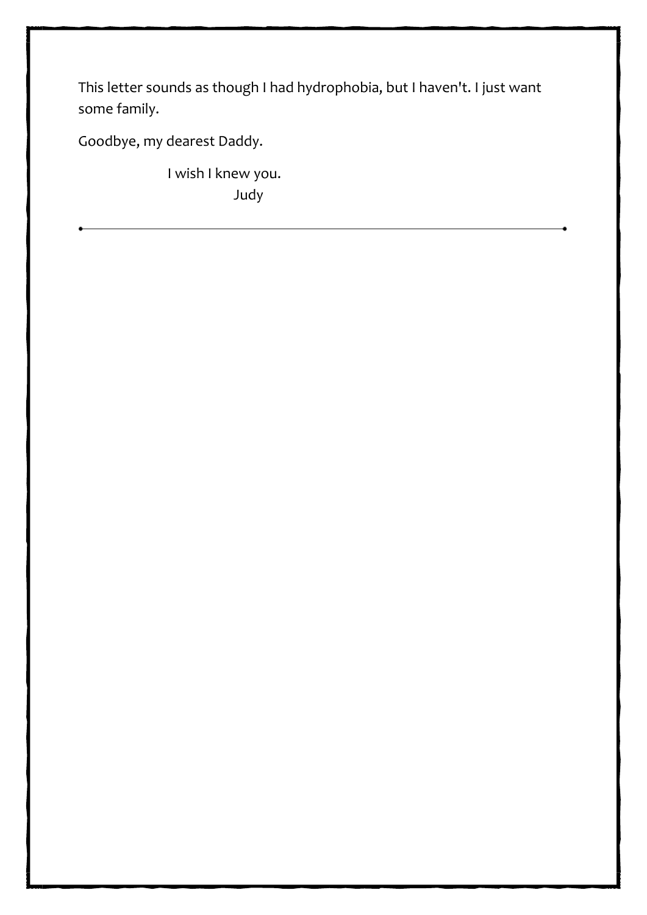This letter sounds as though I had hydrophobia, but I haven't. I just want some family.

Goodbye, my dearest Daddy.

I wish I knew you.
Judy

---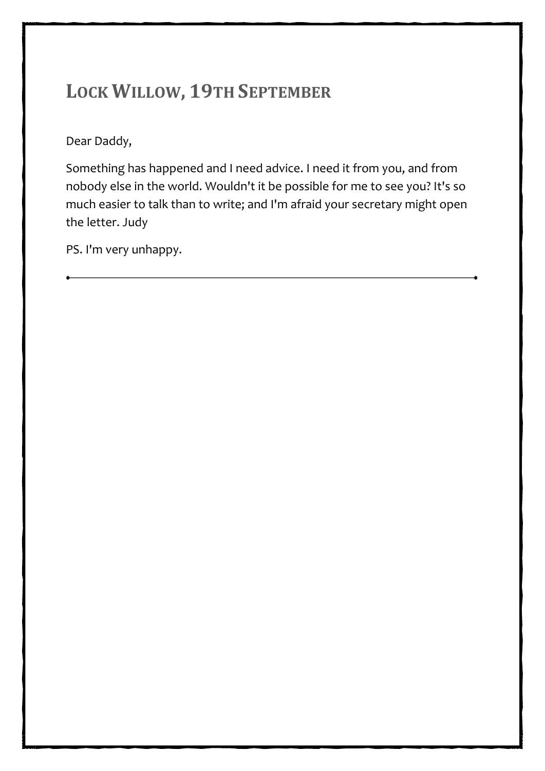## Lock Willow, 19th September

Dear Daddy,

Something has happened and I need advice. I need it from you, and from nobody else in the world. Wouldn't it be possible for me to see you? It's so much easier to talk than to write; and I'm afraid your secretary might open the letter. Judy

PS. I'm very unhappy.

---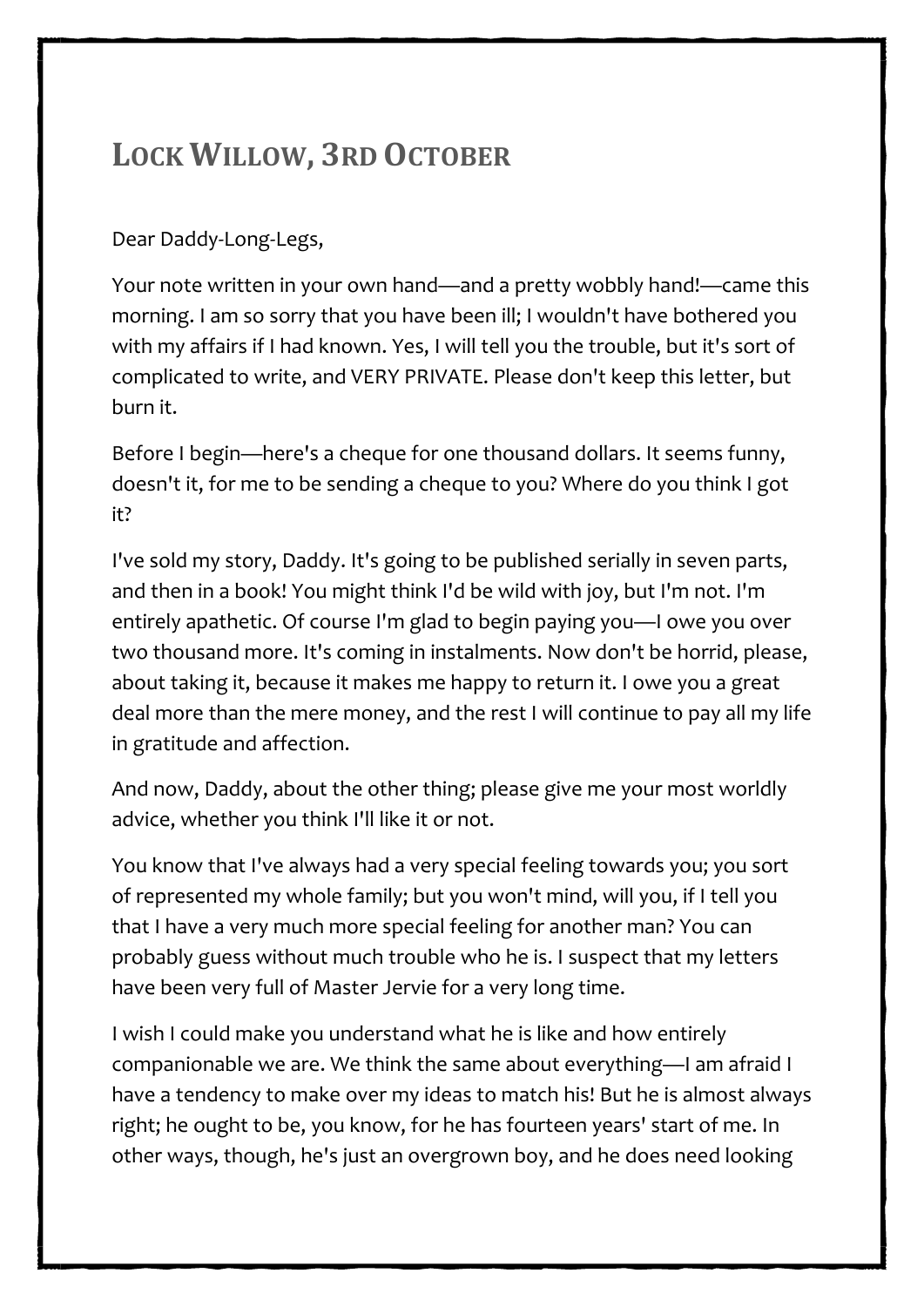## Lock Willow, 3rd October

Dear Daddy-Long-Legs,

Your note written in your own hand—and a pretty wobbly hand!—came this morning. I am so sorry that you have been ill; I wouldn't have bothered you with my affairs if I had known. Yes, I will tell you the trouble, but it's sort of complicated to write, and VERY PRIVATE. Please don't keep this letter, but burn it.

Before I begin—here's a cheque for one thousand dollars. It seems funny, doesn't it, for me to be sending a cheque to you? Where do you think I got it?

I've sold my story, Daddy. It's going to be published serially in seven parts, and then in a book! You might think I'd be wild with joy, but I'm not. I'm entirely apathetic. Of course I'm glad to begin paying you—I owe you over two thousand more. It's coming in instalments. Now don't be horrid, please, about taking it, because it makes me happy to return it. I owe you a great deal more than the mere money, and the rest I will continue to pay all my life in gratitude and affection.

And now, Daddy, about the other thing; please give me your most worldly advice, whether you think I'll like it or not.

You know that I've always had a very special feeling towards you; you sort of represented my whole family; but you won't mind, will you, if I tell you that I have a very much more special feeling for another man? You can probably guess without much trouble who he is. I suspect that my letters have been very full of Master Jervie for a very long time.

I wish I could make you understand what he is like and how entirely companionable we are. We think the same about everything—I am afraid I have a tendency to make over my ideas to match his! But he is almost always right; he ought to be, you know, for he has fourteen years' start of me. In other ways, though, he's just an overgrown boy, and he does need looking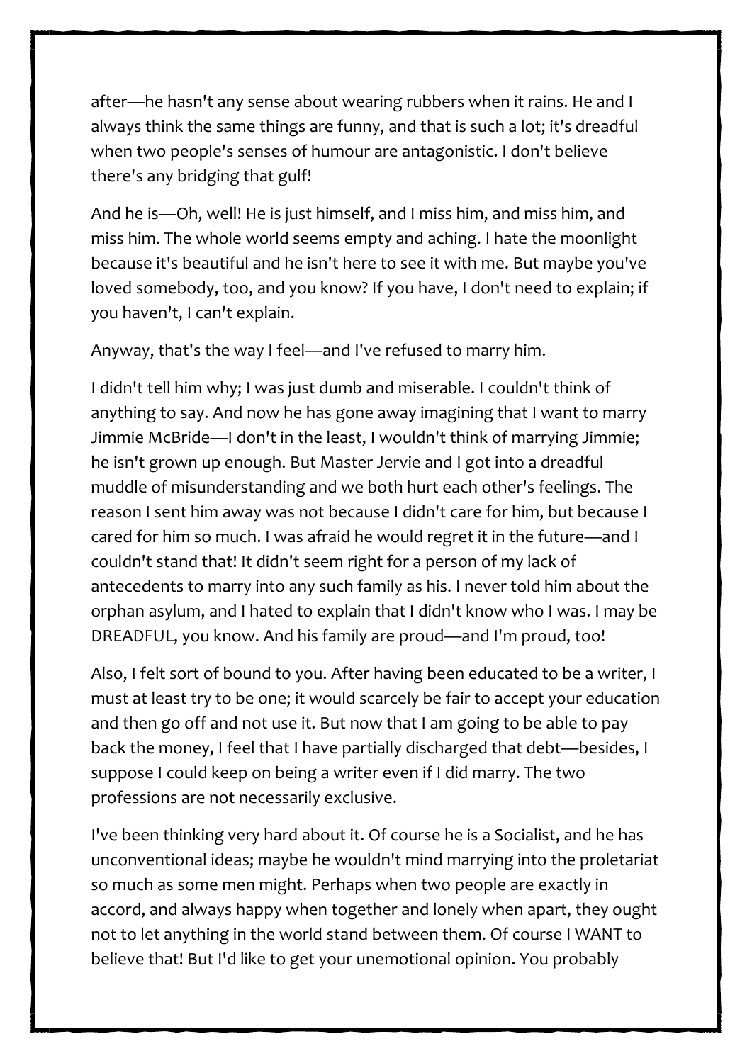after—he hasn't any sense about wearing rubbers when it rains. He and I always think the same things are funny, and that is such a lot; it's dreadful when two people's senses of humour are antagonistic. I don't believe there's any bridging that gulf!

And he is—Oh, well! He is just himself, and I miss him, and miss him, and miss him. The whole world seems empty and aching. I hate the moonlight because it's beautiful and he isn't here to see it with me. But maybe you've loved somebody, too, and you know? If you have, I don't need to explain; if you haven't, I can't explain.

Anyway, that's the way I feel—and I've refused to marry him.

I didn't tell him why; I was just dumb and miserable. I couldn't think of anything to say. And now he has gone away imagining that I want to marry Jimmie McBride—I don't in the least, I wouldn't think of marrying Jimmie; he isn't grown up enough. But Master Jervie and I got into a dreadful muddle of misunderstanding and we both hurt each other's feelings. The reason I sent him away was not because I didn't care for him, but because I cared for him so much. I was afraid he would regret it in the future—and I couldn't stand that! It didn't seem right for a person of my lack of antecedents to marry into any such family as his. I never told him about the orphan asylum, and I hated to explain that I didn't know who I was. I may be DREADFUL, you know. And his family are proud—and I'm proud, too!

Also, I felt sort of bound to you. After having been educated to be a writer, I must at least try to be one; it would scarcely be fair to accept your education and then go off and not use it. But now that I am going to be able to pay back the money, I feel that I have partially discharged that debt—besides, I suppose I could keep on being a writer even if I did marry. The two professions are not necessarily exclusive.

I've been thinking very hard about it. Of course he is a Socialist, and he has unconventional ideas; maybe he wouldn't mind marrying into the proletariat so much as some men might. Perhaps when two people are exactly in accord, and always happy when together and lonely when apart, they ought not to let anything in the world stand between them. Of course I WANT to believe that! But I'd like to get your unemotional opinion. You probably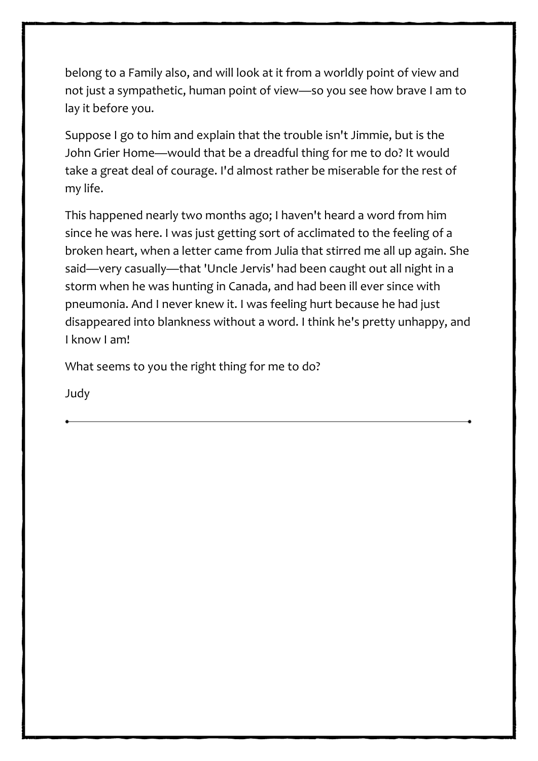belong to a Family also, and will look at it from a worldly point of view and not just a sympathetic, human point of view—so you see how brave I am to lay it before you.

Suppose I go to him and explain that the trouble isn't Jimmie, but is the John Grier Home—would that be a dreadful thing for me to do? It would take a great deal of courage. I'd almost rather be miserable for the rest of my life.

This happened nearly two months ago; I haven't heard a word from him since he was here. I was just getting sort of acclimated to the feeling of a broken heart, when a letter came from Julia that stirred me all up again. She said—very casually—that 'Uncle Jervis' had been caught out all night in a storm when he was hunting in Canada, and had been ill ever since with pneumonia. And I never knew it. I was feeling hurt because he had just disappeared into blankness without a word. I think he's pretty unhappy, and I know I am!

What seems to you the right thing for me to do?

Judy

---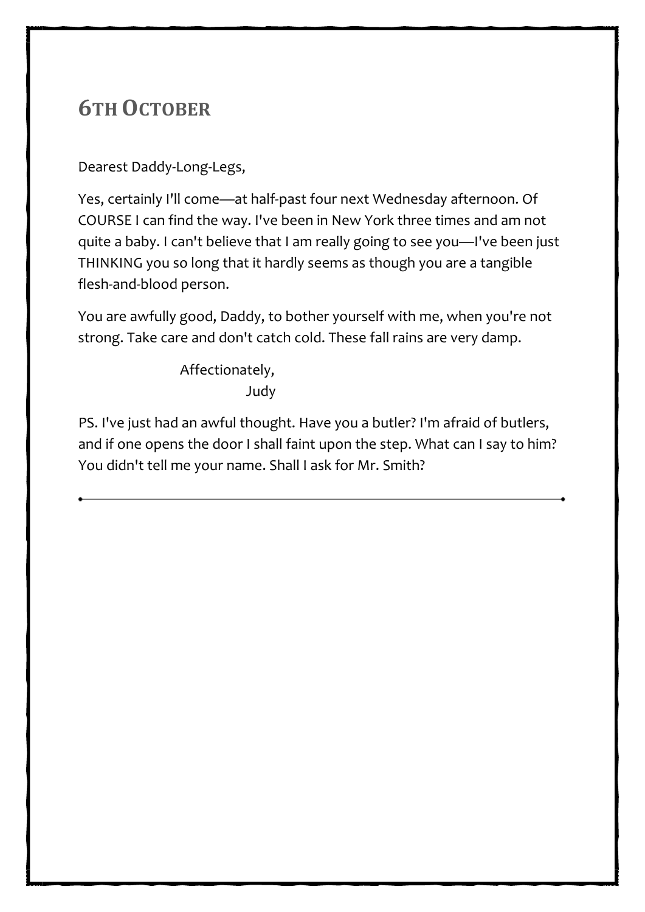## 6TH OCTOBER

Dearest Daddy-Long-Legs,

Yes, certainly I'll come—at half-past four next Wednesday afternoon. Of COURSE I can find the way. I've been in New York three times and am not quite a baby. I can't believe that I am really going to see you—I've been just THINKING you so long that it hardly seems as though you are a tangible flesh-and-blood person.

You are awfully good, Daddy, to bother yourself with me, when you're not strong. Take care and don't catch cold. These fall rains are very damp.

Affectionately,
Judy

PS. I've just had an awful thought. Have you a butler? I'm afraid of butlers, and if one opens the door I shall faint upon the step. What can I say to him? You didn't tell me your name. Shall I ask for Mr. Smith?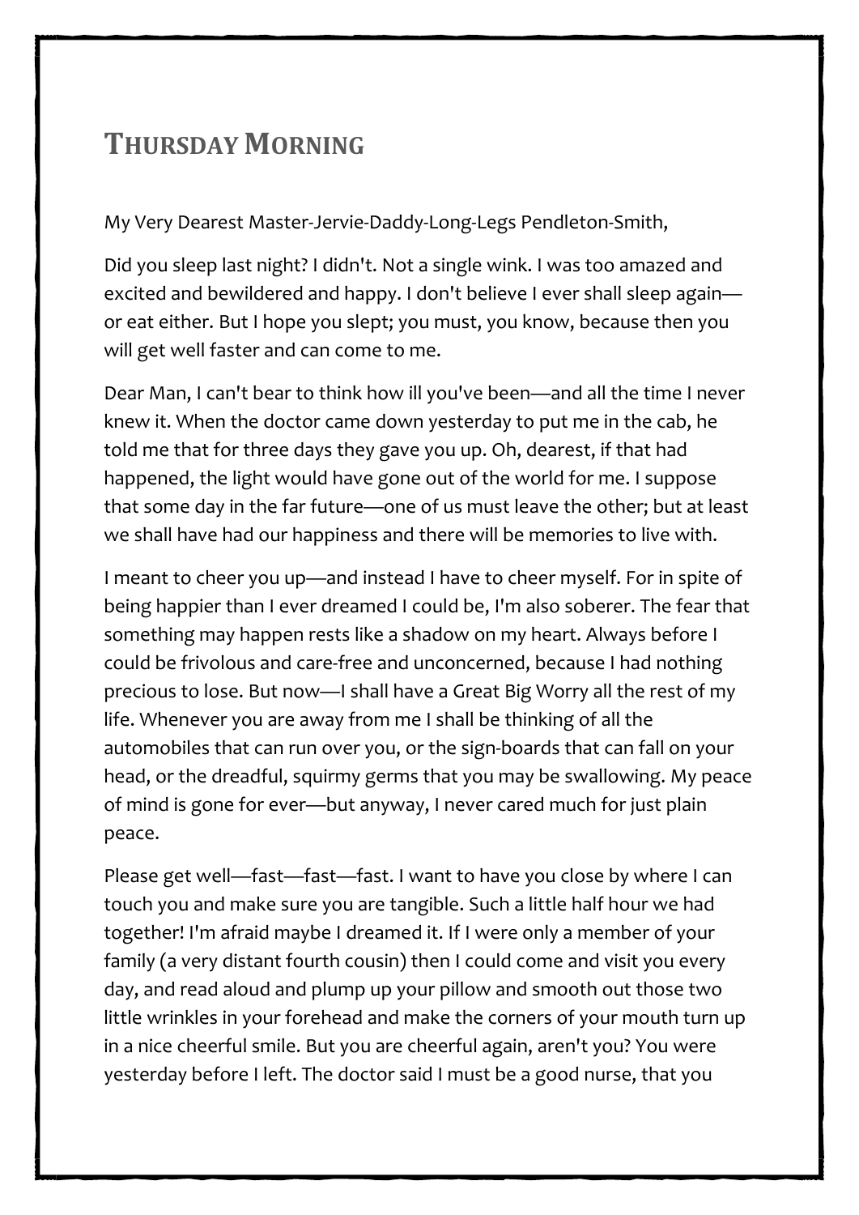## Thursday Morning

My Very Dearest Master-Jervie-Daddy-Long-Legs Pendleton-Smith,

Did you sleep last night? I didn't. Not a single wink. I was too amazed and excited and bewildered and happy. I don't believe I ever shall sleep again—or eat either. But I hope you slept; you must, you know, because then you will get well faster and can come to me.

Dear Man, I can't bear to think how ill you've been—and all the time I never knew it. When the doctor came down yesterday to put me in the cab, he told me that for three days they gave you up. Oh, dearest, if that had happened, the light would have gone out of the world for me. I suppose that some day in the far future—one of us must leave the other; but at least we shall have had our happiness and there will be memories to live with.

I meant to cheer you up—and instead I have to cheer myself. For in spite of being happier than I ever dreamed I could be, I'm also soberer. The fear that something may happen rests like a shadow on my heart. Always before I could be frivolous and care-free and unconcerned, because I had nothing precious to lose. But now—I shall have a Great Big Worry all the rest of my life. Whenever you are away from me I shall be thinking of all the automobiles that can run over you, or the sign-boards that can fall on your head, or the dreadful, squirmy germs that you may be swallowing. My peace of mind is gone for ever—but anyway, I never cared much for just plain peace.

Please get well—fast—fast—fast. I want to have you close by where I can touch you and make sure you are tangible. Such a little half hour we had together! I'm afraid maybe I dreamed it. If I were only a member of your family (a very distant fourth cousin) then I could come and visit you every day, and read aloud and plump up your pillow and smooth out those two little wrinkles in your forehead and make the corners of your mouth turn up in a nice cheerful smile. But you are cheerful again, aren't you? You were yesterday before I left. The doctor said I must be a good nurse, that you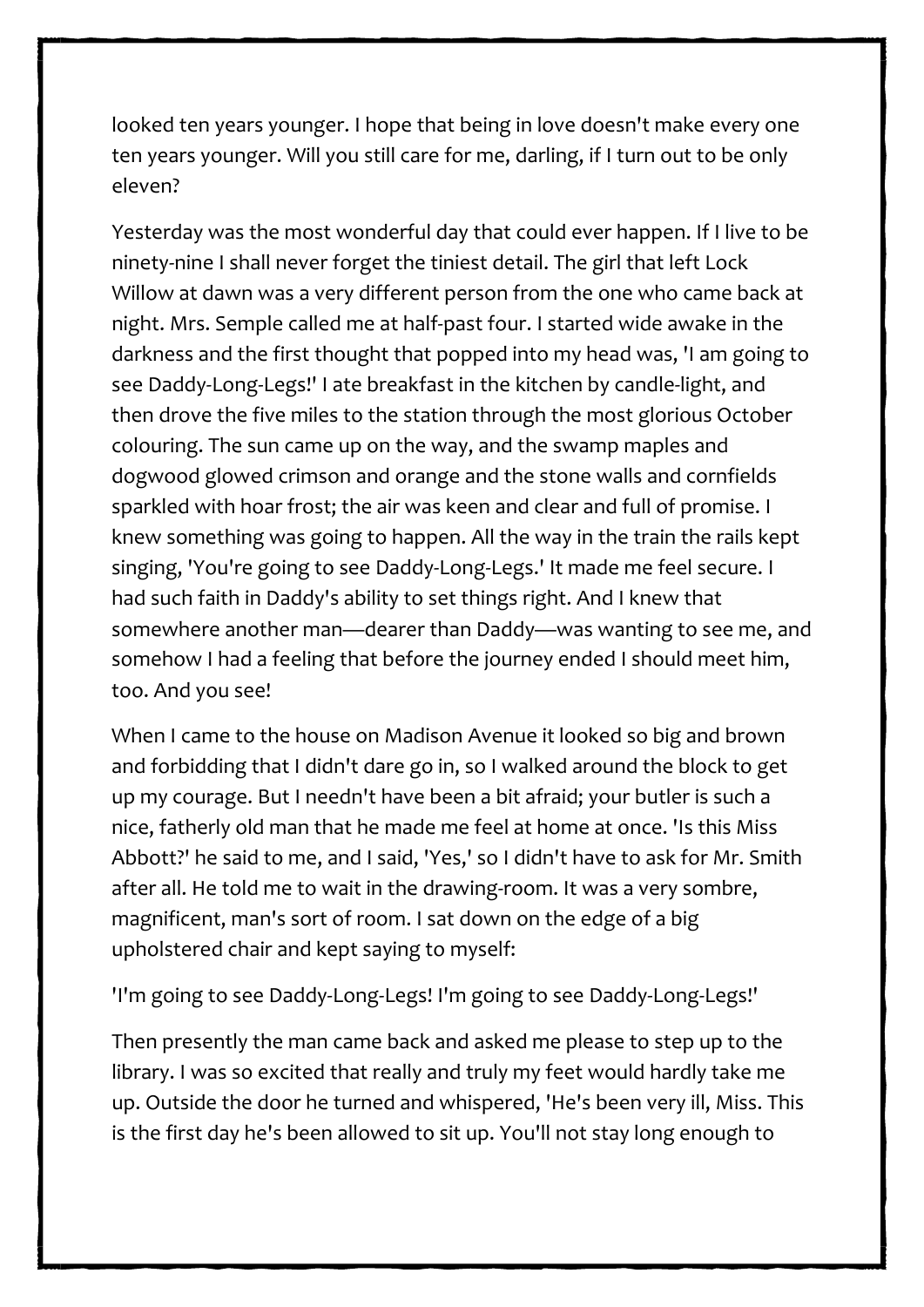looked ten years younger. I hope that being in love doesn't make every one ten years younger. Will you still care for me, darling, if I turn out to be only eleven?

Yesterday was the most wonderful day that could ever happen. If I live to be ninety-nine I shall never forget the tiniest detail. The girl that left Lock Willow at dawn was a very different person from the one who came back at night. Mrs. Semple called me at half-past four. I started wide awake in the darkness and the first thought that popped into my head was, 'I am going to see Daddy-Long-Legs!' I ate breakfast in the kitchen by candle-light, and then drove the five miles to the station through the most glorious October colouring. The sun came up on the way, and the swamp maples and dogwood glowed crimson and orange and the stone walls and cornfields sparkled with hoar frost; the air was keen and clear and full of promise. I knew something was going to happen. All the way in the train the rails kept singing, 'You're going to see Daddy-Long-Legs.' It made me feel secure. I had such faith in Daddy's ability to set things right. And I knew that somewhere another man—dearer than Daddy—was wanting to see me, and somehow I had a feeling that before the journey ended I should meet him, too. And you see!

When I came to the house on Madison Avenue it looked so big and brown and forbidding that I didn't dare go in, so I walked around the block to get up my courage. But I needn't have been a bit afraid; your butler is such a nice, fatherly old man that he made me feel at home at once. 'Is this Miss Abbott?' he said to me, and I said, 'Yes,' so I didn't have to ask for Mr. Smith after all. He told me to wait in the drawing-room. It was a very sombre, magnificent, man's sort of room. I sat down on the edge of a big upholstered chair and kept saying to myself:

'I'm going to see Daddy-Long-Legs! I'm going to see Daddy-Long-Legs!'

Then presently the man came back and asked me please to step up to the library. I was so excited that really and truly my feet would hardly take me up. Outside the door he turned and whispered, 'He's been very ill, Miss. This is the first day he's been allowed to sit up. You'll not stay long enough to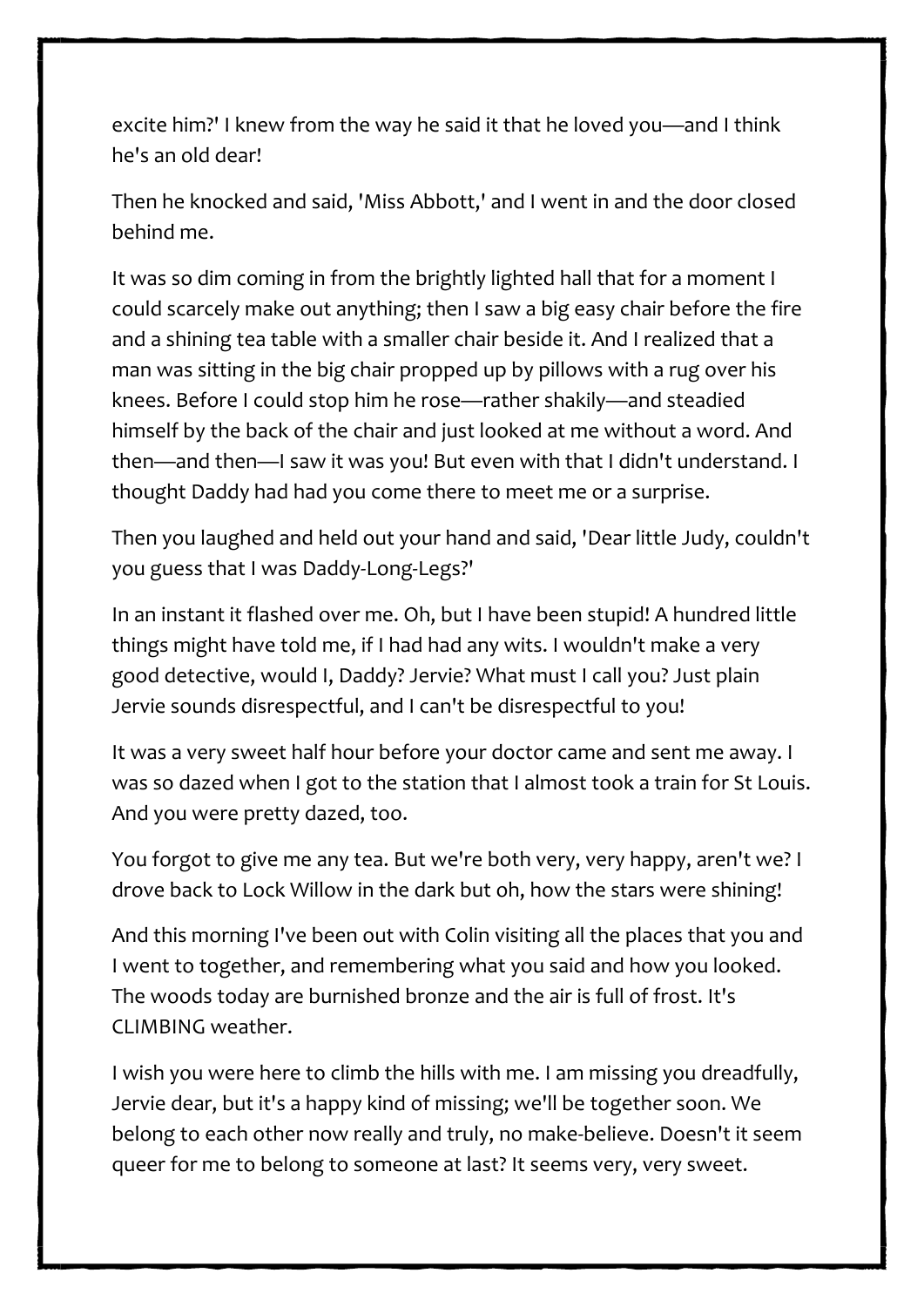excite him?' I knew from the way he said it that he loved you—and I think he's an old dear!

Then he knocked and said, 'Miss Abbott,' and I went in and the door closed behind me.

It was so dim coming in from the brightly lighted hall that for a moment I could scarcely make out anything; then I saw a big easy chair before the fire and a shining tea table with a smaller chair beside it. And I realized that a man was sitting in the big chair propped up by pillows with a rug over his knees. Before I could stop him he rose—rather shakily—and steadied himself by the back of the chair and just looked at me without a word. And then—and then—I saw it was you! But even with that I didn't understand. I thought Daddy had had you come there to meet me or a surprise.

Then you laughed and held out your hand and said, 'Dear little Judy, couldn't you guess that I was Daddy-Long-Legs?'

In an instant it flashed over me. Oh, but I have been stupid! A hundred little things might have told me, if I had had any wits. I wouldn't make a very good detective, would I, Daddy? Jervie? What must I call you? Just plain Jervie sounds disrespectful, and I can't be disrespectful to you!

It was a very sweet half hour before your doctor came and sent me away. I was so dazed when I got to the station that I almost took a train for St Louis. And you were pretty dazed, too.

You forgot to give me any tea. But we're both very, very happy, aren't we? I drove back to Lock Willow in the dark but oh, how the stars were shining!

And this morning I've been out with Colin visiting all the places that you and I went to together, and remembering what you said and how you looked. The woods today are burnished bronze and the air is full of frost. It's CLIMBING weather.

I wish you were here to climb the hills with me. I am missing you dreadfully, Jervie dear, but it's a happy kind of missing; we'll be together soon. We belong to each other now really and truly, no make-believe. Doesn't it seem queer for me to belong to someone at last? It seems very, very sweet.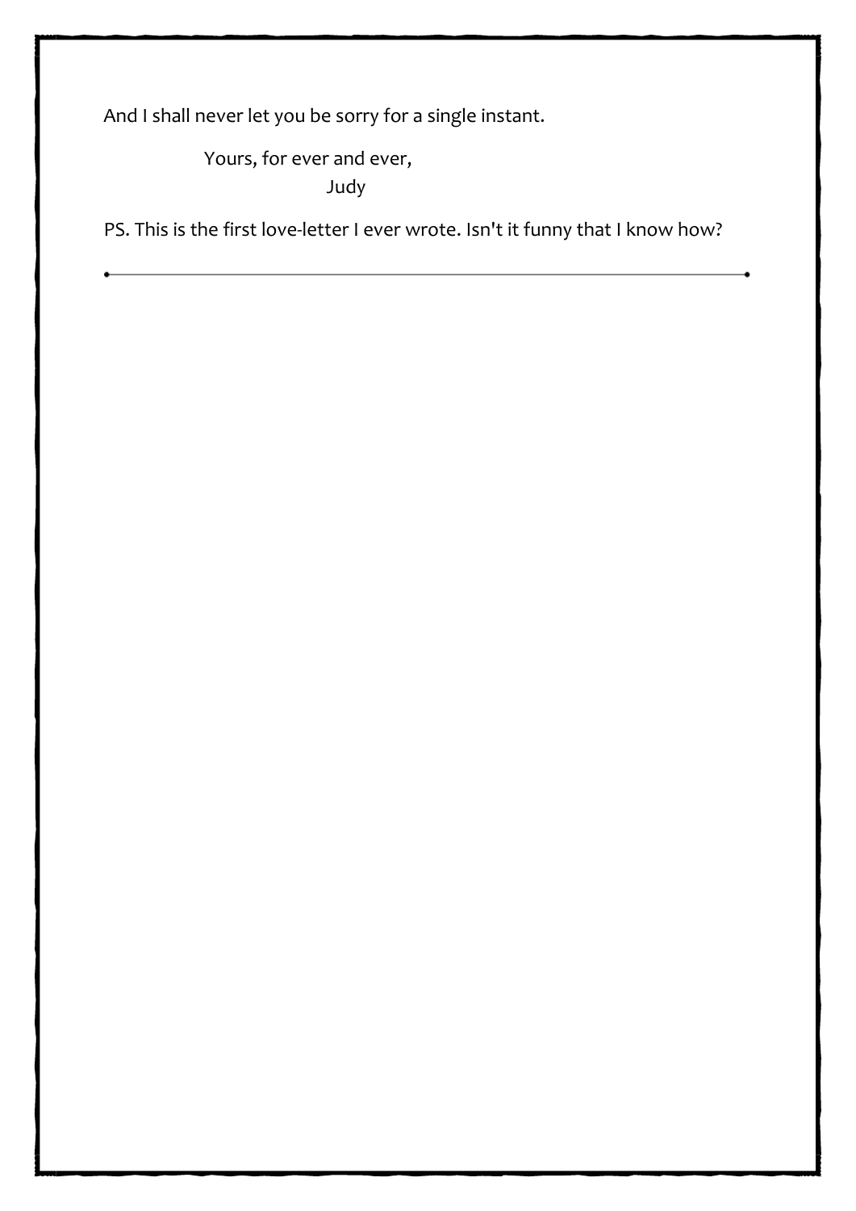And I shall never let you be sorry for a single instant.

Yours, for ever and ever,
Judy

PS. This is the first love-letter I ever wrote. Isn't it funny that I know how?

---